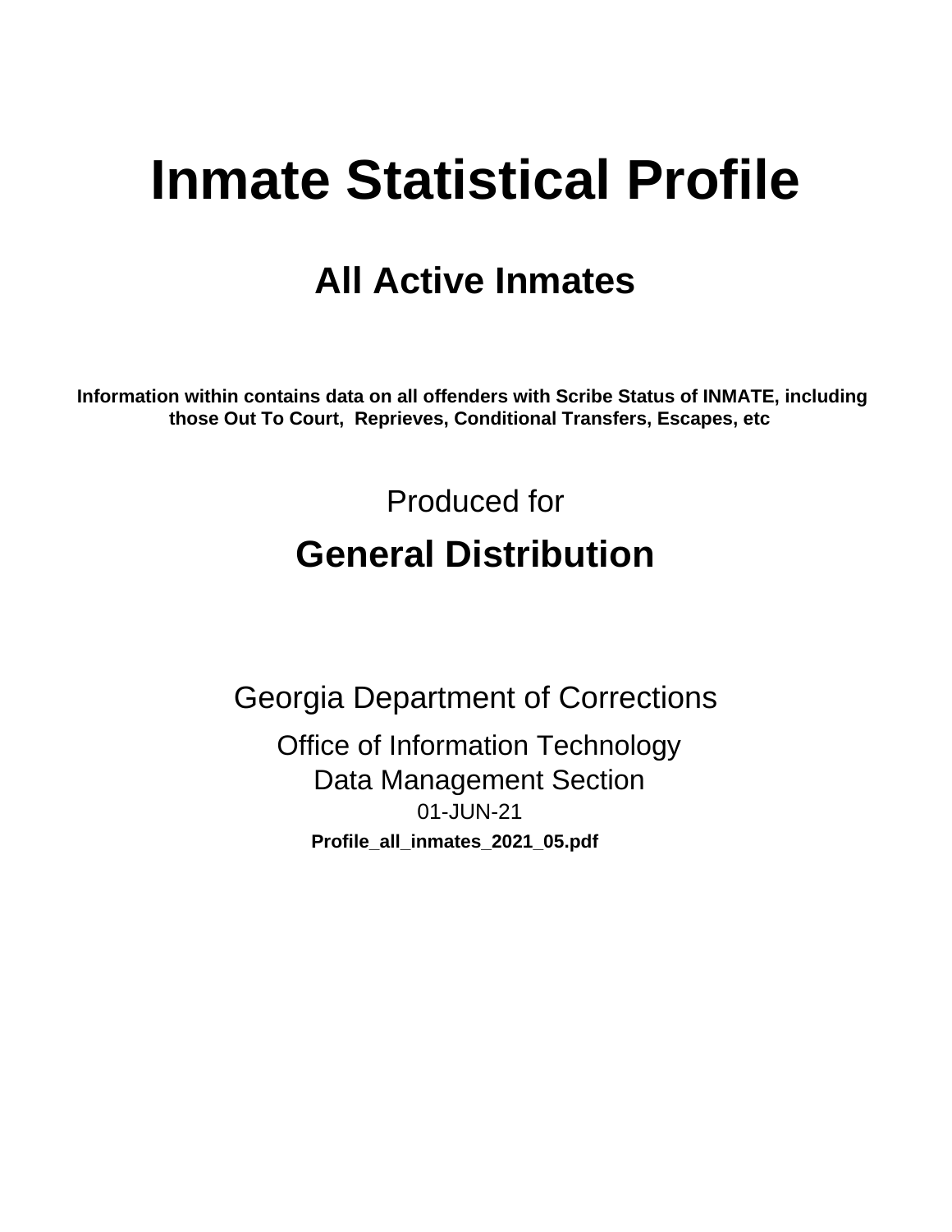# Inmate Statistical Profile

## All Active Inmates

**Information within contains data on all offenders with Scribe Status of INMATE, including those Out To Court, Reprieves, Conditional Transfers, Escapes, etc**

Produced for

## General Distribution

Georgia Department of Corrections

Office of Information Technology

Data Management Section

01-JUN-21

**Profile_all_inmates_2021_05.pdf**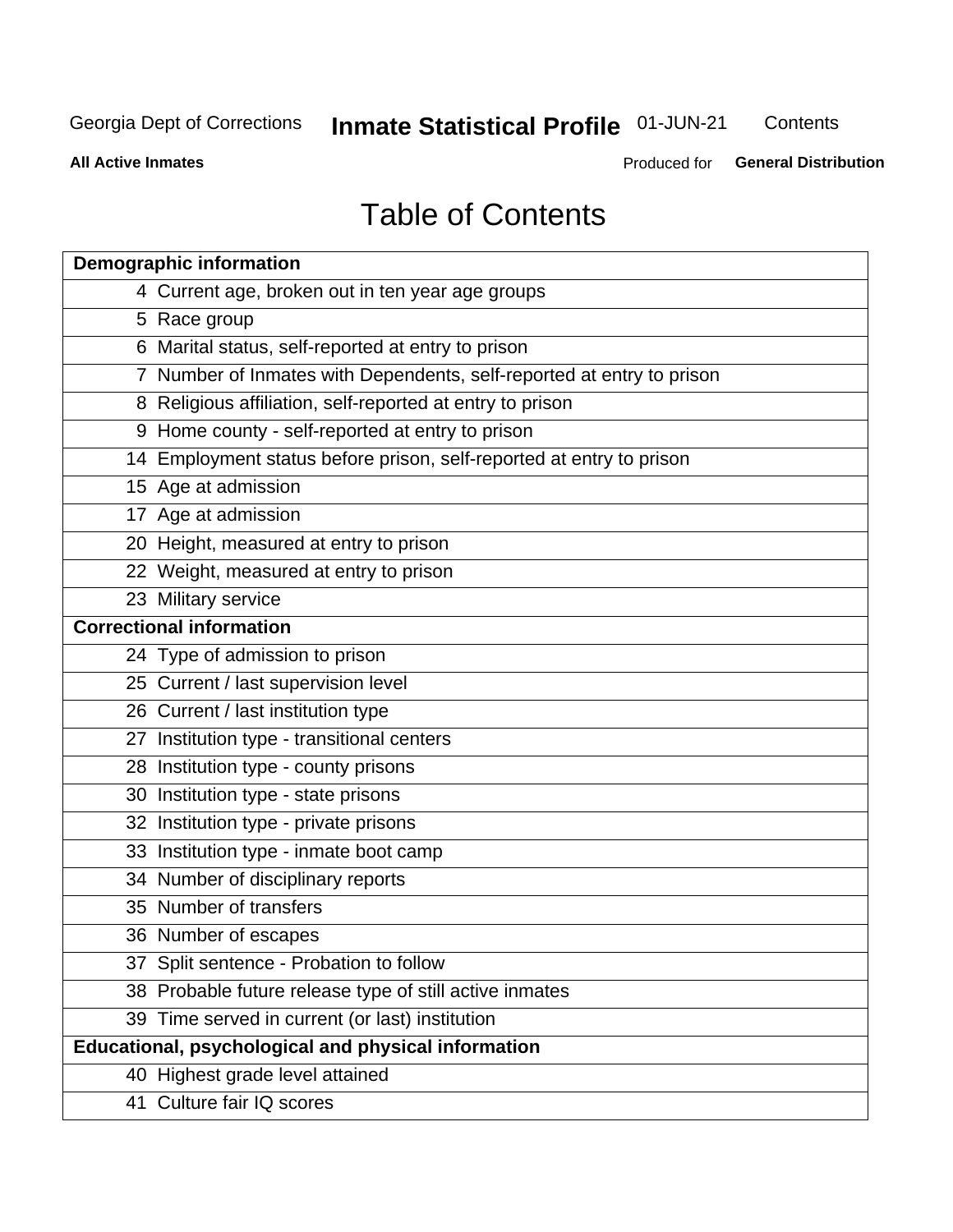Georgia Dept of Corrections **Inmate Statistical Profile** 01-JUN-21 Contents

**All Active Inmates** Produced for **General Distribution**

# Table of Contents

| **Demographic information** | |
|---|---|
| 4 | Current age, broken out in ten year age groups |
| 5 | Race group |
| 6 | Marital status, self-reported at entry to prison |
| 7 | Number of Inmates with Dependents, self-reported at entry to prison |
| 8 | Religious affiliation, self-reported at entry to prison |
| 9 | Home county - self-reported at entry to prison |
| 14 | Employment status before prison, self-reported at entry to prison |
| 15 | Age at admission |
| 17 | Age at admission |
| 20 | Height, measured at entry to prison |
| 22 | Weight, measured at entry to prison |
| 23 | Military service |
| **Correctional information** | |
| 24 | Type of admission to prison |
| 25 | Current / last supervision level |
| 26 | Current / last institution type |
| 27 | Institution type - transitional centers |
| 28 | Institution type - county prisons |
| 30 | Institution type - state prisons |
| 32 | Institution type - private prisons |
| 33 | Institution type - inmate boot camp |
| 34 | Number of disciplinary reports |
| 35 | Number of transfers |
| 36 | Number of escapes |
| 37 | Split sentence - Probation to follow |
| 38 | Probable future release type of still active inmates |
| 39 | Time served in current (or last) institution |
| **Educational, psychological and physical information** | |
| 40 | Highest grade level attained |
| 41 | Culture fair IQ scores |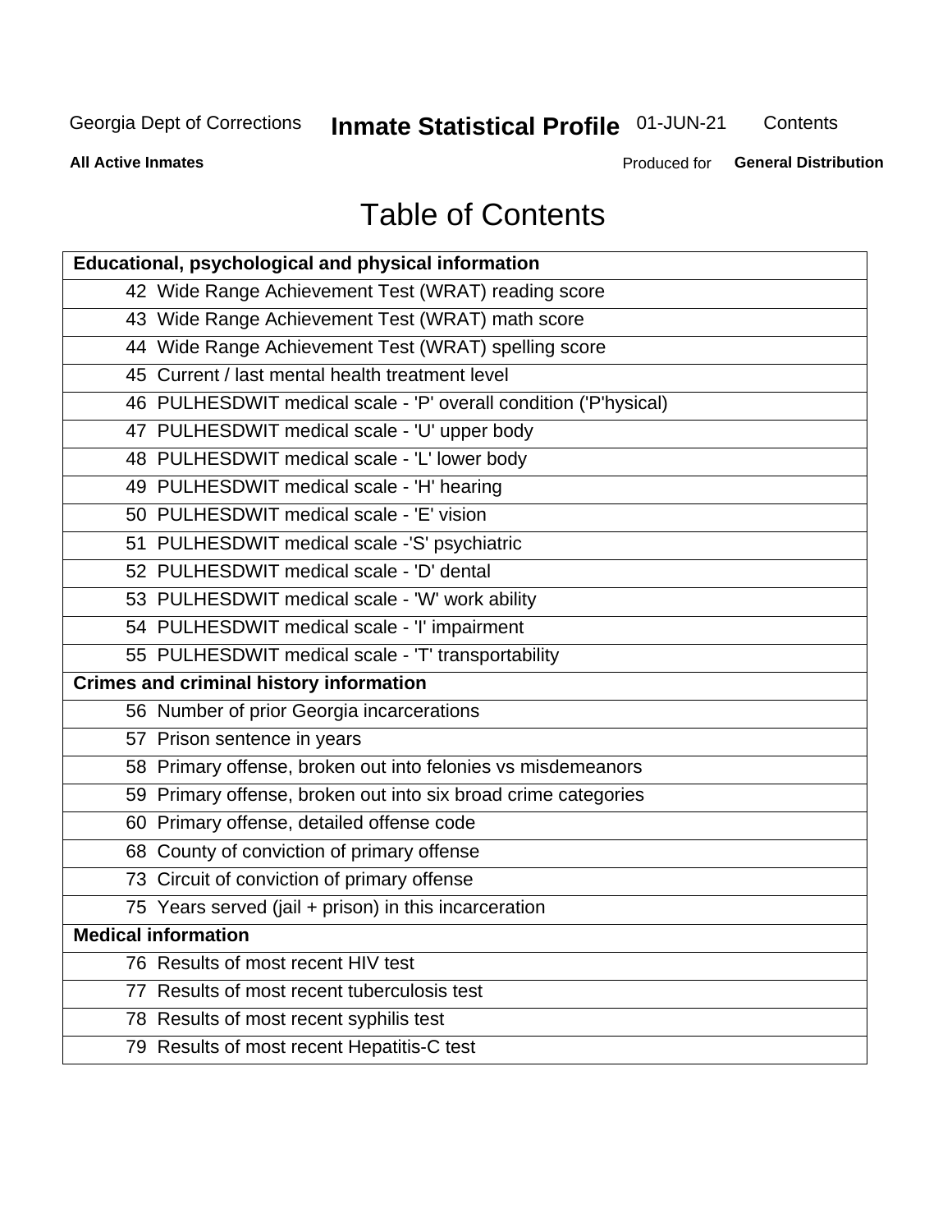Georgia Dept of Corrections **Inmate Statistical Profile** 01-JUN-21 Contents

**All Active Inmates** Produced for **General Distribution**

# Table of Contents

| **Educational, psychological and physical information** |
|---|
| 42 Wide Range Achievement Test (WRAT) reading score |
| 43 Wide Range Achievement Test (WRAT) math score |
| 44 Wide Range Achievement Test (WRAT) spelling score |
| 45 Current / last mental health treatment level |
| 46 PULHESDWIT medical scale - 'P' overall condition ('P'hysical) |
| 47 PULHESDWIT medical scale - 'U' upper body |
| 48 PULHESDWIT medical scale - 'L' lower body |
| 49 PULHESDWIT medical scale - 'H' hearing |
| 50 PULHESDWIT medical scale - 'E' vision |
| 51 PULHESDWIT medical scale -'S' psychiatric |
| 52 PULHESDWIT medical scale - 'D' dental |
| 53 PULHESDWIT medical scale - 'W' work ability |
| 54 PULHESDWIT medical scale - 'I' impairment |
| 55 PULHESDWIT medical scale - 'T' transportability |
| **Crimes and criminal history information** |
| 56 Number of prior Georgia incarcerations |
| 57 Prison sentence in years |
| 58 Primary offense, broken out into felonies vs misdemeanors |
| 59 Primary offense, broken out into six broad crime categories |
| 60 Primary offense, detailed offense code |
| 68 County of conviction of primary offense |
| 73 Circuit of conviction of primary offense |
| 75 Years served (jail + prison) in this incarceration |
| **Medical information** |
| 76 Results of most recent HIV test |
| 77 Results of most recent tuberculosis test |
| 78 Results of most recent syphilis test |
| 79 Results of most recent Hepatitis-C test |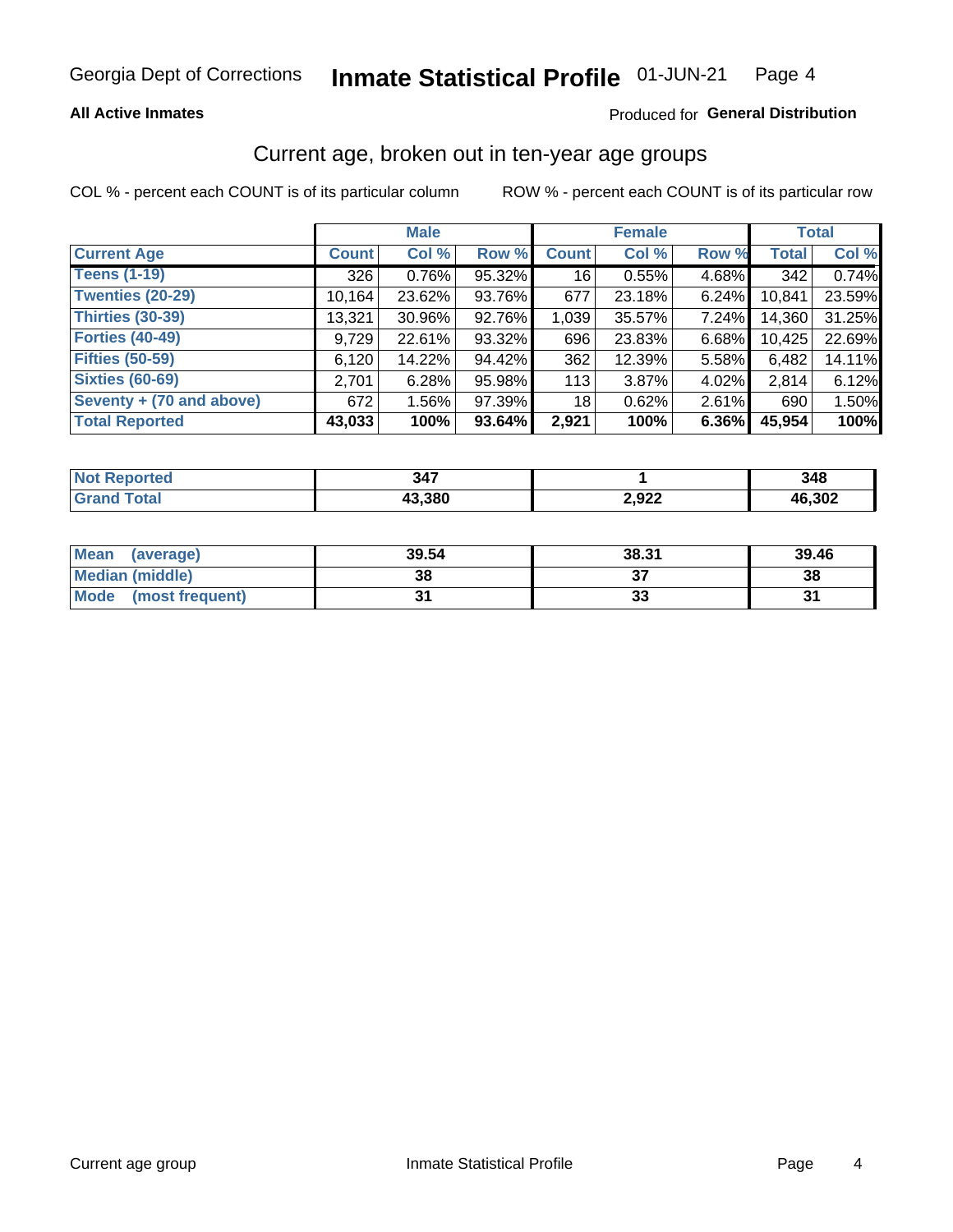Georgia Dept of Corrections **Inmate Statistical Profile** 01-JUN-21

**All Active Inmates**

Produced for **General Distribution**

## Current age, broken out in ten-year age groups

COL % - percent each COUNT is of its particular column ROW % - percent each COUNT is of its particular row

| | Male | | | Female | | | Total | |
|---|---|---|---|---|---|---|---|---|
| **Current Age** | **Count** | **Col %** | **Row %** | **Count** | **Col %** | **Row %** | **Total** | **Col %** |
| **Teens (1-19)** | 326 | 0.76% | 95.32% | 16 | 0.55% | 4.68% | 342 | 0.74% |
| **Twenties (20-29)** | 10,164 | 23.62% | 93.76% | 677 | 23.18% | 6.24% | 10,841 | 23.59% |
| **Thirties (30-39)** | 13,321 | 30.96% | 92.76% | 1,039 | 35.57% | 7.24% | 14,360 | 31.25% |
| **Forties (40-49)** | 9,729 | 22.61% | 93.32% | 696 | 23.83% | 6.68% | 10,425 | 22.69% |
| **Fifties (50-59)** | 6,120 | 14.22% | 94.42% | 362 | 12.39% | 5.58% | 6,482 | 14.11% |
| **Sixties (60-69)** | 2,701 | 6.28% | 95.98% | 113 | 3.87% | 4.02% | 2,814 | 6.12% |
| **Seventy + (70 and above)** | 672 | 1.56% | 97.39% | 18 | 0.62% | 2.61% | 690 | 1.50% |
| **Total Reported** | **43,033** | **100%** | **93.64%** | **2,921** | **100%** | **6.36%** | **45,954** | **100%** |

| | Male | Female | Total |
|---|---|---|---|
| **Not Reported** | **347** | **1** | **348** |
| **Grand Total** | **43,380** | **2,922** | **46,302** |

| | Male | Female | Total |
|---|---|---|---|
| **Mean (average)** | **39.54** | **38.31** | **39.46** |
| **Median (middle)** | **38** | **37** | **38** |
| **Mode (most frequent)** | **31** | **33** | **31** |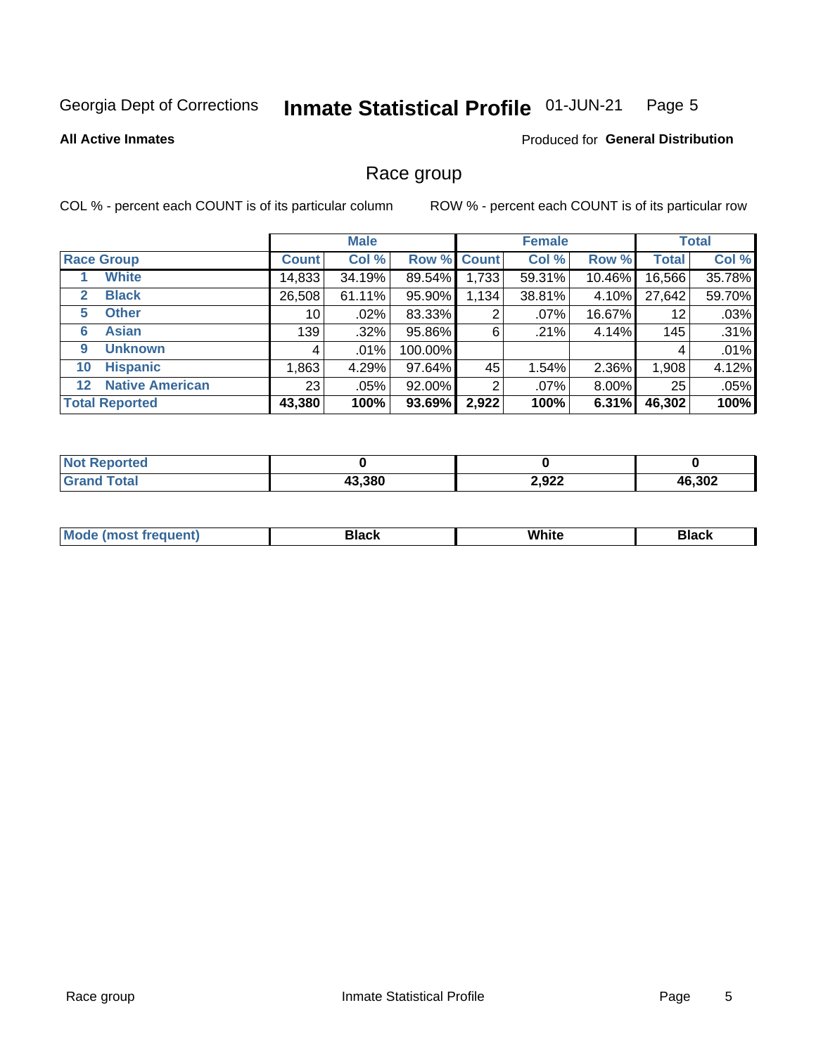Georgia Dept of Corrections **Inmate Statistical Profile** 01-JUN-21

**All Active Inmates**

Produced for **General Distribution**

## Race group

COL % - percent each COUNT is of its particular column

ROW % - percent each COUNT is of its particular row

| | | Male | | | Female | | | Total | |
|---|---|---|---|---|---|---|---|---|---|
| Race Group | | Count | Col % | Row % | Count | Col % | Row % | Total | Col % |
| 1 | White | 14,833 | 34.19% | 89.54% | 1,733 | 59.31% | 10.46% | 16,566 | 35.78% |
| 2 | Black | 26,508 | 61.11% | 95.90% | 1,134 | 38.81% | 4.10% | 27,642 | 59.70% |
| 5 | Other | 10 | .02% | 83.33% | 2 | .07% | 16.67% | 12 | .03% |
| 6 | Asian | 139 | .32% | 95.86% | 6 | .21% | 4.14% | 145 | .31% |
| 9 | Unknown | 4 | .01% | 100.00% | | | | 4 | .01% |
| 10 | Hispanic | 1,863 | 4.29% | 97.64% | 45 | 1.54% | 2.36% | 1,908 | 4.12% |
| 12 | Native American | 23 | .05% | 92.00% | 2 | .07% | 8.00% | 25 | .05% |
| **Total Reported** | | **43,380** | **100%** | **93.69%** | **2,922** | **100%** | **6.31%** | **46,302** | **100%** |

| | Male | Female | Total |
|---|---|---|---|
| Not Reported | **0** | **0** | **0** |
| Grand Total | **43,380** | **2,922** | **46,302** |

| | Male | Female | Total |
|---|---|---|---|
| Mode (most frequent) | **Black** | **White** | **Black** |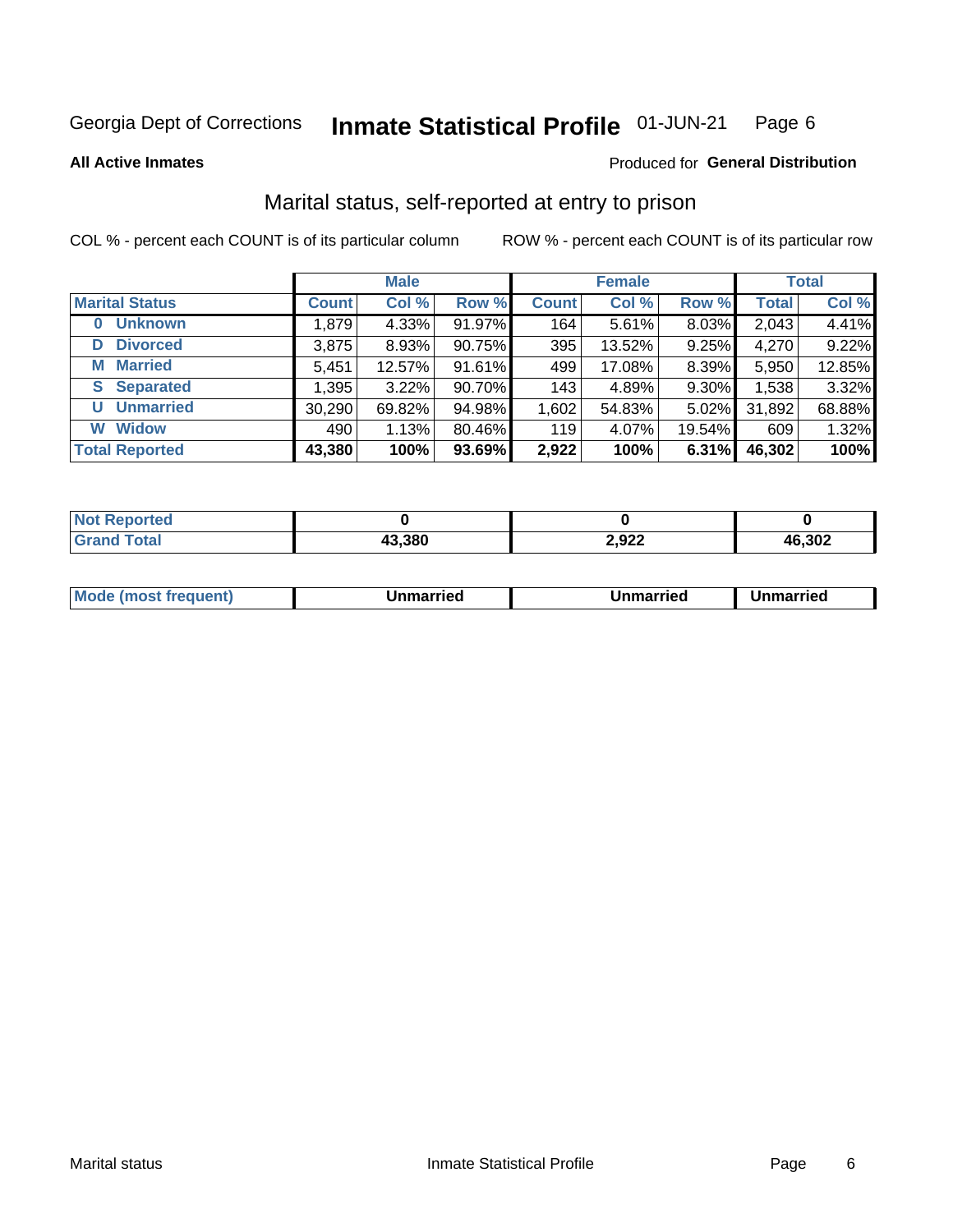Georgia Dept of Corrections **Inmate Statistical Profile** 01-JUN-21

**All Active Inmates**

Produced for **General Distribution**

## Marital status, self-reported at entry to prison

COL % - percent each COUNT is of its particular column

ROW % - percent each COUNT is of its particular row

| | Male | | | Female | | | Total | |
|---|---|---|---|---|---|---|---|---|
| **Marital Status** | **Count** | **Col %** | **Row %** | **Count** | **Col %** | **Row %** | **Total** | **Col %** |
| **0 Unknown** | 1,879 | 4.33% | 91.97% | 164 | 5.61% | 8.03% | 2,043 | 4.41% |
| **D Divorced** | 3,875 | 8.93% | 90.75% | 395 | 13.52% | 9.25% | 4,270 | 9.22% |
| **M Married** | 5,451 | 12.57% | 91.61% | 499 | 17.08% | 8.39% | 5,950 | 12.85% |
| **S Separated** | 1,395 | 3.22% | 90.70% | 143 | 4.89% | 9.30% | 1,538 | 3.32% |
| **U Unmarried** | 30,290 | 69.82% | 94.98% | 1,602 | 54.83% | 5.02% | 31,892 | 68.88% |
| **W Widow** | 490 | 1.13% | 80.46% | 119 | 4.07% | 19.54% | 609 | 1.32% |
| **Total Reported** | **43,380** | **100%** | **93.69%** | **2,922** | **100%** | **6.31%** | **46,302** | **100%** |

| | Male | Female | Total |
|---|---|---|---|
| **Not Reported** | **0** | **0** | **0** |
| **Grand Total** | **43,380** | **2,922** | **46,302** |

| | Male | Female | Total |
|---|---|---|---|
| **Mode (most frequent)** | **Unmarried** | **Unmarried** | **Unmarried** |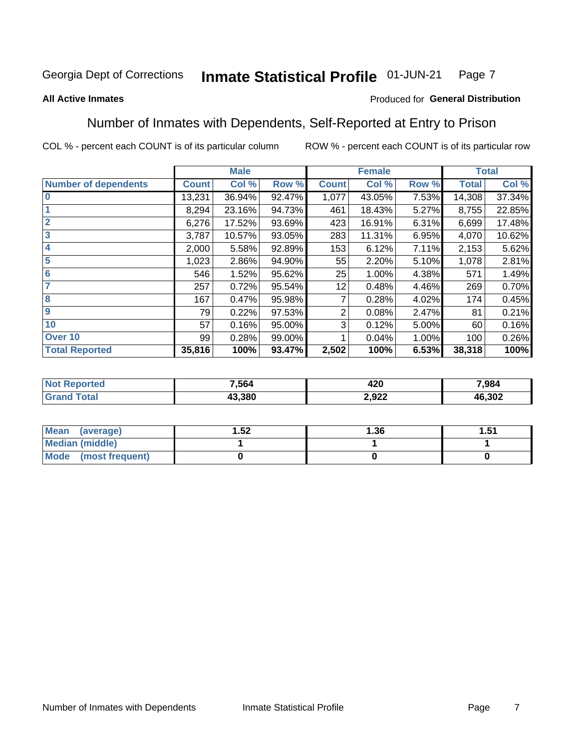Georgia Dept of Corrections **Inmate Statistical Profile** 01-JUN-21

**All Active Inmates**

Produced for **General Distribution**

## Number of Inmates with Dependents, Self-Reported at Entry to Prison

COL % - percent each COUNT is of its particular column    ROW % - percent each COUNT is of its particular row

| | Male | | | Female | | | Total | |
|---|---|---|---|---|---|---|---|---|
| **Number of dependents** | **Count** | **Col %** | **Row %** | **Count** | **Col %** | **Row %** | **Total** | **Col %** |
| **0** | 13,231 | 36.94% | 92.47% | 1,077 | 43.05% | 7.53% | 14,308 | 37.34% |
| **1** | 8,294 | 23.16% | 94.73% | 461 | 18.43% | 5.27% | 8,755 | 22.85% |
| **2** | 6,276 | 17.52% | 93.69% | 423 | 16.91% | 6.31% | 6,699 | 17.48% |
| **3** | 3,787 | 10.57% | 93.05% | 283 | 11.31% | 6.95% | 4,070 | 10.62% |
| **4** | 2,000 | 5.58% | 92.89% | 153 | 6.12% | 7.11% | 2,153 | 5.62% |
| **5** | 1,023 | 2.86% | 94.90% | 55 | 2.20% | 5.10% | 1,078 | 2.81% |
| **6** | 546 | 1.52% | 95.62% | 25 | 1.00% | 4.38% | 571 | 1.49% |
| **7** | 257 | 0.72% | 95.54% | 12 | 0.48% | 4.46% | 269 | 0.70% |
| **8** | 167 | 0.47% | 95.98% | 7 | 0.28% | 4.02% | 174 | 0.45% |
| **9** | 79 | 0.22% | 97.53% | 2 | 0.08% | 2.47% | 81 | 0.21% |
| **10** | 57 | 0.16% | 95.00% | 3 | 0.12% | 5.00% | 60 | 0.16% |
| **Over 10** | 99 | 0.28% | 99.00% | 1 | 0.04% | 1.00% | 100 | 0.26% |
| **Total Reported** | **35,816** | **100%** | **93.47%** | **2,502** | **100%** | **6.53%** | **38,318** | **100%** |

| | Male | Female | Total |
|---|---|---|---|
| **Not Reported** | **7,564** | **420** | **7,984** |
| **Grand Total** | **43,380** | **2,922** | **46,302** |

| | Male | Female | Total |
|---|---|---|---|
| **Mean (average)** | **1.52** | **1.36** | **1.51** |
| **Median (middle)** | **1** | **1** | **1** |
| **Mode (most frequent)** | **0** | **0** | **0** |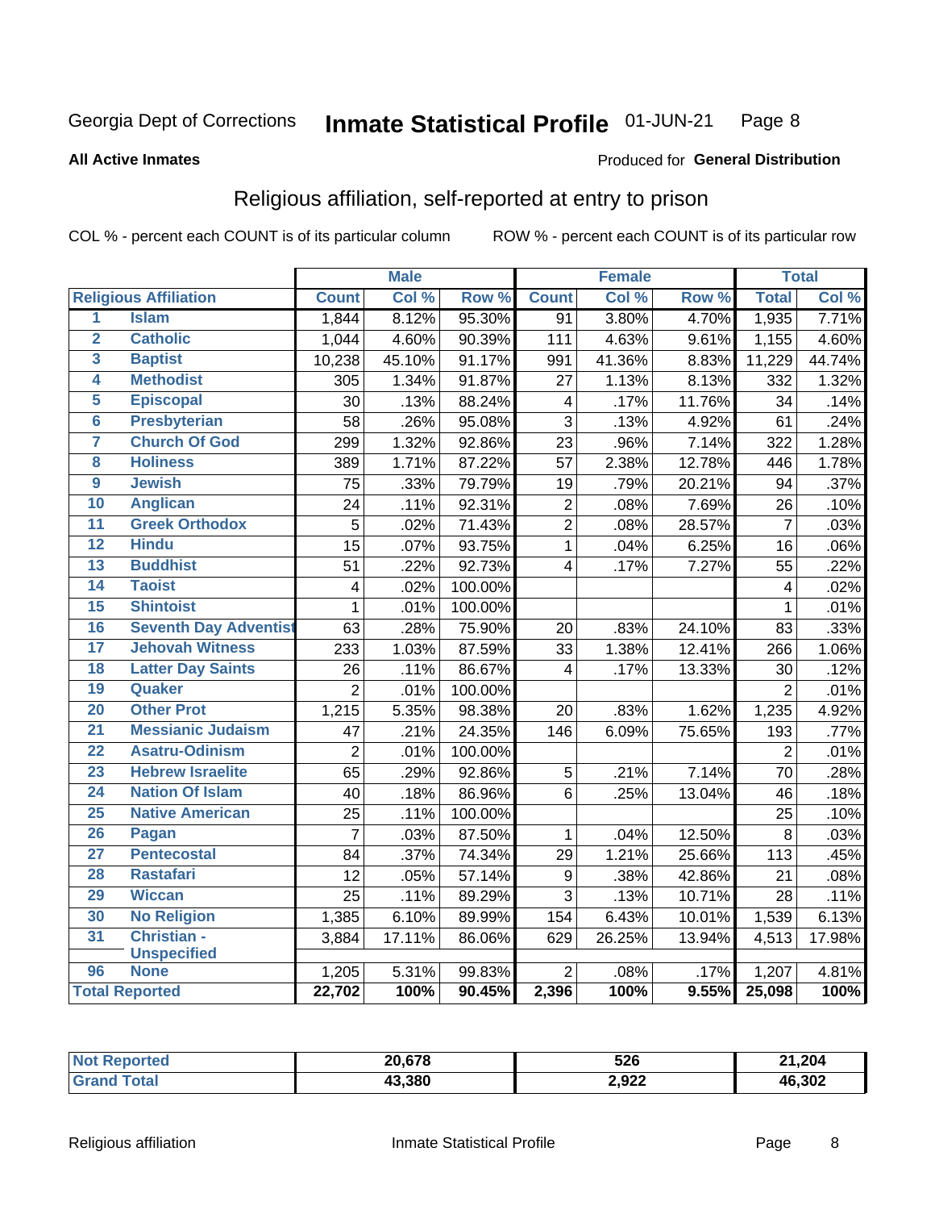Georgia Dept of Corrections **Inmate Statistical Profile** 01-JUN-21

**All Active Inmates**

Produced for **General Distribution**

## Religious affiliation, self-reported at entry to prison

COL % - percent each COUNT is of its particular column ROW % - percent each COUNT is of its particular row

| | | Male | | | Female | | | Total | |
|---|---|---|---|---|---|---|---|---|---|
| **Religious Affiliation** | | **Count** | **Col %** | **Row %** | **Count** | **Col %** | **Row %** | **Total** | **Col %** |
| 1 | Islam | 1,844 | 8.12% | 95.30% | 91 | 3.80% | 4.70% | 1,935 | 7.71% |
| 2 | Catholic | 1,044 | 4.60% | 90.39% | 111 | 4.63% | 9.61% | 1,155 | 4.60% |
| 3 | Baptist | 10,238 | 45.10% | 91.17% | 991 | 41.36% | 8.83% | 11,229 | 44.74% |
| 4 | Methodist | 305 | 1.34% | 91.87% | 27 | 1.13% | 8.13% | 332 | 1.32% |
| 5 | Episcopal | 30 | .13% | 88.24% | 4 | .17% | 11.76% | 34 | .14% |
| 6 | Presbyterian | 58 | .26% | 95.08% | 3 | .13% | 4.92% | 61 | .24% |
| 7 | Church Of God | 299 | 1.32% | 92.86% | 23 | .96% | 7.14% | 322 | 1.28% |
| 8 | Holiness | 389 | 1.71% | 87.22% | 57 | 2.38% | 12.78% | 446 | 1.78% |
| 9 | Jewish | 75 | .33% | 79.79% | 19 | .79% | 20.21% | 94 | .37% |
| 10 | Anglican | 24 | .11% | 92.31% | 2 | .08% | 7.69% | 26 | .10% |
| 11 | Greek Orthodox | 5 | .02% | 71.43% | 2 | .08% | 28.57% | 7 | .03% |
| 12 | Hindu | 15 | .07% | 93.75% | 1 | .04% | 6.25% | 16 | .06% |
| 13 | Buddhist | 51 | .22% | 92.73% | 4 | .17% | 7.27% | 55 | .22% |
| 14 | Taoist | 4 | .02% | 100.00% | | | | 4 | .02% |
| 15 | Shintoist | 1 | .01% | 100.00% | | | | 1 | .01% |
| 16 | Seventh Day Adventist | 63 | .28% | 75.90% | 20 | .83% | 24.10% | 83 | .33% |
| 17 | Jehovah Witness | 233 | 1.03% | 87.59% | 33 | 1.38% | 12.41% | 266 | 1.06% |
| 18 | Latter Day Saints | 26 | .11% | 86.67% | 4 | .17% | 13.33% | 30 | .12% |
| 19 | Quaker | 2 | .01% | 100.00% | | | | 2 | .01% |
| 20 | Other Prot | 1,215 | 5.35% | 98.38% | 20 | .83% | 1.62% | 1,235 | 4.92% |
| 21 | Messianic Judaism | 47 | .21% | 24.35% | 146 | 6.09% | 75.65% | 193 | .77% |
| 22 | Asatru-Odinism | 2 | .01% | 100.00% | | | | 2 | .01% |
| 23 | Hebrew Israelite | 65 | .29% | 92.86% | 5 | .21% | 7.14% | 70 | .28% |
| 24 | Nation Of Islam | 40 | .18% | 86.96% | 6 | .25% | 13.04% | 46 | .18% |
| 25 | Native American | 25 | .11% | 100.00% | | | | 25 | .10% |
| 26 | Pagan | 7 | .03% | 87.50% | 1 | .04% | 12.50% | 8 | .03% |
| 27 | Pentecostal | 84 | .37% | 74.34% | 29 | 1.21% | 25.66% | 113 | .45% |
| 28 | Rastafari | 12 | .05% | 57.14% | 9 | .38% | 42.86% | 21 | .08% |
| 29 | Wiccan | 25 | .11% | 89.29% | 3 | .13% | 10.71% | 28 | .11% |
| 30 | No Religion | 1,385 | 6.10% | 89.99% | 154 | 6.43% | 10.01% | 1,539 | 6.13% |
| 31 | Christian - Unspecified | 3,884 | 17.11% | 86.06% | 629 | 26.25% | 13.94% | 4,513 | 17.98% |
| 96 | None | 1,205 | 5.31% | 99.83% | 2 | .08% | .17% | 1,207 | 4.81% |
| **Total Reported** | | **22,702** | **100%** | **90.45%** | **2,396** | **100%** | **9.55%** | **25,098** | **100%** |

| | Male | Female | Total |
|---|---|---|---|
| **Not Reported** | **20,678** | **526** | **21,204** |
| **Grand Total** | **43,380** | **2,922** | **46,302** |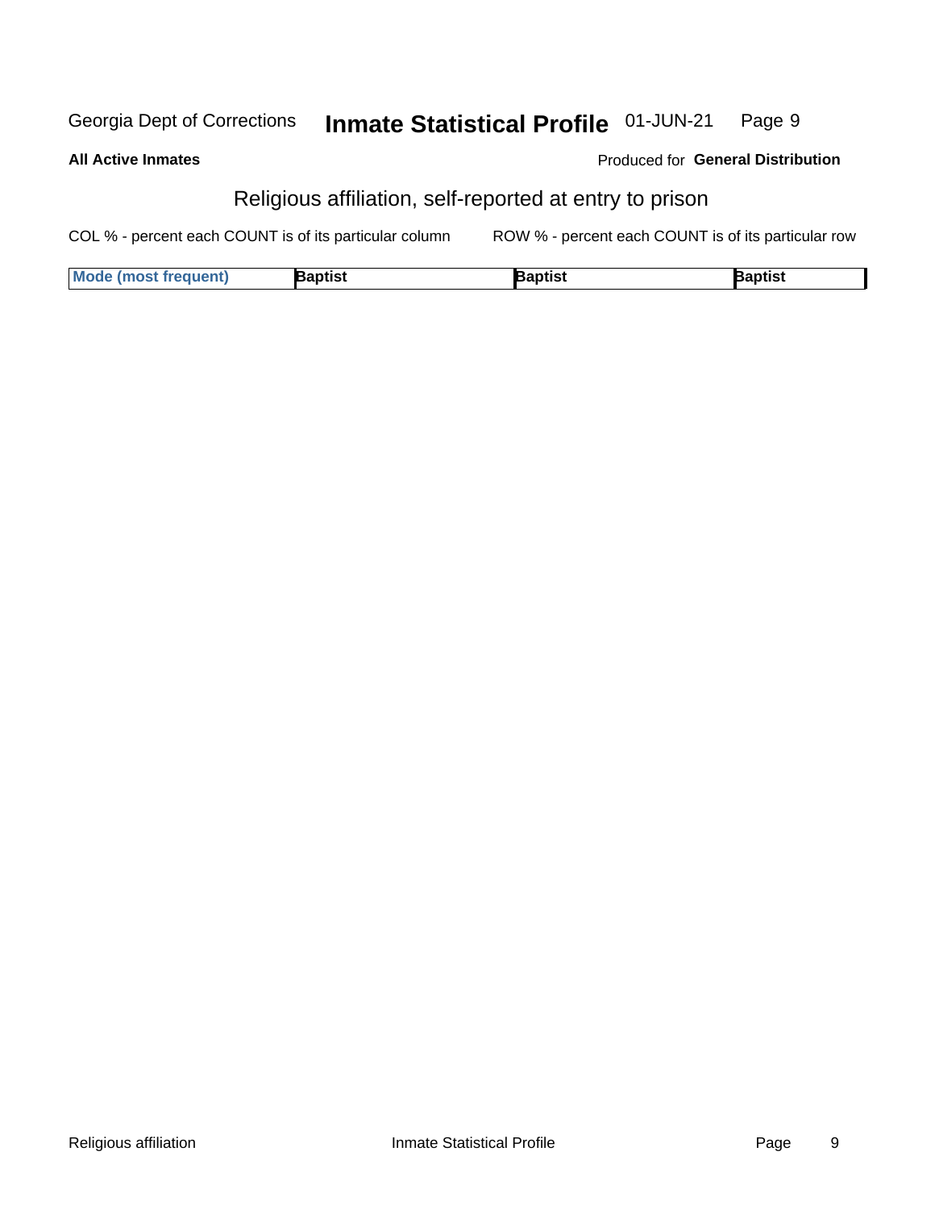# Religious affiliation, self-reported at entry to prison

**All Active Inmates**

Produced for **General Distribution**

COL % - percent each COUNT is of its particular column

ROW % - percent each COUNT is of its particular row

| Mode (most frequent) | Baptist | Baptist | Baptist |
|---|---|---|---|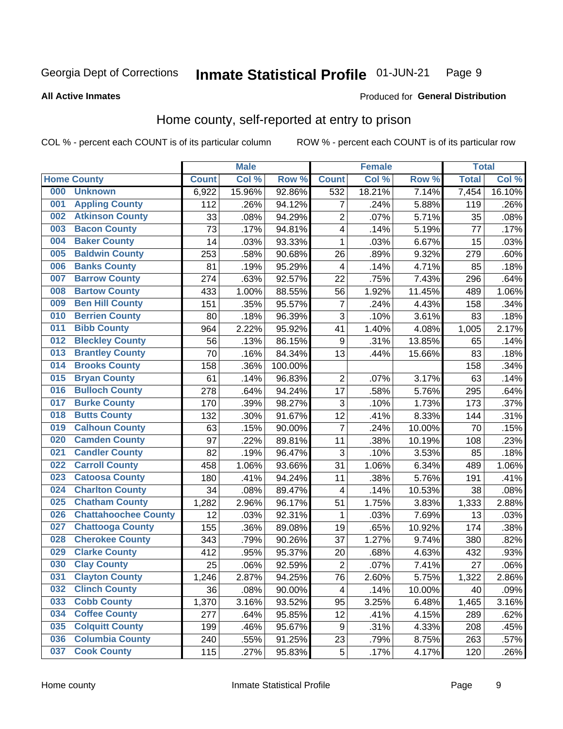Georgia Dept of Corrections **Inmate Statistical Profile** 01-JUN-21

**All Active Inmates**

Produced for **General Distribution**

## Home county, self-reported at entry to prison

COL % - percent each COUNT is of its particular column ROW % - percent each COUNT is of its particular row

| Home County | | Male | | | Female | | | Total | |
|---|---|---|---|---|---|---|---|---|---|
| | | Count | Col % | Row % | Count | Col % | Row % | Total | Col % |
| 000 | Unknown | 6,922 | 15.96% | 92.86% | 532 | 18.21% | 7.14% | 7,454 | 16.10% |
| 001 | Appling County | 112 | .26% | 94.12% | 7 | .24% | 5.88% | 119 | .26% |
| 002 | Atkinson County | 33 | .08% | 94.29% | 2 | .07% | 5.71% | 35 | .08% |
| 003 | Bacon County | 73 | .17% | 94.81% | 4 | .14% | 5.19% | 77 | .17% |
| 004 | Baker County | 14 | .03% | 93.33% | 1 | .03% | 6.67% | 15 | .03% |
| 005 | Baldwin County | 253 | .58% | 90.68% | 26 | .89% | 9.32% | 279 | .60% |
| 006 | Banks County | 81 | .19% | 95.29% | 4 | .14% | 4.71% | 85 | .18% |
| 007 | Barrow County | 274 | .63% | 92.57% | 22 | .75% | 7.43% | 296 | .64% |
| 008 | Bartow County | 433 | 1.00% | 88.55% | 56 | 1.92% | 11.45% | 489 | 1.06% |
| 009 | Ben Hill County | 151 | .35% | 95.57% | 7 | .24% | 4.43% | 158 | .34% |
| 010 | Berrien County | 80 | .18% | 96.39% | 3 | .10% | 3.61% | 83 | .18% |
| 011 | Bibb County | 964 | 2.22% | 95.92% | 41 | 1.40% | 4.08% | 1,005 | 2.17% |
| 012 | Bleckley County | 56 | .13% | 86.15% | 9 | .31% | 13.85% | 65 | .14% |
| 013 | Brantley County | 70 | .16% | 84.34% | 13 | .44% | 15.66% | 83 | .18% |
| 014 | Brooks County | 158 | .36% | 100.00% | | | | 158 | .34% |
| 015 | Bryan County | 61 | .14% | 96.83% | 2 | .07% | 3.17% | 63 | .14% |
| 016 | Bulloch County | 278 | .64% | 94.24% | 17 | .58% | 5.76% | 295 | .64% |
| 017 | Burke County | 170 | .39% | 98.27% | 3 | .10% | 1.73% | 173 | .37% |
| 018 | Butts County | 132 | .30% | 91.67% | 12 | .41% | 8.33% | 144 | .31% |
| 019 | Calhoun County | 63 | .15% | 90.00% | 7 | .24% | 10.00% | 70 | .15% |
| 020 | Camden County | 97 | .22% | 89.81% | 11 | .38% | 10.19% | 108 | .23% |
| 021 | Candler County | 82 | .19% | 96.47% | 3 | .10% | 3.53% | 85 | .18% |
| 022 | Carroll County | 458 | 1.06% | 93.66% | 31 | 1.06% | 6.34% | 489 | 1.06% |
| 023 | Catoosa County | 180 | .41% | 94.24% | 11 | .38% | 5.76% | 191 | .41% |
| 024 | Charlton County | 34 | .08% | 89.47% | 4 | .14% | 10.53% | 38 | .08% |
| 025 | Chatham County | 1,282 | 2.96% | 96.17% | 51 | 1.75% | 3.83% | 1,333 | 2.88% |
| 026 | Chattahoochee County | 12 | .03% | 92.31% | 1 | .03% | 7.69% | 13 | .03% |
| 027 | Chattooga County | 155 | .36% | 89.08% | 19 | .65% | 10.92% | 174 | .38% |
| 028 | Cherokee County | 343 | .79% | 90.26% | 37 | 1.27% | 9.74% | 380 | .82% |
| 029 | Clarke County | 412 | .95% | 95.37% | 20 | .68% | 4.63% | 432 | .93% |
| 030 | Clay County | 25 | .06% | 92.59% | 2 | .07% | 7.41% | 27 | .06% |
| 031 | Clayton County | 1,246 | 2.87% | 94.25% | 76 | 2.60% | 5.75% | 1,322 | 2.86% |
| 032 | Clinch County | 36 | .08% | 90.00% | 4 | .14% | 10.00% | 40 | .09% |
| 033 | Cobb County | 1,370 | 3.16% | 93.52% | 95 | 3.25% | 6.48% | 1,465 | 3.16% |
| 034 | Coffee County | 277 | .64% | 95.85% | 12 | .41% | 4.15% | 289 | .62% |
| 035 | Colquitt County | 199 | .46% | 95.67% | 9 | .31% | 4.33% | 208 | .45% |
| 036 | Columbia County | 240 | .55% | 91.25% | 23 | .79% | 8.75% | 263 | .57% |
| 037 | Cook County | 115 | .27% | 95.83% | 5 | .17% | 4.17% | 120 | .26% |

Home county Inmate Statistical Profile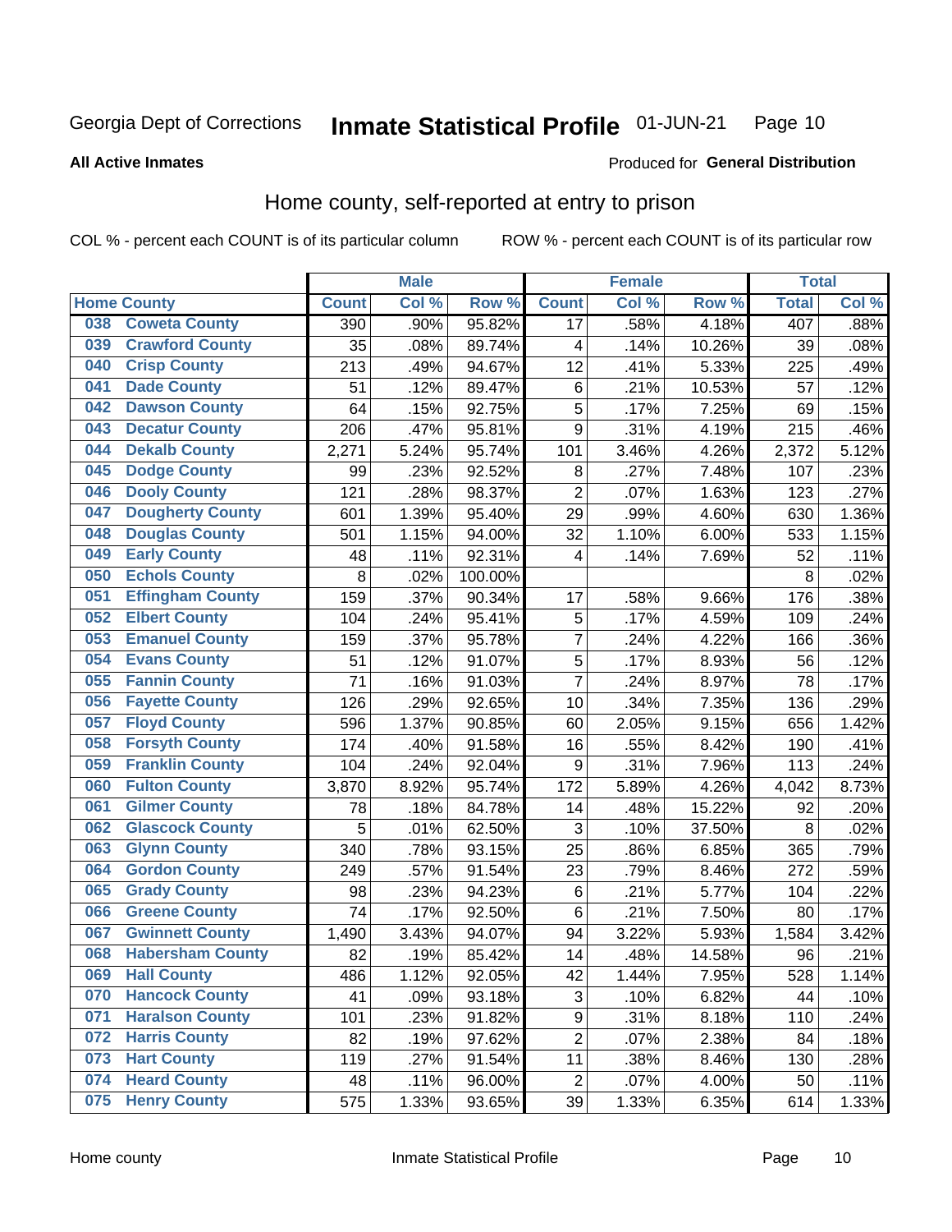Georgia Dept of Corrections **Inmate Statistical Profile** 01-JUN-21

**All Active Inmates**

Produced for **General Distribution**

## Home county, self-reported at entry to prison

COL % - percent each COUNT is of its particular column

ROW % - percent each COUNT is of its particular row

| Home County | | Male | | | Female | | | Total | |
|---|---|---|---|---|---|---|---|---|---|
| | | Count | Col % | Row % | Count | Col % | Row % | Total | Col % |
| 038 | Coweta County | 390 | .90% | 95.82% | 17 | .58% | 4.18% | 407 | .88% |
| 039 | Crawford County | 35 | .08% | 89.74% | 4 | .14% | 10.26% | 39 | .08% |
| 040 | Crisp County | 213 | .49% | 94.67% | 12 | .41% | 5.33% | 225 | .49% |
| 041 | Dade County | 51 | .12% | 89.47% | 6 | .21% | 10.53% | 57 | .12% |
| 042 | Dawson County | 64 | .15% | 92.75% | 5 | .17% | 7.25% | 69 | .15% |
| 043 | Decatur County | 206 | .47% | 95.81% | 9 | .31% | 4.19% | 215 | .46% |
| 044 | Dekalb County | 2,271 | 5.24% | 95.74% | 101 | 3.46% | 4.26% | 2,372 | 5.12% |
| 045 | Dodge County | 99 | .23% | 92.52% | 8 | .27% | 7.48% | 107 | .23% |
| 046 | Dooly County | 121 | .28% | 98.37% | 2 | .07% | 1.63% | 123 | .27% |
| 047 | Dougherty County | 601 | 1.39% | 95.40% | 29 | .99% | 4.60% | 630 | 1.36% |
| 048 | Douglas County | 501 | 1.15% | 94.00% | 32 | 1.10% | 6.00% | 533 | 1.15% |
| 049 | Early County | 48 | .11% | 92.31% | 4 | .14% | 7.69% | 52 | .11% |
| 050 | Echols County | 8 | .02% | 100.00% | | | | 8 | .02% |
| 051 | Effingham County | 159 | .37% | 90.34% | 17 | .58% | 9.66% | 176 | .38% |
| 052 | Elbert County | 104 | .24% | 95.41% | 5 | .17% | 4.59% | 109 | .24% |
| 053 | Emanuel County | 159 | .37% | 95.78% | 7 | .24% | 4.22% | 166 | .36% |
| 054 | Evans County | 51 | .12% | 91.07% | 5 | .17% | 8.93% | 56 | .12% |
| 055 | Fannin County | 71 | .16% | 91.03% | 7 | .24% | 8.97% | 78 | .17% |
| 056 | Fayette County | 126 | .29% | 92.65% | 10 | .34% | 7.35% | 136 | .29% |
| 057 | Floyd County | 596 | 1.37% | 90.85% | 60 | 2.05% | 9.15% | 656 | 1.42% |
| 058 | Forsyth County | 174 | .40% | 91.58% | 16 | .55% | 8.42% | 190 | .41% |
| 059 | Franklin County | 104 | .24% | 92.04% | 9 | .31% | 7.96% | 113 | .24% |
| 060 | Fulton County | 3,870 | 8.92% | 95.74% | 172 | 5.89% | 4.26% | 4,042 | 8.73% |
| 061 | Gilmer County | 78 | .18% | 84.78% | 14 | .48% | 15.22% | 92 | .20% |
| 062 | Glascock County | 5 | .01% | 62.50% | 3 | .10% | 37.50% | 8 | .02% |
| 063 | Glynn County | 340 | .78% | 93.15% | 25 | .86% | 6.85% | 365 | .79% |
| 064 | Gordon County | 249 | .57% | 91.54% | 23 | .79% | 8.46% | 272 | .59% |
| 065 | Grady County | 98 | .23% | 94.23% | 6 | .21% | 5.77% | 104 | .22% |
| 066 | Greene County | 74 | .17% | 92.50% | 6 | .21% | 7.50% | 80 | .17% |
| 067 | Gwinnett County | 1,490 | 3.43% | 94.07% | 94 | 3.22% | 5.93% | 1,584 | 3.42% |
| 068 | Habersham County | 82 | .19% | 85.42% | 14 | .48% | 14.58% | 96 | .21% |
| 069 | Hall County | 486 | 1.12% | 92.05% | 42 | 1.44% | 7.95% | 528 | 1.14% |
| 070 | Hancock County | 41 | .09% | 93.18% | 3 | .10% | 6.82% | 44 | .10% |
| 071 | Haralson County | 101 | .23% | 91.82% | 9 | .31% | 8.18% | 110 | .24% |
| 072 | Harris County | 82 | .19% | 97.62% | 2 | .07% | 2.38% | 84 | .18% |
| 073 | Hart County | 119 | .27% | 91.54% | 11 | .38% | 8.46% | 130 | .28% |
| 074 | Heard County | 48 | .11% | 96.00% | 2 | .07% | 4.00% | 50 | .11% |
| 075 | Henry County | 575 | 1.33% | 93.65% | 39 | 1.33% | 6.35% | 614 | 1.33% |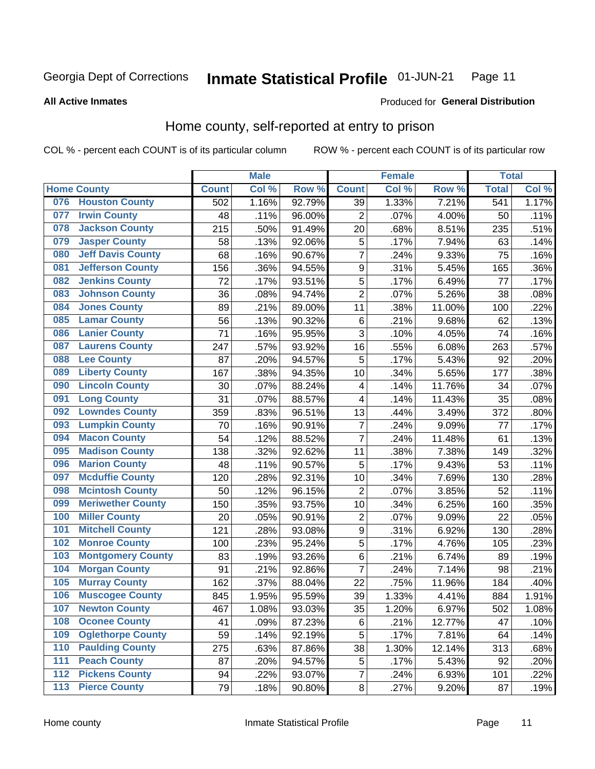Georgia Dept of Corrections **Inmate Statistical Profile** 01-JUN-21

**All Active Inmates**

Produced for **General Distribution**

## Home county, self-reported at entry to prison

COL % - percent each COUNT is of its particular column ROW % - percent each COUNT is of its particular row

| Home County | | Male | | | Female | | | Total | |
|---|---|---|---|---|---|---|---|---|---|
| | | Count | Col % | Row % | Count | Col % | Row % | Total | Col % |
| 076 | Houston County | 502 | 1.16% | 92.79% | 39 | 1.33% | 7.21% | 541 | 1.17% |
| 077 | Irwin County | 48 | .11% | 96.00% | 2 | .07% | 4.00% | 50 | .11% |
| 078 | Jackson County | 215 | .50% | 91.49% | 20 | .68% | 8.51% | 235 | .51% |
| 079 | Jasper County | 58 | .13% | 92.06% | 5 | .17% | 7.94% | 63 | .14% |
| 080 | Jeff Davis County | 68 | .16% | 90.67% | 7 | .24% | 9.33% | 75 | .16% |
| 081 | Jefferson County | 156 | .36% | 94.55% | 9 | .31% | 5.45% | 165 | .36% |
| 082 | Jenkins County | 72 | .17% | 93.51% | 5 | .17% | 6.49% | 77 | .17% |
| 083 | Johnson County | 36 | .08% | 94.74% | 2 | .07% | 5.26% | 38 | .08% |
| 084 | Jones County | 89 | .21% | 89.00% | 11 | .38% | 11.00% | 100 | .22% |
| 085 | Lamar County | 56 | .13% | 90.32% | 6 | .21% | 9.68% | 62 | .13% |
| 086 | Lanier County | 71 | .16% | 95.95% | 3 | .10% | 4.05% | 74 | .16% |
| 087 | Laurens County | 247 | .57% | 93.92% | 16 | .55% | 6.08% | 263 | .57% |
| 088 | Lee County | 87 | .20% | 94.57% | 5 | .17% | 5.43% | 92 | .20% |
| 089 | Liberty County | 167 | .38% | 94.35% | 10 | .34% | 5.65% | 177 | .38% |
| 090 | Lincoln County | 30 | .07% | 88.24% | 4 | .14% | 11.76% | 34 | .07% |
| 091 | Long County | 31 | .07% | 88.57% | 4 | .14% | 11.43% | 35 | .08% |
| 092 | Lowndes County | 359 | .83% | 96.51% | 13 | .44% | 3.49% | 372 | .80% |
| 093 | Lumpkin County | 70 | .16% | 90.91% | 7 | .24% | 9.09% | 77 | .17% |
| 094 | Macon County | 54 | .12% | 88.52% | 7 | .24% | 11.48% | 61 | .13% |
| 095 | Madison County | 138 | .32% | 92.62% | 11 | .38% | 7.38% | 149 | .32% |
| 096 | Marion County | 48 | .11% | 90.57% | 5 | .17% | 9.43% | 53 | .11% |
| 097 | Mcduffie County | 120 | .28% | 92.31% | 10 | .34% | 7.69% | 130 | .28% |
| 098 | Mcintosh County | 50 | .12% | 96.15% | 2 | .07% | 3.85% | 52 | .11% |
| 099 | Meriwether County | 150 | .35% | 93.75% | 10 | .34% | 6.25% | 160 | .35% |
| 100 | Miller County | 20 | .05% | 90.91% | 2 | .07% | 9.09% | 22 | .05% |
| 101 | Mitchell County | 121 | .28% | 93.08% | 9 | .31% | 6.92% | 130 | .28% |
| 102 | Monroe County | 100 | .23% | 95.24% | 5 | .17% | 4.76% | 105 | .23% |
| 103 | Montgomery County | 83 | .19% | 93.26% | 6 | .21% | 6.74% | 89 | .19% |
| 104 | Morgan County | 91 | .21% | 92.86% | 7 | .24% | 7.14% | 98 | .21% |
| 105 | Murray County | 162 | .37% | 88.04% | 22 | .75% | 11.96% | 184 | .40% |
| 106 | Muscogee County | 845 | 1.95% | 95.59% | 39 | 1.33% | 4.41% | 884 | 1.91% |
| 107 | Newton County | 467 | 1.08% | 93.03% | 35 | 1.20% | 6.97% | 502 | 1.08% |
| 108 | Oconee County | 41 | .09% | 87.23% | 6 | .21% | 12.77% | 47 | .10% |
| 109 | Oglethorpe County | 59 | .14% | 92.19% | 5 | .17% | 7.81% | 64 | .14% |
| 110 | Paulding County | 275 | .63% | 87.86% | 38 | 1.30% | 12.14% | 313 | .68% |
| 111 | Peach County | 87 | .20% | 94.57% | 5 | .17% | 5.43% | 92 | .20% |
| 112 | Pickens County | 94 | .22% | 93.07% | 7 | .24% | 6.93% | 101 | .22% |
| 113 | Pierce County | 79 | .18% | 90.80% | 8 | .27% | 9.20% | 87 | .19% |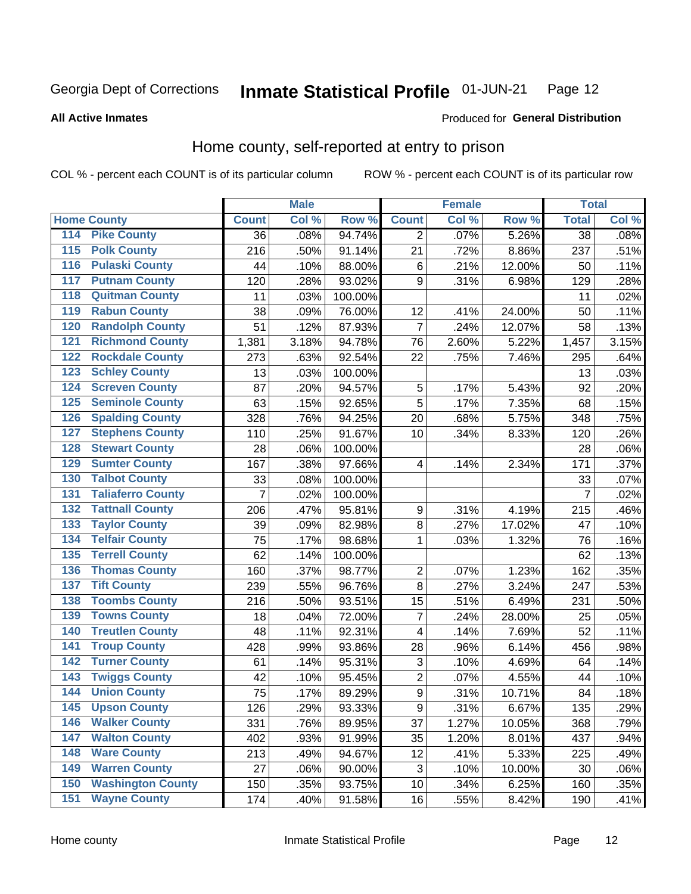Georgia Dept of Corrections **Inmate Statistical Profile** 01-JUN-21 Page 12

**All Active Inmates**

Produced for **General Distribution**

## Home county, self-reported at entry to prison

COL % - percent each COUNT is of its particular column ROW % - percent each COUNT is of its particular row

| Home County | | Male | | | Female | | | Total | |
|---|---|---|---|---|---|---|---|---|---|
| | | Count | Col % | Row % | Count | Col % | Row % | Total | Col % |
| 114 | Pike County | 36 | .08% | 94.74% | 2 | .07% | 5.26% | 38 | .08% |
| 115 | Polk County | 216 | .50% | 91.14% | 21 | .72% | 8.86% | 237 | .51% |
| 116 | Pulaski County | 44 | .10% | 88.00% | 6 | .21% | 12.00% | 50 | .11% |
| 117 | Putnam County | 120 | .28% | 93.02% | 9 | .31% | 6.98% | 129 | .28% |
| 118 | Quitman County | 11 | .03% | 100.00% | | | | 11 | .02% |
| 119 | Rabun County | 38 | .09% | 76.00% | 12 | .41% | 24.00% | 50 | .11% |
| 120 | Randolph County | 51 | .12% | 87.93% | 7 | .24% | 12.07% | 58 | .13% |
| 121 | Richmond County | 1,381 | 3.18% | 94.78% | 76 | 2.60% | 5.22% | 1,457 | 3.15% |
| 122 | Rockdale County | 273 | .63% | 92.54% | 22 | .75% | 7.46% | 295 | .64% |
| 123 | Schley County | 13 | .03% | 100.00% | | | | 13 | .03% |
| 124 | Screven County | 87 | .20% | 94.57% | 5 | .17% | 5.43% | 92 | .20% |
| 125 | Seminole County | 63 | .15% | 92.65% | 5 | .17% | 7.35% | 68 | .15% |
| 126 | Spalding County | 328 | .76% | 94.25% | 20 | .68% | 5.75% | 348 | .75% |
| 127 | Stephens County | 110 | .25% | 91.67% | 10 | .34% | 8.33% | 120 | .26% |
| 128 | Stewart County | 28 | .06% | 100.00% | | | | 28 | .06% |
| 129 | Sumter County | 167 | .38% | 97.66% | 4 | .14% | 2.34% | 171 | .37% |
| 130 | Talbot County | 33 | .08% | 100.00% | | | | 33 | .07% |
| 131 | Taliaferro County | 7 | .02% | 100.00% | | | | 7 | .02% |
| 132 | Tattnall County | 206 | .47% | 95.81% | 9 | .31% | 4.19% | 215 | .46% |
| 133 | Taylor County | 39 | .09% | 82.98% | 8 | .27% | 17.02% | 47 | .10% |
| 134 | Telfair County | 75 | .17% | 98.68% | 1 | .03% | 1.32% | 76 | .16% |
| 135 | Terrell County | 62 | .14% | 100.00% | | | | 62 | .13% |
| 136 | Thomas County | 160 | .37% | 98.77% | 2 | .07% | 1.23% | 162 | .35% |
| 137 | Tift County | 239 | .55% | 96.76% | 8 | .27% | 3.24% | 247 | .53% |
| 138 | Toombs County | 216 | .50% | 93.51% | 15 | .51% | 6.49% | 231 | .50% |
| 139 | Towns County | 18 | .04% | 72.00% | 7 | .24% | 28.00% | 25 | .05% |
| 140 | Treutlen County | 48 | .11% | 92.31% | 4 | .14% | 7.69% | 52 | .11% |
| 141 | Troup County | 428 | .99% | 93.86% | 28 | .96% | 6.14% | 456 | .98% |
| 142 | Turner County | 61 | .14% | 95.31% | 3 | .10% | 4.69% | 64 | .14% |
| 143 | Twiggs County | 42 | .10% | 95.45% | 2 | .07% | 4.55% | 44 | .10% |
| 144 | Union County | 75 | .17% | 89.29% | 9 | .31% | 10.71% | 84 | .18% |
| 145 | Upson County | 126 | .29% | 93.33% | 9 | .31% | 6.67% | 135 | .29% |
| 146 | Walker County | 331 | .76% | 89.95% | 37 | 1.27% | 10.05% | 368 | .79% |
| 147 | Walton County | 402 | .93% | 91.99% | 35 | 1.20% | 8.01% | 437 | .94% |
| 148 | Ware County | 213 | .49% | 94.67% | 12 | .41% | 5.33% | 225 | .49% |
| 149 | Warren County | 27 | .06% | 90.00% | 3 | .10% | 10.00% | 30 | .06% |
| 150 | Washington County | 150 | .35% | 93.75% | 10 | .34% | 6.25% | 160 | .35% |
| 151 | Wayne County | 174 | .40% | 91.58% | 16 | .55% | 8.42% | 190 | .41% |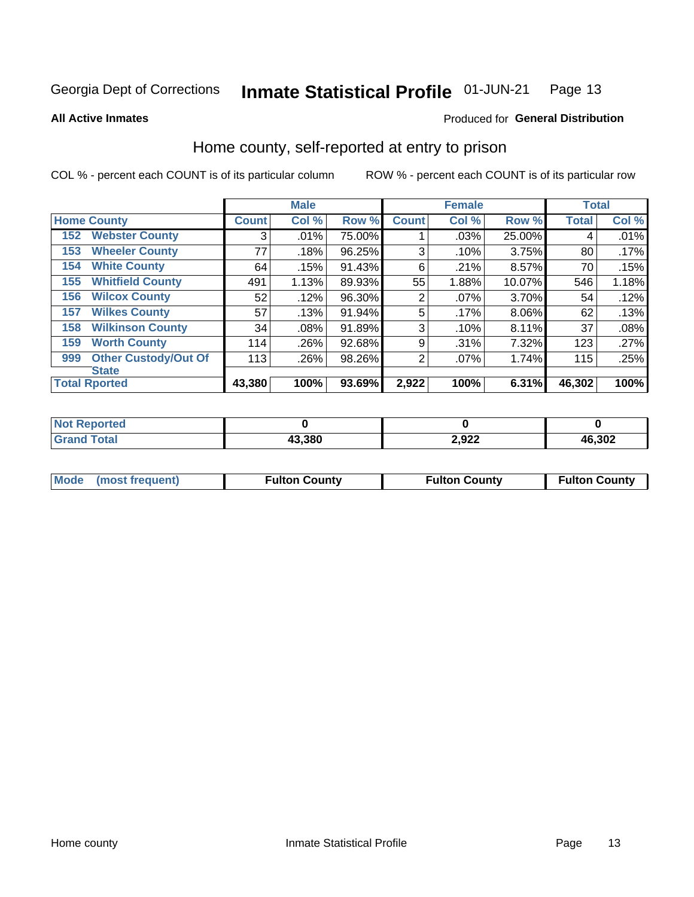Georgia Dept of Corrections **Inmate Statistical Profile** 01-JUN-21

**All Active Inmates**

Produced for **General Distribution**

## Home county, self-reported at entry to prison

COL % - percent each COUNT is of its particular column

ROW % - percent each COUNT is of its particular row

| | | Male | | | Female | | | Total | |
|---|---|---|---|---|---|---|---|---|---|
| Home County | | Count | Col % | Row % | Count | Col % | Row % | Total | Col % |
| 152 | Webster County | 3 | .01% | 75.00% | 1 | .03% | 25.00% | 4 | .01% |
| 153 | Wheeler County | 77 | .18% | 96.25% | 3 | .10% | 3.75% | 80 | .17% |
| 154 | White County | 64 | .15% | 91.43% | 6 | .21% | 8.57% | 70 | .15% |
| 155 | Whitfield County | 491 | 1.13% | 89.93% | 55 | 1.88% | 10.07% | 546 | 1.18% |
| 156 | Wilcox County | 52 | .12% | 96.30% | 2 | .07% | 3.70% | 54 | .12% |
| 157 | Wilkes County | 57 | .13% | 91.94% | 5 | .17% | 8.06% | 62 | .13% |
| 158 | Wilkinson County | 34 | .08% | 91.89% | 3 | .10% | 8.11% | 37 | .08% |
| 159 | Worth County | 114 | .26% | 92.68% | 9 | .31% | 7.32% | 123 | .27% |
| 999 | Other Custody/Out Of State | 113 | .26% | 98.26% | 2 | .07% | 1.74% | 115 | .25% |
| Total Rported | | 43,380 | 100% | 93.69% | 2,922 | 100% | 6.31% | 46,302 | 100% |

| | Male | Female | Total |
|---|---|---|---|
| Not Reported | 0 | 0 | 0 |
| Grand Total | 43,380 | 2,922 | 46,302 |

| | Male | Female | Total |
|---|---|---|---|
| Mode (most frequent) | Fulton County | Fulton County | Fulton County |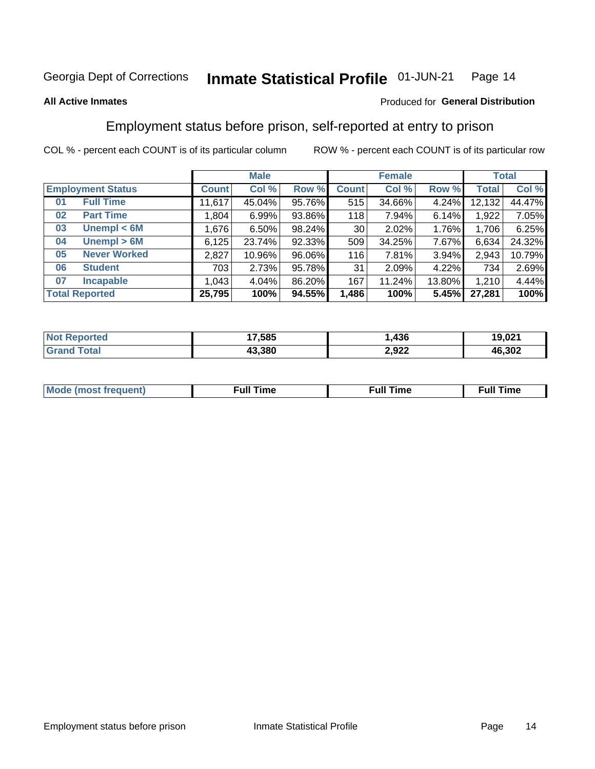Georgia Dept of Corrections **Inmate Statistical Profile** 01-JUN-21

**All Active Inmates**

Produced for **General Distribution**

## Employment status before prison, self-reported at entry to prison

COL % - percent each COUNT is of its particular column ROW % - percent each COUNT is of its particular row

| Employment Status | | Male | | | Female | | | Total | |
|---|---|---|---|---|---|---|---|---|---|
| | | Count | Col % | Row % | Count | Col % | Row % | Total | Col % |
| 01 | Full Time | 11,617 | 45.04% | 95.76% | 515 | 34.66% | 4.24% | 12,132 | 44.47% |
| 02 | Part Time | 1,804 | 6.99% | 93.86% | 118 | 7.94% | 6.14% | 1,922 | 7.05% |
| 03 | Unempl < 6M | 1,676 | 6.50% | 98.24% | 30 | 2.02% | 1.76% | 1,706 | 6.25% |
| 04 | Unempl > 6M | 6,125 | 23.74% | 92.33% | 509 | 34.25% | 7.67% | 6,634 | 24.32% |
| 05 | Never Worked | 2,827 | 10.96% | 96.06% | 116 | 7.81% | 3.94% | 2,943 | 10.79% |
| 06 | Student | 703 | 2.73% | 95.78% | 31 | 2.09% | 4.22% | 734 | 2.69% |
| 07 | Incapable | 1,043 | 4.04% | 86.20% | 167 | 11.24% | 13.80% | 1,210 | 4.44% |
| **Total Reported** | | **25,795** | **100%** | **94.55%** | **1,486** | **100%** | **5.45%** | **27,281** | **100%** |

| | Male | Female | Total |
|---|---|---|---|
| Not Reported | **17,585** | **1,436** | **19,021** |
| Grand Total | **43,380** | **2,922** | **46,302** |

| | Male | Female | Total |
|---|---|---|---|
| Mode (most frequent) | **Full Time** | **Full Time** | **Full Time** |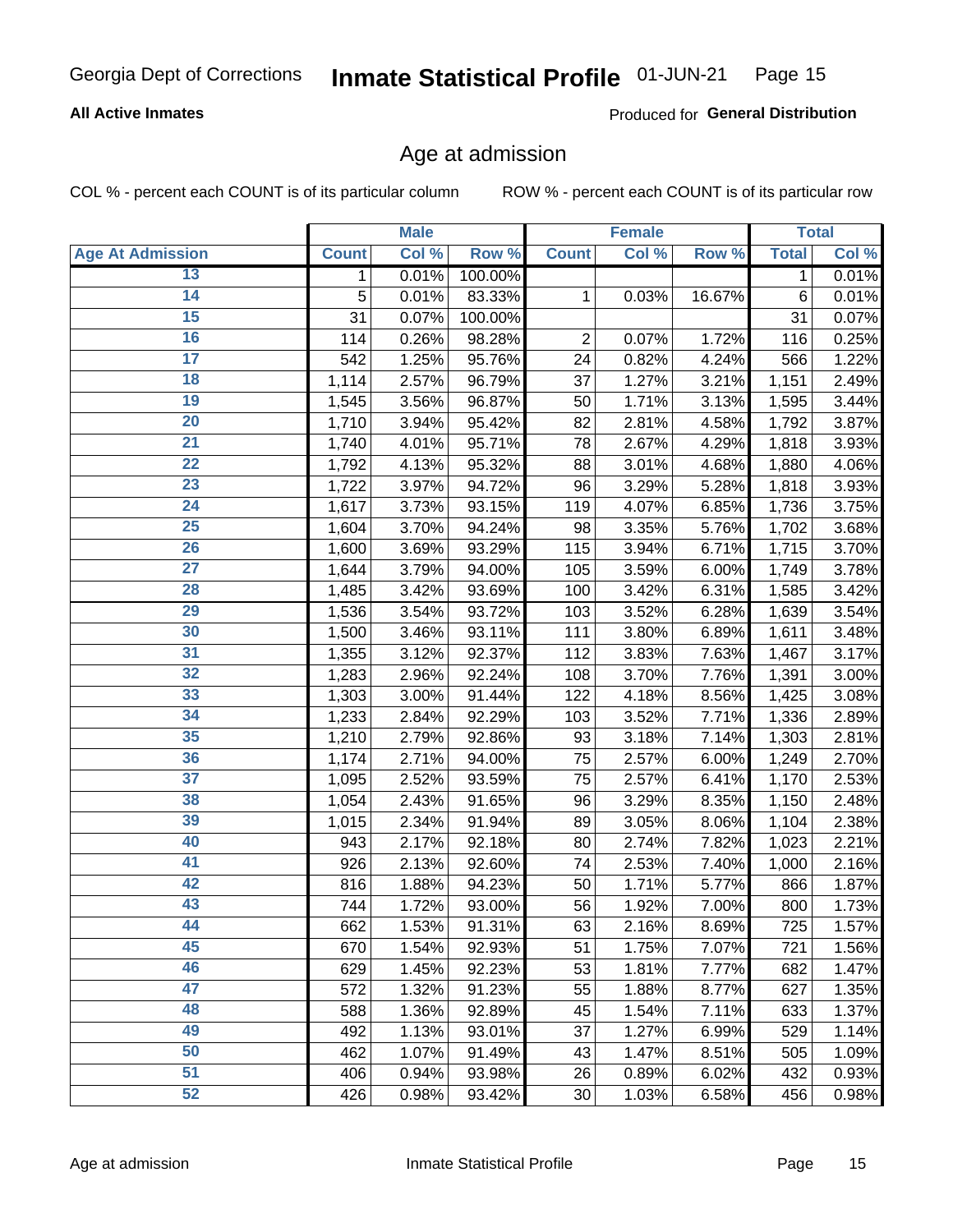Georgia Dept of Corrections **Inmate Statistical Profile** 01-JUN-21

**All Active Inmates** Produced for **General Distribution**

## Age at admission

COL % - percent each COUNT is of its particular column ROW % - percent each COUNT is of its particular row

| | Male | | | Female | | | Total | |
|---|---|---|---|---|---|---|---|---|
| Age At Admission | Count | Col % | Row % | Count | Col % | Row % | Total | Col % |
| 13 | 1 | 0.01% | 100.00% | | | | 1 | 0.01% |
| 14 | 5 | 0.01% | 83.33% | 1 | 0.03% | 16.67% | 6 | 0.01% |
| 15 | 31 | 0.07% | 100.00% | | | | 31 | 0.07% |
| 16 | 114 | 0.26% | 98.28% | 2 | 0.07% | 1.72% | 116 | 0.25% |
| 17 | 542 | 1.25% | 95.76% | 24 | 0.82% | 4.24% | 566 | 1.22% |
| 18 | 1,114 | 2.57% | 96.79% | 37 | 1.27% | 3.21% | 1,151 | 2.49% |
| 19 | 1,545 | 3.56% | 96.87% | 50 | 1.71% | 3.13% | 1,595 | 3.44% |
| 20 | 1,710 | 3.94% | 95.42% | 82 | 2.81% | 4.58% | 1,792 | 3.87% |
| 21 | 1,740 | 4.01% | 95.71% | 78 | 2.67% | 4.29% | 1,818 | 3.93% |
| 22 | 1,792 | 4.13% | 95.32% | 88 | 3.01% | 4.68% | 1,880 | 4.06% |
| 23 | 1,722 | 3.97% | 94.72% | 96 | 3.29% | 5.28% | 1,818 | 3.93% |
| 24 | 1,617 | 3.73% | 93.15% | 119 | 4.07% | 6.85% | 1,736 | 3.75% |
| 25 | 1,604 | 3.70% | 94.24% | 98 | 3.35% | 5.76% | 1,702 | 3.68% |
| 26 | 1,600 | 3.69% | 93.29% | 115 | 3.94% | 6.71% | 1,715 | 3.70% |
| 27 | 1,644 | 3.79% | 94.00% | 105 | 3.59% | 6.00% | 1,749 | 3.78% |
| 28 | 1,485 | 3.42% | 93.69% | 100 | 3.42% | 6.31% | 1,585 | 3.42% |
| 29 | 1,536 | 3.54% | 93.72% | 103 | 3.52% | 6.28% | 1,639 | 3.54% |
| 30 | 1,500 | 3.46% | 93.11% | 111 | 3.80% | 6.89% | 1,611 | 3.48% |
| 31 | 1,355 | 3.12% | 92.37% | 112 | 3.83% | 7.63% | 1,467 | 3.17% |
| 32 | 1,283 | 2.96% | 92.24% | 108 | 3.70% | 7.76% | 1,391 | 3.00% |
| 33 | 1,303 | 3.00% | 91.44% | 122 | 4.18% | 8.56% | 1,425 | 3.08% |
| 34 | 1,233 | 2.84% | 92.29% | 103 | 3.52% | 7.71% | 1,336 | 2.89% |
| 35 | 1,210 | 2.79% | 92.86% | 93 | 3.18% | 7.14% | 1,303 | 2.81% |
| 36 | 1,174 | 2.71% | 94.00% | 75 | 2.57% | 6.00% | 1,249 | 2.70% |
| 37 | 1,095 | 2.52% | 93.59% | 75 | 2.57% | 6.41% | 1,170 | 2.53% |
| 38 | 1,054 | 2.43% | 91.65% | 96 | 3.29% | 8.35% | 1,150 | 2.48% |
| 39 | 1,015 | 2.34% | 91.94% | 89 | 3.05% | 8.06% | 1,104 | 2.38% |
| 40 | 943 | 2.17% | 92.18% | 80 | 2.74% | 7.82% | 1,023 | 2.21% |
| 41 | 926 | 2.13% | 92.60% | 74 | 2.53% | 7.40% | 1,000 | 2.16% |
| 42 | 816 | 1.88% | 94.23% | 50 | 1.71% | 5.77% | 866 | 1.87% |
| 43 | 744 | 1.72% | 93.00% | 56 | 1.92% | 7.00% | 800 | 1.73% |
| 44 | 662 | 1.53% | 91.31% | 63 | 2.16% | 8.69% | 725 | 1.57% |
| 45 | 670 | 1.54% | 92.93% | 51 | 1.75% | 7.07% | 721 | 1.56% |
| 46 | 629 | 1.45% | 92.23% | 53 | 1.81% | 7.77% | 682 | 1.47% |
| 47 | 572 | 1.32% | 91.23% | 55 | 1.88% | 8.77% | 627 | 1.35% |
| 48 | 588 | 1.36% | 92.89% | 45 | 1.54% | 7.11% | 633 | 1.37% |
| 49 | 492 | 1.13% | 93.01% | 37 | 1.27% | 6.99% | 529 | 1.14% |
| 50 | 462 | 1.07% | 91.49% | 43 | 1.47% | 8.51% | 505 | 1.09% |
| 51 | 406 | 0.94% | 93.98% | 26 | 0.89% | 6.02% | 432 | 0.93% |
| 52 | 426 | 0.98% | 93.42% | 30 | 1.03% | 6.58% | 456 | 0.98% |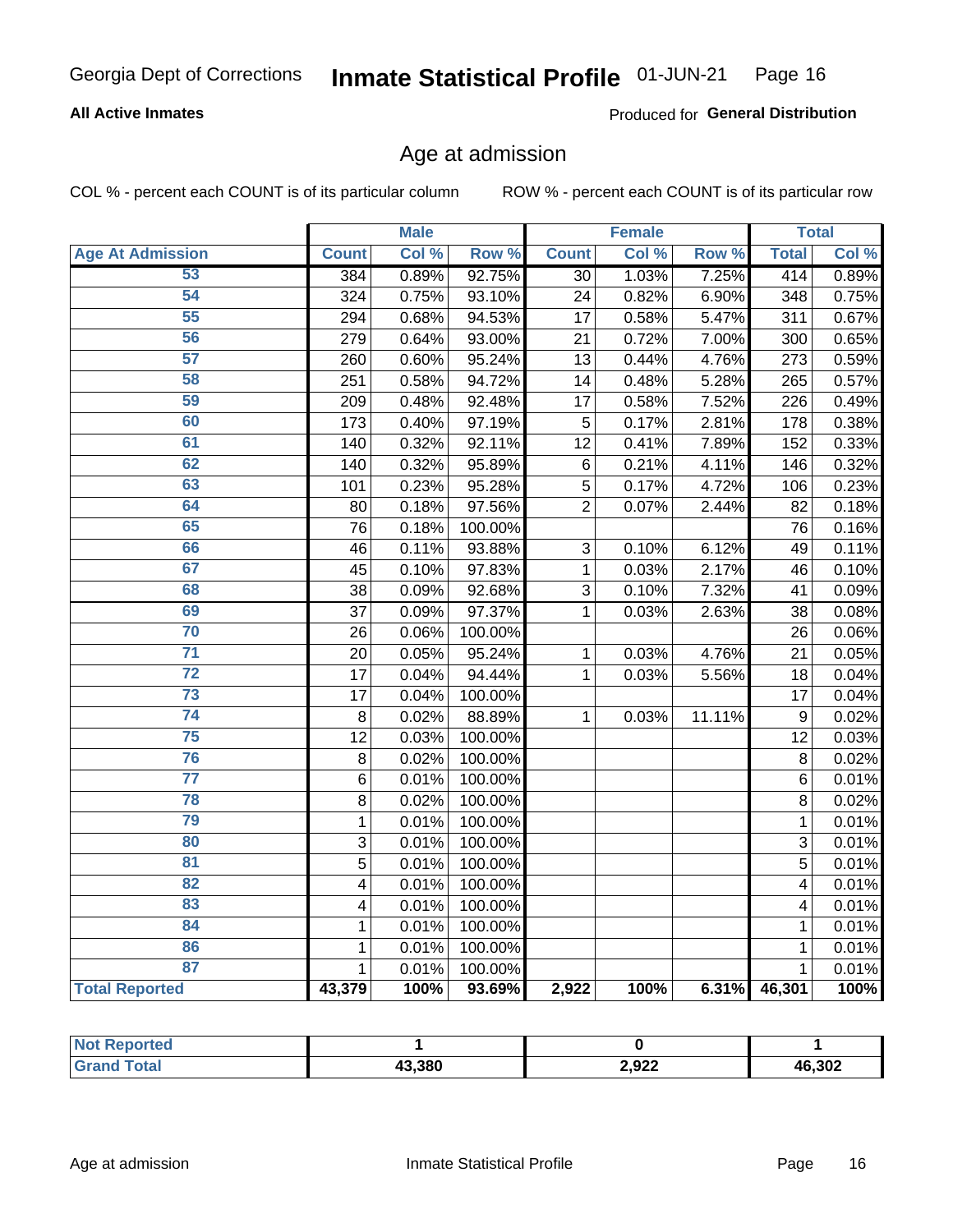**All Active Inmates**

Produced for **General Distribution**

## Age at admission

COL % - percent each COUNT is of its particular column

ROW % - percent each COUNT is of its particular row

| | Male | | | Female | | | Total | |
|---|---|---|---|---|---|---|---|---|
| **Age At Admission** | **Count** | **Col %** | **Row %** | **Count** | **Col %** | **Row %** | **Total** | **Col %** |
| 53 | 384 | 0.89% | 92.75% | 30 | 1.03% | 7.25% | 414 | 0.89% |
| 54 | 324 | 0.75% | 93.10% | 24 | 0.82% | 6.90% | 348 | 0.75% |
| 55 | 294 | 0.68% | 94.53% | 17 | 0.58% | 5.47% | 311 | 0.67% |
| 56 | 279 | 0.64% | 93.00% | 21 | 0.72% | 7.00% | 300 | 0.65% |
| 57 | 260 | 0.60% | 95.24% | 13 | 0.44% | 4.76% | 273 | 0.59% |
| 58 | 251 | 0.58% | 94.72% | 14 | 0.48% | 5.28% | 265 | 0.57% |
| 59 | 209 | 0.48% | 92.48% | 17 | 0.58% | 7.52% | 226 | 0.49% |
| 60 | 173 | 0.40% | 97.19% | 5 | 0.17% | 2.81% | 178 | 0.38% |
| 61 | 140 | 0.32% | 92.11% | 12 | 0.41% | 7.89% | 152 | 0.33% |
| 62 | 140 | 0.32% | 95.89% | 6 | 0.21% | 4.11% | 146 | 0.32% |
| 63 | 101 | 0.23% | 95.28% | 5 | 0.17% | 4.72% | 106 | 0.23% |
| 64 | 80 | 0.18% | 97.56% | 2 | 0.07% | 2.44% | 82 | 0.18% |
| 65 | 76 | 0.18% | 100.00% | | | | 76 | 0.16% |
| 66 | 46 | 0.11% | 93.88% | 3 | 0.10% | 6.12% | 49 | 0.11% |
| 67 | 45 | 0.10% | 97.83% | 1 | 0.03% | 2.17% | 46 | 0.10% |
| 68 | 38 | 0.09% | 92.68% | 3 | 0.10% | 7.32% | 41 | 0.09% |
| 69 | 37 | 0.09% | 97.37% | 1 | 0.03% | 2.63% | 38 | 0.08% |
| 70 | 26 | 0.06% | 100.00% | | | | 26 | 0.06% |
| 71 | 20 | 0.05% | 95.24% | 1 | 0.03% | 4.76% | 21 | 0.05% |
| 72 | 17 | 0.04% | 94.44% | 1 | 0.03% | 5.56% | 18 | 0.04% |
| 73 | 17 | 0.04% | 100.00% | | | | 17 | 0.04% |
| 74 | 8 | 0.02% | 88.89% | 1 | 0.03% | 11.11% | 9 | 0.02% |
| 75 | 12 | 0.03% | 100.00% | | | | 12 | 0.03% |
| 76 | 8 | 0.02% | 100.00% | | | | 8 | 0.02% |
| 77 | 6 | 0.01% | 100.00% | | | | 6 | 0.01% |
| 78 | 8 | 0.02% | 100.00% | | | | 8 | 0.02% |
| 79 | 1 | 0.01% | 100.00% | | | | 1 | 0.01% |
| 80 | 3 | 0.01% | 100.00% | | | | 3 | 0.01% |
| 81 | 5 | 0.01% | 100.00% | | | | 5 | 0.01% |
| 82 | 4 | 0.01% | 100.00% | | | | 4 | 0.01% |
| 83 | 4 | 0.01% | 100.00% | | | | 4 | 0.01% |
| 84 | 1 | 0.01% | 100.00% | | | | 1 | 0.01% |
| 86 | 1 | 0.01% | 100.00% | | | | 1 | 0.01% |
| 87 | 1 | 0.01% | 100.00% | | | | 1 | 0.01% |
| **Total Reported** | **43,379** | **100%** | **93.69%** | **2,922** | **100%** | **6.31%** | **46,301** | **100%** |

| | Male | Female | Total |
|---|---|---|---|
| **Not Reported** | **1** | **0** | **1** |
| **Grand Total** | **43,380** | **2,922** | **46,302** |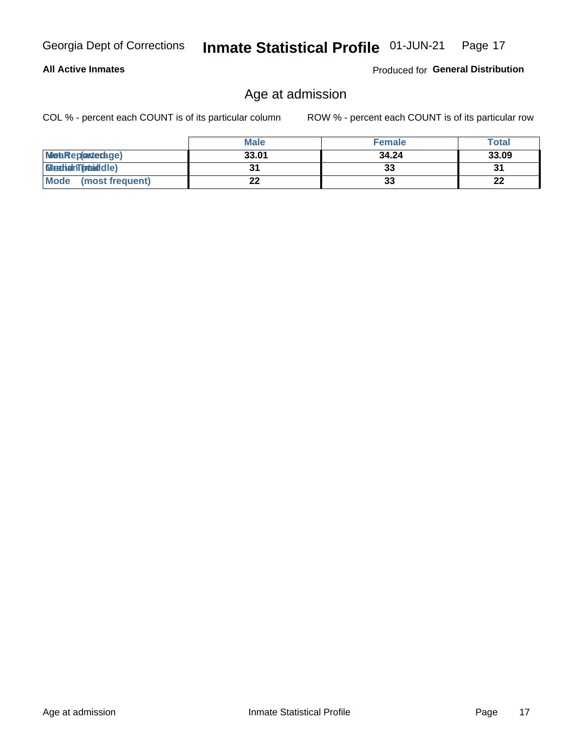## Age at admission

COL % - percent each COUNT is of its particular column        ROW % - percent each COUNT is of its particular row

| | Male | Female | Total |
|---|---|---|---|
| **Mean (average)** | **33.01** | **34.24** | **33.09** |
| **Median (middle)** | **31** | **33** | **31** |
| **Mode (most frequent)** | **22** | **33** | **22** |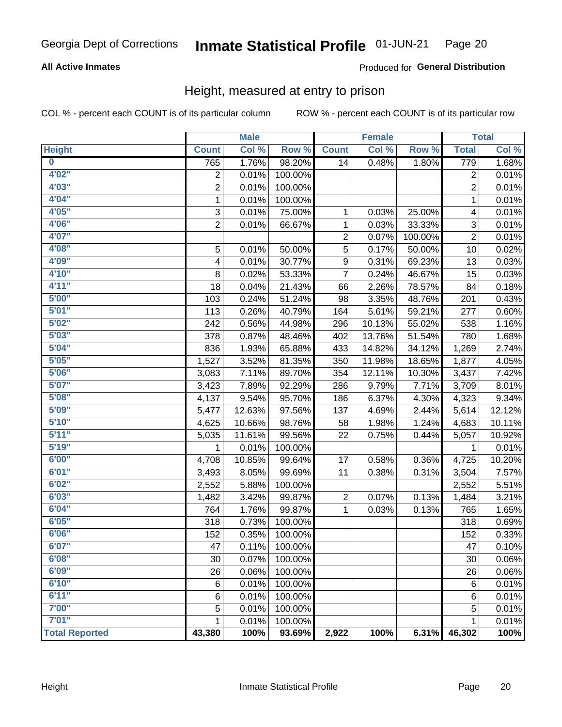Georgia Dept of Corrections **Inmate Statistical Profile** 01-JUN-21

**All Active Inmates**

Produced for **General Distribution**

## Height, measured at entry to prison

COL % - percent each COUNT is of its particular column ROW % - percent each COUNT is of its particular row

| | Male | | | Female | | | Total | |
|---|---|---|---|---|---|---|---|---|
| **Height** | **Count** | **Col %** | **Row %** | **Count** | **Col %** | **Row %** | **Total** | **Col %** |
| **0** | 765 | 1.76% | 98.20% | 14 | 0.48% | 1.80% | 779 | 1.68% |
| **4'02"** | 2 | 0.01% | 100.00% | | | | 2 | 0.01% |
| **4'03"** | 2 | 0.01% | 100.00% | | | | 2 | 0.01% |
| **4'04"** | 1 | 0.01% | 100.00% | | | | 1 | 0.01% |
| **4'05"** | 3 | 0.01% | 75.00% | 1 | 0.03% | 25.00% | 4 | 0.01% |
| **4'06"** | 2 | 0.01% | 66.67% | 1 | 0.03% | 33.33% | 3 | 0.01% |
| **4'07"** | | | | 2 | 0.07% | 100.00% | 2 | 0.01% |
| **4'08"** | 5 | 0.01% | 50.00% | 5 | 0.17% | 50.00% | 10 | 0.02% |
| **4'09"** | 4 | 0.01% | 30.77% | 9 | 0.31% | 69.23% | 13 | 0.03% |
| **4'10"** | 8 | 0.02% | 53.33% | 7 | 0.24% | 46.67% | 15 | 0.03% |
| **4'11"** | 18 | 0.04% | 21.43% | 66 | 2.26% | 78.57% | 84 | 0.18% |
| **5'00"** | 103 | 0.24% | 51.24% | 98 | 3.35% | 48.76% | 201 | 0.43% |
| **5'01"** | 113 | 0.26% | 40.79% | 164 | 5.61% | 59.21% | 277 | 0.60% |
| **5'02"** | 242 | 0.56% | 44.98% | 296 | 10.13% | 55.02% | 538 | 1.16% |
| **5'03"** | 378 | 0.87% | 48.46% | 402 | 13.76% | 51.54% | 780 | 1.68% |
| **5'04"** | 836 | 1.93% | 65.88% | 433 | 14.82% | 34.12% | 1,269 | 2.74% |
| **5'05"** | 1,527 | 3.52% | 81.35% | 350 | 11.98% | 18.65% | 1,877 | 4.05% |
| **5'06"** | 3,083 | 7.11% | 89.70% | 354 | 12.11% | 10.30% | 3,437 | 7.42% |
| **5'07"** | 3,423 | 7.89% | 92.29% | 286 | 9.79% | 7.71% | 3,709 | 8.01% |
| **5'08"** | 4,137 | 9.54% | 95.70% | 186 | 6.37% | 4.30% | 4,323 | 9.34% |
| **5'09"** | 5,477 | 12.63% | 97.56% | 137 | 4.69% | 2.44% | 5,614 | 12.12% |
| **5'10"** | 4,625 | 10.66% | 98.76% | 58 | 1.98% | 1.24% | 4,683 | 10.11% |
| **5'11"** | 5,035 | 11.61% | 99.56% | 22 | 0.75% | 0.44% | 5,057 | 10.92% |
| **5'19"** | 1 | 0.01% | 100.00% | | | | 1 | 0.01% |
| **6'00"** | 4,708 | 10.85% | 99.64% | 17 | 0.58% | 0.36% | 4,725 | 10.20% |
| **6'01"** | 3,493 | 8.05% | 99.69% | 11 | 0.38% | 0.31% | 3,504 | 7.57% |
| **6'02"** | 2,552 | 5.88% | 100.00% | | | | 2,552 | 5.51% |
| **6'03"** | 1,482 | 3.42% | 99.87% | 2 | 0.07% | 0.13% | 1,484 | 3.21% |
| **6'04"** | 764 | 1.76% | 99.87% | 1 | 0.03% | 0.13% | 765 | 1.65% |
| **6'05"** | 318 | 0.73% | 100.00% | | | | 318 | 0.69% |
| **6'06"** | 152 | 0.35% | 100.00% | | | | 152 | 0.33% |
| **6'07"** | 47 | 0.11% | 100.00% | | | | 47 | 0.10% |
| **6'08"** | 30 | 0.07% | 100.00% | | | | 30 | 0.06% |
| **6'09"** | 26 | 0.06% | 100.00% | | | | 26 | 0.06% |
| **6'10"** | 6 | 0.01% | 100.00% | | | | 6 | 0.01% |
| **6'11"** | 6 | 0.01% | 100.00% | | | | 6 | 0.01% |
| **7'00"** | 5 | 0.01% | 100.00% | | | | 5 | 0.01% |
| **7'01"** | 1 | 0.01% | 100.00% | | | | 1 | 0.01% |
| **Total Reported** | **43,380** | **100%** | **93.69%** | **2,922** | **100%** | **6.31%** | **46,302** | **100%** |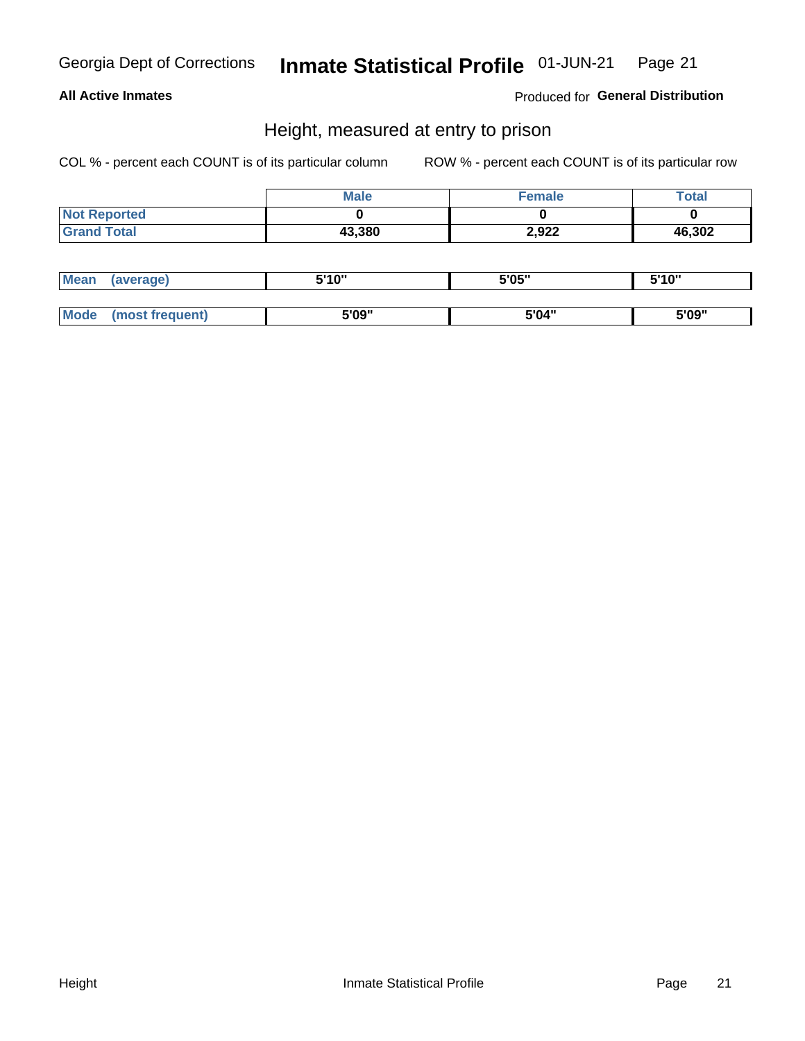Georgia Dept of Corrections **Inmate Statistical Profile** 01-JUN-21

**All Active Inmates**

Produced for **General Distribution**

## Height, measured at entry to prison

COL % - percent each COUNT is of its particular column

ROW % - percent each COUNT is of its particular row

| | Male | Female | Total |
|---|---|---|---|
| Not Reported | 0 | 0 | 0 |
| Grand Total | 43,380 | 2,922 | 46,302 |

| | Male | Female | Total |
|---|---|---|---|
| Mean (average) | 5'10" | 5'05" | 5'10" |
| Mode (most frequent) | 5'09" | 5'04" | 5'09" |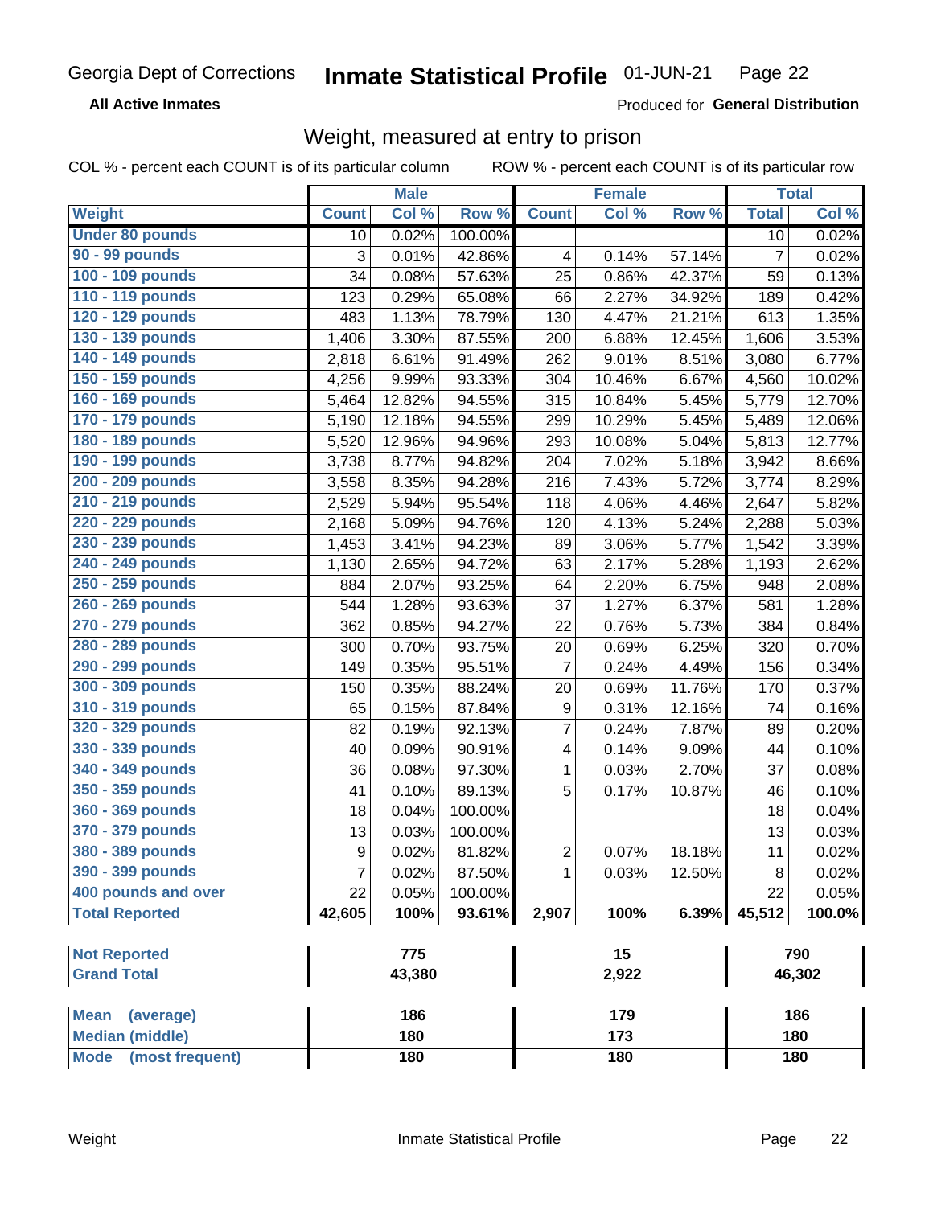Georgia Dept of Corrections **Inmate Statistical Profile** 01-JUN-21 Page 22

**All Active Inmates**

Produced for **General Distribution**

## Weight, measured at entry to prison

COL % - percent each COUNT is of its particular column ROW % - percent each COUNT is of its particular row

| | Male | | | Female | | | Total | |
|---|---|---|---|---|---|---|---|---|
| **Weight** | **Count** | **Col %** | **Row %** | **Count** | **Col %** | **Row %** | **Total** | **Col %** |
| **Under 80 pounds** | 10 | 0.02% | 100.00% | | | | 10 | 0.02% |
| **90 - 99 pounds** | 3 | 0.01% | 42.86% | 4 | 0.14% | 57.14% | 7 | 0.02% |
| **100 - 109 pounds** | 34 | 0.08% | 57.63% | 25 | 0.86% | 42.37% | 59 | 0.13% |
| **110 - 119 pounds** | 123 | 0.29% | 65.08% | 66 | 2.27% | 34.92% | 189 | 0.42% |
| **120 - 129 pounds** | 483 | 1.13% | 78.79% | 130 | 4.47% | 21.21% | 613 | 1.35% |
| **130 - 139 pounds** | 1,406 | 3.30% | 87.55% | 200 | 6.88% | 12.45% | 1,606 | 3.53% |
| **140 - 149 pounds** | 2,818 | 6.61% | 91.49% | 262 | 9.01% | 8.51% | 3,080 | 6.77% |
| **150 - 159 pounds** | 4,256 | 9.99% | 93.33% | 304 | 10.46% | 6.67% | 4,560 | 10.02% |
| **160 - 169 pounds** | 5,464 | 12.82% | 94.55% | 315 | 10.84% | 5.45% | 5,779 | 12.70% |
| **170 - 179 pounds** | 5,190 | 12.18% | 94.55% | 299 | 10.29% | 5.45% | 5,489 | 12.06% |
| **180 - 189 pounds** | 5,520 | 12.96% | 94.96% | 293 | 10.08% | 5.04% | 5,813 | 12.77% |
| **190 - 199 pounds** | 3,738 | 8.77% | 94.82% | 204 | 7.02% | 5.18% | 3,942 | 8.66% |
| **200 - 209 pounds** | 3,558 | 8.35% | 94.28% | 216 | 7.43% | 5.72% | 3,774 | 8.29% |
| **210 - 219 pounds** | 2,529 | 5.94% | 95.54% | 118 | 4.06% | 4.46% | 2,647 | 5.82% |
| **220 - 229 pounds** | 2,168 | 5.09% | 94.76% | 120 | 4.13% | 5.24% | 2,288 | 5.03% |
| **230 - 239 pounds** | 1,453 | 3.41% | 94.23% | 89 | 3.06% | 5.77% | 1,542 | 3.39% |
| **240 - 249 pounds** | 1,130 | 2.65% | 94.72% | 63 | 2.17% | 5.28% | 1,193 | 2.62% |
| **250 - 259 pounds** | 884 | 2.07% | 93.25% | 64 | 2.20% | 6.75% | 948 | 2.08% |
| **260 - 269 pounds** | 544 | 1.28% | 93.63% | 37 | 1.27% | 6.37% | 581 | 1.28% |
| **270 - 279 pounds** | 362 | 0.85% | 94.27% | 22 | 0.76% | 5.73% | 384 | 0.84% |
| **280 - 289 pounds** | 300 | 0.70% | 93.75% | 20 | 0.69% | 6.25% | 320 | 0.70% |
| **290 - 299 pounds** | 149 | 0.35% | 95.51% | 7 | 0.24% | 4.49% | 156 | 0.34% |
| **300 - 309 pounds** | 150 | 0.35% | 88.24% | 20 | 0.69% | 11.76% | 170 | 0.37% |
| **310 - 319 pounds** | 65 | 0.15% | 87.84% | 9 | 0.31% | 12.16% | 74 | 0.16% |
| **320 - 329 pounds** | 82 | 0.19% | 92.13% | 7 | 0.24% | 7.87% | 89 | 0.20% |
| **330 - 339 pounds** | 40 | 0.09% | 90.91% | 4 | 0.14% | 9.09% | 44 | 0.10% |
| **340 - 349 pounds** | 36 | 0.08% | 97.30% | 1 | 0.03% | 2.70% | 37 | 0.08% |
| **350 - 359 pounds** | 41 | 0.10% | 89.13% | 5 | 0.17% | 10.87% | 46 | 0.10% |
| **360 - 369 pounds** | 18 | 0.04% | 100.00% | | | | 18 | 0.04% |
| **370 - 379 pounds** | 13 | 0.03% | 100.00% | | | | 13 | 0.03% |
| **380 - 389 pounds** | 9 | 0.02% | 81.82% | 2 | 0.07% | 18.18% | 11 | 0.02% |
| **390 - 399 pounds** | 7 | 0.02% | 87.50% | 1 | 0.03% | 12.50% | 8 | 0.02% |
| **400 pounds and over** | 22 | 0.05% | 100.00% | | | | 22 | 0.05% |
| **Total Reported** | **42,605** | **100%** | **93.61%** | **2,907** | **100%** | **6.39%** | **45,512** | **100.0%** |

| | Male | Female | Total |
|---|---|---|---|
| **Not Reported** | 775 | 15 | 790 |
| **Grand Total** | 43,380 | 2,922 | 46,302 |

| | Male | Female | Total |
|---|---|---|---|
| **Mean (average)** | 186 | 179 | 186 |
| **Median (middle)** | 180 | 173 | 180 |
| **Mode (most frequent)** | 180 | 180 | 180 |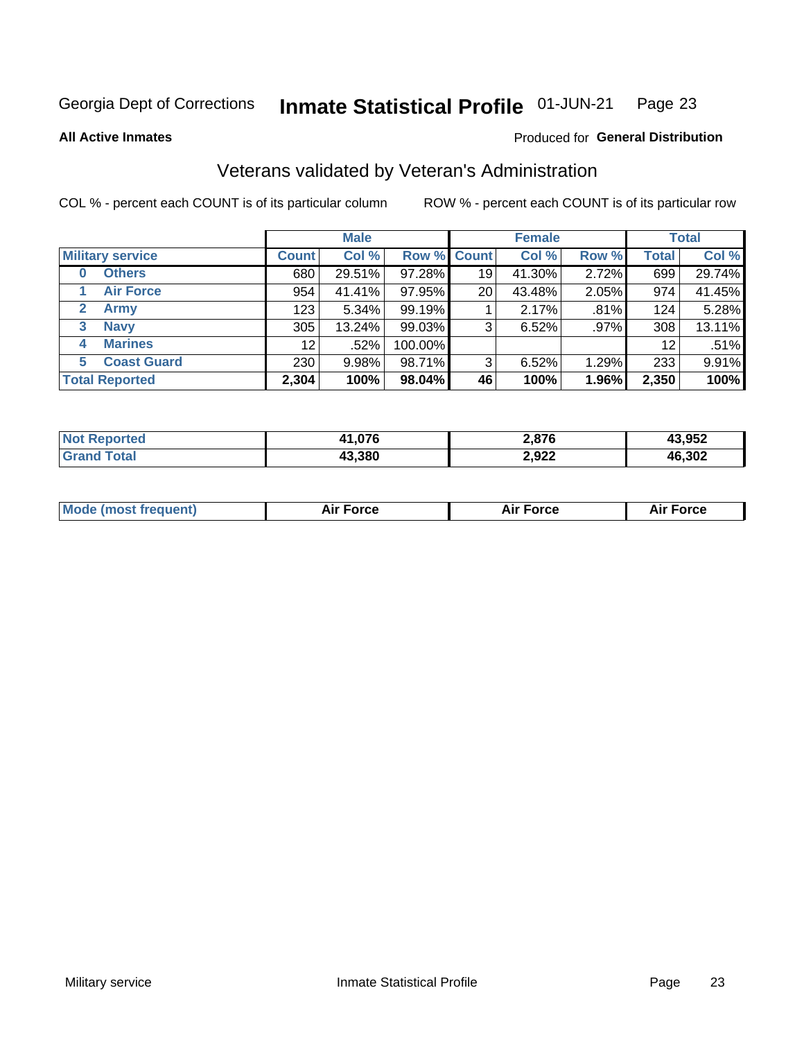Georgia Dept of Corrections **Inmate Statistical Profile** 01-JUN-21 Page 23

**All Active Inmates**

Produced for **General Distribution**

## Veterans validated by Veteran's Administration

COL % - percent each COUNT is of its particular column ROW % - percent each COUNT is of its particular row

| | | Male | | | Female | | | Total | |
|---|---|---|---|---|---|---|---|---|---|
| **Military service** | | **Count** | **Col %** | **Row %** | **Count** | **Col %** | **Row %** | **Total** | **Col %** |
| **0** | **Others** | 680 | 29.51% | 97.28% | 19 | 41.30% | 2.72% | 699 | 29.74% |
| **1** | **Air Force** | 954 | 41.41% | 97.95% | 20 | 43.48% | 2.05% | 974 | 41.45% |
| **2** | **Army** | 123 | 5.34% | 99.19% | 1 | 2.17% | .81% | 124 | 5.28% |
| **3** | **Navy** | 305 | 13.24% | 99.03% | 3 | 6.52% | .97% | 308 | 13.11% |
| **4** | **Marines** | 12 | .52% | 100.00% | | | | 12 | .51% |
| **5** | **Coast Guard** | 230 | 9.98% | 98.71% | 3 | 6.52% | 1.29% | 233 | 9.91% |
| **Total Reported** | | **2,304** | **100%** | **98.04%** | **46** | **100%** | **1.96%** | **2,350** | **100%** |

| | Male | Female | Total |
|---|---|---|---|
| **Not Reported** | **41,076** | **2,876** | **43,952** |
| **Grand Total** | **43,380** | **2,922** | **46,302** |

| | Male | Female | Total |
|---|---|---|---|
| **Mode (most frequent)** | **Air Force** | **Air Force** | **Air Force** |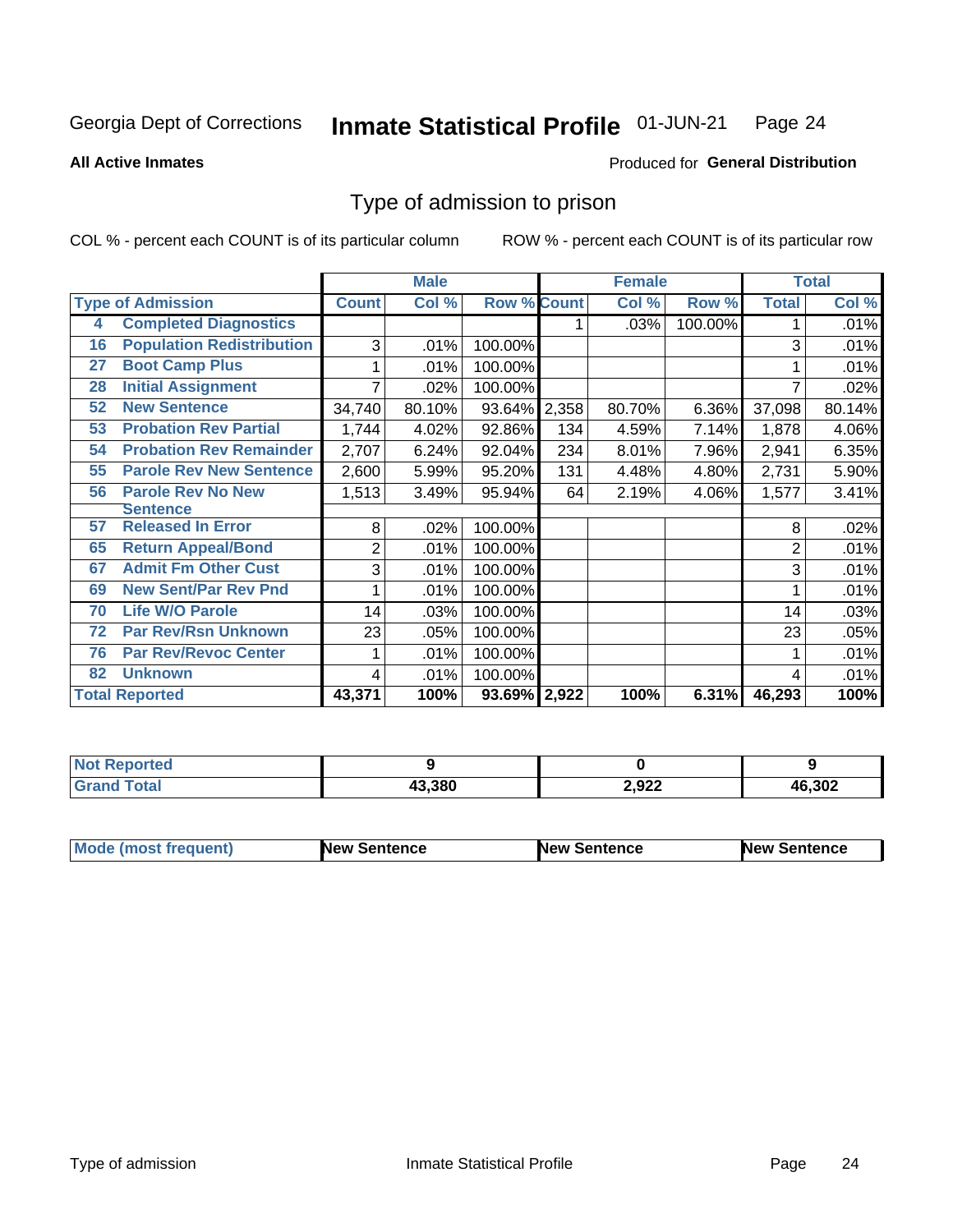Georgia Dept of Corrections **Inmate Statistical Profile** 01-JUN-21

**All Active Inmates**

Produced for **General Distribution**

## Type of admission to prison

COL % - percent each COUNT is of its particular column ROW % - percent each COUNT is of its particular row

| Type of Admission | | Male | | | Female | | | Total | |
|---|---|---|---|---|---|---|---|---|---|
| | | Count | Col % | Row % | Count | Col % | Row % | Total | Col % |
| 4 | Completed Diagnostics | | | | 1 | .03% | 100.00% | 1 | .01% |
| 16 | Population Redistribution | 3 | .01% | 100.00% | | | | 3 | .01% |
| 27 | Boot Camp Plus | 1 | .01% | 100.00% | | | | 1 | .01% |
| 28 | Initial Assignment | 7 | .02% | 100.00% | | | | 7 | .02% |
| 52 | New Sentence | 34,740 | 80.10% | 93.64% | 2,358 | 80.70% | 6.36% | 37,098 | 80.14% |
| 53 | Probation Rev Partial | 1,744 | 4.02% | 92.86% | 134 | 4.59% | 7.14% | 1,878 | 4.06% |
| 54 | Probation Rev Remainder | 2,707 | 6.24% | 92.04% | 234 | 8.01% | 7.96% | 2,941 | 6.35% |
| 55 | Parole Rev New Sentence | 2,600 | 5.99% | 95.20% | 131 | 4.48% | 4.80% | 2,731 | 5.90% |
| 56 | Parole Rev No New Sentence | 1,513 | 3.49% | 95.94% | 64 | 2.19% | 4.06% | 1,577 | 3.41% |
| 57 | Released In Error | 8 | .02% | 100.00% | | | | 8 | .02% |
| 65 | Return Appeal/Bond | 2 | .01% | 100.00% | | | | 2 | .01% |
| 67 | Admit Fm Other Cust | 3 | .01% | 100.00% | | | | 3 | .01% |
| 69 | New Sent/Par Rev Pnd | 1 | .01% | 100.00% | | | | 1 | .01% |
| 70 | Life W/O Parole | 14 | .03% | 100.00% | | | | 14 | .03% |
| 72 | Par Rev/Rsn Unknown | 23 | .05% | 100.00% | | | | 23 | .05% |
| 76 | Par Rev/Revoc Center | 1 | .01% | 100.00% | | | | 1 | .01% |
| 82 | Unknown | 4 | .01% | 100.00% | | | | 4 | .01% |
| Total Reported | | 43,371 | 100% | 93.69% | 2,922 | 100% | 6.31% | 46,293 | 100% |

| | Male | Female | Total |
|---|---|---|---|
| Not Reported | 9 | 0 | 9 |
| Grand Total | 43,380 | 2,922 | 46,302 |

| | Male | Female | Total |
|---|---|---|---|
| Mode (most frequent) | New Sentence | New Sentence | New Sentence |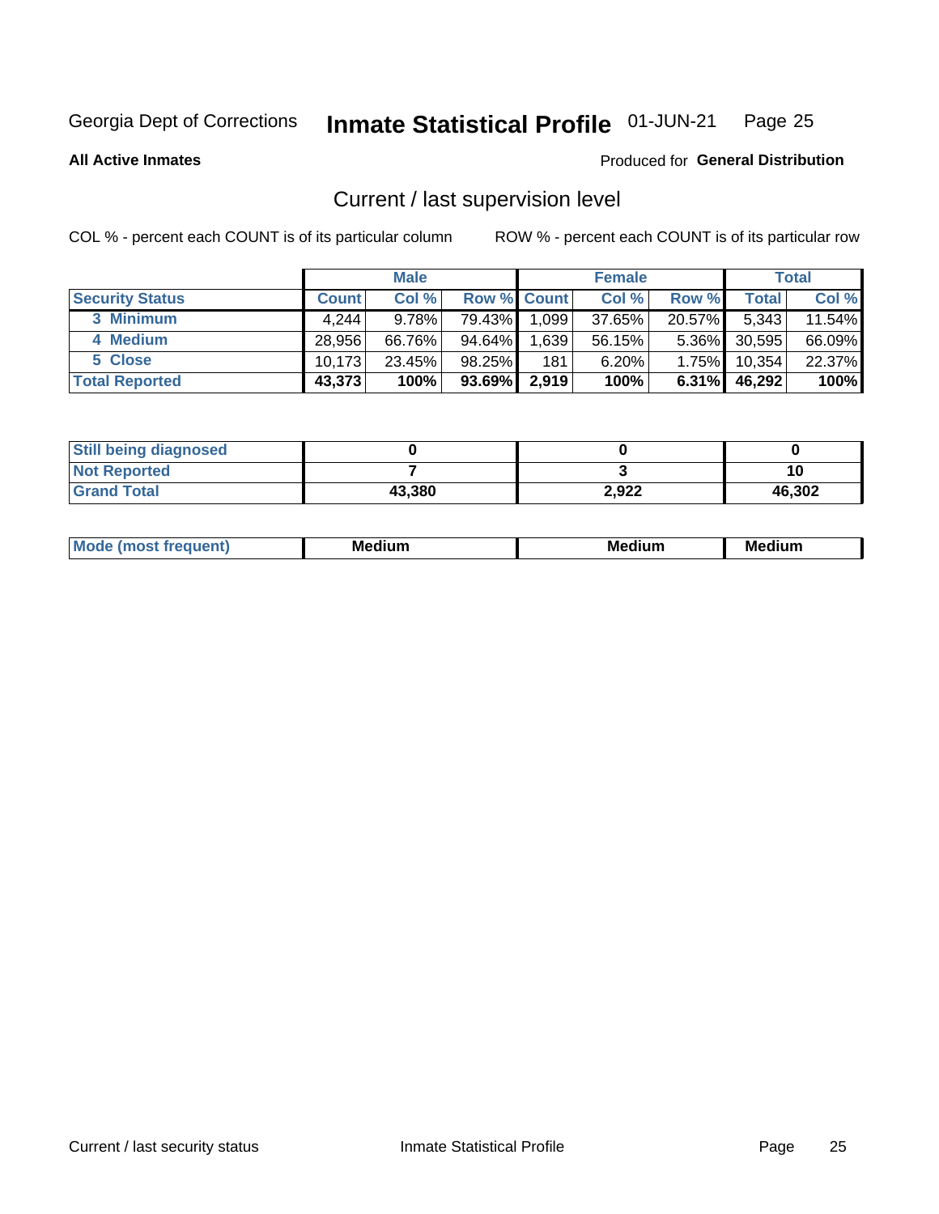Georgia Dept of Corrections **Inmate Statistical Profile** 01-JUN-21 Page 25

**All Active Inmates**

Produced for **General Distribution**

## Current / last supervision level

COL % - percent each COUNT is of its particular column

ROW % - percent each COUNT is of its particular row

| | Male | | | Female | | | Total | |
|---|---|---|---|---|---|---|---|---|
| **Security Status** | **Count** | **Col %** | **Row %** | **Count** | **Col %** | **Row %** | **Total** | **Col %** |
| 3 Minimum | 4,244 | 9.78% | 79.43% | 1,099 | 37.65% | 20.57% | 5,343 | 11.54% |
| 4 Medium | 28,956 | 66.76% | 94.64% | 1,639 | 56.15% | 5.36% | 30,595 | 66.09% |
| 5 Close | 10,173 | 23.45% | 98.25% | 181 | 6.20% | 1.75% | 10,354 | 22.37% |
| **Total Reported** | **43,373** | **100%** | **93.69%** | **2,919** | **100%** | **6.31%** | **46,292** | **100%** |

| | Male | Female | Total |
|---|---|---|---|
| **Still being diagnosed** | **0** | **0** | **0** |
| **Not Reported** | **7** | **3** | **10** |
| **Grand Total** | **43,380** | **2,922** | **46,302** |

| | Male | Female | Total |
|---|---|---|---|
| **Mode (most frequent)** | **Medium** | **Medium** | **Medium** |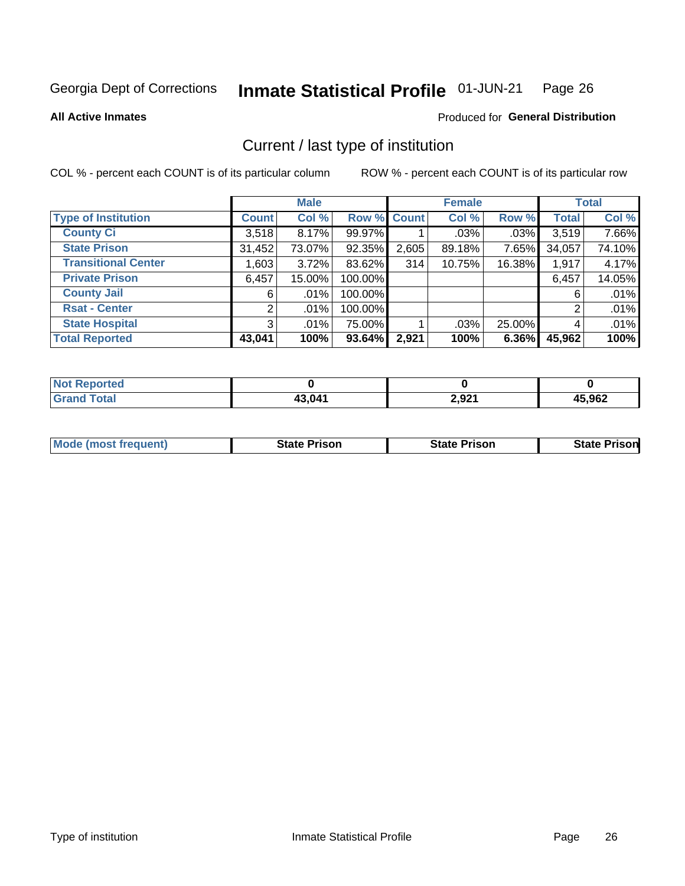Georgia Dept of Corrections **Inmate Statistical Profile** 01-JUN-21 Page 26

**All Active Inmates**

Produced for **General Distribution**

## Current / last type of institution

COL % - percent each COUNT is of its particular column ROW % - percent each COUNT is of its particular row

| | Male | | | Female | | | Total | |
|---|---|---|---|---|---|---|---|---|
| **Type of Institution** | **Count** | **Col %** | **Row %** | **Count** | **Col %** | **Row %** | **Total** | **Col %** |
| **County Ci** | 3,518 | 8.17% | 99.97% | 1 | .03% | .03% | 3,519 | 7.66% |
| **State Prison** | 31,452 | 73.07% | 92.35% | 2,605 | 89.18% | 7.65% | 34,057 | 74.10% |
| **Transitional Center** | 1,603 | 3.72% | 83.62% | 314 | 10.75% | 16.38% | 1,917 | 4.17% |
| **Private Prison** | 6,457 | 15.00% | 100.00% | | | | 6,457 | 14.05% |
| **County Jail** | 6 | .01% | 100.00% | | | | 6 | .01% |
| **Rsat - Center** | 2 | .01% | 100.00% | | | | 2 | .01% |
| **State Hospital** | 3 | .01% | 75.00% | 1 | .03% | 25.00% | 4 | .01% |
| **Total Reported** | **43,041** | **100%** | **93.64%** | **2,921** | **100%** | **6.36%** | **45,962** | **100%** |

| | Male | Female | Total |
|---|---|---|---|
| **Not Reported** | **0** | **0** | **0** |
| **Grand Total** | **43,041** | **2,921** | **45,962** |

| | Male | Female | Total |
|---|---|---|---|
| **Mode (most frequent)** | **State Prison** | **State Prison** | **State Prison** |

Type of institution Inmate Statistical Profile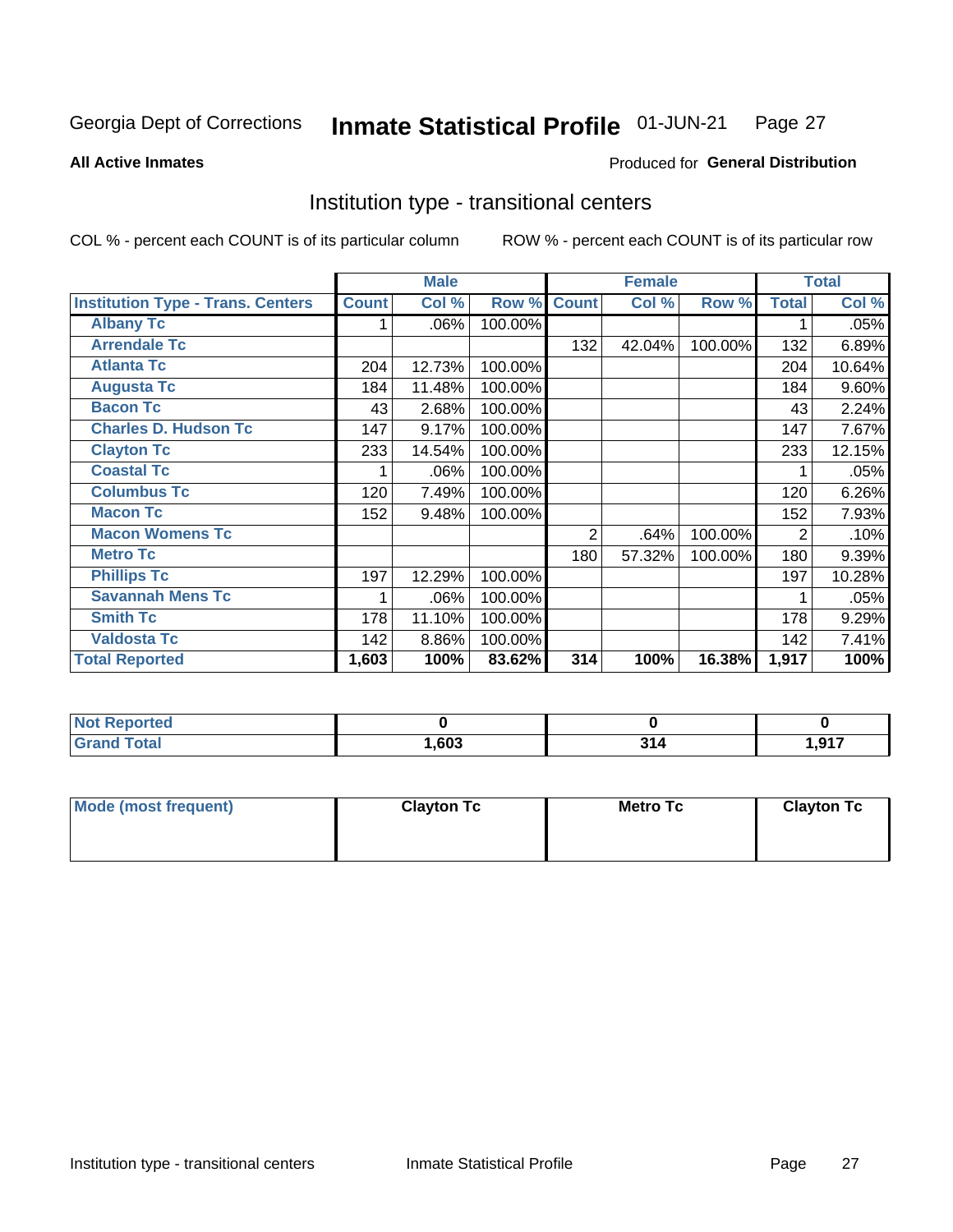Georgia Dept of Corrections **Inmate Statistical Profile** 01-JUN-21

**All Active Inmates**

Produced for **General Distribution**

## Institution type - transitional centers

COL % - percent each COUNT is of its particular column

ROW % - percent each COUNT is of its particular row

| | Male | | | Female | | | Total | |
|---|---|---|---|---|---|---|---|---|
| **Institution Type - Trans. Centers** | **Count** | **Col %** | **Row %** | **Count** | **Col %** | **Row %** | **Total** | **Col %** |
| **Albany Tc** | 1 | .06% | 100.00% | | | | 1 | .05% |
| **Arrendale Tc** | | | | 132 | 42.04% | 100.00% | 132 | 6.89% |
| **Atlanta Tc** | 204 | 12.73% | 100.00% | | | | 204 | 10.64% |
| **Augusta Tc** | 184 | 11.48% | 100.00% | | | | 184 | 9.60% |
| **Bacon Tc** | 43 | 2.68% | 100.00% | | | | 43 | 2.24% |
| **Charles D. Hudson Tc** | 147 | 9.17% | 100.00% | | | | 147 | 7.67% |
| **Clayton Tc** | 233 | 14.54% | 100.00% | | | | 233 | 12.15% |
| **Coastal Tc** | 1 | .06% | 100.00% | | | | 1 | .05% |
| **Columbus Tc** | 120 | 7.49% | 100.00% | | | | 120 | 6.26% |
| **Macon Tc** | 152 | 9.48% | 100.00% | | | | 152 | 7.93% |
| **Macon Womens Tc** | | | | 2 | .64% | 100.00% | 2 | .10% |
| **Metro Tc** | | | | 180 | 57.32% | 100.00% | 180 | 9.39% |
| **Phillips Tc** | 197 | 12.29% | 100.00% | | | | 197 | 10.28% |
| **Savannah Mens Tc** | 1 | .06% | 100.00% | | | | 1 | .05% |
| **Smith Tc** | 178 | 11.10% | 100.00% | | | | 178 | 9.29% |
| **Valdosta Tc** | 142 | 8.86% | 100.00% | | | | 142 | 7.41% |
| **Total Reported** | **1,603** | **100%** | **83.62%** | **314** | **100%** | **16.38%** | **1,917** | **100%** |

| | Male | Female | Total |
|---|---|---|---|
| **Not Reported** | **0** | **0** | **0** |
| **Grand Total** | **1,603** | **314** | **1,917** |

| | Male | Female | Total |
|---|---|---|---|
| **Mode (most frequent)** | **Clayton Tc** | **Metro Tc** | **Clayton Tc** |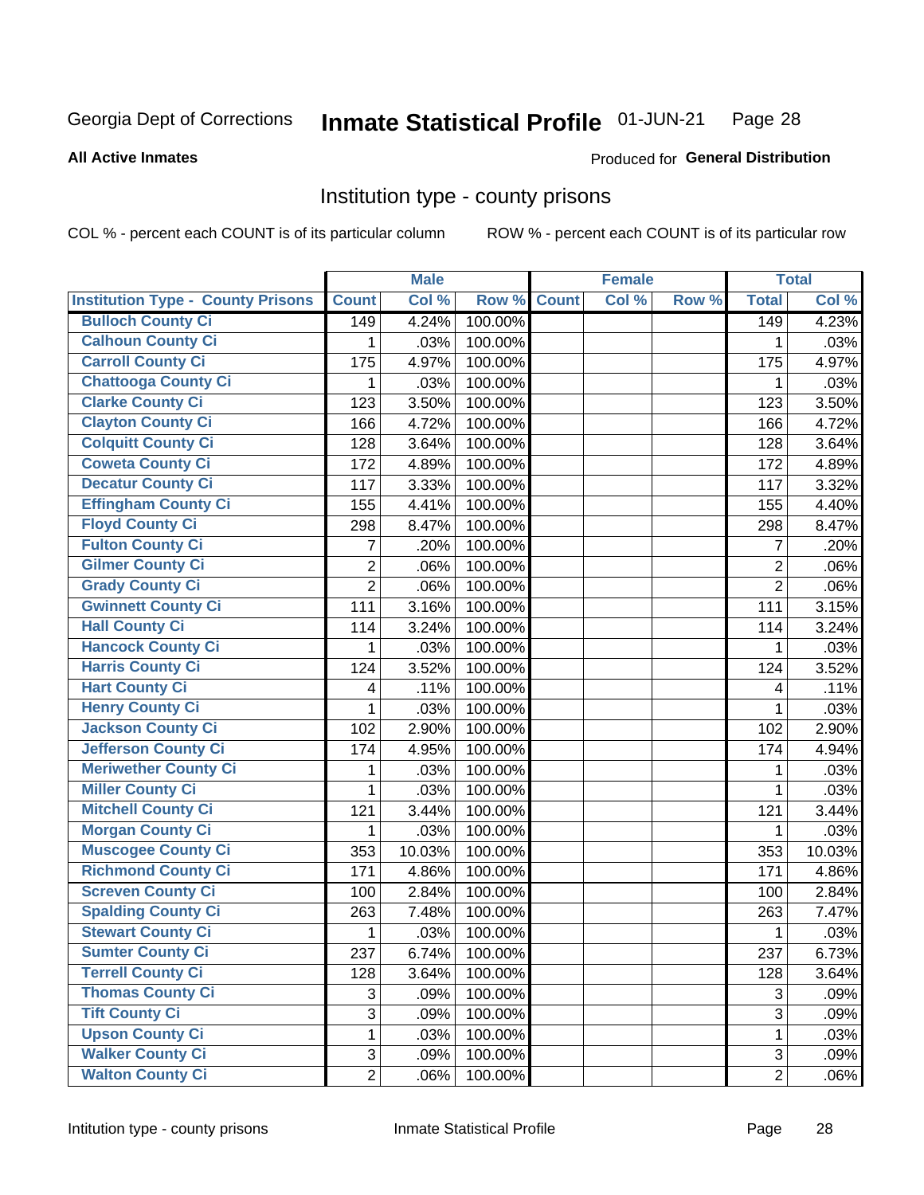Georgia Dept of Corrections **Inmate Statistical Profile** 01-JUN-21

**All Active Inmates**

Produced for **General Distribution**

## Institution type - county prisons

COL % - percent each COUNT is of its particular column

ROW % - percent each COUNT is of its particular row

| | Male | | | Female | | | Total | |
|---|---|---|---|---|---|---|---|---|
| Institution Type - County Prisons | Count | Col % | Row % | Count | Col % | Row % | Total | Col % |
| Bulloch County Ci | 149 | 4.24% | 100.00% | | | | 149 | 4.23% |
| Calhoun County Ci | 1 | .03% | 100.00% | | | | 1 | .03% |
| Carroll County Ci | 175 | 4.97% | 100.00% | | | | 175 | 4.97% |
| Chattooga County Ci | 1 | .03% | 100.00% | | | | 1 | .03% |
| Clarke County Ci | 123 | 3.50% | 100.00% | | | | 123 | 3.50% |
| Clayton County Ci | 166 | 4.72% | 100.00% | | | | 166 | 4.72% |
| Colquitt County Ci | 128 | 3.64% | 100.00% | | | | 128 | 3.64% |
| Coweta County Ci | 172 | 4.89% | 100.00% | | | | 172 | 4.89% |
| Decatur County Ci | 117 | 3.33% | 100.00% | | | | 117 | 3.32% |
| Effingham County Ci | 155 | 4.41% | 100.00% | | | | 155 | 4.40% |
| Floyd County Ci | 298 | 8.47% | 100.00% | | | | 298 | 8.47% |
| Fulton County Ci | 7 | .20% | 100.00% | | | | 7 | .20% |
| Gilmer County Ci | 2 | .06% | 100.00% | | | | 2 | .06% |
| Grady County Ci | 2 | .06% | 100.00% | | | | 2 | .06% |
| Gwinnett County Ci | 111 | 3.16% | 100.00% | | | | 111 | 3.15% |
| Hall County Ci | 114 | 3.24% | 100.00% | | | | 114 | 3.24% |
| Hancock County Ci | 1 | .03% | 100.00% | | | | 1 | .03% |
| Harris County Ci | 124 | 3.52% | 100.00% | | | | 124 | 3.52% |
| Hart County Ci | 4 | .11% | 100.00% | | | | 4 | .11% |
| Henry County Ci | 1 | .03% | 100.00% | | | | 1 | .03% |
| Jackson County Ci | 102 | 2.90% | 100.00% | | | | 102 | 2.90% |
| Jefferson County Ci | 174 | 4.95% | 100.00% | | | | 174 | 4.94% |
| Meriwether County Ci | 1 | .03% | 100.00% | | | | 1 | .03% |
| Miller County Ci | 1 | .03% | 100.00% | | | | 1 | .03% |
| Mitchell County Ci | 121 | 3.44% | 100.00% | | | | 121 | 3.44% |
| Morgan County Ci | 1 | .03% | 100.00% | | | | 1 | .03% |
| Muscogee County Ci | 353 | 10.03% | 100.00% | | | | 353 | 10.03% |
| Richmond County Ci | 171 | 4.86% | 100.00% | | | | 171 | 4.86% |
| Screven County Ci | 100 | 2.84% | 100.00% | | | | 100 | 2.84% |
| Spalding County Ci | 263 | 7.48% | 100.00% | | | | 263 | 7.47% |
| Stewart County Ci | 1 | .03% | 100.00% | | | | 1 | .03% |
| Sumter County Ci | 237 | 6.74% | 100.00% | | | | 237 | 6.73% |
| Terrell County Ci | 128 | 3.64% | 100.00% | | | | 128 | 3.64% |
| Thomas County Ci | 3 | .09% | 100.00% | | | | 3 | .09% |
| Tift County Ci | 3 | .09% | 100.00% | | | | 3 | .09% |
| Upson County Ci | 1 | .03% | 100.00% | | | | 1 | .03% |
| Walker County Ci | 3 | .09% | 100.00% | | | | 3 | .09% |
| Walton County Ci | 2 | .06% | 100.00% | | | | 2 | .06% |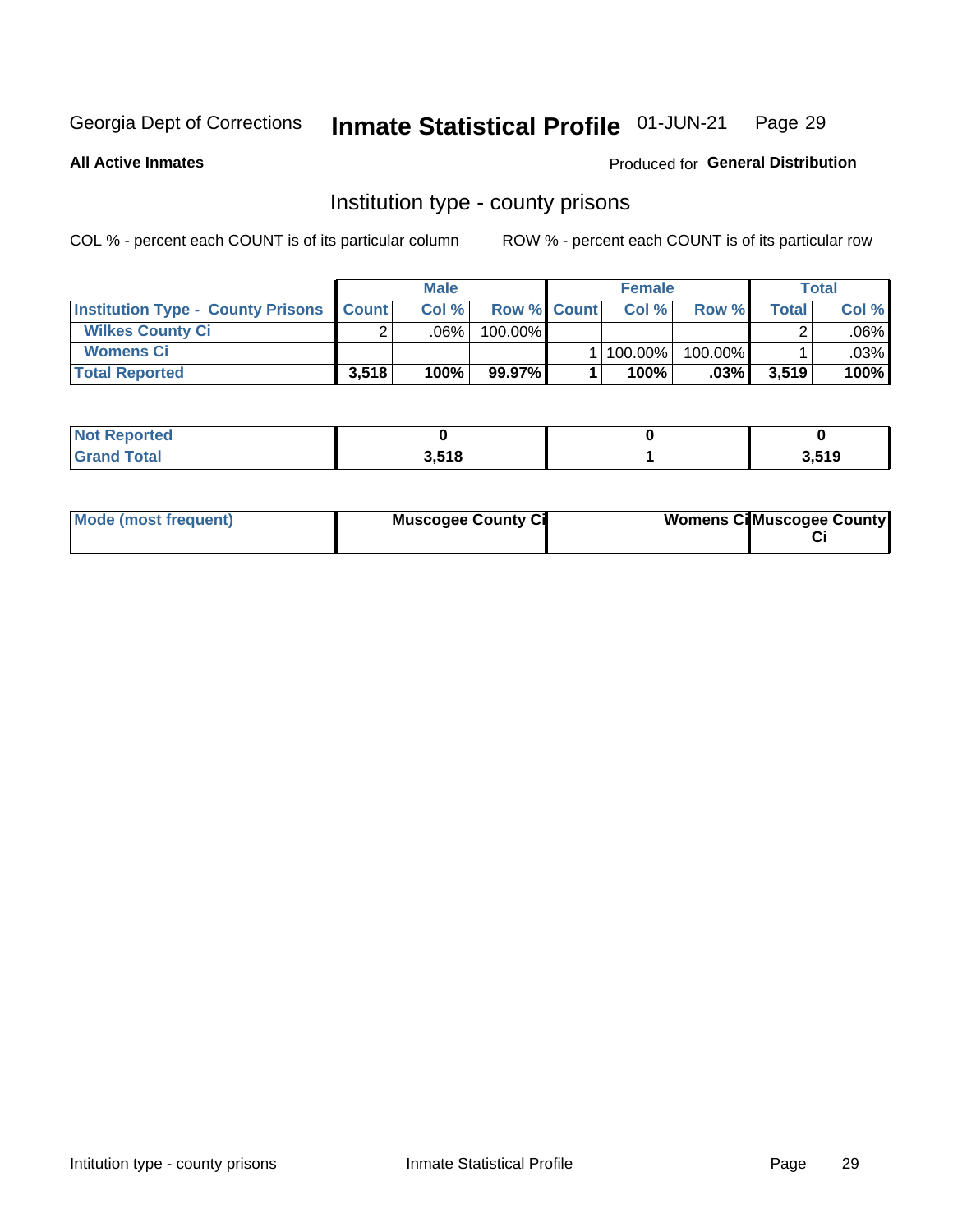Georgia Dept of Corrections **Inmate Statistical Profile** 01-JUN-21 Page 29

**All Active Inmates**

Produced for **General Distribution**

## Institution type - county prisons

COL % - percent each COUNT is of its particular column

ROW % - percent each COUNT is of its particular row

| | Male | | | Female | | | Total | |
|---|---|---|---|---|---|---|---|---|
| **Institution Type - County Prisons** | **Count** | **Col %** | **Row %** | **Count** | **Col %** | **Row %** | **Total** | **Col %** |
| **Wilkes County Ci** | 2 | .06% | 100.00% | | | | 2 | .06% |
| **Womens Ci** | | | | 1 | 100.00% | 100.00% | 1 | .03% |
| **Total Reported** | **3,518** | **100%** | **99.97%** | **1** | **100%** | **.03%** | **3,519** | **100%** |

| | Male | Female | Total |
|---|---|---|---|
| **Not Reported** | **0** | **0** | **0** |
| **Grand Total** | **3,518** | **1** | **3,519** |

| | Male | Female | Total |
|---|---|---|---|
| **Mode (most frequent)** | **Muscogee County Ci** | **Womens Ci** | **Muscogee County Ci** |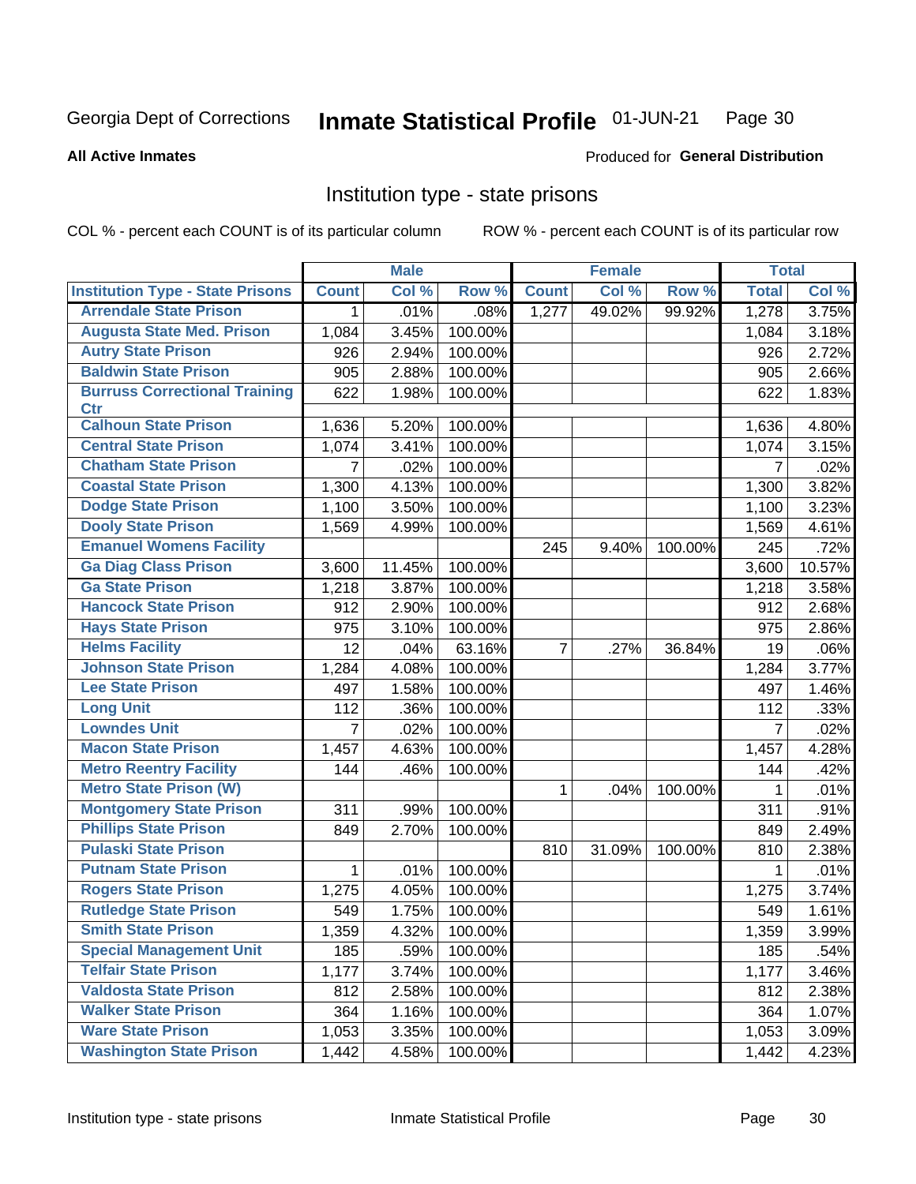Georgia Dept of Corrections **Inmate Statistical Profile** 01-JUN-21

**All Active Inmates**

Produced for **General Distribution**

## Institution type - state prisons

COL % - percent each COUNT is of its particular column ROW % - percent each COUNT is of its particular row

| | Male | | | Female | | | Total | |
|---|---|---|---|---|---|---|---|---|
| **Institution Type - State Prisons** | **Count** | **Col %** | **Row %** | **Count** | **Col %** | **Row %** | **Total** | **Col %** |
| **Arrendale State Prison** | 1 | .01% | .08% | 1,277 | 49.02% | 99.92% | 1,278 | 3.75% |
| **Augusta State Med. Prison** | 1,084 | 3.45% | 100.00% | | | | 1,084 | 3.18% |
| **Autry State Prison** | 926 | 2.94% | 100.00% | | | | 926 | 2.72% |
| **Baldwin State Prison** | 905 | 2.88% | 100.00% | | | | 905 | 2.66% |
| **Burruss Correctional Training Ctr** | 622 | 1.98% | 100.00% | | | | 622 | 1.83% |
| **Calhoun State Prison** | 1,636 | 5.20% | 100.00% | | | | 1,636 | 4.80% |
| **Central State Prison** | 1,074 | 3.41% | 100.00% | | | | 1,074 | 3.15% |
| **Chatham State Prison** | 7 | .02% | 100.00% | | | | 7 | .02% |
| **Coastal State Prison** | 1,300 | 4.13% | 100.00% | | | | 1,300 | 3.82% |
| **Dodge State Prison** | 1,100 | 3.50% | 100.00% | | | | 1,100 | 3.23% |
| **Dooly State Prison** | 1,569 | 4.99% | 100.00% | | | | 1,569 | 4.61% |
| **Emanuel Womens Facility** | | | | 245 | 9.40% | 100.00% | 245 | .72% |
| **Ga Diag Class Prison** | 3,600 | 11.45% | 100.00% | | | | 3,600 | 10.57% |
| **Ga State Prison** | 1,218 | 3.87% | 100.00% | | | | 1,218 | 3.58% |
| **Hancock State Prison** | 912 | 2.90% | 100.00% | | | | 912 | 2.68% |
| **Hays State Prison** | 975 | 3.10% | 100.00% | | | | 975 | 2.86% |
| **Helms Facility** | 12 | .04% | 63.16% | 7 | .27% | 36.84% | 19 | .06% |
| **Johnson State Prison** | 1,284 | 4.08% | 100.00% | | | | 1,284 | 3.77% |
| **Lee State Prison** | 497 | 1.58% | 100.00% | | | | 497 | 1.46% |
| **Long Unit** | 112 | .36% | 100.00% | | | | 112 | .33% |
| **Lowndes Unit** | 7 | .02% | 100.00% | | | | 7 | .02% |
| **Macon State Prison** | 1,457 | 4.63% | 100.00% | | | | 1,457 | 4.28% |
| **Metro Reentry Facility** | 144 | .46% | 100.00% | | | | 144 | .42% |
| **Metro State Prison (W)** | | | | 1 | .04% | 100.00% | 1 | .01% |
| **Montgomery State Prison** | 311 | .99% | 100.00% | | | | 311 | .91% |
| **Phillips State Prison** | 849 | 2.70% | 100.00% | | | | 849 | 2.49% |
| **Pulaski State Prison** | | | | 810 | 31.09% | 100.00% | 810 | 2.38% |
| **Putnam State Prison** | 1 | .01% | 100.00% | | | | 1 | .01% |
| **Rogers State Prison** | 1,275 | 4.05% | 100.00% | | | | 1,275 | 3.74% |
| **Rutledge State Prison** | 549 | 1.75% | 100.00% | | | | 549 | 1.61% |
| **Smith State Prison** | 1,359 | 4.32% | 100.00% | | | | 1,359 | 3.99% |
| **Special Management Unit** | 185 | .59% | 100.00% | | | | 185 | .54% |
| **Telfair State Prison** | 1,177 | 3.74% | 100.00% | | | | 1,177 | 3.46% |
| **Valdosta State Prison** | 812 | 2.58% | 100.00% | | | | 812 | 2.38% |
| **Walker State Prison** | 364 | 1.16% | 100.00% | | | | 364 | 1.07% |
| **Ware State Prison** | 1,053 | 3.35% | 100.00% | | | | 1,053 | 3.09% |
| **Washington State Prison** | 1,442 | 4.58% | 100.00% | | | | 1,442 | 4.23% |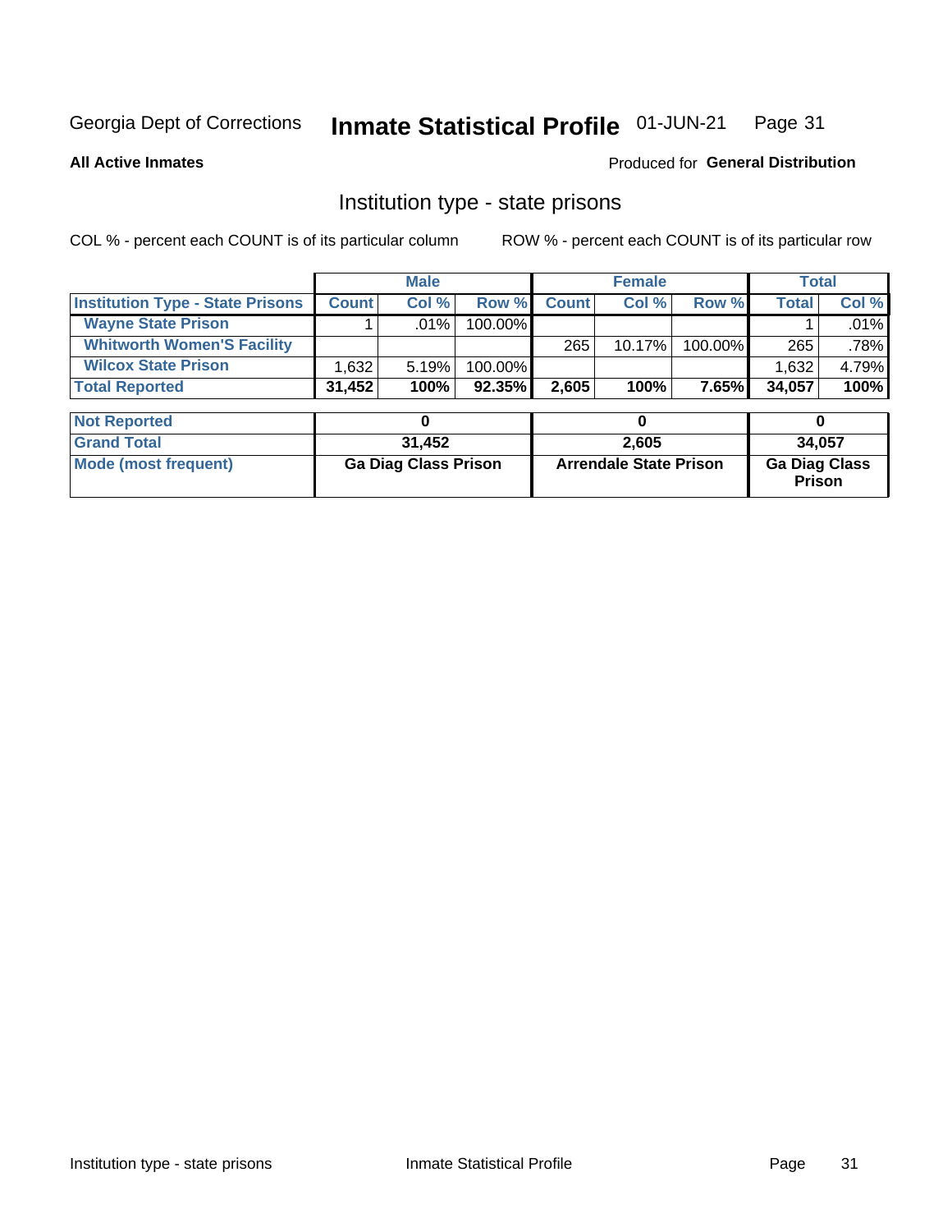Georgia Dept of Corrections **Inmate Statistical Profile** 01-JUN-21

**All Active Inmates**

Produced for **General Distribution**

## Institution type - state prisons

COL % - percent each COUNT is of its particular column

ROW % - percent each COUNT is of its particular row

| | Male | | | Female | | | Total | |
|---|---|---|---|---|---|---|---|---|
| **Institution Type - State Prisons** | **Count** | **Col %** | **Row %** | **Count** | **Col %** | **Row %** | **Total** | **Col %** |
| **Wayne State Prison** | 1 | .01% | 100.00% | | | | 1 | .01% |
| **Whitworth Women'S Facility** | | | | 265 | 10.17% | 100.00% | 265 | .78% |
| **Wilcox State Prison** | 1,632 | 5.19% | 100.00% | | | | 1,632 | 4.79% |
| **Total Reported** | **31,452** | **100%** | **92.35%** | **2,605** | **100%** | **7.65%** | **34,057** | **100%** |

| | Male | Female | Total |
|---|---|---|---|
| **Not Reported** | **0** | **0** | **0** |
| **Grand Total** | **31,452** | **2,605** | **34,057** |
| **Mode (most frequent)** | **Ga Diag Class Prison** | **Arrendale State Prison** | **Ga Diag Class Prison** |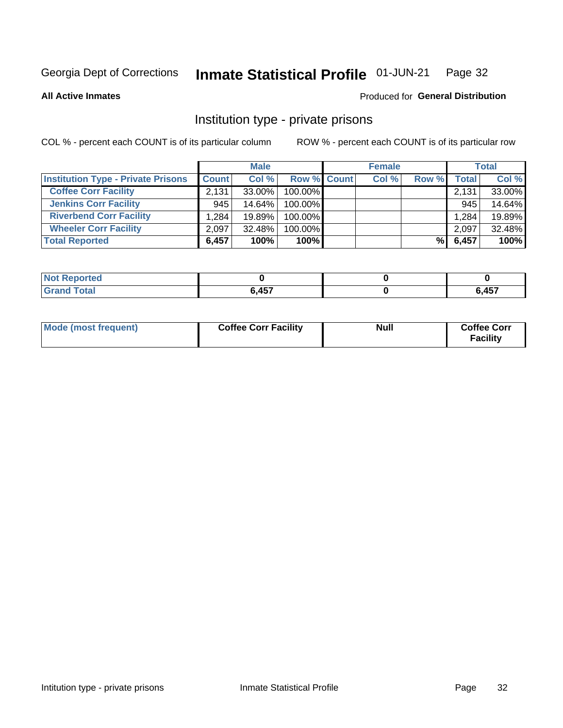Georgia Dept of Corrections **Inmate Statistical Profile** 01-JUN-21

**All Active Inmates**

Produced for **General Distribution**

## Institution type - private prisons

COL % - percent each COUNT is of its particular column

ROW % - percent each COUNT is of its particular row

| | Male | | | Female | | | Total | |
|---|---|---|---|---|---|---|---|---|
| **Institution Type - Private Prisons** | **Count** | **Col %** | **Row %** | **Count** | **Col %** | **Row %** | **Total** | **Col %** |
| **Coffee Corr Facility** | 2,131 | 33.00% | 100.00% | | | | 2,131 | 33.00% |
| **Jenkins Corr Facility** | 945 | 14.64% | 100.00% | | | | 945 | 14.64% |
| **Riverbend Corr Facility** | 1,284 | 19.89% | 100.00% | | | | 1,284 | 19.89% |
| **Wheeler Corr Facility** | 2,097 | 32.48% | 100.00% | | | | 2,097 | 32.48% |
| **Total Reported** | **6,457** | **100%** | **100%** | | | **%** | **6,457** | **100%** |

| | Male | Female | Total |
|---|---|---|---|
| **Not Reported** | **0** | **0** | **0** |
| **Grand Total** | **6,457** | **0** | **6,457** |

| | Male | Female | Total |
|---|---|---|---|
| **Mode (most frequent)** | **Coffee Corr Facility** | **Null** | **Coffee Corr Facility** |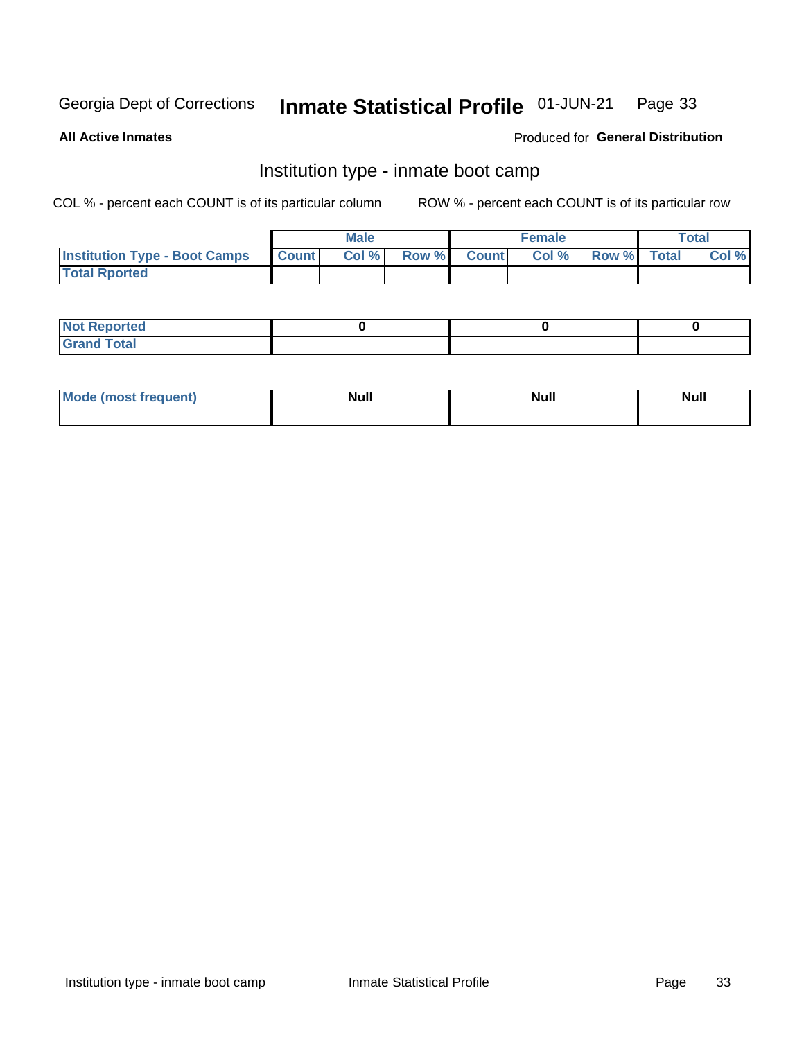Georgia Dept of Corrections **Inmate Statistical Profile** 01-JUN-21

**All Active Inmates**

Produced for **General Distribution**

## Institution type - inmate boot camp

COL % - percent each COUNT is of its particular column

ROW % - percent each COUNT is of its particular row

| | Male | | | Female | | | Total | |
|---|---|---|---|---|---|---|---|---|
| **Institution Type - Boot Camps** | **Count** | **Col %** | **Row %** | **Count** | **Col %** | **Row %** | **Total** | **Col %** |
| **Total Rported** | | | | | | | | |

| | Male | Female | Total |
|---|---|---|---|
| **Not Reported** | **0** | **0** | **0** |
| **Grand Total** | | | |

| | Male | Female | Total |
|---|---|---|---|
| **Mode (most frequent)** | **Null** | **Null** | **Null** |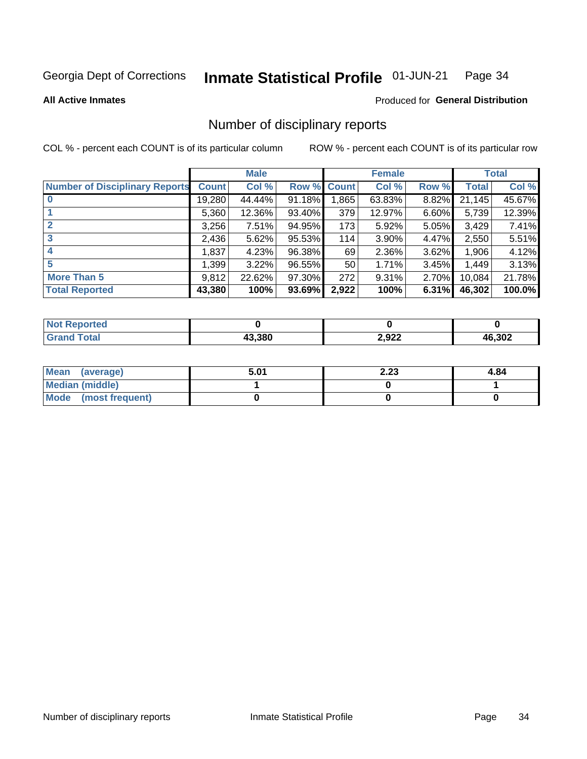Georgia Dept of Corrections **Inmate Statistical Profile** 01-JUN-21

**All Active Inmates**

Produced for **General Distribution**

## Number of disciplinary reports

COL % - percent each COUNT is of its particular column

ROW % - percent each COUNT is of its particular row

| | Male | | | Female | | | Total | |
|---|---|---|---|---|---|---|---|---|
| **Number of Disciplinary Reports** | **Count** | **Col %** | **Row %** | **Count** | **Col %** | **Row %** | **Total** | **Col %** |
| **0** | 19,280 | 44.44% | 91.18% | 1,865 | 63.83% | 8.82% | 21,145 | 45.67% |
| **1** | 5,360 | 12.36% | 93.40% | 379 | 12.97% | 6.60% | 5,739 | 12.39% |
| **2** | 3,256 | 7.51% | 94.95% | 173 | 5.92% | 5.05% | 3,429 | 7.41% |
| **3** | 2,436 | 5.62% | 95.53% | 114 | 3.90% | 4.47% | 2,550 | 5.51% |
| **4** | 1,837 | 4.23% | 96.38% | 69 | 2.36% | 3.62% | 1,906 | 4.12% |
| **5** | 1,399 | 3.22% | 96.55% | 50 | 1.71% | 3.45% | 1,449 | 3.13% |
| **More Than 5** | 9,812 | 22.62% | 97.30% | 272 | 9.31% | 2.70% | 10,084 | 21.78% |
| **Total Reported** | **43,380** | **100%** | **93.69%** | **2,922** | **100%** | **6.31%** | **46,302** | **100.0%** |

| | Male | Female | Total |
|---|---|---|---|
| **Not Reported** | **0** | **0** | **0** |
| **Grand Total** | **43,380** | **2,922** | **46,302** |

| | Male | Female | Total |
|---|---|---|---|
| **Mean (average)** | **5.01** | **2.23** | **4.84** |
| **Median (middle)** | **1** | **0** | **1** |
| **Mode (most frequent)** | **0** | **0** | **0** |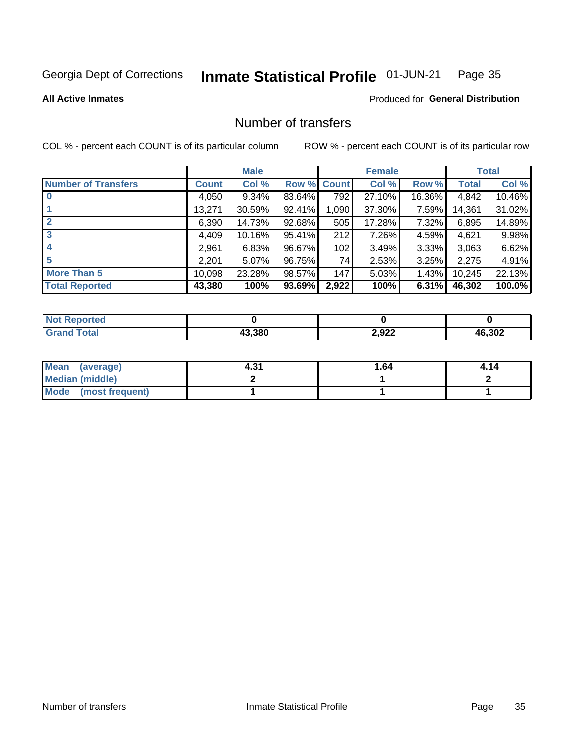Georgia Dept of Corrections **Inmate Statistical Profile** 01-JUN-21

**All Active Inmates**

Produced for **General Distribution**

## Number of transfers

COL % - percent each COUNT is of its particular column ROW % - percent each COUNT is of its particular row

| | Male | | | Female | | | Total | |
|---|---|---|---|---|---|---|---|---|
| **Number of Transfers** | **Count** | **Col %** | **Row %** | **Count** | **Col %** | **Row %** | **Total** | **Col %** |
| **0** | 4,050 | 9.34% | 83.64% | 792 | 27.10% | 16.36% | 4,842 | 10.46% |
| **1** | 13,271 | 30.59% | 92.41% | 1,090 | 37.30% | 7.59% | 14,361 | 31.02% |
| **2** | 6,390 | 14.73% | 92.68% | 505 | 17.28% | 7.32% | 6,895 | 14.89% |
| **3** | 4,409 | 10.16% | 95.41% | 212 | 7.26% | 4.59% | 4,621 | 9.98% |
| **4** | 2,961 | 6.83% | 96.67% | 102 | 3.49% | 3.33% | 3,063 | 6.62% |
| **5** | 2,201 | 5.07% | 96.75% | 74 | 2.53% | 3.25% | 2,275 | 4.91% |
| **More Than 5** | 10,098 | 23.28% | 98.57% | 147 | 5.03% | 1.43% | 10,245 | 22.13% |
| **Total Reported** | **43,380** | **100%** | **93.69%** | **2,922** | **100%** | **6.31%** | **46,302** | **100.0%** |

| | Male | Female | Total |
|---|---|---|---|
| **Not Reported** | **0** | **0** | **0** |
| **Grand Total** | **43,380** | **2,922** | **46,302** |

| | Male | Female | Total |
|---|---|---|---|
| **Mean (average)** | **4.31** | **1.64** | **4.14** |
| **Median (middle)** | **2** | **1** | **2** |
| **Mode (most frequent)** | **1** | **1** | **1** |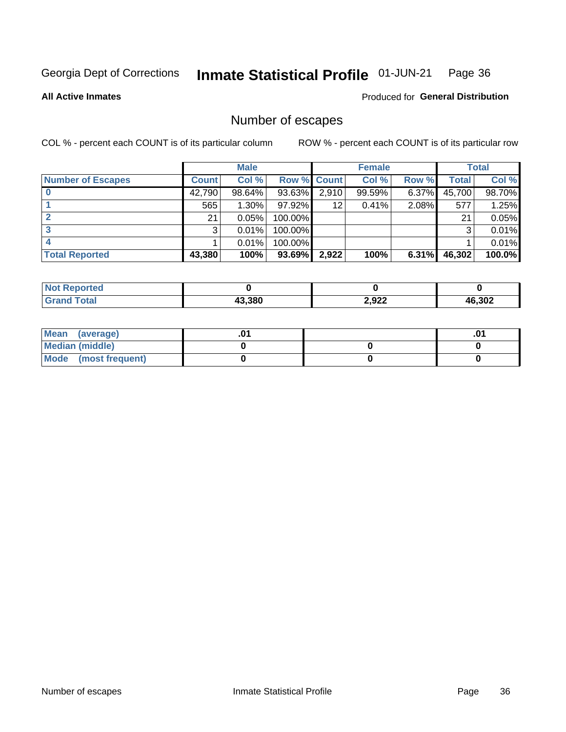Georgia Dept of Corrections **Inmate Statistical Profile** 01-JUN-21

**All Active Inmates**

Produced for **General Distribution**

## Number of escapes

COL % - percent each COUNT is of its particular column

ROW % - percent each COUNT is of its particular row

| | Male | | | Female | | | Total | |
|---|---|---|---|---|---|---|---|---|
| **Number of Escapes** | **Count** | **Col %** | **Row %** | **Count** | **Col %** | **Row %** | **Total** | **Col %** |
| **0** | 42,790 | 98.64% | 93.63% | 2,910 | 99.59% | 6.37% | 45,700 | 98.70% |
| **1** | 565 | 1.30% | 97.92% | 12 | 0.41% | 2.08% | 577 | 1.25% |
| **2** | 21 | 0.05% | 100.00% | | | | 21 | 0.05% |
| **3** | 3 | 0.01% | 100.00% | | | | 3 | 0.01% |
| **4** | 1 | 0.01% | 100.00% | | | | 1 | 0.01% |
| **Total Reported** | **43,380** | **100%** | **93.69%** | **2,922** | **100%** | **6.31%** | **46,302** | **100.0%** |

| | Male | Female | Total |
|---|---|---|---|
| **Not Reported** | **0** | **0** | **0** |
| **Grand Total** | **43,380** | **2,922** | **46,302** |

| | Male | Female | Total |
|---|---|---|---|
| **Mean (average)** | **.01** | | **.01** |
| **Median (middle)** | **0** | **0** | **0** |
| **Mode (most frequent)** | **0** | **0** | **0** |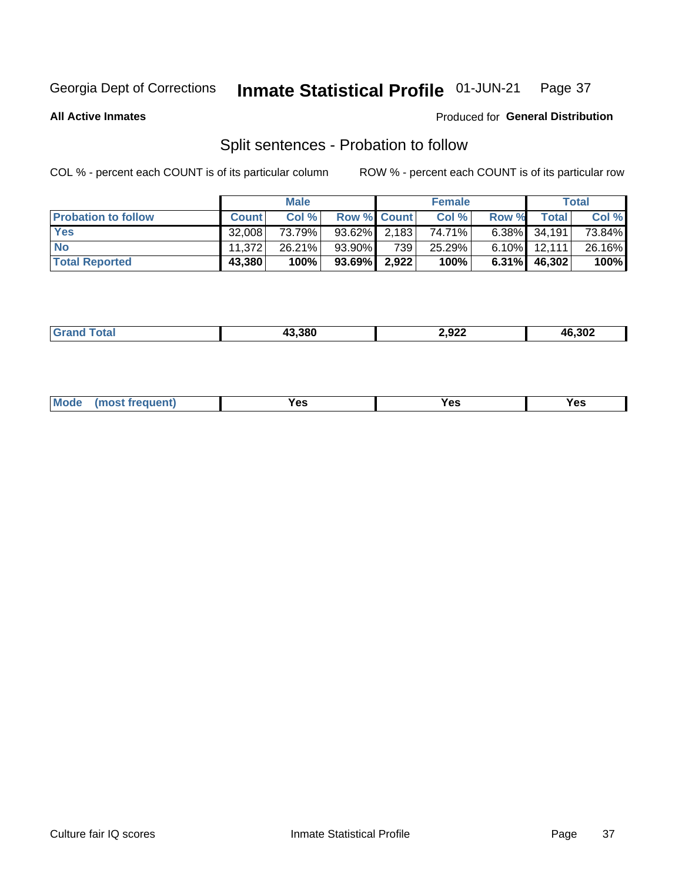Georgia Dept of Corrections **Inmate Statistical Profile** 01-JUN-21

**All Active Inmates**

Produced for **General Distribution**

## Split sentences - Probation to follow

COL % - percent each COUNT is of its particular column

ROW % - percent each COUNT is of its particular row

| | Male | | | Female | | | Total | |
|---|---|---|---|---|---|---|---|---|
| **Probation to follow** | **Count** | **Col %** | **Row %** | **Count** | **Col %** | **Row %** | **Total** | **Col %** |
| **Yes** | 32,008 | 73.79% | 93.62% | 2,183 | 74.71% | 6.38% | 34,191 | 73.84% |
| **No** | 11,372 | 26.21% | 93.90% | 739 | 25.29% | 6.10% | 12,111 | 26.16% |
| **Total Reported** | **43,380** | **100%** | **93.69%** | **2,922** | **100%** | **6.31%** | **46,302** | **100%** |

| | | | |
|---|---|---|---|
| **Grand Total** | **43,380** | **2,922** | **46,302** |

| | | | |
|---|---|---|---|
| **Mode (most frequent)** | **Yes** | **Yes** | **Yes** |

Culture fair IQ scores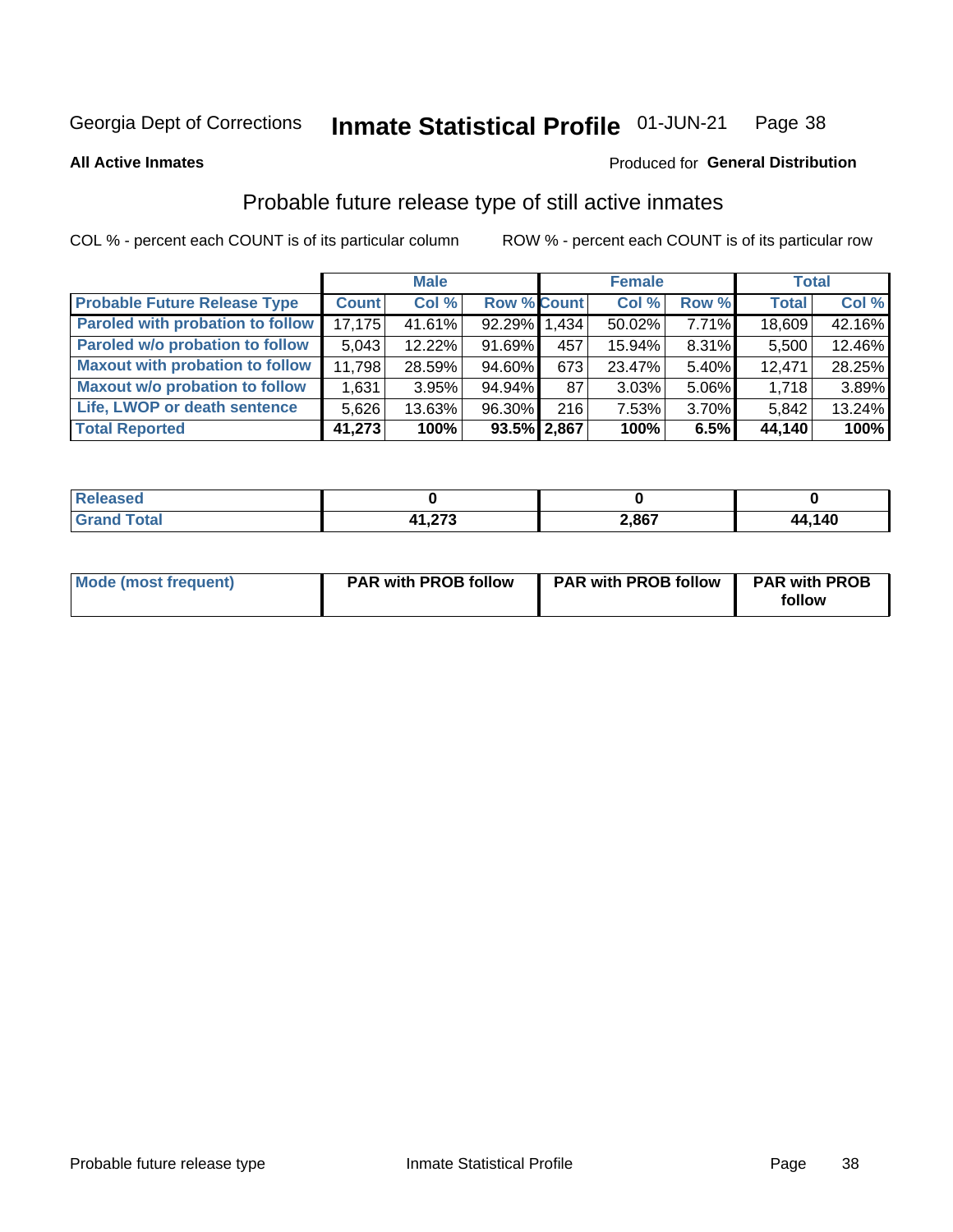Georgia Dept of Corrections **Inmate Statistical Profile** 01-JUN-21

**All Active Inmates**

Produced for **General Distribution**

## Probable future release type of still active inmates

COL % - percent each COUNT is of its particular column

ROW % - percent each COUNT is of its particular row

| | Male | | | Female | | | Total | |
|---|---|---|---|---|---|---|---|---|
| **Probable Future Release Type** | **Count** | **Col %** | **Row %** | **Count** | **Col %** | **Row %** | **Total** | **Col %** |
| **Paroled with probation to follow** | 17,175 | 41.61% | 92.29% | 1,434 | 50.02% | 7.71% | 18,609 | 42.16% |
| **Paroled w/o probation to follow** | 5,043 | 12.22% | 91.69% | 457 | 15.94% | 8.31% | 5,500 | 12.46% |
| **Maxout with probation to follow** | 11,798 | 28.59% | 94.60% | 673 | 23.47% | 5.40% | 12,471 | 28.25% |
| **Maxout w/o probation to follow** | 1,631 | 3.95% | 94.94% | 87 | 3.03% | 5.06% | 1,718 | 3.89% |
| **Life, LWOP or death sentence** | 5,626 | 13.63% | 96.30% | 216 | 7.53% | 3.70% | 5,842 | 13.24% |
| **Total Reported** | **41,273** | **100%** | **93.5%** | **2,867** | **100%** | **6.5%** | **44,140** | **100%** |

| | Male | Female | Total |
|---|---|---|---|
| **Released** | **0** | **0** | **0** |
| **Grand Total** | **41,273** | **2,867** | **44,140** |

| | Male | Female | Total |
|---|---|---|---|
| **Mode (most frequent)** | **PAR with PROB follow** | **PAR with PROB follow** | **PAR with PROB follow** |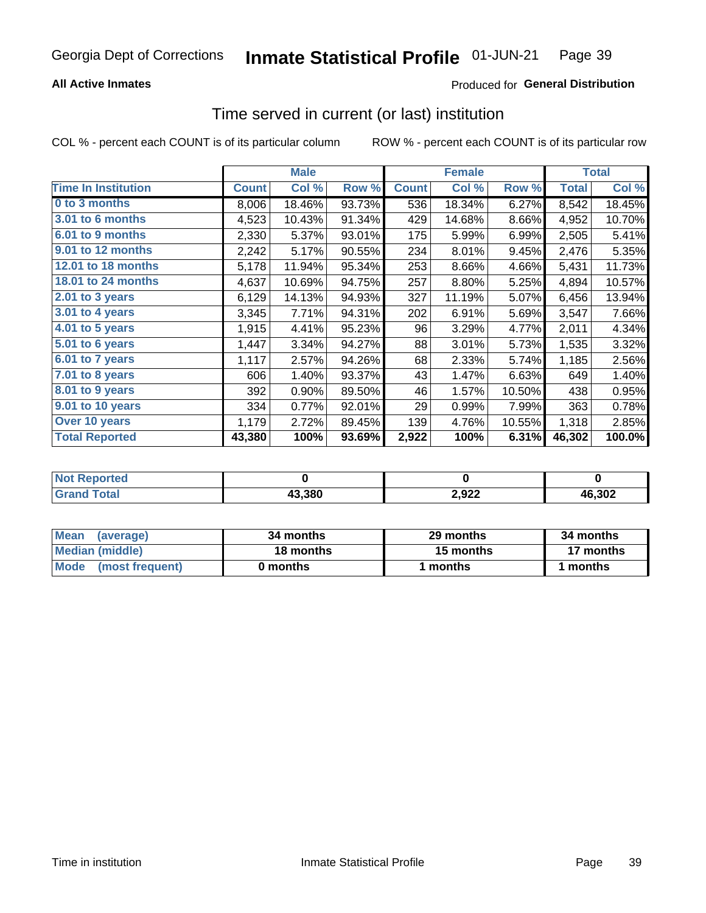**All Active Inmates**

Produced for **General Distribution**

## Time served in current (or last) institution

COL % - percent each COUNT is of its particular column

ROW % - percent each COUNT is of its particular row

| | Male | | | Female | | | Total | |
|---|---|---|---|---|---|---|---|---|
| **Time In Institution** | **Count** | **Col %** | **Row %** | **Count** | **Col %** | **Row %** | **Total** | **Col %** |
| 0 to 3 months | 8,006 | 18.46% | 93.73% | 536 | 18.34% | 6.27% | 8,542 | 18.45% |
| 3.01 to 6 months | 4,523 | 10.43% | 91.34% | 429 | 14.68% | 8.66% | 4,952 | 10.70% |
| 6.01 to 9 months | 2,330 | 5.37% | 93.01% | 175 | 5.99% | 6.99% | 2,505 | 5.41% |
| 9.01 to 12 months | 2,242 | 5.17% | 90.55% | 234 | 8.01% | 9.45% | 2,476 | 5.35% |
| 12.01 to 18 months | 5,178 | 11.94% | 95.34% | 253 | 8.66% | 4.66% | 5,431 | 11.73% |
| 18.01 to 24 months | 4,637 | 10.69% | 94.75% | 257 | 8.80% | 5.25% | 4,894 | 10.57% |
| 2.01 to 3 years | 6,129 | 14.13% | 94.93% | 327 | 11.19% | 5.07% | 6,456 | 13.94% |
| 3.01 to 4 years | 3,345 | 7.71% | 94.31% | 202 | 6.91% | 5.69% | 3,547 | 7.66% |
| 4.01 to 5 years | 1,915 | 4.41% | 95.23% | 96 | 3.29% | 4.77% | 2,011 | 4.34% |
| 5.01 to 6 years | 1,447 | 3.34% | 94.27% | 88 | 3.01% | 5.73% | 1,535 | 3.32% |
| 6.01 to 7 years | 1,117 | 2.57% | 94.26% | 68 | 2.33% | 5.74% | 1,185 | 2.56% |
| 7.01 to 8 years | 606 | 1.40% | 93.37% | 43 | 1.47% | 6.63% | 649 | 1.40% |
| 8.01 to 9 years | 392 | 0.90% | 89.50% | 46 | 1.57% | 10.50% | 438 | 0.95% |
| 9.01 to 10 years | 334 | 0.77% | 92.01% | 29 | 0.99% | 7.99% | 363 | 0.78% |
| Over 10 years | 1,179 | 2.72% | 89.45% | 139 | 4.76% | 10.55% | 1,318 | 2.85% |
| **Total Reported** | **43,380** | **100%** | **93.69%** | **2,922** | **100%** | **6.31%** | **46,302** | **100.0%** |

| | Male | Female | Total |
|---|---|---|---|
| Not Reported | 0 | 0 | 0 |
| Grand Total | 43,380 | 2,922 | 46,302 |

| | Male | Female | Total |
|---|---|---|---|
| Mean (average) | 34 months | 29 months | 34 months |
| Median (middle) | 18 months | 15 months | 17 months |
| Mode (most frequent) | 0 months | 1 months | 1 months |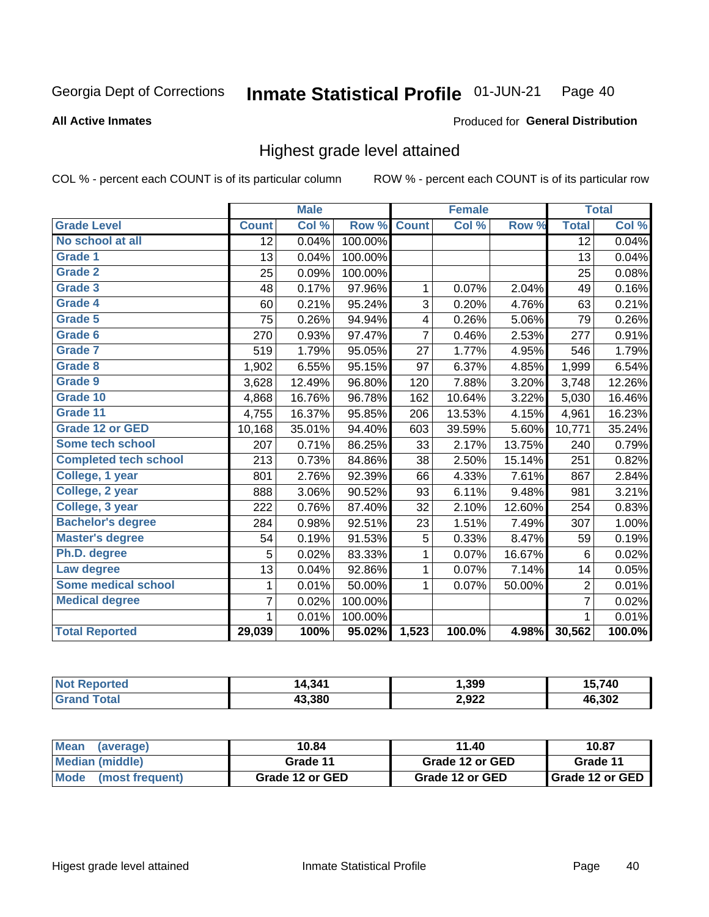Georgia Dept of Corrections **Inmate Statistical Profile** 01-JUN-21

**All Active Inmates**

Produced for **General Distribution**

## Highest grade level attained

COL % - percent each COUNT is of its particular column ROW % - percent each COUNT is of its particular row

| | Male | | | Female | | | Total | |
|---|---|---|---|---|---|---|---|---|
| **Grade Level** | **Count** | **Col %** | **Row %** | **Count** | **Col %** | **Row %** | **Total** | **Col %** |
| No school at all | 12 | 0.04% | 100.00% | | | | 12 | 0.04% |
| Grade 1 | 13 | 0.04% | 100.00% | | | | 13 | 0.04% |
| Grade 2 | 25 | 0.09% | 100.00% | | | | 25 | 0.08% |
| Grade 3 | 48 | 0.17% | 97.96% | 1 | 0.07% | 2.04% | 49 | 0.16% |
| Grade 4 | 60 | 0.21% | 95.24% | 3 | 0.20% | 4.76% | 63 | 0.21% |
| Grade 5 | 75 | 0.26% | 94.94% | 4 | 0.26% | 5.06% | 79 | 0.26% |
| Grade 6 | 270 | 0.93% | 97.47% | 7 | 0.46% | 2.53% | 277 | 0.91% |
| Grade 7 | 519 | 1.79% | 95.05% | 27 | 1.77% | 4.95% | 546 | 1.79% |
| Grade 8 | 1,902 | 6.55% | 95.15% | 97 | 6.37% | 4.85% | 1,999 | 6.54% |
| Grade 9 | 3,628 | 12.49% | 96.80% | 120 | 7.88% | 3.20% | 3,748 | 12.26% |
| Grade 10 | 4,868 | 16.76% | 96.78% | 162 | 10.64% | 3.22% | 5,030 | 16.46% |
| Grade 11 | 4,755 | 16.37% | 95.85% | 206 | 13.53% | 4.15% | 4,961 | 16.23% |
| Grade 12 or GED | 10,168 | 35.01% | 94.40% | 603 | 39.59% | 5.60% | 10,771 | 35.24% |
| Some tech school | 207 | 0.71% | 86.25% | 33 | 2.17% | 13.75% | 240 | 0.79% |
| Completed tech school | 213 | 0.73% | 84.86% | 38 | 2.50% | 15.14% | 251 | 0.82% |
| College, 1 year | 801 | 2.76% | 92.39% | 66 | 4.33% | 7.61% | 867 | 2.84% |
| College, 2 year | 888 | 3.06% | 90.52% | 93 | 6.11% | 9.48% | 981 | 3.21% |
| College, 3 year | 222 | 0.76% | 87.40% | 32 | 2.10% | 12.60% | 254 | 0.83% |
| Bachelor's degree | 284 | 0.98% | 92.51% | 23 | 1.51% | 7.49% | 307 | 1.00% |
| Master's degree | 54 | 0.19% | 91.53% | 5 | 0.33% | 8.47% | 59 | 0.19% |
| Ph.D. degree | 5 | 0.02% | 83.33% | 1 | 0.07% | 16.67% | 6 | 0.02% |
| Law degree | 13 | 0.04% | 92.86% | 1 | 0.07% | 7.14% | 14 | 0.05% |
| Some medical school | 1 | 0.01% | 50.00% | 1 | 0.07% | 50.00% | 2 | 0.01% |
| Medical degree | 7 | 0.02% | 100.00% | | | | 7 | 0.02% |
| | 1 | 0.01% | 100.00% | | | | 1 | 0.01% |
| **Total Reported** | **29,039** | **100%** | **95.02%** | **1,523** | **100.0%** | **4.98%** | **30,562** | **100.0%** |

| | Male | Female | Total |
|---|---|---|---|
| Not Reported | 14,341 | 1,399 | 15,740 |
| Grand Total | 43,380 | 2,922 | 46,302 |

| | Male | Female | Total |
|---|---|---|---|
| Mean (average) | 10.84 | 11.40 | 10.87 |
| Median (middle) | Grade 11 | Grade 12 or GED | Grade 11 |
| Mode (most frequent) | Grade 12 or GED | Grade 12 or GED | Grade 12 or GED |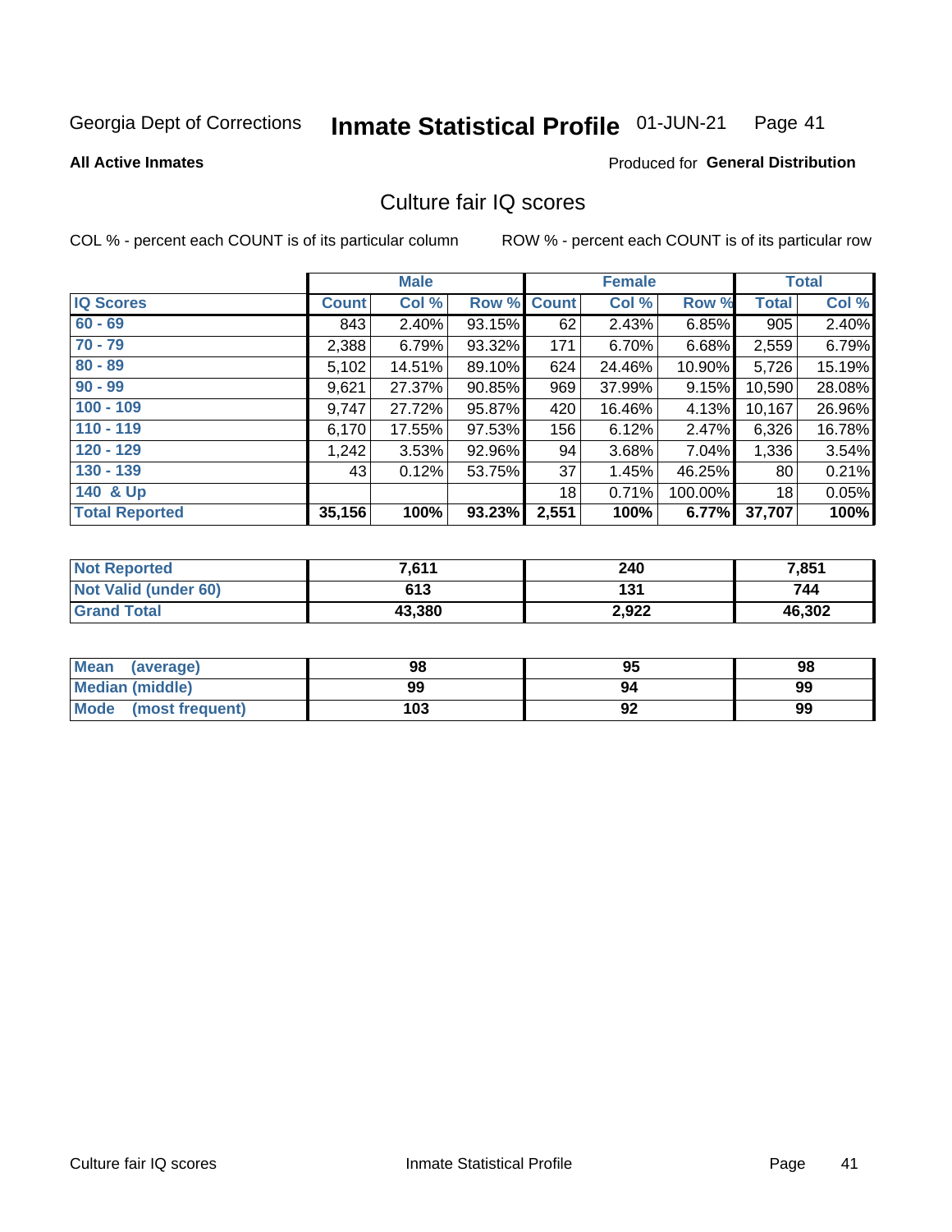Georgia Dept of Corrections **Inmate Statistical Profile** 01-JUN-21

**All Active Inmates** Produced for **General Distribution**

## Culture fair IQ scores

COL % - percent each COUNT is of its particular column ROW % - percent each COUNT is of its particular row

| | Male | | | Female | | | Total | |
|---|---|---|---|---|---|---|---|---|
| **IQ Scores** | **Count** | **Col %** | **Row %** | **Count** | **Col %** | **Row %** | **Total** | **Col %** |
| **60 - 69** | 843 | 2.40% | 93.15% | 62 | 2.43% | 6.85% | 905 | 2.40% |
| **70 - 79** | 2,388 | 6.79% | 93.32% | 171 | 6.70% | 6.68% | 2,559 | 6.79% |
| **80 - 89** | 5,102 | 14.51% | 89.10% | 624 | 24.46% | 10.90% | 5,726 | 15.19% |
| **90 - 99** | 9,621 | 27.37% | 90.85% | 969 | 37.99% | 9.15% | 10,590 | 28.08% |
| **100 - 109** | 9,747 | 27.72% | 95.87% | 420 | 16.46% | 4.13% | 10,167 | 26.96% |
| **110 - 119** | 6,170 | 17.55% | 97.53% | 156 | 6.12% | 2.47% | 6,326 | 16.78% |
| **120 - 129** | 1,242 | 3.53% | 92.96% | 94 | 3.68% | 7.04% | 1,336 | 3.54% |
| **130 - 139** | 43 | 0.12% | 53.75% | 37 | 1.45% | 46.25% | 80 | 0.21% |
| **140 & Up** | | | | 18 | 0.71% | 100.00% | 18 | 0.05% |
| **Total Reported** | **35,156** | **100%** | **93.23%** | **2,551** | **100%** | **6.77%** | **37,707** | **100%** |

| | Male | Female | Total |
|---|---|---|---|
| **Not Reported** | **7,611** | **240** | **7,851** |
| **Not Valid (under 60)** | **613** | **131** | **744** |
| **Grand Total** | **43,380** | **2,922** | **46,302** |

| | Male | Female | Total |
|---|---|---|---|
| **Mean (average)** | **98** | **95** | **98** |
| **Median (middle)** | **99** | **94** | **99** |
| **Mode (most frequent)** | **103** | **92** | **99** |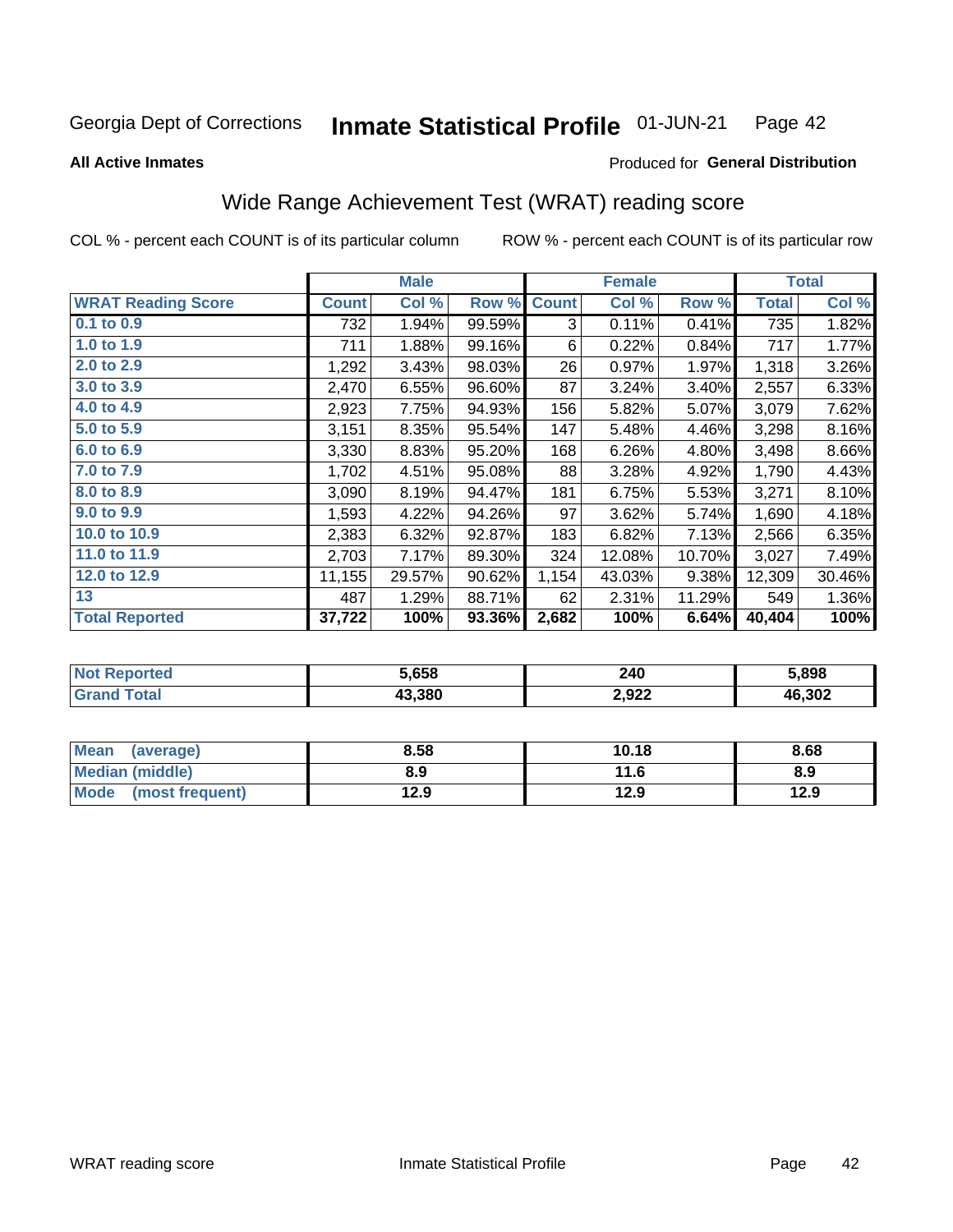Georgia Dept of Corrections **Inmate Statistical Profile** 01-JUN-21

**All Active Inmates**

Produced for **General Distribution**

## Wide Range Achievement Test (WRAT) reading score

COL % - percent each COUNT is of its particular column        ROW % - percent each COUNT is of its particular row

| | Male | | | Female | | | Total | |
|---|---|---|---|---|---|---|---|---|
| **WRAT Reading Score** | **Count** | **Col %** | **Row %** | **Count** | **Col %** | **Row %** | **Total** | **Col %** |
| 0.1 to 0.9 | 732 | 1.94% | 99.59% | 3 | 0.11% | 0.41% | 735 | 1.82% |
| 1.0 to 1.9 | 711 | 1.88% | 99.16% | 6 | 0.22% | 0.84% | 717 | 1.77% |
| 2.0 to 2.9 | 1,292 | 3.43% | 98.03% | 26 | 0.97% | 1.97% | 1,318 | 3.26% |
| 3.0 to 3.9 | 2,470 | 6.55% | 96.60% | 87 | 3.24% | 3.40% | 2,557 | 6.33% |
| 4.0 to 4.9 | 2,923 | 7.75% | 94.93% | 156 | 5.82% | 5.07% | 3,079 | 7.62% |
| 5.0 to 5.9 | 3,151 | 8.35% | 95.54% | 147 | 5.48% | 4.46% | 3,298 | 8.16% |
| 6.0 to 6.9 | 3,330 | 8.83% | 95.20% | 168 | 6.26% | 4.80% | 3,498 | 8.66% |
| 7.0 to 7.9 | 1,702 | 4.51% | 95.08% | 88 | 3.28% | 4.92% | 1,790 | 4.43% |
| 8.0 to 8.9 | 3,090 | 8.19% | 94.47% | 181 | 6.75% | 5.53% | 3,271 | 8.10% |
| 9.0 to 9.9 | 1,593 | 4.22% | 94.26% | 97 | 3.62% | 5.74% | 1,690 | 4.18% |
| 10.0 to 10.9 | 2,383 | 6.32% | 92.87% | 183 | 6.82% | 7.13% | 2,566 | 6.35% |
| 11.0 to 11.9 | 2,703 | 7.17% | 89.30% | 324 | 12.08% | 10.70% | 3,027 | 7.49% |
| 12.0 to 12.9 | 11,155 | 29.57% | 90.62% | 1,154 | 43.03% | 9.38% | 12,309 | 30.46% |
| 13 | 487 | 1.29% | 88.71% | 62 | 2.31% | 11.29% | 549 | 1.36% |
| **Total Reported** | **37,722** | **100%** | **93.36%** | **2,682** | **100%** | **6.64%** | **40,404** | **100%** |

| | Male | Female | Total |
|---|---|---|---|
| Not Reported | **5,658** | **240** | **5,898** |
| Grand Total | **43,380** | **2,922** | **46,302** |

| | Male | Female | Total |
|---|---|---|---|
| Mean (average) | **8.58** | **10.18** | **8.68** |
| Median (middle) | **8.9** | **11.6** | **8.9** |
| Mode (most frequent) | **12.9** | **12.9** | **12.9** |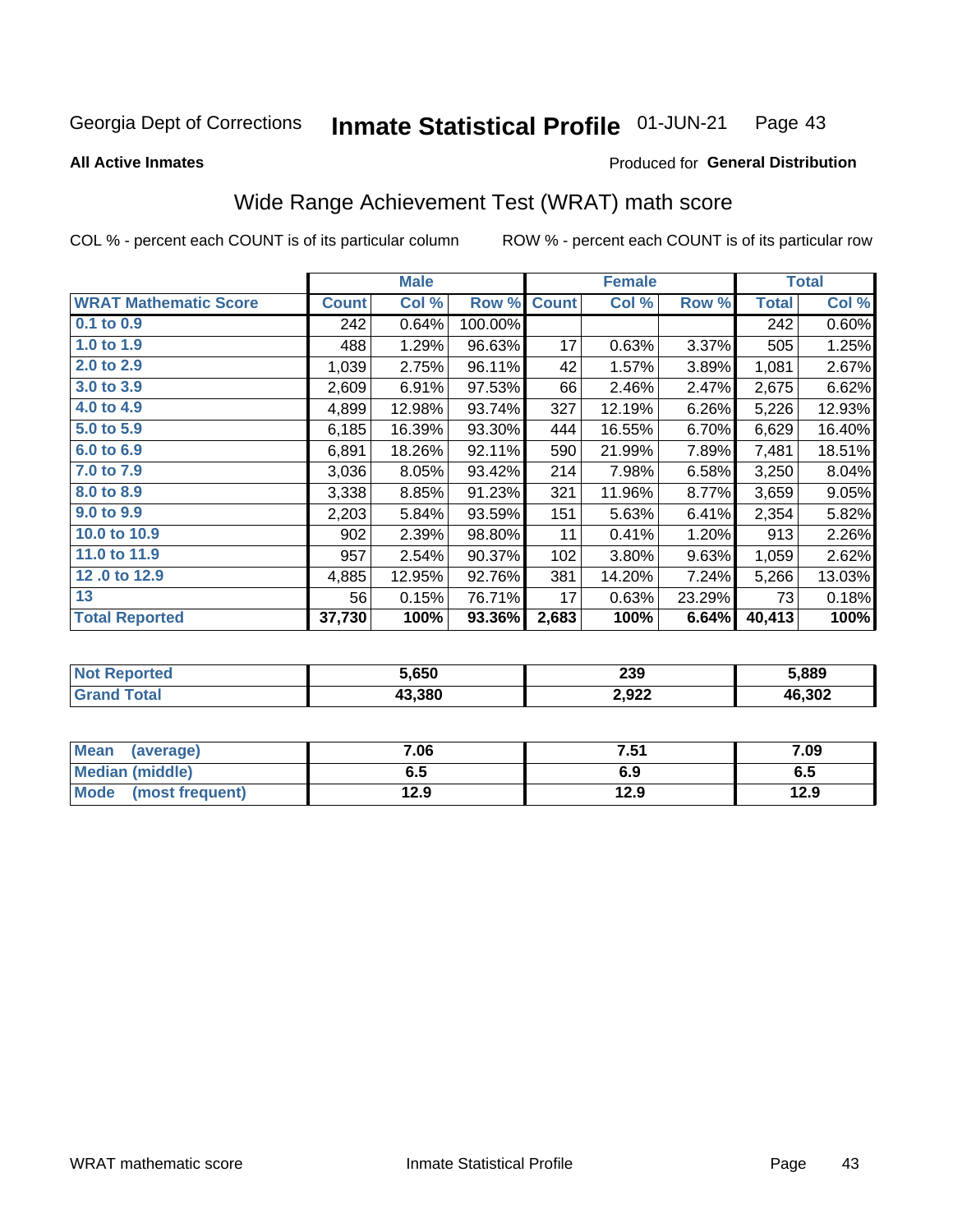Georgia Dept of Corrections **Inmate Statistical Profile** 01-JUN-21

**All Active Inmates**

Produced for **General Distribution**

## Wide Range Achievement Test (WRAT) math score

COL % - percent each COUNT is of its particular column ROW % - percent each COUNT is of its particular row

| | Male | | | Female | | | Total | |
|---|---|---|---|---|---|---|---|---|
| **WRAT Mathematic Score** | **Count** | **Col %** | **Row %** | **Count** | **Col %** | **Row %** | **Total** | **Col %** |
| 0.1 to 0.9 | 242 | 0.64% | 100.00% | | | | 242 | 0.60% |
| 1.0 to 1.9 | 488 | 1.29% | 96.63% | 17 | 0.63% | 3.37% | 505 | 1.25% |
| 2.0 to 2.9 | 1,039 | 2.75% | 96.11% | 42 | 1.57% | 3.89% | 1,081 | 2.67% |
| 3.0 to 3.9 | 2,609 | 6.91% | 97.53% | 66 | 2.46% | 2.47% | 2,675 | 6.62% |
| 4.0 to 4.9 | 4,899 | 12.98% | 93.74% | 327 | 12.19% | 6.26% | 5,226 | 12.93% |
| 5.0 to 5.9 | 6,185 | 16.39% | 93.30% | 444 | 16.55% | 6.70% | 6,629 | 16.40% |
| 6.0 to 6.9 | 6,891 | 18.26% | 92.11% | 590 | 21.99% | 7.89% | 7,481 | 18.51% |
| 7.0 to 7.9 | 3,036 | 8.05% | 93.42% | 214 | 7.98% | 6.58% | 3,250 | 8.04% |
| 8.0 to 8.9 | 3,338 | 8.85% | 91.23% | 321 | 11.96% | 8.77% | 3,659 | 9.05% |
| 9.0 to 9.9 | 2,203 | 5.84% | 93.59% | 151 | 5.63% | 6.41% | 2,354 | 5.82% |
| 10.0 to 10.9 | 902 | 2.39% | 98.80% | 11 | 0.41% | 1.20% | 913 | 2.26% |
| 11.0 to 11.9 | 957 | 2.54% | 90.37% | 102 | 3.80% | 9.63% | 1,059 | 2.62% |
| 12 .0 to 12.9 | 4,885 | 12.95% | 92.76% | 381 | 14.20% | 7.24% | 5,266 | 13.03% |
| 13 | 56 | 0.15% | 76.71% | 17 | 0.63% | 23.29% | 73 | 0.18% |
| **Total Reported** | **37,730** | **100%** | **93.36%** | **2,683** | **100%** | **6.64%** | **40,413** | **100%** |

| | Male | Female | Total |
|---|---|---|---|
| Not Reported | 5,650 | 239 | 5,889 |
| Grand Total | 43,380 | 2,922 | 46,302 |

| | Male | Female | Total |
|---|---|---|---|
| Mean (average) | 7.06 | 7.51 | 7.09 |
| Median (middle) | 6.5 | 6.9 | 6.5 |
| Mode (most frequent) | 12.9 | 12.9 | 12.9 |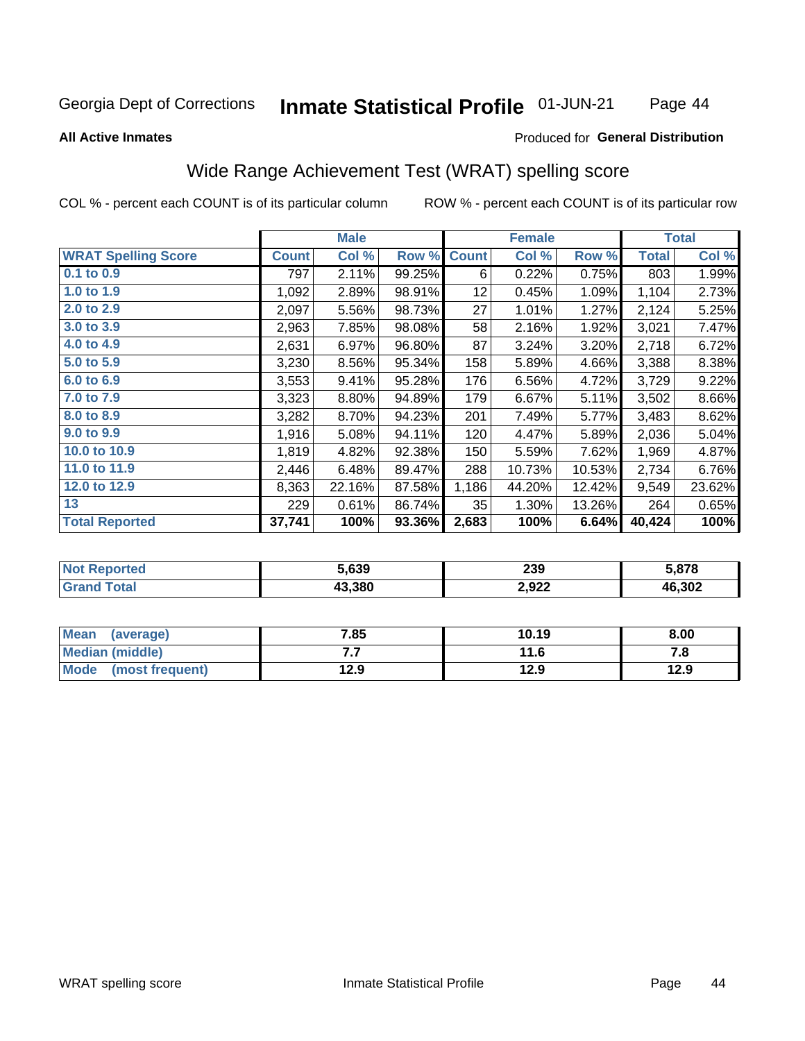Georgia Dept of Corrections **Inmate Statistical Profile** 01-JUN-21

**All Active Inmates**

Produced for **General Distribution**

## Wide Range Achievement Test (WRAT) spelling score

COL % - percent each COUNT is of its particular column ROW % - percent each COUNT is of its particular row

| WRAT Spelling Score | Male | | | Female | | | Total | |
|---|---|---|---|---|---|---|---|---|
| | Count | Col % | Row % | Count | Col % | Row % | Total | Col % |
| 0.1 to 0.9 | 797 | 2.11% | 99.25% | 6 | 0.22% | 0.75% | 803 | 1.99% |
| 1.0 to 1.9 | 1,092 | 2.89% | 98.91% | 12 | 0.45% | 1.09% | 1,104 | 2.73% |
| 2.0 to 2.9 | 2,097 | 5.56% | 98.73% | 27 | 1.01% | 1.27% | 2,124 | 5.25% |
| 3.0 to 3.9 | 2,963 | 7.85% | 98.08% | 58 | 2.16% | 1.92% | 3,021 | 7.47% |
| 4.0 to 4.9 | 2,631 | 6.97% | 96.80% | 87 | 3.24% | 3.20% | 2,718 | 6.72% |
| 5.0 to 5.9 | 3,230 | 8.56% | 95.34% | 158 | 5.89% | 4.66% | 3,388 | 8.38% |
| 6.0 to 6.9 | 3,553 | 9.41% | 95.28% | 176 | 6.56% | 4.72% | 3,729 | 9.22% |
| 7.0 to 7.9 | 3,323 | 8.80% | 94.89% | 179 | 6.67% | 5.11% | 3,502 | 8.66% |
| 8.0 to 8.9 | 3,282 | 8.70% | 94.23% | 201 | 7.49% | 5.77% | 3,483 | 8.62% |
| 9.0 to 9.9 | 1,916 | 5.08% | 94.11% | 120 | 4.47% | 5.89% | 2,036 | 5.04% |
| 10.0 to 10.9 | 1,819 | 4.82% | 92.38% | 150 | 5.59% | 7.62% | 1,969 | 4.87% |
| 11.0 to 11.9 | 2,446 | 6.48% | 89.47% | 288 | 10.73% | 10.53% | 2,734 | 6.76% |
| 12.0 to 12.9 | 8,363 | 22.16% | 87.58% | 1,186 | 44.20% | 12.42% | 9,549 | 23.62% |
| 13 | 229 | 0.61% | 86.74% | 35 | 1.30% | 13.26% | 264 | 0.65% |
| **Total Reported** | **37,741** | **100%** | **93.36%** | **2,683** | **100%** | **6.64%** | **40,424** | **100%** |

| | Male | Female | Total |
|---|---|---|---|
| Not Reported | 5,639 | 239 | 5,878 |
| Grand Total | 43,380 | 2,922 | 46,302 |

| | Male | Female | Total |
|---|---|---|---|
| Mean (average) | 7.85 | 10.19 | 8.00 |
| Median (middle) | 7.7 | 11.6 | 7.8 |
| Mode (most frequent) | 12.9 | 12.9 | 12.9 |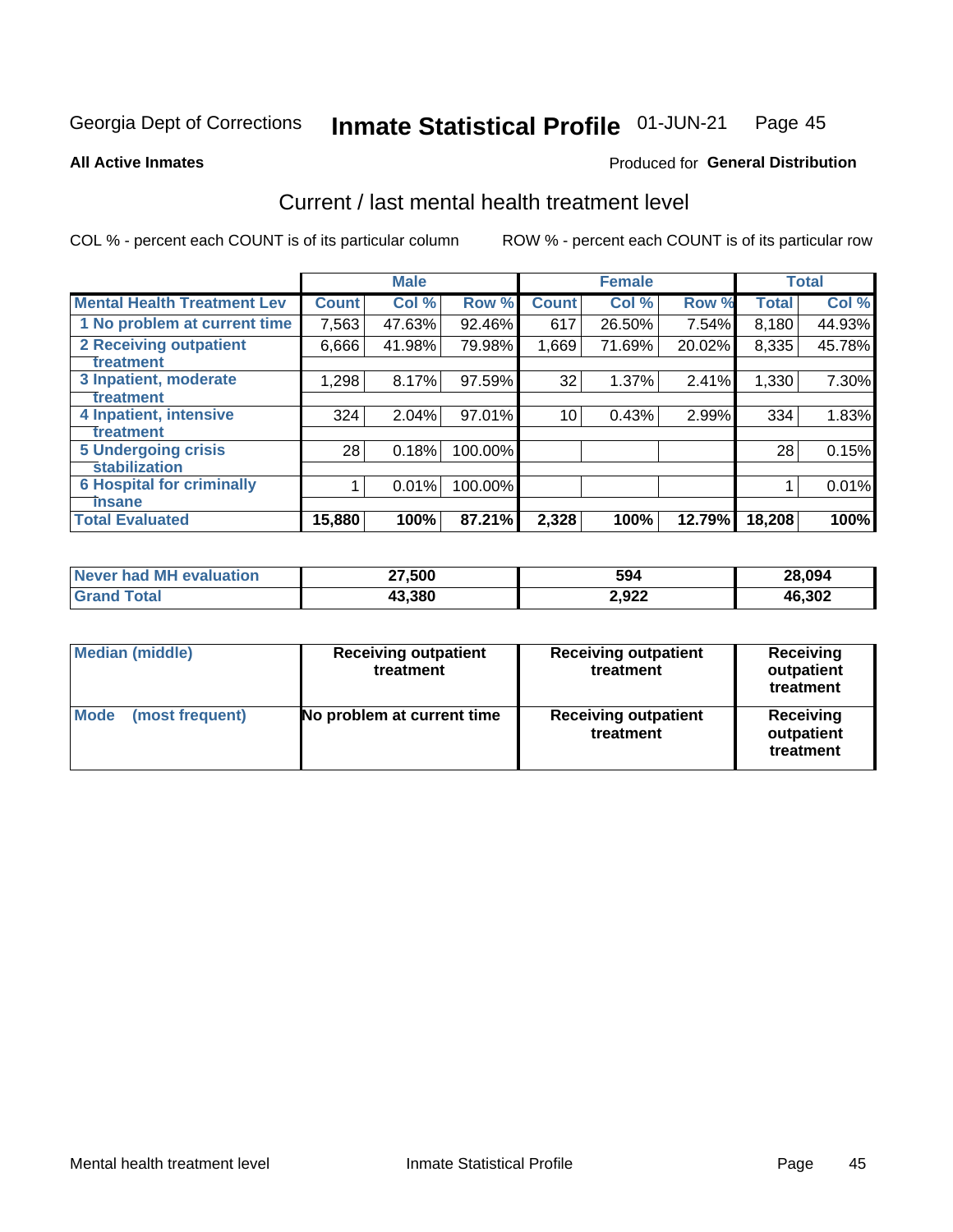Georgia Dept of Corrections **Inmate Statistical Profile** 01-JUN-21 Page 45

**All Active Inmates**

Produced for **General Distribution**

## Current / last mental health treatment level

COL % - percent each COUNT is of its particular column

ROW % - percent each COUNT is of its particular row

| | Male | | | Female | | | Total | |
|---|---|---|---|---|---|---|---|---|
| **Mental Health Treatment Lev** | **Count** | **Col %** | **Row %** | **Count** | **Col %** | **Row %** | **Total** | **Col %** |
| 1 No problem at current time | 7,563 | 47.63% | 92.46% | 617 | 26.50% | 7.54% | 8,180 | 44.93% |
| 2 Receiving outpatient treatment | 6,666 | 41.98% | 79.98% | 1,669 | 71.69% | 20.02% | 8,335 | 45.78% |
| 3 Inpatient, moderate treatment | 1,298 | 8.17% | 97.59% | 32 | 1.37% | 2.41% | 1,330 | 7.30% |
| 4 Inpatient, intensive treatment | 324 | 2.04% | 97.01% | 10 | 0.43% | 2.99% | 334 | 1.83% |
| 5 Undergoing crisis stabilization | 28 | 0.18% | 100.00% | | | | 28 | 0.15% |
| 6 Hospital for criminally insane | 1 | 0.01% | 100.00% | | | | 1 | 0.01% |
| **Total Evaluated** | **15,880** | **100%** | **87.21%** | **2,328** | **100%** | **12.79%** | **18,208** | **100%** |

| | Male | Female | Total |
|---|---|---|---|
| Never had MH evaluation | 27,500 | 594 | 28,094 |
| Grand Total | 43,380 | 2,922 | 46,302 |

| | Male | Female | Total |
|---|---|---|---|
| Median (middle) | Receiving outpatient treatment | Receiving outpatient treatment | Receiving outpatient treatment |
| Mode (most frequent) | No problem at current time | Receiving outpatient treatment | Receiving outpatient treatment |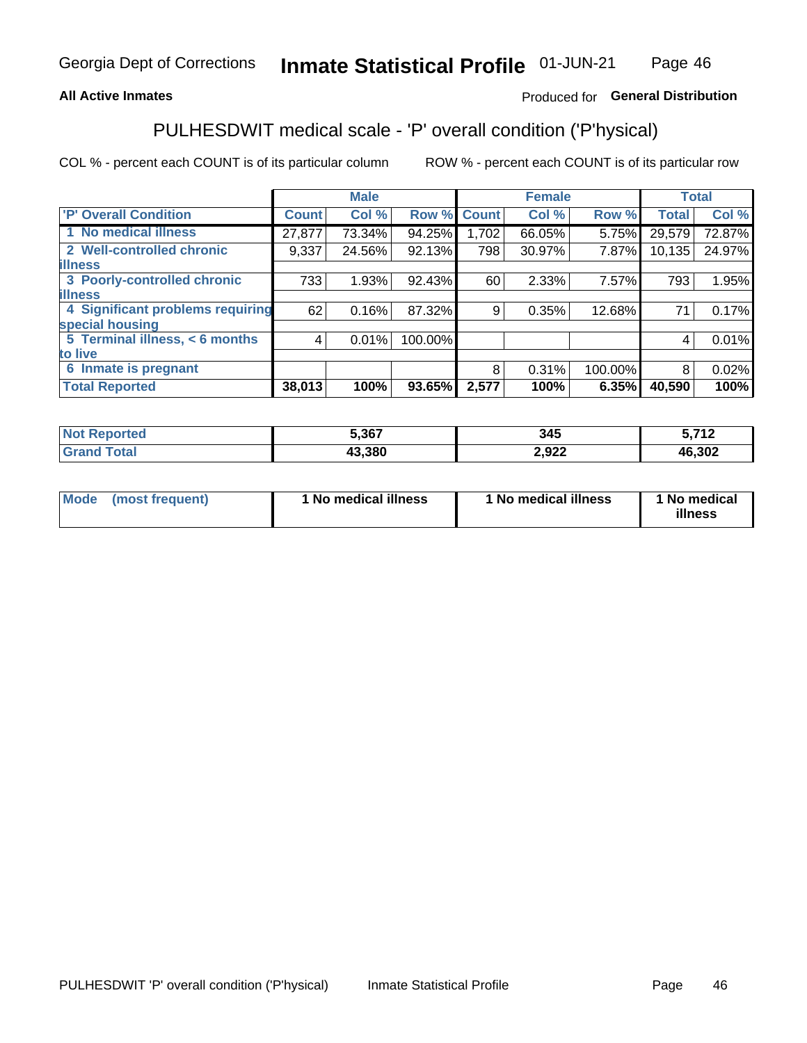Georgia Dept of Corrections **Inmate Statistical Profile** 01-JUN-21

**All Active Inmates**

Produced for **General Distribution**

## PULHESDWIT medical scale - 'P' overall condition ('P'hysical)

COL % - percent each COUNT is of its particular column

ROW % - percent each COUNT is of its particular row

| | Male | | | Female | | | Total | |
|---|---|---|---|---|---|---|---|---|
| 'P' Overall Condition | Count | Col % | Row % | Count | Col % | Row % | Total | Col % |
| 1 No medical illness | 27,877 | 73.34% | 94.25% | 1,702 | 66.05% | 5.75% | 29,579 | 72.87% |
| 2 Well-controlled chronic illness | 9,337 | 24.56% | 92.13% | 798 | 30.97% | 7.87% | 10,135 | 24.97% |
| 3 Poorly-controlled chronic illness | 733 | 1.93% | 92.43% | 60 | 2.33% | 7.57% | 793 | 1.95% |
| 4 Significant problems requiring special housing | 62 | 0.16% | 87.32% | 9 | 0.35% | 12.68% | 71 | 0.17% |
| 5 Terminal illness, < 6 months to live | 4 | 0.01% | 100.00% | | | | 4 | 0.01% |
| 6 Inmate is pregnant | | | | 8 | 0.31% | 100.00% | 8 | 0.02% |
| **Total Reported** | **38,013** | **100%** | **93.65%** | **2,577** | **100%** | **6.35%** | **40,590** | **100%** |

| | Male | Female | Total |
|---|---|---|---|
| Not Reported | 5,367 | 345 | 5,712 |
| Grand Total | 43,380 | 2,922 | 46,302 |

| | Male | Female | Total |
|---|---|---|---|
| Mode (most frequent) | 1 No medical illness | 1 No medical illness | 1 No medical illness |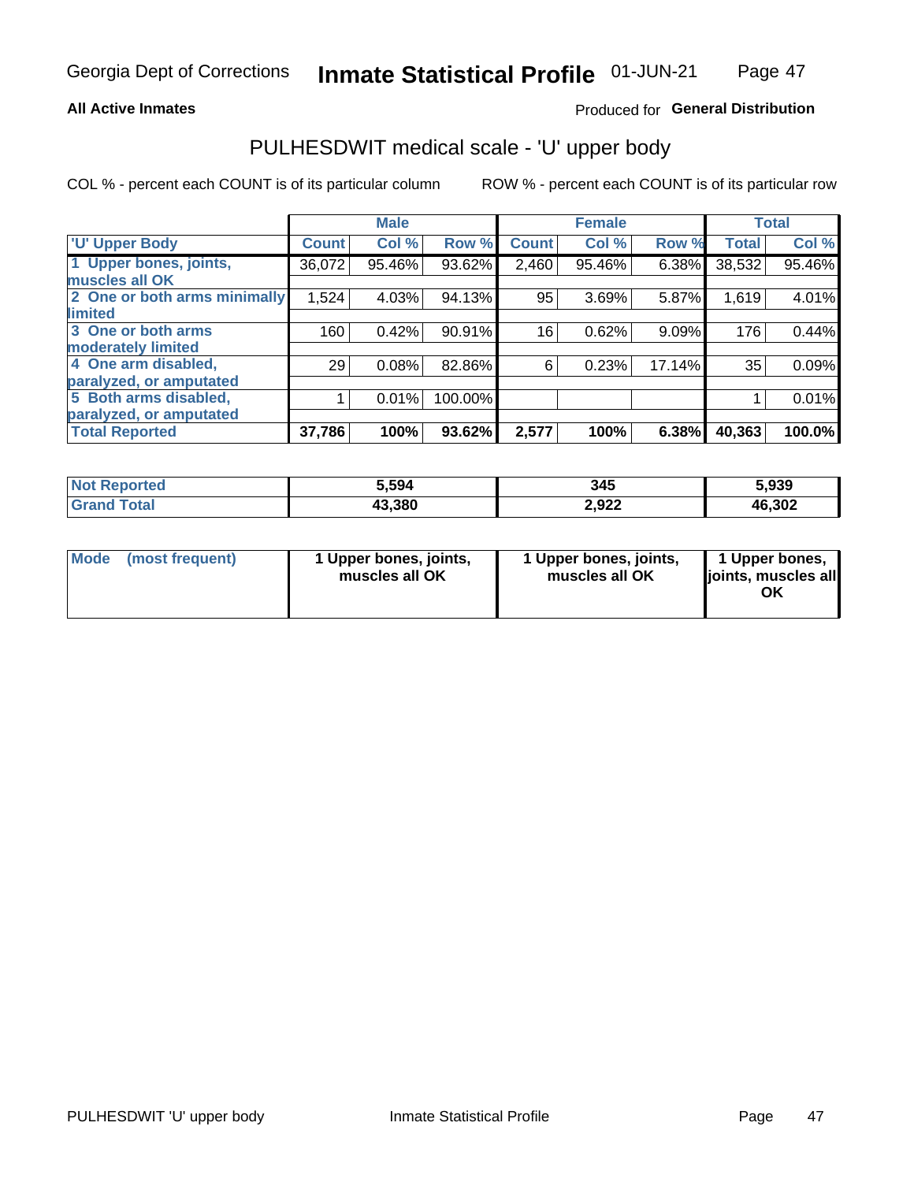Georgia Dept of Corrections **Inmate Statistical Profile** 01-JUN-21

**All Active Inmates**

Produced for **General Distribution**

## PULHESDWIT medical scale - 'U' upper body

COL % - percent each COUNT is of its particular column

ROW % - percent each COUNT is of its particular row

| | Male | | | Female | | | Total | |
|---|---|---|---|---|---|---|---|---|
| 'U' Upper Body | Count | Col % | Row % | Count | Col % | Row % | Total | Col % |
| 1 Upper bones, joints, muscles all OK | 36,072 | 95.46% | 93.62% | 2,460 | 95.46% | 6.38% | 38,532 | 95.46% |
| 2 One or both arms minimally limited | 1,524 | 4.03% | 94.13% | 95 | 3.69% | 5.87% | 1,619 | 4.01% |
| 3 One or both arms moderately limited | 160 | 0.42% | 90.91% | 16 | 0.62% | 9.09% | 176 | 0.44% |
| 4 One arm disabled, paralyzed, or amputated | 29 | 0.08% | 82.86% | 6 | 0.23% | 17.14% | 35 | 0.09% |
| 5 Both arms disabled, paralyzed, or amputated | 1 | 0.01% | 100.00% | | | | 1 | 0.01% |
| **Total Reported** | **37,786** | **100%** | **93.62%** | **2,577** | **100%** | **6.38%** | **40,363** | **100.0%** |

| | Male | Female | Total |
|---|---|---|---|
| Not Reported | 5,594 | 345 | 5,939 |
| Grand Total | 43,380 | 2,922 | 46,302 |

| | Male | Female | Total |
|---|---|---|---|
| Mode (most frequent) | 1 Upper bones, joints, muscles all OK | 1 Upper bones, joints, muscles all OK | 1 Upper bones, joints, muscles all OK |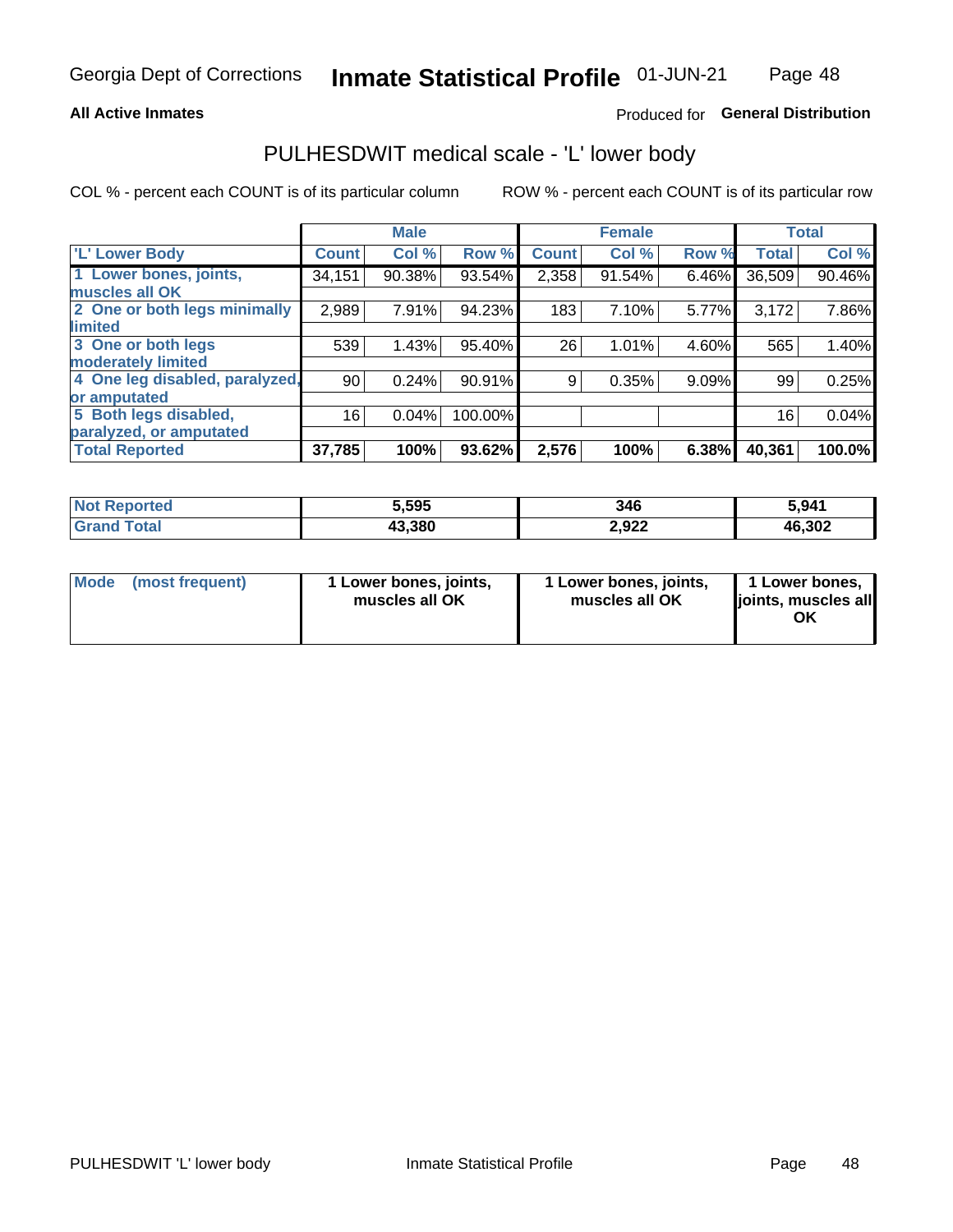Georgia Dept of Corrections **Inmate Statistical Profile** 01-JUN-21

**All Active Inmates**

Produced for **General Distribution**

# PULHESDWIT medical scale - 'L' lower body

COL % - percent each COUNT is of its particular column

ROW % - percent each COUNT is of its particular row

| | Male | | | Female | | | Total | |
|---|---|---|---|---|---|---|---|---|
| 'L' Lower Body | Count | Col % | Row % | Count | Col % | Row % | Total | Col % |
| 1 Lower bones, joints, muscles all OK | 34,151 | 90.38% | 93.54% | 2,358 | 91.54% | 6.46% | 36,509 | 90.46% |
| 2 One or both legs minimally limited | 2,989 | 7.91% | 94.23% | 183 | 7.10% | 5.77% | 3,172 | 7.86% |
| 3 One or both legs moderately limited | 539 | 1.43% | 95.40% | 26 | 1.01% | 4.60% | 565 | 1.40% |
| 4 One leg disabled, paralyzed, or amputated | 90 | 0.24% | 90.91% | 9 | 0.35% | 9.09% | 99 | 0.25% |
| 5 Both legs disabled, paralyzed, or amputated | 16 | 0.04% | 100.00% | | | | 16 | 0.04% |
| **Total Reported** | **37,785** | **100%** | **93.62%** | **2,576** | **100%** | **6.38%** | **40,361** | **100.0%** |

| | Male | Female | Total |
|---|---|---|---|
| Not Reported | 5,595 | 346 | 5,941 |
| Grand Total | 43,380 | 2,922 | 46,302 |

| | Male | Female | Total |
|---|---|---|---|
| Mode (most frequent) | 1 Lower bones, joints, muscles all OK | 1 Lower bones, joints, muscles all OK | 1 Lower bones, joints, muscles all OK |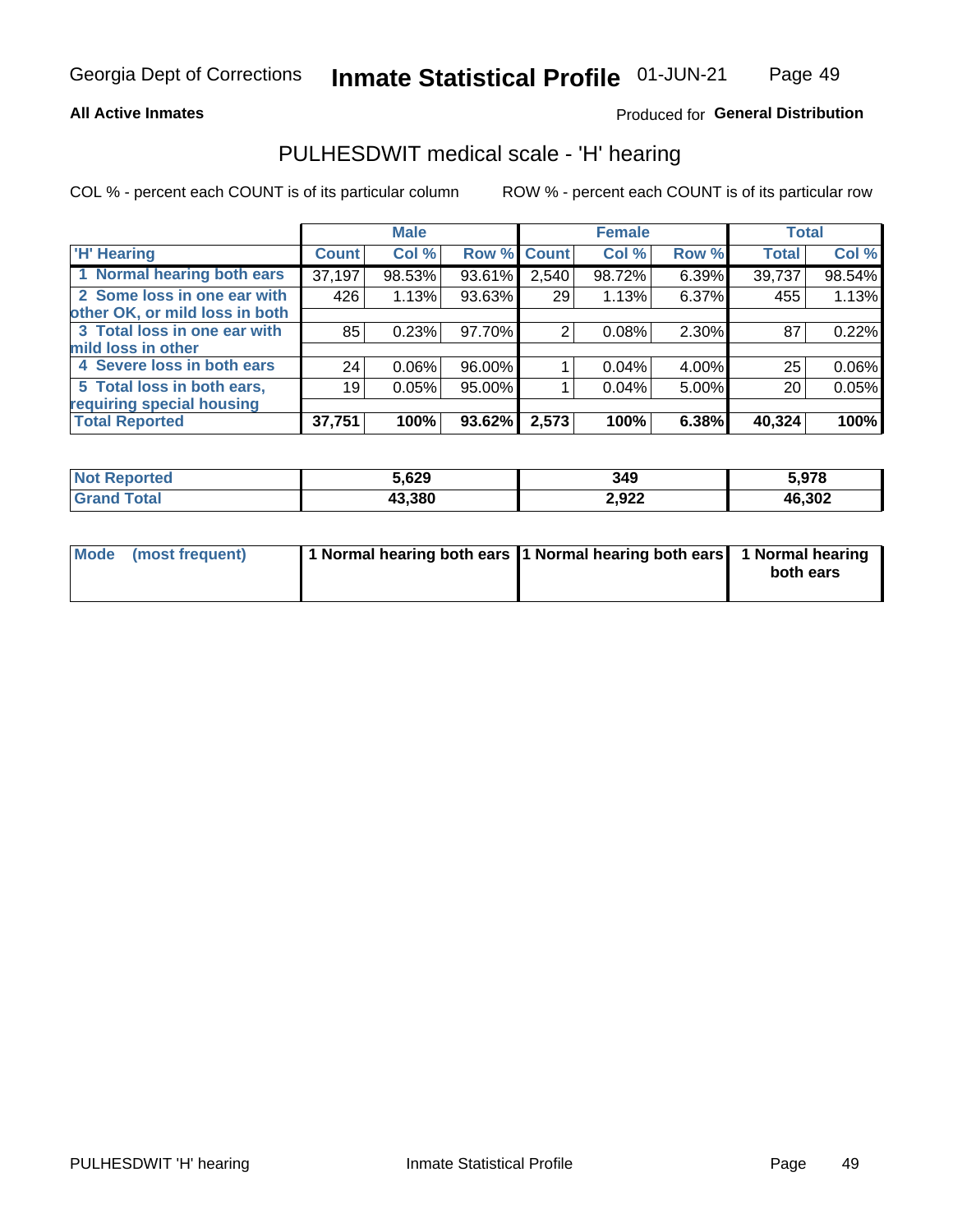Georgia Dept of Corrections **Inmate Statistical Profile** 01-JUN-21

**All Active Inmates**

Produced for **General Distribution**

## PULHESDWIT medical scale - 'H' hearing

COL % - percent each COUNT is of its particular column

ROW % - percent each COUNT is of its particular row

| | Male | | | Female | | | Total | |
|---|---|---|---|---|---|---|---|---|
| 'H' Hearing | Count | Col % | Row % | Count | Col % | Row % | Total | Col % |
| 1 Normal hearing both ears | 37,197 | 98.53% | 93.61% | 2,540 | 98.72% | 6.39% | 39,737 | 98.54% |
| 2 Some loss in one ear with other OK, or mild loss in both | 426 | 1.13% | 93.63% | 29 | 1.13% | 6.37% | 455 | 1.13% |
| 3 Total loss in one ear with mild loss in other | 85 | 0.23% | 97.70% | 2 | 0.08% | 2.30% | 87 | 0.22% |
| 4 Severe loss in both ears | 24 | 0.06% | 96.00% | 1 | 0.04% | 4.00% | 25 | 0.06% |
| 5 Total loss in both ears, requiring special housing | 19 | 0.05% | 95.00% | 1 | 0.04% | 5.00% | 20 | 0.05% |
| **Total Reported** | **37,751** | **100%** | **93.62%** | **2,573** | **100%** | **6.38%** | **40,324** | **100%** |

| | Male | Female | Total |
|---|---|---|---|
| Not Reported | 5,629 | 349 | 5,978 |
| Grand Total | 43,380 | 2,922 | 46,302 |

| | Male | Female | Total |
|---|---|---|---|
| Mode (most frequent) | 1 Normal hearing both ears | 1 Normal hearing both ears | 1 Normal hearing both ears |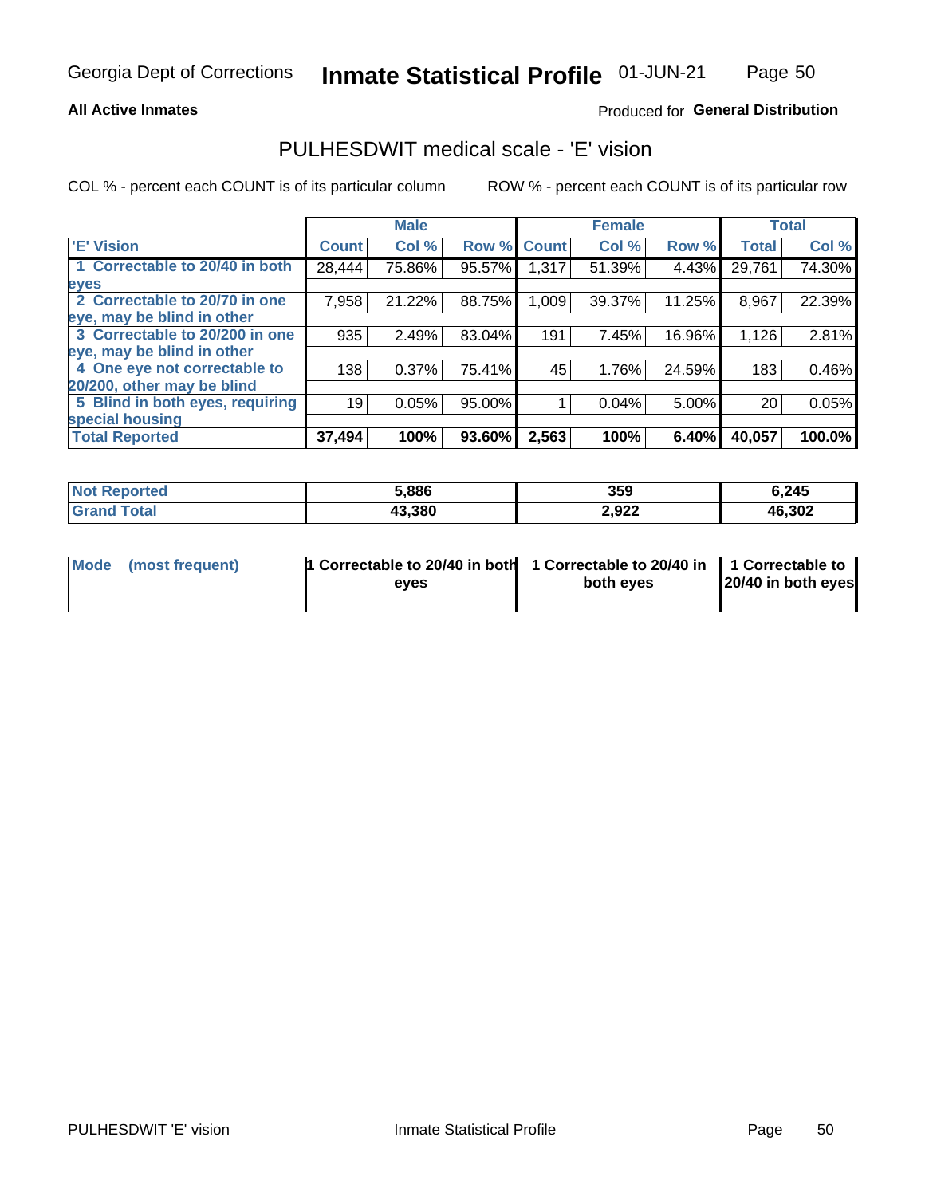Georgia Dept of Corrections **Inmate Statistical Profile** 01-JUN-21

**All Active Inmates**

Produced for **General Distribution**

## PULHESDWIT medical scale - 'E' vision

COL % - percent each COUNT is of its particular column

ROW % - percent each COUNT is of its particular row

| | Male | | | Female | | | Total | |
|---|---|---|---|---|---|---|---|---|
| 'E' Vision | Count | Col % | Row % | Count | Col % | Row % | Total | Col % |
| 1 Correctable to 20/40 in both eyes | 28,444 | 75.86% | 95.57% | 1,317 | 51.39% | 4.43% | 29,761 | 74.30% |
| 2 Correctable to 20/70 in one eye, may be blind in other | 7,958 | 21.22% | 88.75% | 1,009 | 39.37% | 11.25% | 8,967 | 22.39% |
| 3 Correctable to 20/200 in one eye, may be blind in other | 935 | 2.49% | 83.04% | 191 | 7.45% | 16.96% | 1,126 | 2.81% |
| 4 One eye not correctable to 20/200, other may be blind | 138 | 0.37% | 75.41% | 45 | 1.76% | 24.59% | 183 | 0.46% |
| 5 Blind in both eyes, requiring special housing | 19 | 0.05% | 95.00% | 1 | 0.04% | 5.00% | 20 | 0.05% |
| **Total Reported** | **37,494** | **100%** | **93.60%** | **2,563** | **100%** | **6.40%** | **40,057** | **100.0%** |

| | Male | Female | Total |
|---|---|---|---|
| **Not Reported** | **5,886** | **359** | **6,245** |
| **Grand Total** | **43,380** | **2,922** | **46,302** |

| | Male | Female | Total |
|---|---|---|---|
| **Mode (most frequent)** | **1 Correctable to 20/40 in both eyes** | **1 Correctable to 20/40 in both eyes** | **1 Correctable to 20/40 in both eyes** |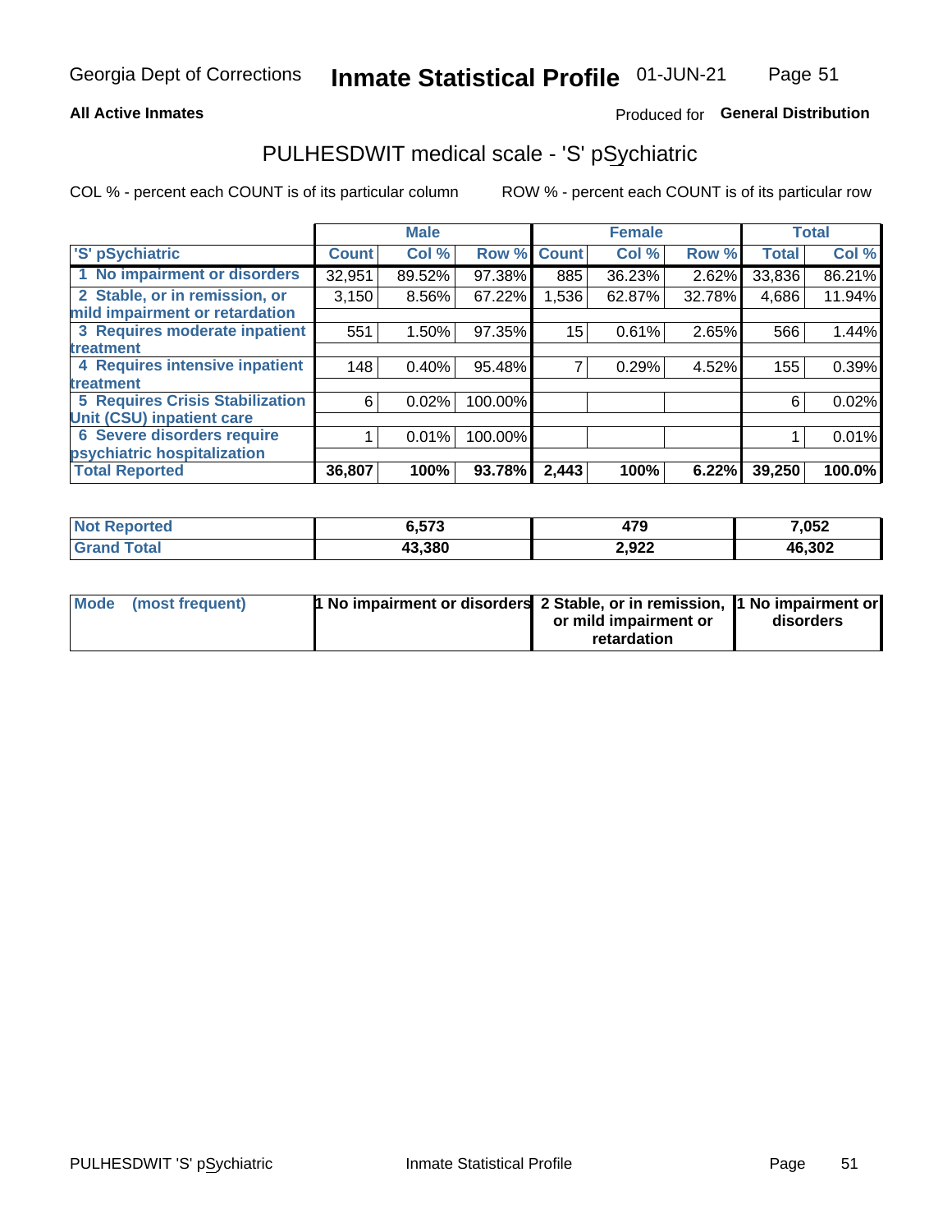Georgia Dept of Corrections **Inmate Statistical Profile** 01-JUN-21

**All Active Inmates**

Produced for **General Distribution**

## PULHESDWIT medical scale - 'S' pSychiatric

COL % - percent each COUNT is of its particular column ROW % - percent each COUNT is of its particular row

| 'S' pSychiatric | Male | | | Female | | | Total | |
|---|---|---|---|---|---|---|---|---|
| | Count | Col % | Row % | Count | Col % | Row % | Total | Col % |
| 1 No impairment or disorders | 32,951 | 89.52% | 97.38% | 885 | 36.23% | 2.62% | 33,836 | 86.21% |
| 2 Stable, or in remission, or mild impairment or retardation | 3,150 | 8.56% | 67.22% | 1,536 | 62.87% | 32.78% | 4,686 | 11.94% |
| 3 Requires moderate inpatient treatment | 551 | 1.50% | 97.35% | 15 | 0.61% | 2.65% | 566 | 1.44% |
| 4 Requires intensive inpatient treatment | 148 | 0.40% | 95.48% | 7 | 0.29% | 4.52% | 155 | 0.39% |
| 5 Requires Crisis Stabilization Unit (CSU) inpatient care | 6 | 0.02% | 100.00% | | | | 6 | 0.02% |
| 6 Severe disorders require psychiatric hospitalization | 1 | 0.01% | 100.00% | | | | 1 | 0.01% |
| **Total Reported** | **36,807** | **100%** | **93.78%** | **2,443** | **100%** | **6.22%** | **39,250** | **100.0%** |

| | Male | Female | Total |
|---|---|---|---|
| Not Reported | 6,573 | 479 | 7,052 |
| Grand Total | 43,380 | 2,922 | 46,302 |

| Mode (most frequent) | Male | Female | Total |
|---|---|---|---|
| | 1 No impairment or disorders | 2 Stable, or in remission, or mild impairment or retardation | 1 No impairment or disorders |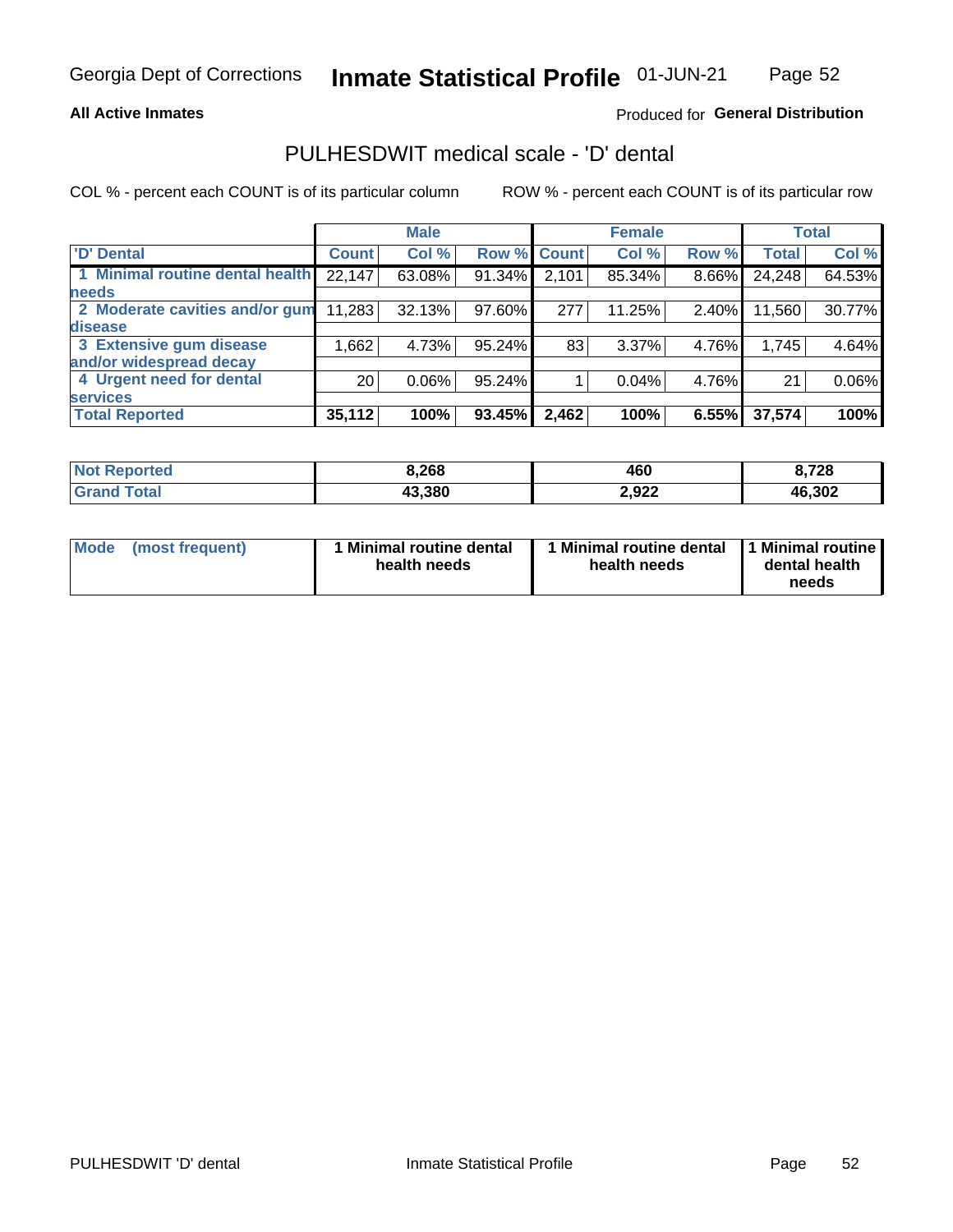Georgia Dept of Corrections **Inmate Statistical Profile** 01-JUN-21

**All Active Inmates**

Produced for **General Distribution**

## PULHESDWIT medical scale - 'D' dental

COL % - percent each COUNT is of its particular column ROW % - percent each COUNT is of its particular row

| | Male | | | Female | | | Total | |
|---|---|---|---|---|---|---|---|---|
| 'D' Dental | Count | Col % | Row % | Count | Col % | Row % | Total | Col % |
| 1 Minimal routine dental health needs | 22,147 | 63.08% | 91.34% | 2,101 | 85.34% | 8.66% | 24,248 | 64.53% |
| 2 Moderate cavities and/or gum disease | 11,283 | 32.13% | 97.60% | 277 | 11.25% | 2.40% | 11,560 | 30.77% |
| 3 Extensive gum disease and/or widespread decay | 1,662 | 4.73% | 95.24% | 83 | 3.37% | 4.76% | 1,745 | 4.64% |
| 4 Urgent need for dental services | 20 | 0.06% | 95.24% | 1 | 0.04% | 4.76% | 21 | 0.06% |
| **Total Reported** | **35,112** | **100%** | **93.45%** | **2,462** | **100%** | **6.55%** | **37,574** | **100%** |

| | Male | Female | Total |
|---|---|---|---|
| Not Reported | 8,268 | 460 | 8,728 |
| Grand Total | 43,380 | 2,922 | 46,302 |

| | Male | Female | Total |
|---|---|---|---|
| Mode (most frequent) | 1 Minimal routine dental health needs | 1 Minimal routine dental health needs | 1 Minimal routine dental health needs |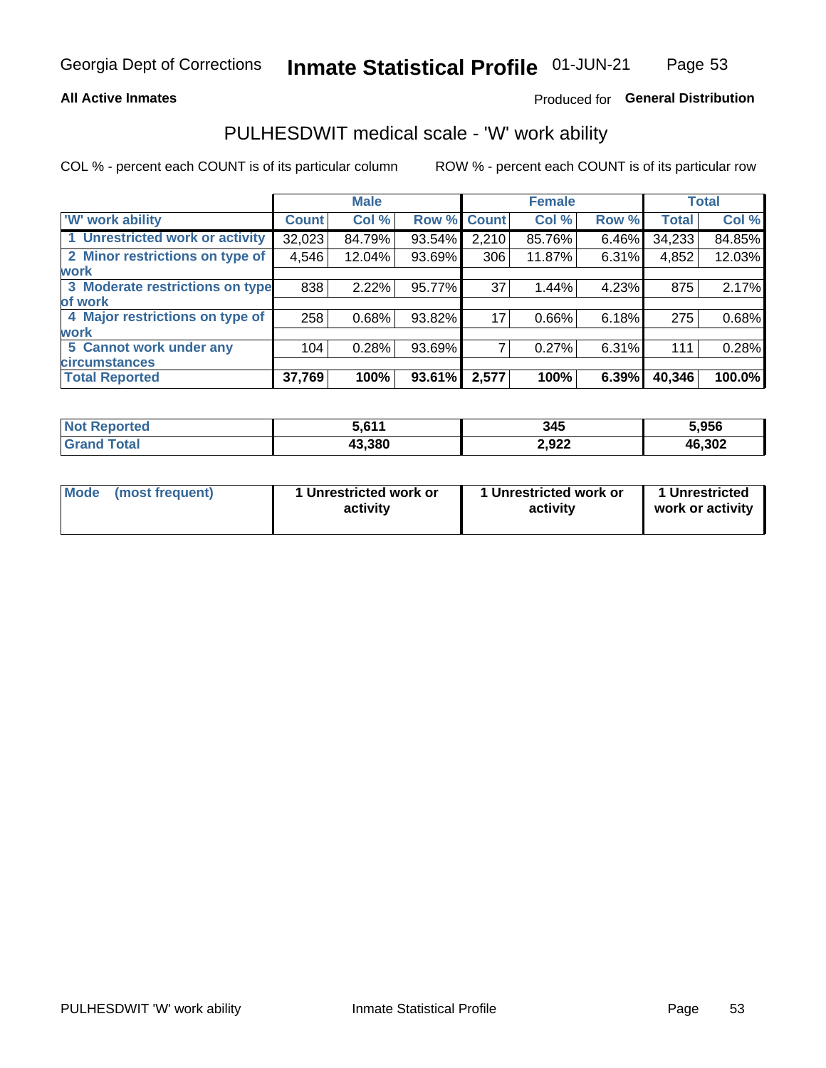Georgia Dept of Corrections **Inmate Statistical Profile** 01-JUN-21

**All Active Inmates**

Produced for **General Distribution**

## PULHESDWIT medical scale - 'W' work ability

COL % - percent each COUNT is of its particular column

ROW % - percent each COUNT is of its particular row

| | Male | | | Female | | | Total | |
|---|---|---|---|---|---|---|---|---|
| 'W' work ability | Count | Col % | Row % | Count | Col % | Row % | Total | Col % |
| 1 Unrestricted work or activity | 32,023 | 84.79% | 93.54% | 2,210 | 85.76% | 6.46% | 34,233 | 84.85% |
| 2 Minor restrictions on type of work | 4,546 | 12.04% | 93.69% | 306 | 11.87% | 6.31% | 4,852 | 12.03% |
| 3 Moderate restrictions on type of work | 838 | 2.22% | 95.77% | 37 | 1.44% | 4.23% | 875 | 2.17% |
| 4 Major restrictions on type of work | 258 | 0.68% | 93.82% | 17 | 0.66% | 6.18% | 275 | 0.68% |
| 5 Cannot work under any circumstances | 104 | 0.28% | 93.69% | 7 | 0.27% | 6.31% | 111 | 0.28% |
| **Total Reported** | **37,769** | **100%** | **93.61%** | **2,577** | **100%** | **6.39%** | **40,346** | **100.0%** |

| | Male | Female | Total |
|---|---|---|---|
| Not Reported | 5,611 | 345 | 5,956 |
| Grand Total | 43,380 | 2,922 | 46,302 |

| | Male | Female | Total |
|---|---|---|---|
| Mode (most frequent) | 1 Unrestricted work or activity | 1 Unrestricted work or activity | 1 Unrestricted work or activity |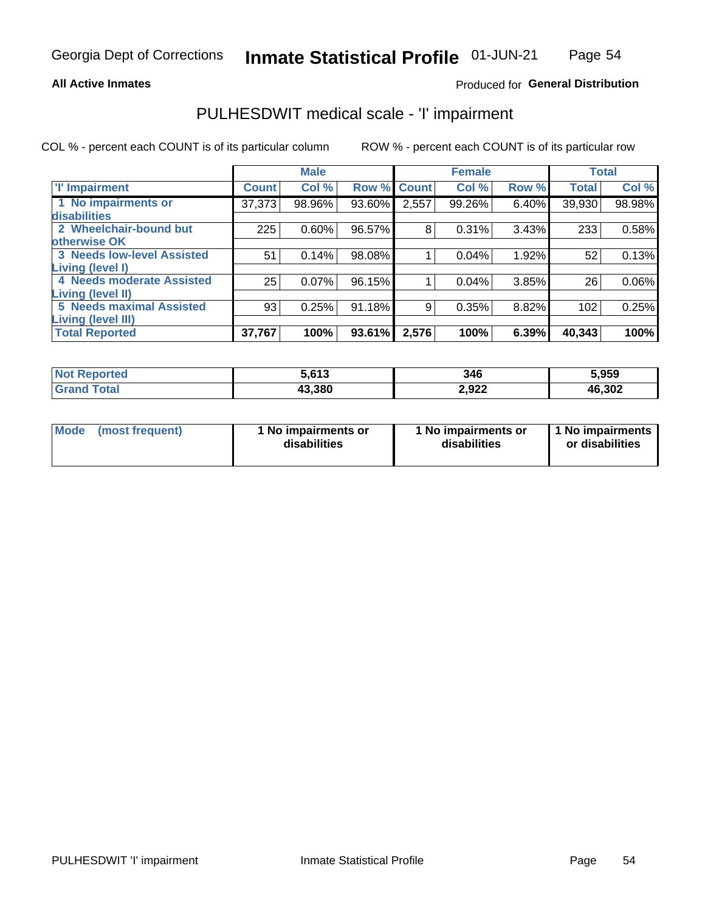**All Active Inmates**

Produced for **General Distribution**

## PULHESDWIT medical scale - 'I' impairment

COL % - percent each COUNT is of its particular column

ROW % - percent each COUNT is of its particular row

| | Male | | | Female | | | Total | |
|---|---|---|---|---|---|---|---|---|
| 'I' Impairment | Count | Col % | Row % | Count | Col % | Row % | Total | Col % |
| 1 No impairments or disabilities | 37,373 | 98.96% | 93.60% | 2,557 | 99.26% | 6.40% | 39,930 | 98.98% |
| 2 Wheelchair-bound but otherwise OK | 225 | 0.60% | 96.57% | 8 | 0.31% | 3.43% | 233 | 0.58% |
| 3 Needs low-level Assisted Living (level I) | 51 | 0.14% | 98.08% | 1 | 0.04% | 1.92% | 52 | 0.13% |
| 4 Needs moderate Assisted Living (level II) | 25 | 0.07% | 96.15% | 1 | 0.04% | 3.85% | 26 | 0.06% |
| 5 Needs maximal Assisted Living (level III) | 93 | 0.25% | 91.18% | 9 | 0.35% | 8.82% | 102 | 0.25% |
| **Total Reported** | **37,767** | **100%** | **93.61%** | **2,576** | **100%** | **6.39%** | **40,343** | **100%** |

| | Male | Female | Total |
|---|---|---|---|
| Not Reported | 5,613 | 346 | 5,959 |
| Grand Total | 43,380 | 2,922 | 46,302 |

| Mode (most frequent) | 1 No impairments or disabilities | 1 No impairments or disabilities | 1 No impairments or disabilities |
|---|---|---|---|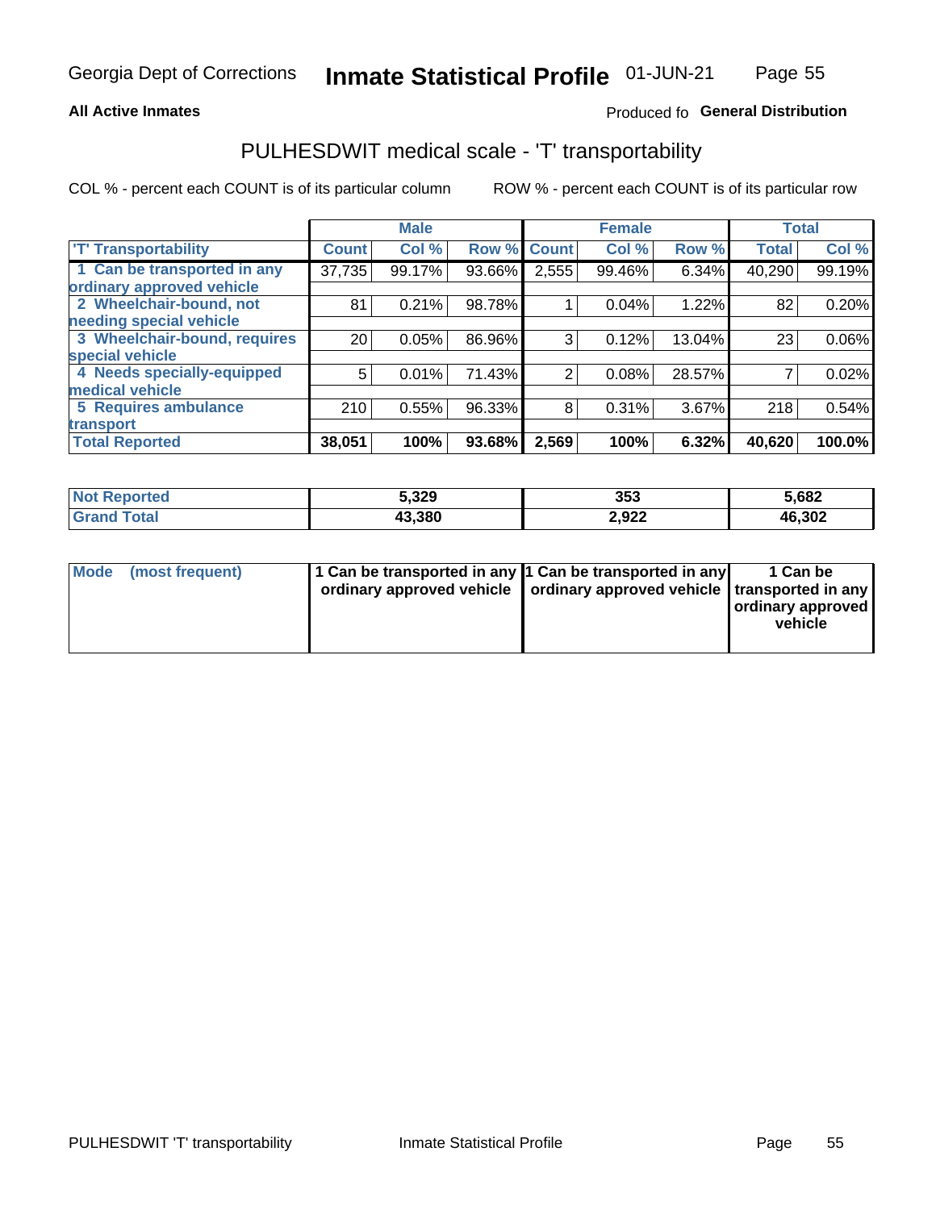All Active Inmates

Produced fo **General Distribution**

## PULHESDWIT medical scale - 'T' transportability

COL % - percent each COUNT is of its particular column

ROW % - percent each COUNT is of its particular row

| | Male | | | Female | | | Total | |
|---|---|---|---|---|---|---|---|---|
| 'T' Transportability | Count | Col % | Row % | Count | Col % | Row % | Total | Col % |
| 1 Can be transported in any ordinary approved vehicle | 37,735 | 99.17% | 93.66% | 2,555 | 99.46% | 6.34% | 40,290 | 99.19% |
| 2 Wheelchair-bound, not needing special vehicle | 81 | 0.21% | 98.78% | 1 | 0.04% | 1.22% | 82 | 0.20% |
| 3 Wheelchair-bound, requires special vehicle | 20 | 0.05% | 86.96% | 3 | 0.12% | 13.04% | 23 | 0.06% |
| 4 Needs specially-equipped medical vehicle | 5 | 0.01% | 71.43% | 2 | 0.08% | 28.57% | 7 | 0.02% |
| 5 Requires ambulance transport | 210 | 0.55% | 96.33% | 8 | 0.31% | 3.67% | 218 | 0.54% |
| **Total Reported** | **38,051** | **100%** | **93.68%** | **2,569** | **100%** | **6.32%** | **40,620** | **100.0%** |

| | Male | Female | Total |
|---|---|---|---|
| Not Reported | 5,329 | 353 | 5,682 |
| Grand Total | 43,380 | 2,922 | 46,302 |

| | Male | Female | Total |
|---|---|---|---|
| Mode (most frequent) | 1 Can be transported in any ordinary approved vehicle | 1 Can be transported in any ordinary approved vehicle | 1 Can be transported in any ordinary approved vehicle |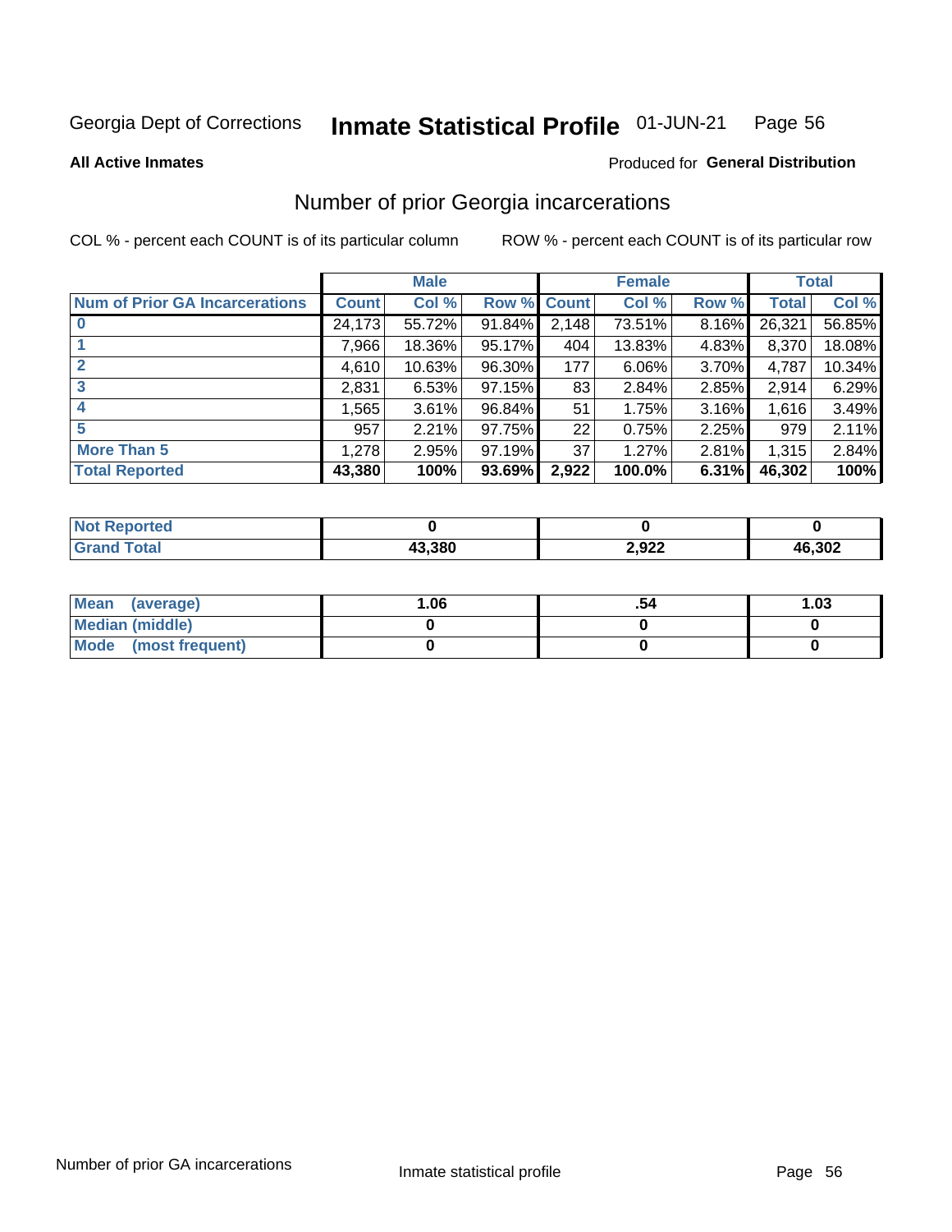Georgia Dept of Corrections **Inmate Statistical Profile** 01-JUN-21

**All Active Inmates**

Produced for **General Distribution**

## Number of prior Georgia incarcerations

COL % - percent each COUNT is of its particular column

ROW % - percent each COUNT is of its particular row

| | Male | | | Female | | | Total | |
|---|---|---|---|---|---|---|---|---|
| **Num of Prior GA Incarcerations** | **Count** | **Col %** | **Row %** | **Count** | **Col %** | **Row %** | **Total** | **Col %** |
| **0** | 24,173 | 55.72% | 91.84% | 2,148 | 73.51% | 8.16% | 26,321 | 56.85% |
| **1** | 7,966 | 18.36% | 95.17% | 404 | 13.83% | 4.83% | 8,370 | 18.08% |
| **2** | 4,610 | 10.63% | 96.30% | 177 | 6.06% | 3.70% | 4,787 | 10.34% |
| **3** | 2,831 | 6.53% | 97.15% | 83 | 2.84% | 2.85% | 2,914 | 6.29% |
| **4** | 1,565 | 3.61% | 96.84% | 51 | 1.75% | 3.16% | 1,616 | 3.49% |
| **5** | 957 | 2.21% | 97.75% | 22 | 0.75% | 2.25% | 979 | 2.11% |
| **More Than 5** | 1,278 | 2.95% | 97.19% | 37 | 1.27% | 2.81% | 1,315 | 2.84% |
| **Total Reported** | **43,380** | **100%** | **93.69%** | **2,922** | **100.0%** | **6.31%** | **46,302** | **100%** |

| | Male | Female | Total |
|---|---|---|---|
| **Not Reported** | **0** | **0** | **0** |
| **Grand Total** | **43,380** | **2,922** | **46,302** |

| | Male | Female | Total |
|---|---|---|---|
| **Mean (average)** | **1.06** | **.54** | **1.03** |
| **Median (middle)** | **0** | **0** | **0** |
| **Mode (most frequent)** | **0** | **0** | **0** |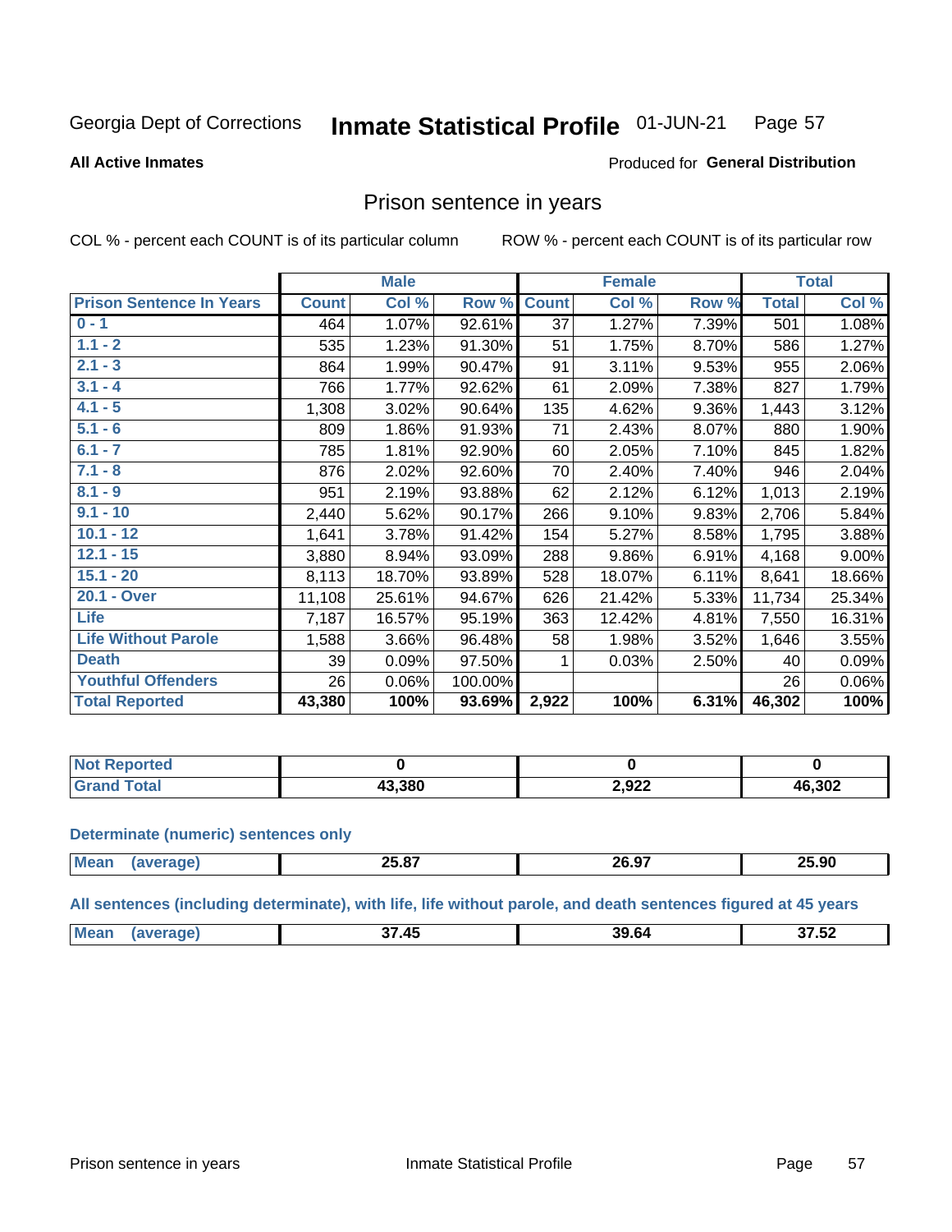Georgia Dept of Corrections **Inmate Statistical Profile** 01-JUN-21

**All Active Inmates**

Produced for **General Distribution**

## Prison sentence in years

COL % - percent each COUNT is of its particular column     ROW % - percent each COUNT is of its particular row

| | Male | | | Female | | | Total | |
|---|---|---|---|---|---|---|---|---|
| **Prison Sentence In Years** | **Count** | **Col %** | **Row %** | **Count** | **Col %** | **Row %** | **Total** | **Col %** |
| 0 - 1 | 464 | 1.07% | 92.61% | 37 | 1.27% | 7.39% | 501 | 1.08% |
| 1.1 - 2 | 535 | 1.23% | 91.30% | 51 | 1.75% | 8.70% | 586 | 1.27% |
| 2.1 - 3 | 864 | 1.99% | 90.47% | 91 | 3.11% | 9.53% | 955 | 2.06% |
| 3.1 - 4 | 766 | 1.77% | 92.62% | 61 | 2.09% | 7.38% | 827 | 1.79% |
| 4.1 - 5 | 1,308 | 3.02% | 90.64% | 135 | 4.62% | 9.36% | 1,443 | 3.12% |
| 5.1 - 6 | 809 | 1.86% | 91.93% | 71 | 2.43% | 8.07% | 880 | 1.90% |
| 6.1 - 7 | 785 | 1.81% | 92.90% | 60 | 2.05% | 7.10% | 845 | 1.82% |
| 7.1 - 8 | 876 | 2.02% | 92.60% | 70 | 2.40% | 7.40% | 946 | 2.04% |
| 8.1 - 9 | 951 | 2.19% | 93.88% | 62 | 2.12% | 6.12% | 1,013 | 2.19% |
| 9.1 - 10 | 2,440 | 5.62% | 90.17% | 266 | 9.10% | 9.83% | 2,706 | 5.84% |
| 10.1 - 12 | 1,641 | 3.78% | 91.42% | 154 | 5.27% | 8.58% | 1,795 | 3.88% |
| 12.1 - 15 | 3,880 | 8.94% | 93.09% | 288 | 9.86% | 6.91% | 4,168 | 9.00% |
| 15.1 - 20 | 8,113 | 18.70% | 93.89% | 528 | 18.07% | 6.11% | 8,641 | 18.66% |
| 20.1 - Over | 11,108 | 25.61% | 94.67% | 626 | 21.42% | 5.33% | 11,734 | 25.34% |
| Life | 7,187 | 16.57% | 95.19% | 363 | 12.42% | 4.81% | 7,550 | 16.31% |
| Life Without Parole | 1,588 | 3.66% | 96.48% | 58 | 1.98% | 3.52% | 1,646 | 3.55% |
| Death | 39 | 0.09% | 97.50% | 1 | 0.03% | 2.50% | 40 | 0.09% |
| Youthful Offenders | 26 | 0.06% | 100.00% | | | | 26 | 0.06% |
| **Total Reported** | **43,380** | **100%** | **93.69%** | **2,922** | **100%** | **6.31%** | **46,302** | **100%** |

| | Male | Female | Total |
|---|---|---|---|
| Not Reported | 0 | 0 | 0 |
| Grand Total | 43,380 | 2,922 | 46,302 |

### Determinate (numeric) sentences only

| | Male | Female | Total |
|---|---|---|---|
| Mean (average) | 25.87 | 26.97 | 25.90 |

### All sentences (including determinate), with life, life without parole, and death sentences figured at 45 years

| | Male | Female | Total |
|---|---|---|---|
| Mean (average) | 37.45 | 39.64 | 37.52 |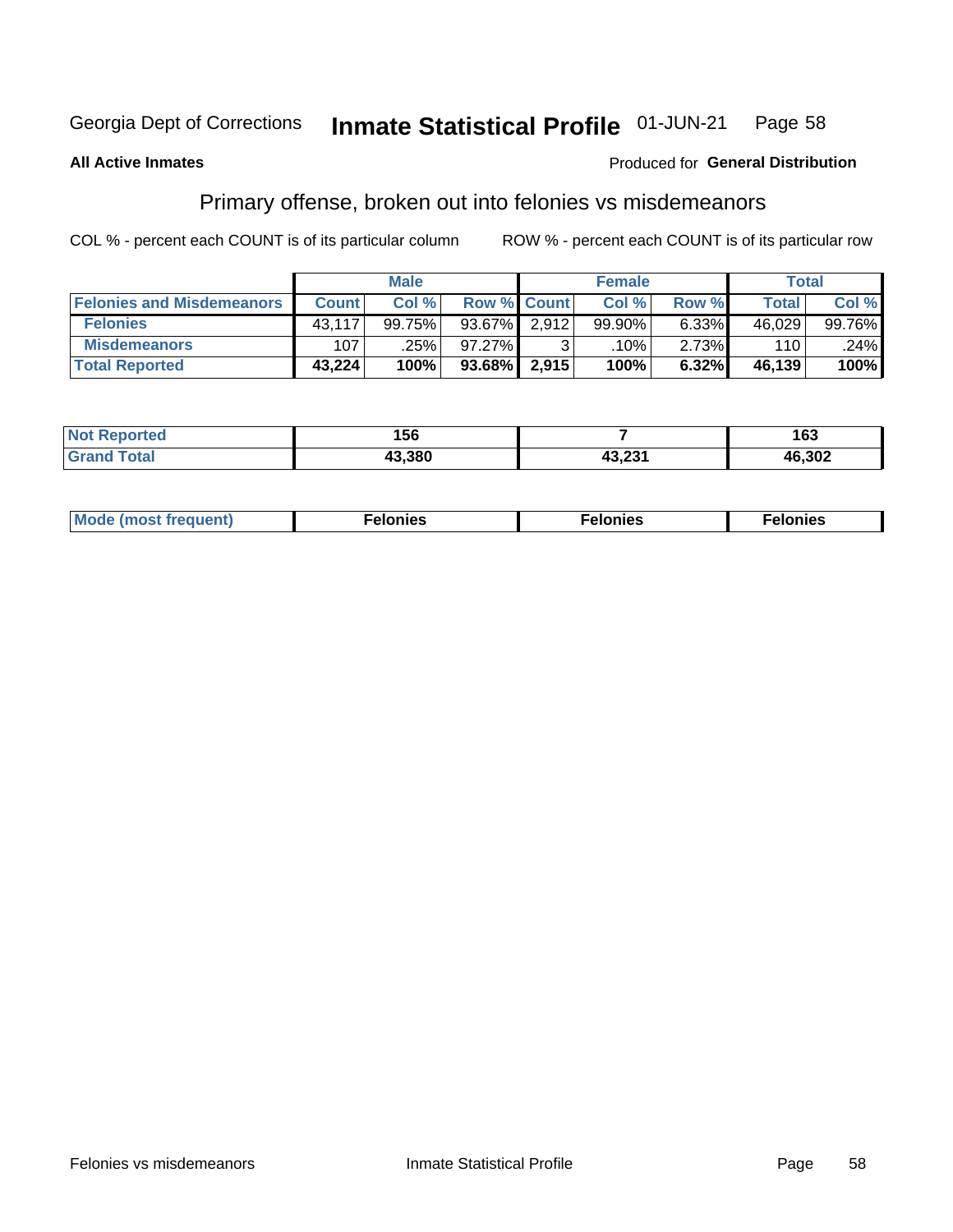Georgia Dept of Corrections **Inmate Statistical Profile** 01-JUN-21

**All Active Inmates**

Produced for **General Distribution**

## Primary offense, broken out into felonies vs misdemeanors

COL % - percent each COUNT is of its particular column

ROW % - percent each COUNT is of its particular row

| | Male | | | Female | | | Total | |
|---|---|---|---|---|---|---|---|---|
| **Felonies and Misdemeanors** | **Count** | **Col %** | **Row %** | **Count** | **Col %** | **Row %** | **Total** | **Col %** |
| **Felonies** | 43,117 | 99.75% | 93.67% | 2,912 | 99.90% | 6.33% | 46,029 | 99.76% |
| **Misdemeanors** | 107 | .25% | 97.27% | 3 | .10% | 2.73% | 110 | .24% |
| **Total Reported** | **43,224** | **100%** | **93.68%** | **2,915** | **100%** | **6.32%** | **46,139** | **100%** |

| | Male | Female | Total |
|---|---|---|---|
| **Not Reported** | **156** | **7** | **163** |
| **Grand Total** | **43,380** | **43,231** | **46,302** |

| | Male | Female | Total |
|---|---|---|---|
| **Mode (most frequent)** | **Felonies** | **Felonies** | **Felonies** |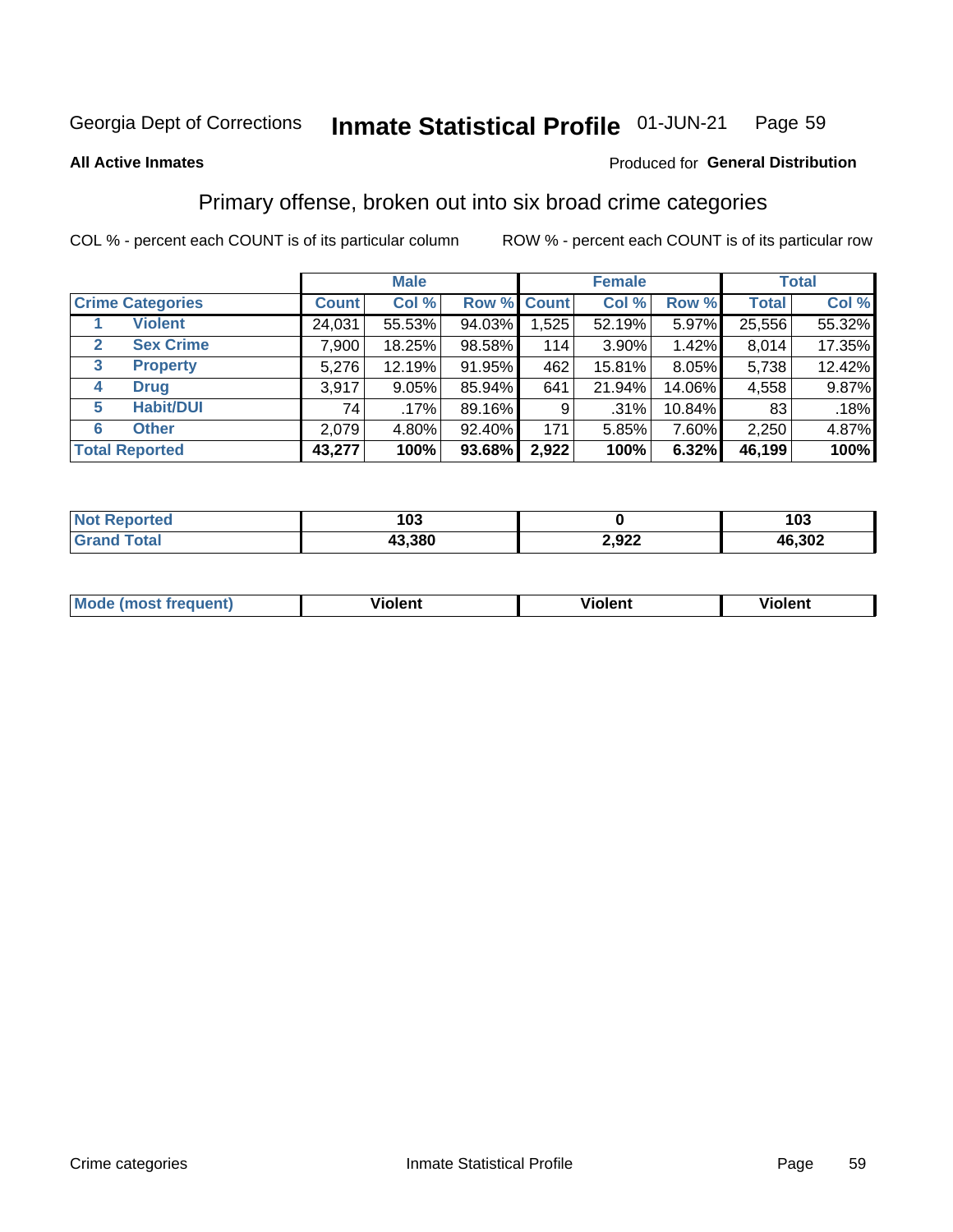Georgia Dept of Corrections **Inmate Statistical Profile** 01-JUN-21

**All Active Inmates**

Produced for **General Distribution**

## Primary offense, broken out into six broad crime categories

COL % - percent each COUNT is of its particular column

ROW % - percent each COUNT is of its particular row

| | | Male | | | Female | | | Total | |
|---|---|---|---|---|---|---|---|---|---|
| **Crime Categories** | | **Count** | **Col %** | **Row %** | **Count** | **Col %** | **Row %** | **Total** | **Col %** |
| 1 | **Violent** | 24,031 | 55.53% | 94.03% | 1,525 | 52.19% | 5.97% | 25,556 | 55.32% |
| 2 | **Sex Crime** | 7,900 | 18.25% | 98.58% | 114 | 3.90% | 1.42% | 8,014 | 17.35% |
| 3 | **Property** | 5,276 | 12.19% | 91.95% | 462 | 15.81% | 8.05% | 5,738 | 12.42% |
| 4 | **Drug** | 3,917 | 9.05% | 85.94% | 641 | 21.94% | 14.06% | 4,558 | 9.87% |
| 5 | **Habit/DUI** | 74 | .17% | 89.16% | 9 | .31% | 10.84% | 83 | .18% |
| 6 | **Other** | 2,079 | 4.80% | 92.40% | 171 | 5.85% | 7.60% | 2,250 | 4.87% |
| **Total Reported** | | **43,277** | **100%** | **93.68%** | **2,922** | **100%** | **6.32%** | **46,199** | **100%** |

| | Male | Female | Total |
|---|---|---|---|
| **Not Reported** | **103** | **0** | **103** |
| **Grand Total** | **43,380** | **2,922** | **46,302** |

| | Male | Female | Total |
|---|---|---|---|
| **Mode (most frequent)** | **Violent** | **Violent** | **Violent** |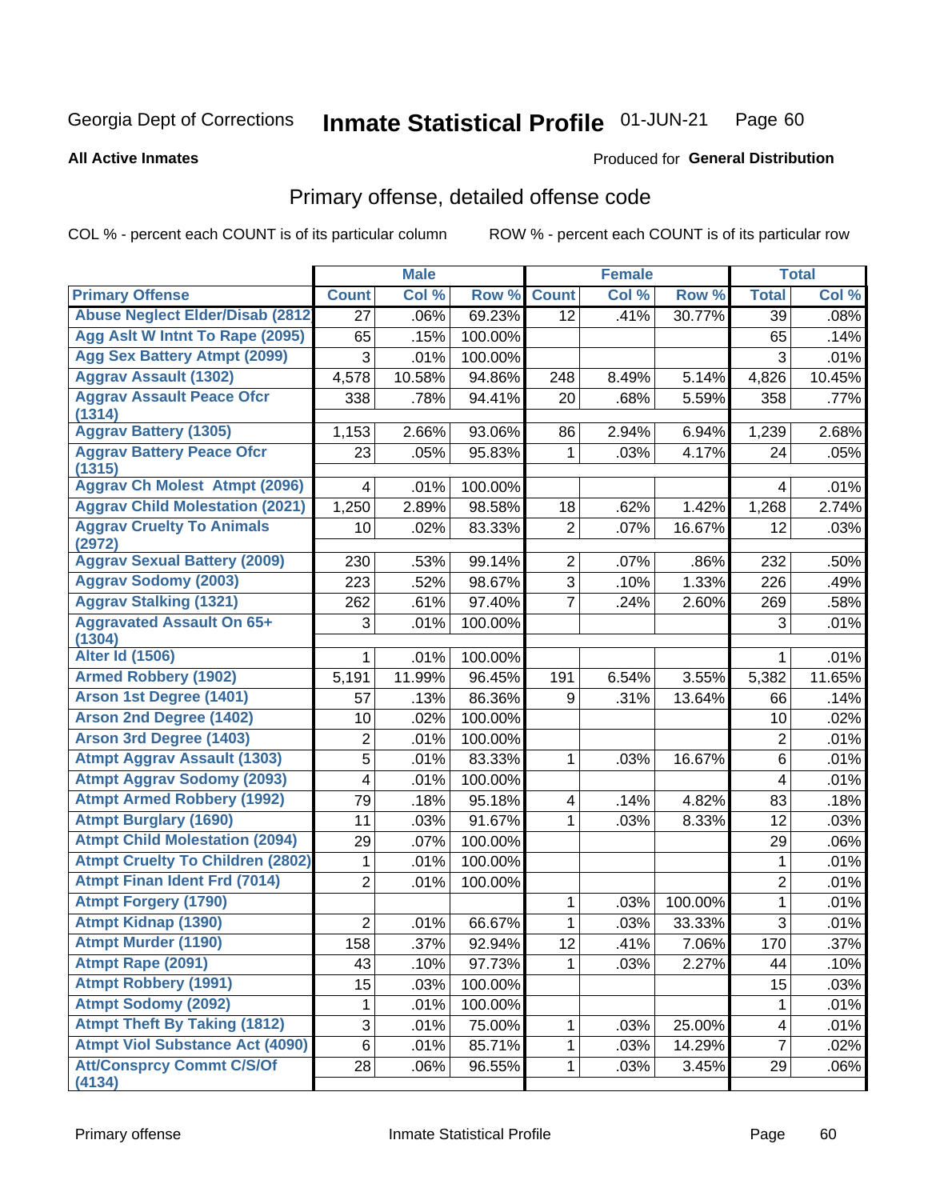Georgia Dept of Corrections

# Inmate Statistical Profile 01-JUN-21

**All Active Inmates**

Produced for **General Distribution**

## Primary offense, detailed offense code

COL % - percent each COUNT is of its particular column

ROW % - percent each COUNT is of its particular row

| | Male | | | Female | | | Total | |
|---|---|---|---|---|---|---|---|---|
| **Primary Offense** | **Count** | **Col %** | **Row %** | **Count** | **Col %** | **Row %** | **Total** | **Col %** |
| Abuse Neglect Elder/Disab (2812 | 27 | .06% | 69.23% | 12 | .41% | 30.77% | 39 | .08% |
| Agg Aslt W Intnt To Rape (2095) | 65 | .15% | 100.00% | | | | 65 | .14% |
| Agg Sex Battery Atmpt (2099) | 3 | .01% | 100.00% | | | | 3 | .01% |
| Aggrav Assault (1302) | 4,578 | 10.58% | 94.86% | 248 | 8.49% | 5.14% | 4,826 | 10.45% |
| Aggrav Assault Peace Ofcr (1314) | 338 | .78% | 94.41% | 20 | .68% | 5.59% | 358 | .77% |
| Aggrav Battery (1305) | 1,153 | 2.66% | 93.06% | 86 | 2.94% | 6.94% | 1,239 | 2.68% |
| Aggrav Battery Peace Ofcr (1315) | 23 | .05% | 95.83% | 1 | .03% | 4.17% | 24 | .05% |
| Aggrav Ch Molest Atmpt (2096) | 4 | .01% | 100.00% | | | | 4 | .01% |
| Aggrav Child Molestation (2021) | 1,250 | 2.89% | 98.58% | 18 | .62% | 1.42% | 1,268 | 2.74% |
| Aggrav Cruelty To Animals (2972) | 10 | .02% | 83.33% | 2 | .07% | 16.67% | 12 | .03% |
| Aggrav Sexual Battery (2009) | 230 | .53% | 99.14% | 2 | .07% | .86% | 232 | .50% |
| Aggrav Sodomy (2003) | 223 | .52% | 98.67% | 3 | .10% | 1.33% | 226 | .49% |
| Aggrav Stalking (1321) | 262 | .61% | 97.40% | 7 | .24% | 2.60% | 269 | .58% |
| Aggravated Assault On 65+ (1304) | 3 | .01% | 100.00% | | | | 3 | .01% |
| Alter Id (1506) | 1 | .01% | 100.00% | | | | 1 | .01% |
| Armed Robbery (1902) | 5,191 | 11.99% | 96.45% | 191 | 6.54% | 3.55% | 5,382 | 11.65% |
| Arson 1st Degree (1401) | 57 | .13% | 86.36% | 9 | .31% | 13.64% | 66 | .14% |
| Arson 2nd Degree (1402) | 10 | .02% | 100.00% | | | | 10 | .02% |
| Arson 3rd Degree (1403) | 2 | .01% | 100.00% | | | | 2 | .01% |
| Atmpt Aggrav Assault (1303) | 5 | .01% | 83.33% | 1 | .03% | 16.67% | 6 | .01% |
| Atmpt Aggrav Sodomy (2093) | 4 | .01% | 100.00% | | | | 4 | .01% |
| Atmpt Armed Robbery (1992) | 79 | .18% | 95.18% | 4 | .14% | 4.82% | 83 | .18% |
| Atmpt Burglary (1690) | 11 | .03% | 91.67% | 1 | .03% | 8.33% | 12 | .03% |
| Atmpt Child Molestation (2094) | 29 | .07% | 100.00% | | | | 29 | .06% |
| Atmpt Cruelty To Children (2802) | 1 | .01% | 100.00% | | | | 1 | .01% |
| Atmpt Finan Ident Frd (7014) | 2 | .01% | 100.00% | | | | 2 | .01% |
| Atmpt Forgery (1790) | | | | 1 | .03% | 100.00% | 1 | .01% |
| Atmpt Kidnap (1390) | 2 | .01% | 66.67% | 1 | .03% | 33.33% | 3 | .01% |
| Atmpt Murder (1190) | 158 | .37% | 92.94% | 12 | .41% | 7.06% | 170 | .37% |
| Atmpt Rape (2091) | 43 | .10% | 97.73% | 1 | .03% | 2.27% | 44 | .10% |
| Atmpt Robbery (1991) | 15 | .03% | 100.00% | | | | 15 | .03% |
| Atmpt Sodomy (2092) | 1 | .01% | 100.00% | | | | 1 | .01% |
| Atmpt Theft By Taking (1812) | 3 | .01% | 75.00% | 1 | .03% | 25.00% | 4 | .01% |
| Atmpt Viol Substance Act (4090) | 6 | .01% | 85.71% | 1 | .03% | 14.29% | 7 | .02% |
| Att/Consprcy Commt C/S/Of (4134) | 28 | .06% | 96.55% | 1 | .03% | 3.45% | 29 | .06% |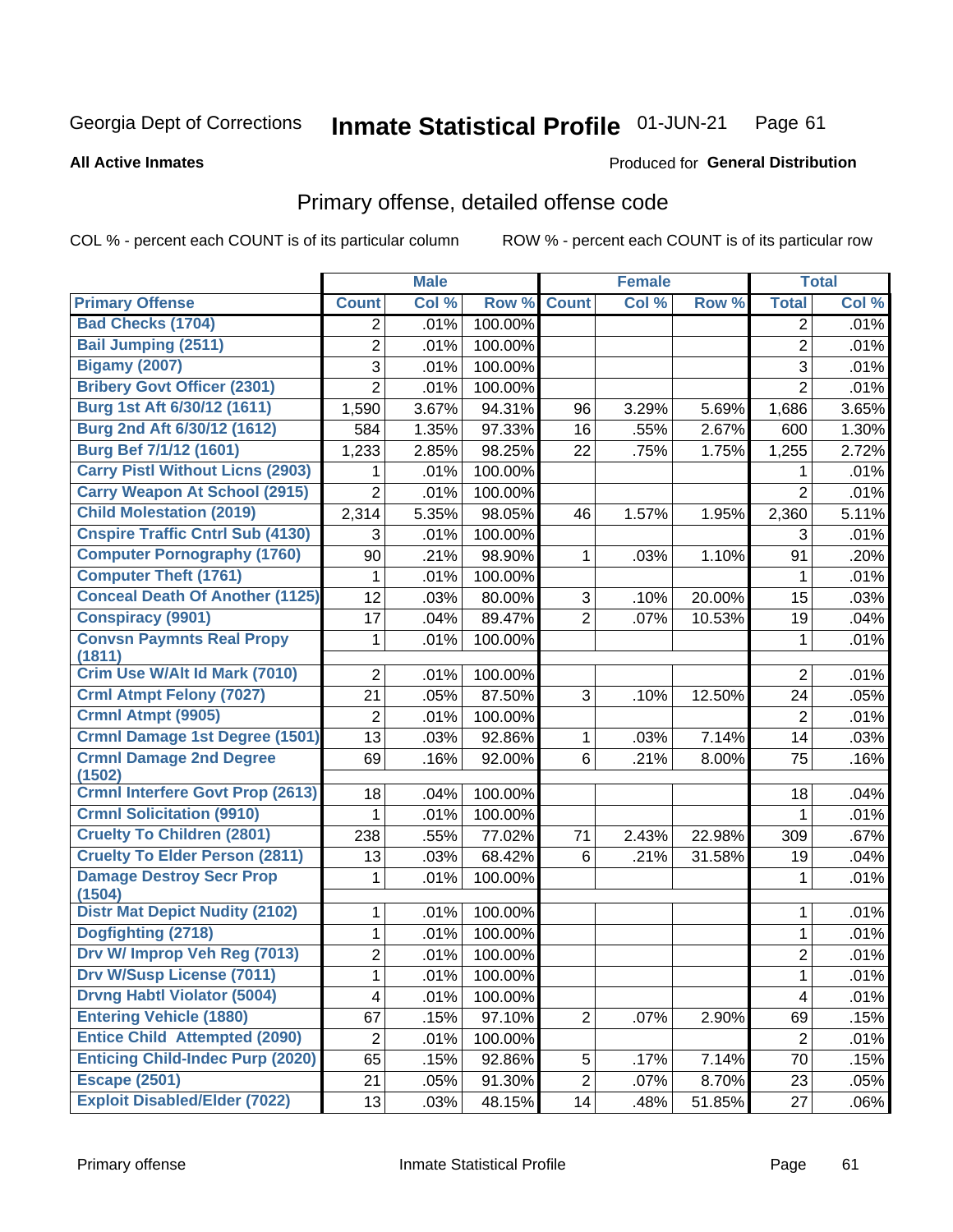Georgia Dept of Corrections **Inmate Statistical Profile** 01-JUN-21 Page 61

**All Active Inmates**

Produced for **General Distribution**

## Primary offense, detailed offense code

COL % - percent each COUNT is of its particular column ROW % - percent each COUNT is of its particular row

| | Male | | | Female | | | Total | |
|---|---|---|---|---|---|---|---|---|
| **Primary Offense** | **Count** | **Col %** | **Row %** | **Count** | **Col %** | **Row %** | **Total** | **Col %** |
| Bad Checks (1704) | 2 | .01% | 100.00% | | | | 2 | .01% |
| Bail Jumping (2511) | 2 | .01% | 100.00% | | | | 2 | .01% |
| Bigamy (2007) | 3 | .01% | 100.00% | | | | 3 | .01% |
| Bribery Govt Officer (2301) | 2 | .01% | 100.00% | | | | 2 | .01% |
| Burg 1st Aft 6/30/12 (1611) | 1,590 | 3.67% | 94.31% | 96 | 3.29% | 5.69% | 1,686 | 3.65% |
| Burg 2nd Aft 6/30/12 (1612) | 584 | 1.35% | 97.33% | 16 | .55% | 2.67% | 600 | 1.30% |
| Burg Bef 7/1/12 (1601) | 1,233 | 2.85% | 98.25% | 22 | .75% | 1.75% | 1,255 | 2.72% |
| Carry Pistl Without Licns (2903) | 1 | .01% | 100.00% | | | | 1 | .01% |
| Carry Weapon At School (2915) | 2 | .01% | 100.00% | | | | 2 | .01% |
| Child Molestation (2019) | 2,314 | 5.35% | 98.05% | 46 | 1.57% | 1.95% | 2,360 | 5.11% |
| Cnspire Traffic Cntrl Sub (4130) | 3 | .01% | 100.00% | | | | 3 | .01% |
| Computer Pornography (1760) | 90 | .21% | 98.90% | 1 | .03% | 1.10% | 91 | .20% |
| Computer Theft (1761) | 1 | .01% | 100.00% | | | | 1 | .01% |
| Conceal Death Of Another (1125) | 12 | .03% | 80.00% | 3 | .10% | 20.00% | 15 | .03% |
| Conspiracy (9901) | 17 | .04% | 89.47% | 2 | .07% | 10.53% | 19 | .04% |
| Convsn Paymnts Real Propy (1811) | 1 | .01% | 100.00% | | | | 1 | .01% |
| Crim Use W/Alt Id Mark (7010) | 2 | .01% | 100.00% | | | | 2 | .01% |
| Crml Atmpt Felony (7027) | 21 | .05% | 87.50% | 3 | .10% | 12.50% | 24 | .05% |
| Crmnl Atmpt (9905) | 2 | .01% | 100.00% | | | | 2 | .01% |
| Crmnl Damage 1st Degree (1501) | 13 | .03% | 92.86% | 1 | .03% | 7.14% | 14 | .03% |
| Crmnl Damage 2nd Degree (1502) | 69 | .16% | 92.00% | 6 | .21% | 8.00% | 75 | .16% |
| Crmnl Interfere Govt Prop (2613) | 18 | .04% | 100.00% | | | | 18 | .04% |
| Crmnl Solicitation (9910) | 1 | .01% | 100.00% | | | | 1 | .01% |
| Cruelty To Children (2801) | 238 | .55% | 77.02% | 71 | 2.43% | 22.98% | 309 | .67% |
| Cruelty To Elder Person (2811) | 13 | .03% | 68.42% | 6 | .21% | 31.58% | 19 | .04% |
| Damage Destroy Secr Prop (1504) | 1 | .01% | 100.00% | | | | 1 | .01% |
| Distr Mat Depict Nudity (2102) | 1 | .01% | 100.00% | | | | 1 | .01% |
| Dogfighting (2718) | 1 | .01% | 100.00% | | | | 1 | .01% |
| Drv W/ Improp Veh Reg (7013) | 2 | .01% | 100.00% | | | | 2 | .01% |
| Drv W/Susp License (7011) | 1 | .01% | 100.00% | | | | 1 | .01% |
| Drvng Habtl Violator (5004) | 4 | .01% | 100.00% | | | | 4 | .01% |
| Entering Vehicle (1880) | 67 | .15% | 97.10% | 2 | .07% | 2.90% | 69 | .15% |
| Entice Child Attempted (2090) | 2 | .01% | 100.00% | | | | 2 | .01% |
| Enticing Child-Indec Purp (2020) | 65 | .15% | 92.86% | 5 | .17% | 7.14% | 70 | .15% |
| Escape (2501) | 21 | .05% | 91.30% | 2 | .07% | 8.70% | 23 | .05% |
| Exploit Disabled/Elder (7022) | 13 | .03% | 48.15% | 14 | .48% | 51.85% | 27 | .06% |

Primary offense Inmate Statistical Profile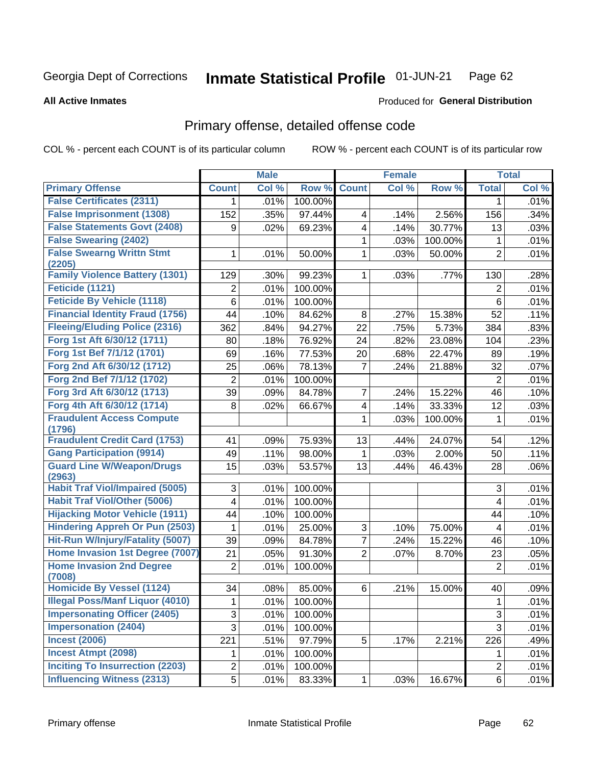Georgia Dept of Corrections **Inmate Statistical Profile** 01-JUN-21

**All Active Inmates**

Produced for **General Distribution**

## Primary offense, detailed offense code

COL % - percent each COUNT is of its particular column

ROW % - percent each COUNT is of its particular row

| | Male | | | Female | | | Total | |
|---|---|---|---|---|---|---|---|---|
| Primary Offense | Count | Col % | Row % | Count | Col % | Row % | Total | Col % |
| False Certificates (2311) | 1 | .01% | 100.00% | | | | 1 | .01% |
| False Imprisonment (1308) | 152 | .35% | 97.44% | 4 | .14% | 2.56% | 156 | .34% |
| False Statements Govt (2408) | 9 | .02% | 69.23% | 4 | .14% | 30.77% | 13 | .03% |
| False Swearing (2402) | | | | 1 | .03% | 100.00% | 1 | .01% |
| False Swearng Writtn Stmt (2205) | 1 | .01% | 50.00% | 1 | .03% | 50.00% | 2 | .01% |
| Family Violence Battery (1301) | 129 | .30% | 99.23% | 1 | .03% | .77% | 130 | .28% |
| Feticide (1121) | 2 | .01% | 100.00% | | | | 2 | .01% |
| Feticide By Vehicle (1118) | 6 | .01% | 100.00% | | | | 6 | .01% |
| Financial Identity Fraud (1756) | 44 | .10% | 84.62% | 8 | .27% | 15.38% | 52 | .11% |
| Fleeing/Eluding Police (2316) | 362 | .84% | 94.27% | 22 | .75% | 5.73% | 384 | .83% |
| Forg 1st Aft 6/30/12 (1711) | 80 | .18% | 76.92% | 24 | .82% | 23.08% | 104 | .23% |
| Forg 1st Bef 7/1/12 (1701) | 69 | .16% | 77.53% | 20 | .68% | 22.47% | 89 | .19% |
| Forg 2nd Aft 6/30/12 (1712) | 25 | .06% | 78.13% | 7 | .24% | 21.88% | 32 | .07% |
| Forg 2nd Bef 7/1/12 (1702) | 2 | .01% | 100.00% | | | | 2 | .01% |
| Forg 3rd Aft 6/30/12 (1713) | 39 | .09% | 84.78% | 7 | .24% | 15.22% | 46 | .10% |
| Forg 4th Aft 6/30/12 (1714) | 8 | .02% | 66.67% | 4 | .14% | 33.33% | 12 | .03% |
| Fraudulent Access Compute (1796) | | | | 1 | .03% | 100.00% | 1 | .01% |
| Fraudulent Credit Card (1753) | 41 | .09% | 75.93% | 13 | .44% | 24.07% | 54 | .12% |
| Gang Participation (9914) | 49 | .11% | 98.00% | 1 | .03% | 2.00% | 50 | .11% |
| Guard Line W/Weapon/Drugs (2963) | 15 | .03% | 53.57% | 13 | .44% | 46.43% | 28 | .06% |
| Habit Traf Viol/Impaired (5005) | 3 | .01% | 100.00% | | | | 3 | .01% |
| Habit Traf Viol/Other (5006) | 4 | .01% | 100.00% | | | | 4 | .01% |
| Hijacking Motor Vehicle (1911) | 44 | .10% | 100.00% | | | | 44 | .10% |
| Hindering Appreh Or Pun (2503) | 1 | .01% | 25.00% | 3 | .10% | 75.00% | 4 | .01% |
| Hit-Run W/Injury/Fatality (5007) | 39 | .09% | 84.78% | 7 | .24% | 15.22% | 46 | .10% |
| Home Invasion 1st Degree (7007) | 21 | .05% | 91.30% | 2 | .07% | 8.70% | 23 | .05% |
| Home Invasion 2nd Degree (7008) | 2 | .01% | 100.00% | | | | 2 | .01% |
| Homicide By Vessel (1124) | 34 | .08% | 85.00% | 6 | .21% | 15.00% | 40 | .09% |
| Illegal Poss/Manf Liquor (4010) | 1 | .01% | 100.00% | | | | 1 | .01% |
| Impersonating Officer (2405) | 3 | .01% | 100.00% | | | | 3 | .01% |
| Impersonation (2404) | 3 | .01% | 100.00% | | | | 3 | .01% |
| Incest (2006) | 221 | .51% | 97.79% | 5 | .17% | 2.21% | 226 | .49% |
| Incest Atmpt (2098) | 1 | .01% | 100.00% | | | | 1 | .01% |
| Inciting To Insurrection (2203) | 2 | .01% | 100.00% | | | | 2 | .01% |
| Influencing Witness (2313) | 5 | .01% | 83.33% | 1 | .03% | 16.67% | 6 | .01% |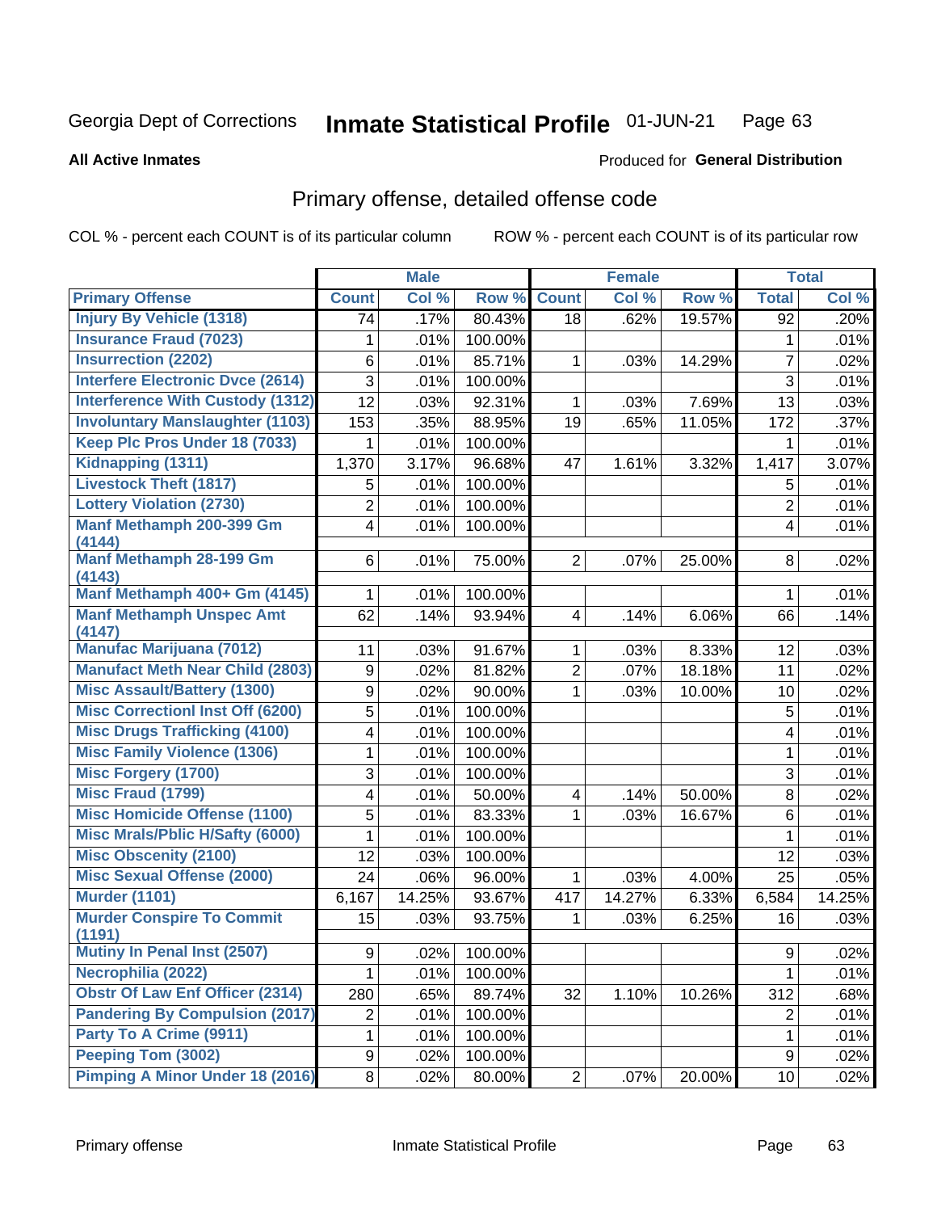Georgia Dept of Corrections **Inmate Statistical Profile** 01-JUN-21

**All Active Inmates**

Produced for **General Distribution**

## Primary offense, detailed offense code

COL % - percent each COUNT is of its particular column ROW % - percent each COUNT is of its particular row

| | Male | | | Female | | | Total | |
|---|---|---|---|---|---|---|---|---|
| **Primary Offense** | **Count** | **Col %** | **Row %** | **Count** | **Col %** | **Row %** | **Total** | **Col %** |
| Injury By Vehicle (1318) | 74 | .17% | 80.43% | 18 | .62% | 19.57% | 92 | .20% |
| Insurance Fraud (7023) | 1 | .01% | 100.00% | | | | 1 | .01% |
| Insurrection (2202) | 6 | .01% | 85.71% | 1 | .03% | 14.29% | 7 | .02% |
| Interfere Electronic Dvce (2614) | 3 | .01% | 100.00% | | | | 3 | .01% |
| Interference With Custody (1312) | 12 | .03% | 92.31% | 1 | .03% | 7.69% | 13 | .03% |
| Involuntary Manslaughter (1103) | 153 | .35% | 88.95% | 19 | .65% | 11.05% | 172 | .37% |
| Keep Plc Pros Under 18 (7033) | 1 | .01% | 100.00% | | | | 1 | .01% |
| Kidnapping (1311) | 1,370 | 3.17% | 96.68% | 47 | 1.61% | 3.32% | 1,417 | 3.07% |
| Livestock Theft (1817) | 5 | .01% | 100.00% | | | | 5 | .01% |
| Lottery Violation (2730) | 2 | .01% | 100.00% | | | | 2 | .01% |
| Manf Methamph 200-399 Gm (4144) | 4 | .01% | 100.00% | | | | 4 | .01% |
| Manf Methamph 28-199 Gm (4143) | 6 | .01% | 75.00% | 2 | .07% | 25.00% | 8 | .02% |
| Manf Methamph 400+ Gm (4145) | 1 | .01% | 100.00% | | | | 1 | .01% |
| Manf Methamph Unspec Amt (4147) | 62 | .14% | 93.94% | 4 | .14% | 6.06% | 66 | .14% |
| Manufac Marijuana (7012) | 11 | .03% | 91.67% | 1 | .03% | 8.33% | 12 | .03% |
| Manufact Meth Near Child (2803) | 9 | .02% | 81.82% | 2 | .07% | 18.18% | 11 | .02% |
| Misc Assault/Battery (1300) | 9 | .02% | 90.00% | 1 | .03% | 10.00% | 10 | .02% |
| Misc Correctionl Inst Off (6200) | 5 | .01% | 100.00% | | | | 5 | .01% |
| Misc Drugs Trafficking (4100) | 4 | .01% | 100.00% | | | | 4 | .01% |
| Misc Family Violence (1306) | 1 | .01% | 100.00% | | | | 1 | .01% |
| Misc Forgery (1700) | 3 | .01% | 100.00% | | | | 3 | .01% |
| Misc Fraud (1799) | 4 | .01% | 50.00% | 4 | .14% | 50.00% | 8 | .02% |
| Misc Homicide Offense (1100) | 5 | .01% | 83.33% | 1 | .03% | 16.67% | 6 | .01% |
| Misc Mrals/Pblic H/Safty (6000) | 1 | .01% | 100.00% | | | | 1 | .01% |
| Misc Obscenity (2100) | 12 | .03% | 100.00% | | | | 12 | .03% |
| Misc Sexual Offense (2000) | 24 | .06% | 96.00% | 1 | .03% | 4.00% | 25 | .05% |
| Murder (1101) | 6,167 | 14.25% | 93.67% | 417 | 14.27% | 6.33% | 6,584 | 14.25% |
| Murder Conspire To Commit (1191) | 15 | .03% | 93.75% | 1 | .03% | 6.25% | 16 | .03% |
| Mutiny In Penal Inst (2507) | 9 | .02% | 100.00% | | | | 9 | .02% |
| Necrophilia (2022) | 1 | .01% | 100.00% | | | | 1 | .01% |
| Obstr Of Law Enf Officer (2314) | 280 | .65% | 89.74% | 32 | 1.10% | 10.26% | 312 | .68% |
| Pandering By Compulsion (2017) | 2 | .01% | 100.00% | | | | 2 | .01% |
| Party To A Crime (9911) | 1 | .01% | 100.00% | | | | 1 | .01% |
| Peeping Tom (3002) | 9 | .02% | 100.00% | | | | 9 | .02% |
| Pimping A Minor Under 18 (2016) | 8 | .02% | 80.00% | 2 | .07% | 20.00% | 10 | .02% |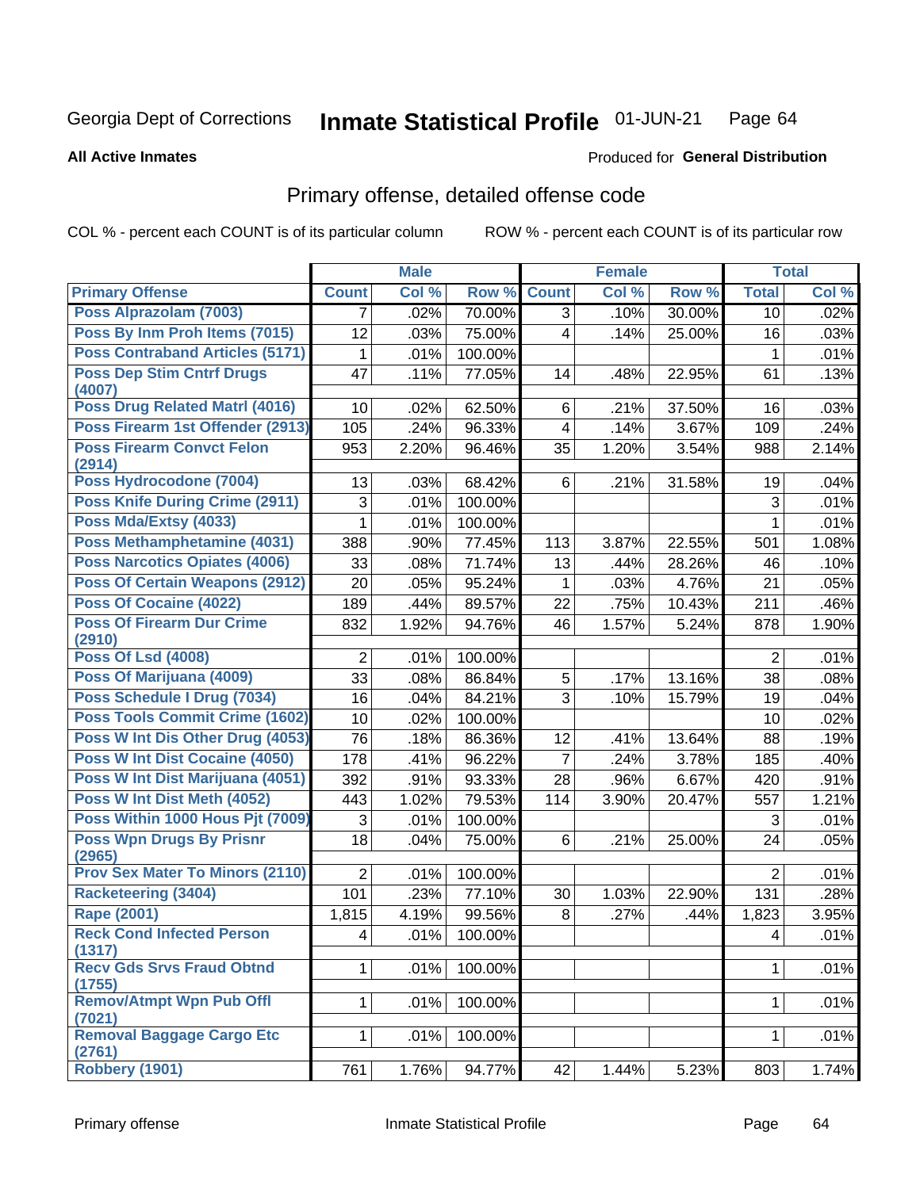Georgia Dept of Corrections **Inmate Statistical Profile** 01-JUN-21

**All Active Inmates** Produced for **General Distribution**

## Primary offense, detailed offense code

COL % - percent each COUNT is of its particular column ROW % - percent each COUNT is of its particular row

| | Male | | | Female | | | Total | |
|---|---|---|---|---|---|---|---|---|
| **Primary Offense** | **Count** | **Col %** | **Row %** | **Count** | **Col %** | **Row %** | **Total** | **Col %** |
| Poss Alprazolam (7003) | 7 | .02% | 70.00% | 3 | .10% | 30.00% | 10 | .02% |
| Poss By Inm Proh Items (7015) | 12 | .03% | 75.00% | 4 | .14% | 25.00% | 16 | .03% |
| Poss Contraband Articles (5171) | 1 | .01% | 100.00% | | | | 1 | .01% |
| Poss Dep Stim Cntrf Drugs (4007) | 47 | .11% | 77.05% | 14 | .48% | 22.95% | 61 | .13% |
| Poss Drug Related Matrl (4016) | 10 | .02% | 62.50% | 6 | .21% | 37.50% | 16 | .03% |
| Poss Firearm 1st Offender (2913) | 105 | .24% | 96.33% | 4 | .14% | 3.67% | 109 | .24% |
| Poss Firearm Convct Felon (2914) | 953 | 2.20% | 96.46% | 35 | 1.20% | 3.54% | 988 | 2.14% |
| Poss Hydrocodone (7004) | 13 | .03% | 68.42% | 6 | .21% | 31.58% | 19 | .04% |
| Poss Knife During Crime (2911) | 3 | .01% | 100.00% | | | | 3 | .01% |
| Poss Mda/Extsy (4033) | 1 | .01% | 100.00% | | | | 1 | .01% |
| Poss Methamphetamine (4031) | 388 | .90% | 77.45% | 113 | 3.87% | 22.55% | 501 | 1.08% |
| Poss Narcotics Opiates (4006) | 33 | .08% | 71.74% | 13 | .44% | 28.26% | 46 | .10% |
| Poss Of Certain Weapons (2912) | 20 | .05% | 95.24% | 1 | .03% | 4.76% | 21 | .05% |
| Poss Of Cocaine (4022) | 189 | .44% | 89.57% | 22 | .75% | 10.43% | 211 | .46% |
| Poss Of Firearm Dur Crime (2910) | 832 | 1.92% | 94.76% | 46 | 1.57% | 5.24% | 878 | 1.90% |
| Poss Of Lsd (4008) | 2 | .01% | 100.00% | | | | 2 | .01% |
| Poss Of Marijuana (4009) | 33 | .08% | 86.84% | 5 | .17% | 13.16% | 38 | .08% |
| Poss Schedule I Drug (7034) | 16 | .04% | 84.21% | 3 | .10% | 15.79% | 19 | .04% |
| Poss Tools Commit Crime (1602) | 10 | .02% | 100.00% | | | | 10 | .02% |
| Poss W Int Dis Other Drug (4053) | 76 | .18% | 86.36% | 12 | .41% | 13.64% | 88 | .19% |
| Poss W Int Dist Cocaine (4050) | 178 | .41% | 96.22% | 7 | .24% | 3.78% | 185 | .40% |
| Poss W Int Dist Marijuana (4051) | 392 | .91% | 93.33% | 28 | .96% | 6.67% | 420 | .91% |
| Poss W Int Dist Meth (4052) | 443 | 1.02% | 79.53% | 114 | 3.90% | 20.47% | 557 | 1.21% |
| Poss Within 1000 Hous Pjt (7009) | 3 | .01% | 100.00% | | | | 3 | .01% |
| Poss Wpn Drugs By Prisnr (2965) | 18 | .04% | 75.00% | 6 | .21% | 25.00% | 24 | .05% |
| Prov Sex Mater To Minors (2110) | 2 | .01% | 100.00% | | | | 2 | .01% |
| Racketeering (3404) | 101 | .23% | 77.10% | 30 | 1.03% | 22.90% | 131 | .28% |
| Rape (2001) | 1,815 | 4.19% | 99.56% | 8 | .27% | .44% | 1,823 | 3.95% |
| Reck Cond Infected Person (1317) | 4 | .01% | 100.00% | | | | 4 | .01% |
| Recv Gds Srvs Fraud Obtnd (1755) | 1 | .01% | 100.00% | | | | 1 | .01% |
| Remov/Atmpt Wpn Pub Offl (7021) | 1 | .01% | 100.00% | | | | 1 | .01% |
| Removal Baggage Cargo Etc (2761) | 1 | .01% | 100.00% | | | | 1 | .01% |
| Robbery (1901) | 761 | 1.76% | 94.77% | 42 | 1.44% | 5.23% | 803 | 1.74% |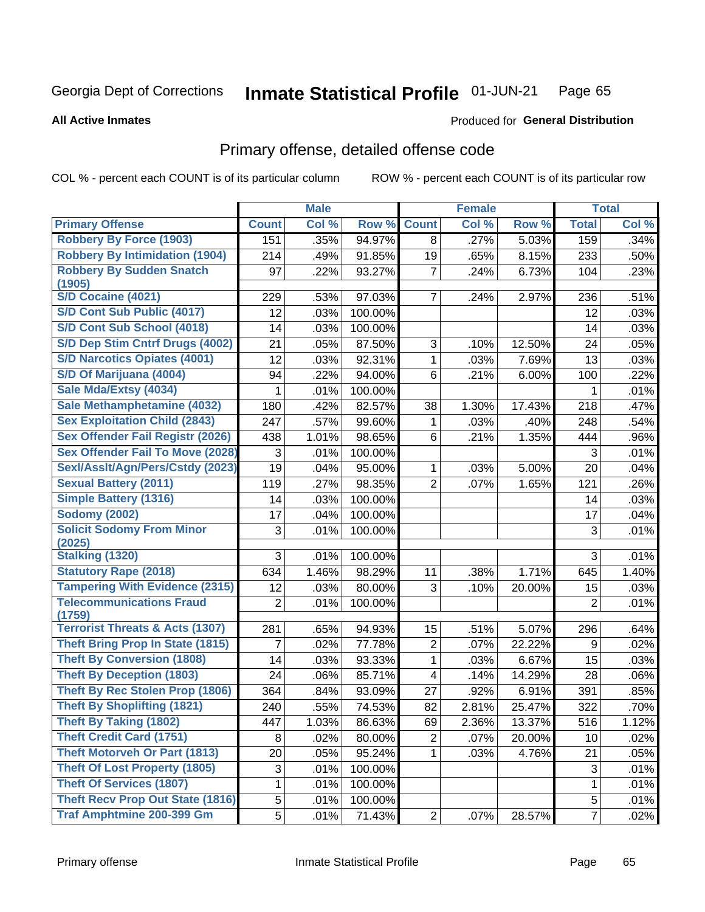Georgia Dept of Corrections **Inmate Statistical Profile** 01-JUN-21

**All Active Inmates**

Produced for **General Distribution**

## Primary offense, detailed offense code

COL % - percent each COUNT is of its particular column

ROW % - percent each COUNT is of its particular row

| | Male | | | Female | | | Total | |
|---|---|---|---|---|---|---|---|---|
| **Primary Offense** | **Count** | **Col %** | **Row %** | **Count** | **Col %** | **Row %** | **Total** | **Col %** |
| Robbery By Force (1903) | 151 | .35% | 94.97% | 8 | .27% | 5.03% | 159 | .34% |
| Robbery By Intimidation (1904) | 214 | .49% | 91.85% | 19 | .65% | 8.15% | 233 | .50% |
| Robbery By Sudden Snatch (1905) | 97 | .22% | 93.27% | 7 | .24% | 6.73% | 104 | .23% |
| S/D Cocaine (4021) | 229 | .53% | 97.03% | 7 | .24% | 2.97% | 236 | .51% |
| S/D Cont Sub Public (4017) | 12 | .03% | 100.00% | | | | 12 | .03% |
| S/D Cont Sub School (4018) | 14 | .03% | 100.00% | | | | 14 | .03% |
| S/D Dep Stim Cntrf Drugs (4002) | 21 | .05% | 87.50% | 3 | .10% | 12.50% | 24 | .05% |
| S/D Narcotics Opiates (4001) | 12 | .03% | 92.31% | 1 | .03% | 7.69% | 13 | .03% |
| S/D Of Marijuana (4004) | 94 | .22% | 94.00% | 6 | .21% | 6.00% | 100 | .22% |
| Sale Mda/Extsy (4034) | 1 | .01% | 100.00% | | | | 1 | .01% |
| Sale Methamphetamine (4032) | 180 | .42% | 82.57% | 38 | 1.30% | 17.43% | 218 | .47% |
| Sex Exploitation Child (2843) | 247 | .57% | 99.60% | 1 | .03% | .40% | 248 | .54% |
| Sex Offender Fail Registr (2026) | 438 | 1.01% | 98.65% | 6 | .21% | 1.35% | 444 | .96% |
| Sex Offender Fail To Move (2028) | 3 | .01% | 100.00% | | | | 3 | .01% |
| Sexl/Asslt/Agn/Pers/Cstdy (2023) | 19 | .04% | 95.00% | 1 | .03% | 5.00% | 20 | .04% |
| Sexual Battery (2011) | 119 | .27% | 98.35% | 2 | .07% | 1.65% | 121 | .26% |
| Simple Battery (1316) | 14 | .03% | 100.00% | | | | 14 | .03% |
| Sodomy (2002) | 17 | .04% | 100.00% | | | | 17 | .04% |
| Solicit Sodomy From Minor (2025) | 3 | .01% | 100.00% | | | | 3 | .01% |
| Stalking (1320) | 3 | .01% | 100.00% | | | | 3 | .01% |
| Statutory Rape (2018) | 634 | 1.46% | 98.29% | 11 | .38% | 1.71% | 645 | 1.40% |
| Tampering With Evidence (2315) | 12 | .03% | 80.00% | 3 | .10% | 20.00% | 15 | .03% |
| Telecommunications Fraud (1759) | 2 | .01% | 100.00% | | | | 2 | .01% |
| Terrorist Threats & Acts (1307) | 281 | .65% | 94.93% | 15 | .51% | 5.07% | 296 | .64% |
| Theft Bring Prop In State (1815) | 7 | .02% | 77.78% | 2 | .07% | 22.22% | 9 | .02% |
| Theft By Conversion (1808) | 14 | .03% | 93.33% | 1 | .03% | 6.67% | 15 | .03% |
| Theft By Deception (1803) | 24 | .06% | 85.71% | 4 | .14% | 14.29% | 28 | .06% |
| Theft By Rec Stolen Prop (1806) | 364 | .84% | 93.09% | 27 | .92% | 6.91% | 391 | .85% |
| Theft By Shoplifting (1821) | 240 | .55% | 74.53% | 82 | 2.81% | 25.47% | 322 | .70% |
| Theft By Taking (1802) | 447 | 1.03% | 86.63% | 69 | 2.36% | 13.37% | 516 | 1.12% |
| Theft Credit Card (1751) | 8 | .02% | 80.00% | 2 | .07% | 20.00% | 10 | .02% |
| Theft Motorveh Or Part (1813) | 20 | .05% | 95.24% | 1 | .03% | 4.76% | 21 | .05% |
| Theft Of Lost Property (1805) | 3 | .01% | 100.00% | | | | 3 | .01% |
| Theft Of Services (1807) | 1 | .01% | 100.00% | | | | 1 | .01% |
| Theft Recv Prop Out State (1816) | 5 | .01% | 100.00% | | | | 5 | .01% |
| Traf Amphtmine 200-399 Gm | 5 | .01% | 71.43% | 2 | .07% | 28.57% | 7 | .02% |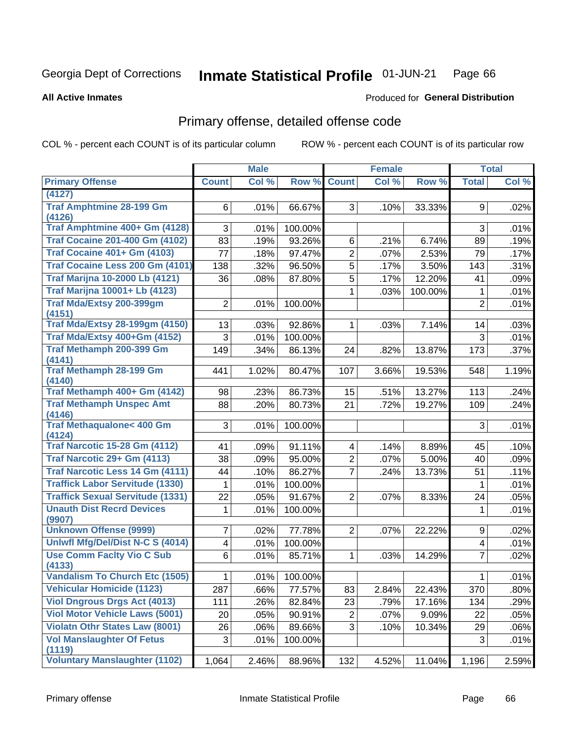Georgia Dept of Corrections **Inmate Statistical Profile** 01-JUN-21

**All Active Inmates** Produced for **General Distribution**

## Primary offense, detailed offense code

COL % - percent each COUNT is of its particular column ROW % - percent each COUNT is of its particular row

| | Male | | | Female | | | Total | |
|---|---|---|---|---|---|---|---|---|
| Primary Offense | Count | Col % | Row % | Count | Col % | Row % | Total | Col % |
| (4127) | | | | | | | | |
| Traf Amphtmine 28-199 Gm (4126) | 6 | .01% | 66.67% | 3 | .10% | 33.33% | 9 | .02% |
| Traf Amphtmine 400+ Gm (4128) | 3 | .01% | 100.00% | | | | 3 | .01% |
| Traf Cocaine 201-400 Gm (4102) | 83 | .19% | 93.26% | 6 | .21% | 6.74% | 89 | .19% |
| Traf Cocaine 401+ Gm (4103) | 77 | .18% | 97.47% | 2 | .07% | 2.53% | 79 | .17% |
| Traf Cocaine Less 200 Gm (4101) | 138 | .32% | 96.50% | 5 | .17% | 3.50% | 143 | .31% |
| Traf Marijna 10-2000 Lb (4121) | 36 | .08% | 87.80% | 5 | .17% | 12.20% | 41 | .09% |
| Traf Marijna 10001+ Lb (4123) | | | | 1 | .03% | 100.00% | 1 | .01% |
| Traf Mda/Extsy 200-399gm (4151) | 2 | .01% | 100.00% | | | | 2 | .01% |
| Traf Mda/Extsy 28-199gm (4150) | 13 | .03% | 92.86% | 1 | .03% | 7.14% | 14 | .03% |
| Traf Mda/Extsy 400+Gm (4152) | 3 | .01% | 100.00% | | | | 3 | .01% |
| Traf Methamph 200-399 Gm (4141) | 149 | .34% | 86.13% | 24 | .82% | 13.87% | 173 | .37% |
| Traf Methamph 28-199 Gm (4140) | 441 | 1.02% | 80.47% | 107 | 3.66% | 19.53% | 548 | 1.19% |
| Traf Methamph 400+ Gm (4142) | 98 | .23% | 86.73% | 15 | .51% | 13.27% | 113 | .24% |
| Traf Methamph Unspec Amt (4146) | 88 | .20% | 80.73% | 21 | .72% | 19.27% | 109 | .24% |
| Traf Methaqualone< 400 Gm (4124) | 3 | .01% | 100.00% | | | | 3 | .01% |
| Traf Narcotic 15-28 Gm (4112) | 41 | .09% | 91.11% | 4 | .14% | 8.89% | 45 | .10% |
| Traf Narcotic 29+ Gm (4113) | 38 | .09% | 95.00% | 2 | .07% | 5.00% | 40 | .09% |
| Traf Narcotic Less 14 Gm (4111) | 44 | .10% | 86.27% | 7 | .24% | 13.73% | 51 | .11% |
| Traffick Labor Servitude (1330) | 1 | .01% | 100.00% | | | | 1 | .01% |
| Traffick Sexual Servitude (1331) | 22 | .05% | 91.67% | 2 | .07% | 8.33% | 24 | .05% |
| Unauth Dist Recrd Devices (9907) | 1 | .01% | 100.00% | | | | 1 | .01% |
| Unknown Offense (9999) | 7 | .02% | 77.78% | 2 | .07% | 22.22% | 9 | .02% |
| Unlwfl Mfg/Del/Dist N-C S (4014) | 4 | .01% | 100.00% | | | | 4 | .01% |
| Use Comm Faclty Vio C Sub (4133) | 6 | .01% | 85.71% | 1 | .03% | 14.29% | 7 | .02% |
| Vandalism To Church Etc (1505) | 1 | .01% | 100.00% | | | | 1 | .01% |
| Vehicular Homicide (1123) | 287 | .66% | 77.57% | 83 | 2.84% | 22.43% | 370 | .80% |
| Viol Dngrous Drgs Act (4013) | 111 | .26% | 82.84% | 23 | .79% | 17.16% | 134 | .29% |
| Viol Motor Vehicle Laws (5001) | 20 | .05% | 90.91% | 2 | .07% | 9.09% | 22 | .05% |
| Violatn Othr States Law (8001) | 26 | .06% | 89.66% | 3 | .10% | 10.34% | 29 | .06% |
| Vol Manslaughter Of Fetus (1119) | 3 | .01% | 100.00% | | | | 3 | .01% |
| Voluntary Manslaughter (1102) | 1,064 | 2.46% | 88.96% | 132 | 4.52% | 11.04% | 1,196 | 2.59% |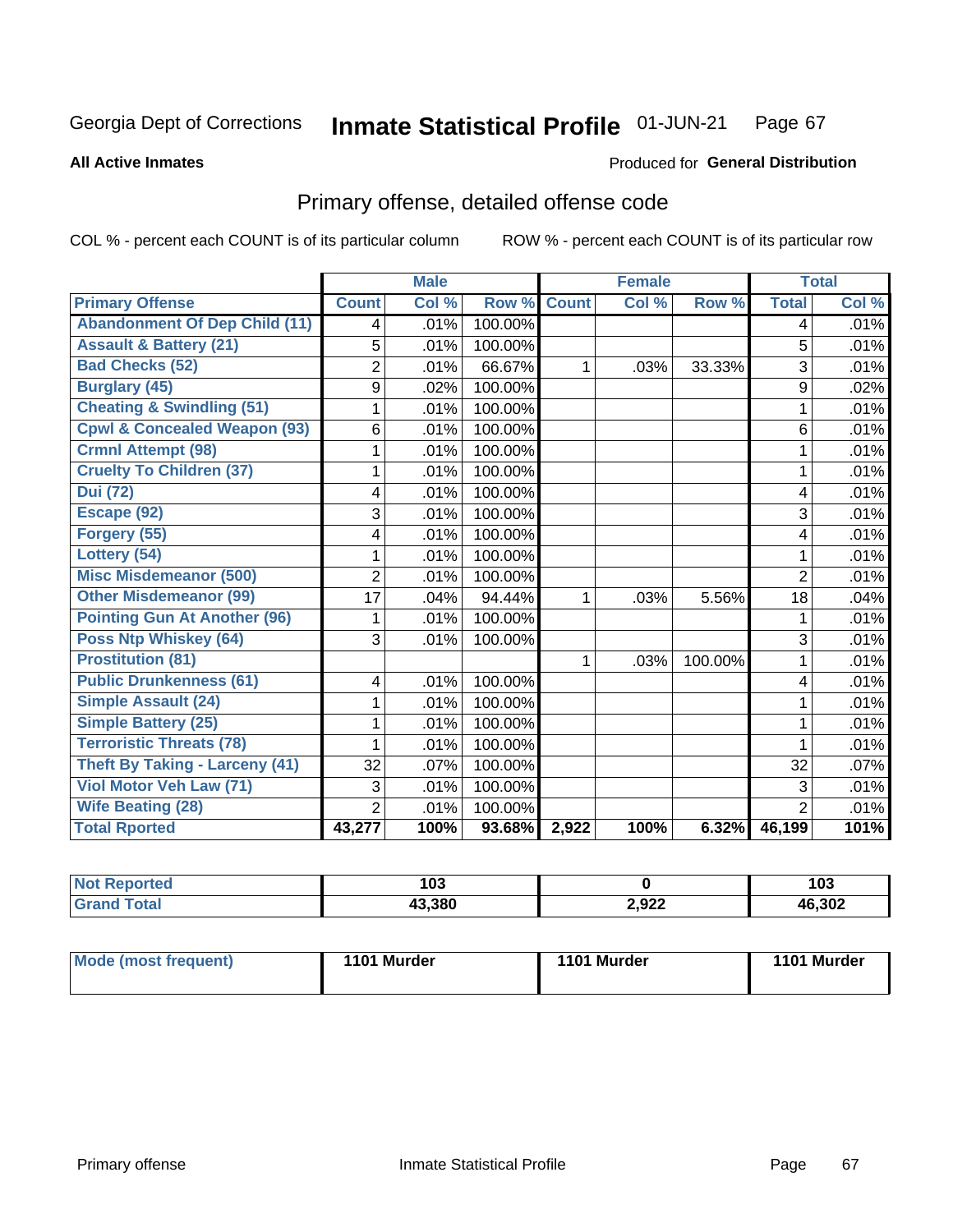# Georgia Dept of Corrections — Inmate Statistical Profile 01-JUN-21

**All Active Inmates**

Produced for **General Distribution**

## Primary offense, detailed offense code

COL % - percent each COUNT is of its particular column

ROW % - percent each COUNT is of its particular row

| | Male | | | Female | | | Total | |
|---|---|---|---|---|---|---|---|---|
| **Primary Offense** | **Count** | **Col %** | **Row %** | **Count** | **Col %** | **Row %** | **Total** | **Col %** |
| Abandonment Of Dep Child (11) | 4 | .01% | 100.00% | | | | 4 | .01% |
| Assault & Battery (21) | 5 | .01% | 100.00% | | | | 5 | .01% |
| Bad Checks (52) | 2 | .01% | 66.67% | 1 | .03% | 33.33% | 3 | .01% |
| Burglary (45) | 9 | .02% | 100.00% | | | | 9 | .02% |
| Cheating & Swindling (51) | 1 | .01% | 100.00% | | | | 1 | .01% |
| Cpwl & Concealed Weapon (93) | 6 | .01% | 100.00% | | | | 6 | .01% |
| Crmnl Attempt (98) | 1 | .01% | 100.00% | | | | 1 | .01% |
| Cruelty To Children (37) | 1 | .01% | 100.00% | | | | 1 | .01% |
| Dui (72) | 4 | .01% | 100.00% | | | | 4 | .01% |
| Escape (92) | 3 | .01% | 100.00% | | | | 3 | .01% |
| Forgery (55) | 4 | .01% | 100.00% | | | | 4 | .01% |
| Lottery (54) | 1 | .01% | 100.00% | | | | 1 | .01% |
| Misc Misdemeanor (500) | 2 | .01% | 100.00% | | | | 2 | .01% |
| Other Misdemeanor (99) | 17 | .04% | 94.44% | 1 | .03% | 5.56% | 18 | .04% |
| Pointing Gun At Another (96) | 1 | .01% | 100.00% | | | | 1 | .01% |
| Poss Ntp Whiskey (64) | 3 | .01% | 100.00% | | | | 3 | .01% |
| Prostitution (81) | | | | 1 | .03% | 100.00% | 1 | .01% |
| Public Drunkenness (61) | 4 | .01% | 100.00% | | | | 4 | .01% |
| Simple Assault (24) | 1 | .01% | 100.00% | | | | 1 | .01% |
| Simple Battery (25) | 1 | .01% | 100.00% | | | | 1 | .01% |
| Terroristic Threats (78) | 1 | .01% | 100.00% | | | | 1 | .01% |
| Theft By Taking - Larceny (41) | 32 | .07% | 100.00% | | | | 32 | .07% |
| Viol Motor Veh Law (71) | 3 | .01% | 100.00% | | | | 3 | .01% |
| Wife Beating (28) | 2 | .01% | 100.00% | | | | 2 | .01% |
| **Total Rported** | **43,277** | **100%** | **93.68%** | **2,922** | **100%** | **6.32%** | **46,199** | **101%** |

| | Male | Female | Total |
|---|---|---|---|
| Not Reported | 103 | 0 | 103 |
| Grand Total | 43,380 | 2,922 | 46,302 |

| | Male | Female | Total |
|---|---|---|---|
| Mode (most frequent) | 1101 Murder | 1101 Murder | 1101 Murder |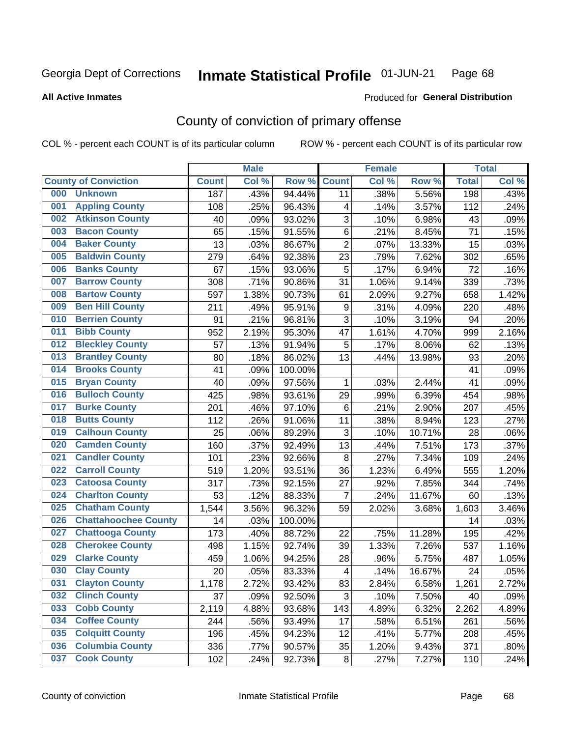Georgia Dept of Corrections **Inmate Statistical Profile** 01-JUN-21 Page 68

**All Active Inmates**

Produced for **General Distribution**

## County of conviction of primary offense

COL % - percent each COUNT is of its particular column ROW % - percent each COUNT is of its particular row

| County of Conviction | Male | | | Female | | | Total | |
|---|---|---|---|---|---|---|---|---|
| | Count | Col % | Row % | Count | Col % | Row % | Total | Col % |
| 000 Unknown | 187 | .43% | 94.44% | 11 | .38% | 5.56% | 198 | .43% |
| 001 Appling County | 108 | .25% | 96.43% | 4 | .14% | 3.57% | 112 | .24% |
| 002 Atkinson County | 40 | .09% | 93.02% | 3 | .10% | 6.98% | 43 | .09% |
| 003 Bacon County | 65 | .15% | 91.55% | 6 | .21% | 8.45% | 71 | .15% |
| 004 Baker County | 13 | .03% | 86.67% | 2 | .07% | 13.33% | 15 | .03% |
| 005 Baldwin County | 279 | .64% | 92.38% | 23 | .79% | 7.62% | 302 | .65% |
| 006 Banks County | 67 | .15% | 93.06% | 5 | .17% | 6.94% | 72 | .16% |
| 007 Barrow County | 308 | .71% | 90.86% | 31 | 1.06% | 9.14% | 339 | .73% |
| 008 Bartow County | 597 | 1.38% | 90.73% | 61 | 2.09% | 9.27% | 658 | 1.42% |
| 009 Ben Hill County | 211 | .49% | 95.91% | 9 | .31% | 4.09% | 220 | .48% |
| 010 Berrien County | 91 | .21% | 96.81% | 3 | .10% | 3.19% | 94 | .20% |
| 011 Bibb County | 952 | 2.19% | 95.30% | 47 | 1.61% | 4.70% | 999 | 2.16% |
| 012 Bleckley County | 57 | .13% | 91.94% | 5 | .17% | 8.06% | 62 | .13% |
| 013 Brantley County | 80 | .18% | 86.02% | 13 | .44% | 13.98% | 93 | .20% |
| 014 Brooks County | 41 | .09% | 100.00% | | | | 41 | .09% |
| 015 Bryan County | 40 | .09% | 97.56% | 1 | .03% | 2.44% | 41 | .09% |
| 016 Bulloch County | 425 | .98% | 93.61% | 29 | .99% | 6.39% | 454 | .98% |
| 017 Burke County | 201 | .46% | 97.10% | 6 | .21% | 2.90% | 207 | .45% |
| 018 Butts County | 112 | .26% | 91.06% | 11 | .38% | 8.94% | 123 | .27% |
| 019 Calhoun County | 25 | .06% | 89.29% | 3 | .10% | 10.71% | 28 | .06% |
| 020 Camden County | 160 | .37% | 92.49% | 13 | .44% | 7.51% | 173 | .37% |
| 021 Candler County | 101 | .23% | 92.66% | 8 | .27% | 7.34% | 109 | .24% |
| 022 Carroll County | 519 | 1.20% | 93.51% | 36 | 1.23% | 6.49% | 555 | 1.20% |
| 023 Catoosa County | 317 | .73% | 92.15% | 27 | .92% | 7.85% | 344 | .74% |
| 024 Charlton County | 53 | .12% | 88.33% | 7 | .24% | 11.67% | 60 | .13% |
| 025 Chatham County | 1,544 | 3.56% | 96.32% | 59 | 2.02% | 3.68% | 1,603 | 3.46% |
| 026 Chattahoochee County | 14 | .03% | 100.00% | | | | 14 | .03% |
| 027 Chattooga County | 173 | .40% | 88.72% | 22 | .75% | 11.28% | 195 | .42% |
| 028 Cherokee County | 498 | 1.15% | 92.74% | 39 | 1.33% | 7.26% | 537 | 1.16% |
| 029 Clarke County | 459 | 1.06% | 94.25% | 28 | .96% | 5.75% | 487 | 1.05% |
| 030 Clay County | 20 | .05% | 83.33% | 4 | .14% | 16.67% | 24 | .05% |
| 031 Clayton County | 1,178 | 2.72% | 93.42% | 83 | 2.84% | 6.58% | 1,261 | 2.72% |
| 032 Clinch County | 37 | .09% | 92.50% | 3 | .10% | 7.50% | 40 | .09% |
| 033 Cobb County | 2,119 | 4.88% | 93.68% | 143 | 4.89% | 6.32% | 2,262 | 4.89% |
| 034 Coffee County | 244 | .56% | 93.49% | 17 | .58% | 6.51% | 261 | .56% |
| 035 Colquitt County | 196 | .45% | 94.23% | 12 | .41% | 5.77% | 208 | .45% |
| 036 Columbia County | 336 | .77% | 90.57% | 35 | 1.20% | 9.43% | 371 | .80% |
| 037 Cook County | 102 | .24% | 92.73% | 8 | .27% | 7.27% | 110 | .24% |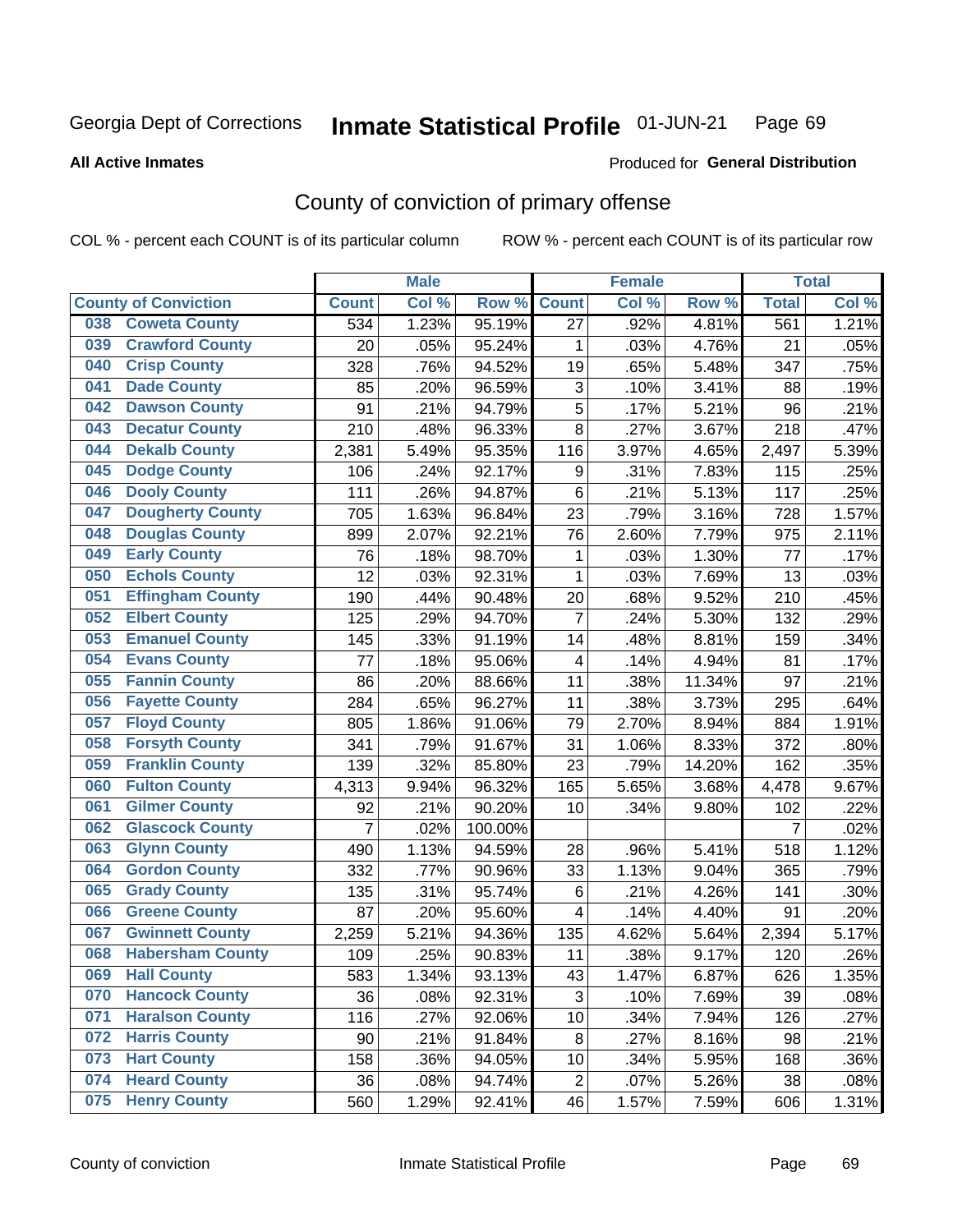Georgia Dept of Corrections **Inmate Statistical Profile** 01-JUN-21 Page 69

**All Active Inmates**

Produced for **General Distribution**

## County of conviction of primary offense

COL % - percent each COUNT is of its particular column ROW % - percent each COUNT is of its particular row

| County of Conviction | Male | | | Female | | | Total | |
|---|---|---|---|---|---|---|---|---|
| | Count | Col % | Row % | Count | Col % | Row % | Total | Col % |
| 038 Coweta County | 534 | 1.23% | 95.19% | 27 | .92% | 4.81% | 561 | 1.21% |
| 039 Crawford County | 20 | .05% | 95.24% | 1 | .03% | 4.76% | 21 | .05% |
| 040 Crisp County | 328 | .76% | 94.52% | 19 | .65% | 5.48% | 347 | .75% |
| 041 Dade County | 85 | .20% | 96.59% | 3 | .10% | 3.41% | 88 | .19% |
| 042 Dawson County | 91 | .21% | 94.79% | 5 | .17% | 5.21% | 96 | .21% |
| 043 Decatur County | 210 | .48% | 96.33% | 8 | .27% | 3.67% | 218 | .47% |
| 044 Dekalb County | 2,381 | 5.49% | 95.35% | 116 | 3.97% | 4.65% | 2,497 | 5.39% |
| 045 Dodge County | 106 | .24% | 92.17% | 9 | .31% | 7.83% | 115 | .25% |
| 046 Dooly County | 111 | .26% | 94.87% | 6 | .21% | 5.13% | 117 | .25% |
| 047 Dougherty County | 705 | 1.63% | 96.84% | 23 | .79% | 3.16% | 728 | 1.57% |
| 048 Douglas County | 899 | 2.07% | 92.21% | 76 | 2.60% | 7.79% | 975 | 2.11% |
| 049 Early County | 76 | .18% | 98.70% | 1 | .03% | 1.30% | 77 | .17% |
| 050 Echols County | 12 | .03% | 92.31% | 1 | .03% | 7.69% | 13 | .03% |
| 051 Effingham County | 190 | .44% | 90.48% | 20 | .68% | 9.52% | 210 | .45% |
| 052 Elbert County | 125 | .29% | 94.70% | 7 | .24% | 5.30% | 132 | .29% |
| 053 Emanuel County | 145 | .33% | 91.19% | 14 | .48% | 8.81% | 159 | .34% |
| 054 Evans County | 77 | .18% | 95.06% | 4 | .14% | 4.94% | 81 | .17% |
| 055 Fannin County | 86 | .20% | 88.66% | 11 | .38% | 11.34% | 97 | .21% |
| 056 Fayette County | 284 | .65% | 96.27% | 11 | .38% | 3.73% | 295 | .64% |
| 057 Floyd County | 805 | 1.86% | 91.06% | 79 | 2.70% | 8.94% | 884 | 1.91% |
| 058 Forsyth County | 341 | .79% | 91.67% | 31 | 1.06% | 8.33% | 372 | .80% |
| 059 Franklin County | 139 | .32% | 85.80% | 23 | .79% | 14.20% | 162 | .35% |
| 060 Fulton County | 4,313 | 9.94% | 96.32% | 165 | 5.65% | 3.68% | 4,478 | 9.67% |
| 061 Gilmer County | 92 | .21% | 90.20% | 10 | .34% | 9.80% | 102 | .22% |
| 062 Glascock County | 7 | .02% | 100.00% | | | | 7 | .02% |
| 063 Glynn County | 490 | 1.13% | 94.59% | 28 | .96% | 5.41% | 518 | 1.12% |
| 064 Gordon County | 332 | .77% | 90.96% | 33 | 1.13% | 9.04% | 365 | .79% |
| 065 Grady County | 135 | .31% | 95.74% | 6 | .21% | 4.26% | 141 | .30% |
| 066 Greene County | 87 | .20% | 95.60% | 4 | .14% | 4.40% | 91 | .20% |
| 067 Gwinnett County | 2,259 | 5.21% | 94.36% | 135 | 4.62% | 5.64% | 2,394 | 5.17% |
| 068 Habersham County | 109 | .25% | 90.83% | 11 | .38% | 9.17% | 120 | .26% |
| 069 Hall County | 583 | 1.34% | 93.13% | 43 | 1.47% | 6.87% | 626 | 1.35% |
| 070 Hancock County | 36 | .08% | 92.31% | 3 | .10% | 7.69% | 39 | .08% |
| 071 Haralson County | 116 | .27% | 92.06% | 10 | .34% | 7.94% | 126 | .27% |
| 072 Harris County | 90 | .21% | 91.84% | 8 | .27% | 8.16% | 98 | .21% |
| 073 Hart County | 158 | .36% | 94.05% | 10 | .34% | 5.95% | 168 | .36% |
| 074 Heard County | 36 | .08% | 94.74% | 2 | .07% | 5.26% | 38 | .08% |
| 075 Henry County | 560 | 1.29% | 92.41% | 46 | 1.57% | 7.59% | 606 | 1.31% |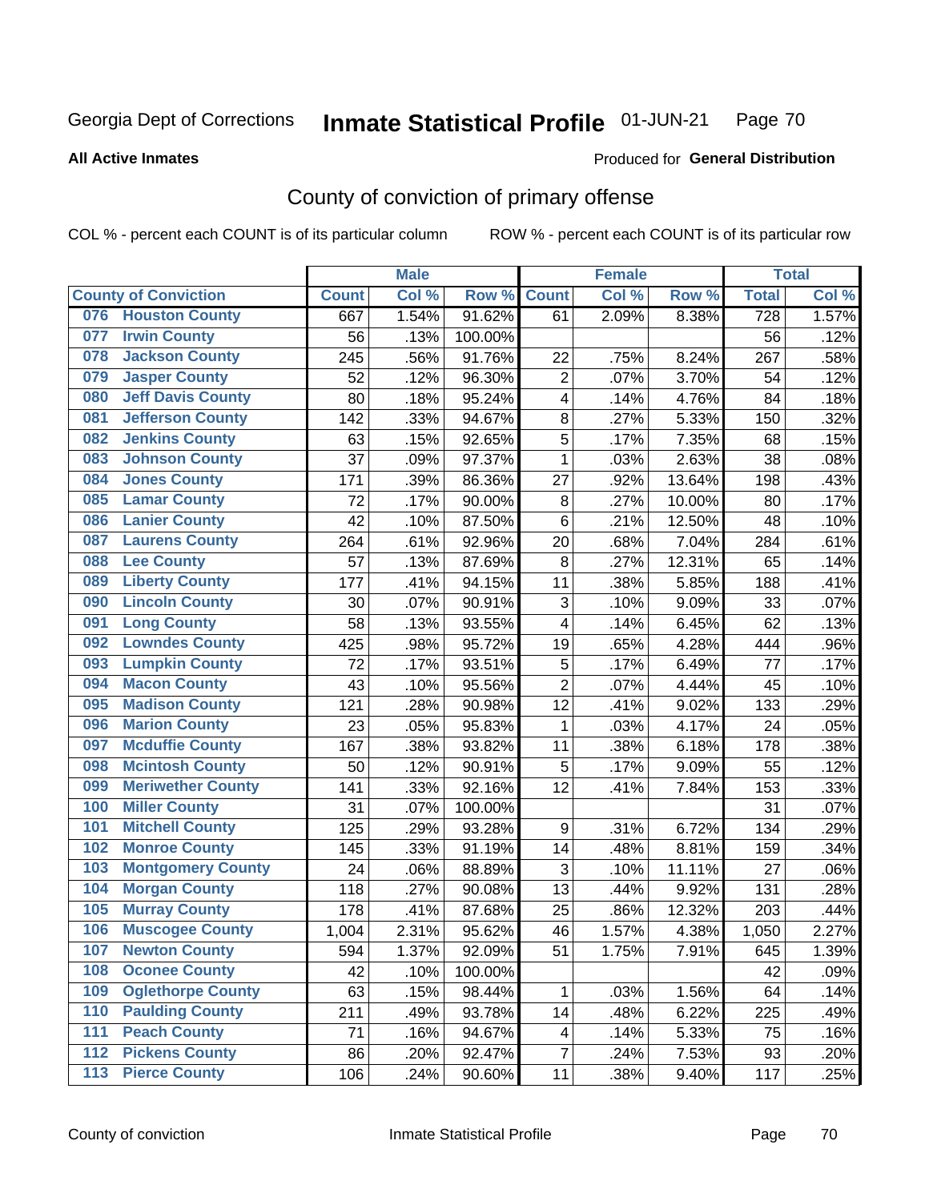Georgia Dept of Corrections **Inmate Statistical Profile** 01-JUN-21

**All Active Inmates**

Produced for **General Distribution**

## County of conviction of primary offense

COL % - percent each COUNT is of its particular column    ROW % - percent each COUNT is of its particular row

| County of Conviction | Male | | | Female | | | Total | |
|---|---|---|---|---|---|---|---|---|
| | Count | Col % | Row % | Count | Col % | Row % | Total | Col % |
| 076 Houston County | 667 | 1.54% | 91.62% | 61 | 2.09% | 8.38% | 728 | 1.57% |
| 077 Irwin County | 56 | .13% | 100.00% | | | | 56 | .12% |
| 078 Jackson County | 245 | .56% | 91.76% | 22 | .75% | 8.24% | 267 | .58% |
| 079 Jasper County | 52 | .12% | 96.30% | 2 | .07% | 3.70% | 54 | .12% |
| 080 Jeff Davis County | 80 | .18% | 95.24% | 4 | .14% | 4.76% | 84 | .18% |
| 081 Jefferson County | 142 | .33% | 94.67% | 8 | .27% | 5.33% | 150 | .32% |
| 082 Jenkins County | 63 | .15% | 92.65% | 5 | .17% | 7.35% | 68 | .15% |
| 083 Johnson County | 37 | .09% | 97.37% | 1 | .03% | 2.63% | 38 | .08% |
| 084 Jones County | 171 | .39% | 86.36% | 27 | .92% | 13.64% | 198 | .43% |
| 085 Lamar County | 72 | .17% | 90.00% | 8 | .27% | 10.00% | 80 | .17% |
| 086 Lanier County | 42 | .10% | 87.50% | 6 | .21% | 12.50% | 48 | .10% |
| 087 Laurens County | 264 | .61% | 92.96% | 20 | .68% | 7.04% | 284 | .61% |
| 088 Lee County | 57 | .13% | 87.69% | 8 | .27% | 12.31% | 65 | .14% |
| 089 Liberty County | 177 | .41% | 94.15% | 11 | .38% | 5.85% | 188 | .41% |
| 090 Lincoln County | 30 | .07% | 90.91% | 3 | .10% | 9.09% | 33 | .07% |
| 091 Long County | 58 | .13% | 93.55% | 4 | .14% | 6.45% | 62 | .13% |
| 092 Lowndes County | 425 | .98% | 95.72% | 19 | .65% | 4.28% | 444 | .96% |
| 093 Lumpkin County | 72 | .17% | 93.51% | 5 | .17% | 6.49% | 77 | .17% |
| 094 Macon County | 43 | .10% | 95.56% | 2 | .07% | 4.44% | 45 | .10% |
| 095 Madison County | 121 | .28% | 90.98% | 12 | .41% | 9.02% | 133 | .29% |
| 096 Marion County | 23 | .05% | 95.83% | 1 | .03% | 4.17% | 24 | .05% |
| 097 Mcduffie County | 167 | .38% | 93.82% | 11 | .38% | 6.18% | 178 | .38% |
| 098 Mcintosh County | 50 | .12% | 90.91% | 5 | .17% | 9.09% | 55 | .12% |
| 099 Meriwether County | 141 | .33% | 92.16% | 12 | .41% | 7.84% | 153 | .33% |
| 100 Miller County | 31 | .07% | 100.00% | | | | 31 | .07% |
| 101 Mitchell County | 125 | .29% | 93.28% | 9 | .31% | 6.72% | 134 | .29% |
| 102 Monroe County | 145 | .33% | 91.19% | 14 | .48% | 8.81% | 159 | .34% |
| 103 Montgomery County | 24 | .06% | 88.89% | 3 | .10% | 11.11% | 27 | .06% |
| 104 Morgan County | 118 | .27% | 90.08% | 13 | .44% | 9.92% | 131 | .28% |
| 105 Murray County | 178 | .41% | 87.68% | 25 | .86% | 12.32% | 203 | .44% |
| 106 Muscogee County | 1,004 | 2.31% | 95.62% | 46 | 1.57% | 4.38% | 1,050 | 2.27% |
| 107 Newton County | 594 | 1.37% | 92.09% | 51 | 1.75% | 7.91% | 645 | 1.39% |
| 108 Oconee County | 42 | .10% | 100.00% | | | | 42 | .09% |
| 109 Oglethorpe County | 63 | .15% | 98.44% | 1 | .03% | 1.56% | 64 | .14% |
| 110 Paulding County | 211 | .49% | 93.78% | 14 | .48% | 6.22% | 225 | .49% |
| 111 Peach County | 71 | .16% | 94.67% | 4 | .14% | 5.33% | 75 | .16% |
| 112 Pickens County | 86 | .20% | 92.47% | 7 | .24% | 7.53% | 93 | .20% |
| 113 Pierce County | 106 | .24% | 90.60% | 11 | .38% | 9.40% | 117 | .25% |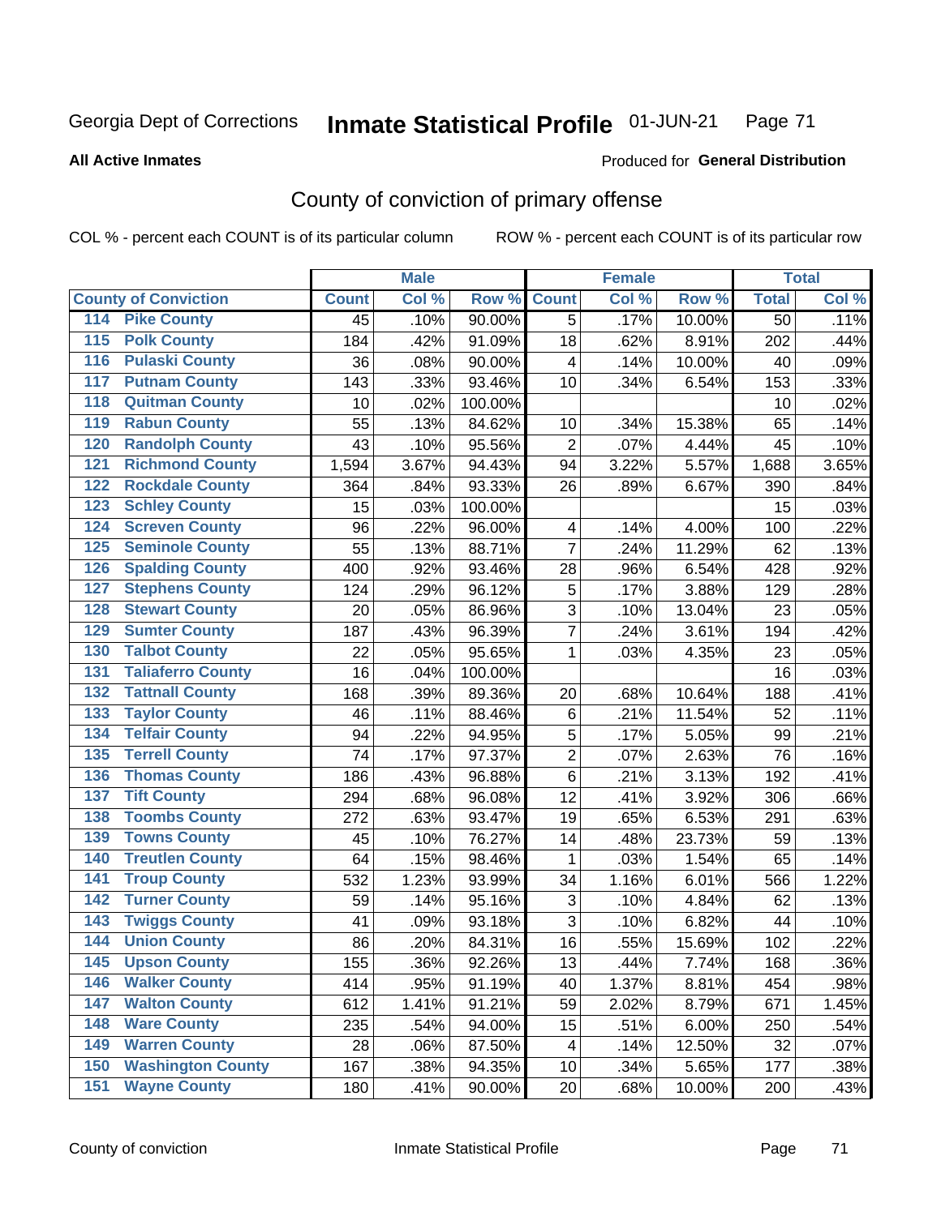Georgia Dept of Corrections **Inmate Statistical Profile** 01-JUN-21

**All Active Inmates**

Produced for **General Distribution**

## County of conviction of primary offense

COL % - percent each COUNT is of its particular column ROW % - percent each COUNT is of its particular row

| County of Conviction | Male | | | Female | | | Total | |
|---|---|---|---|---|---|---|---|---|
| | Count | Col % | Row % | Count | Col % | Row % | Total | Col % |
| 114 Pike County | 45 | .10% | 90.00% | 5 | .17% | 10.00% | 50 | .11% |
| 115 Polk County | 184 | .42% | 91.09% | 18 | .62% | 8.91% | 202 | .44% |
| 116 Pulaski County | 36 | .08% | 90.00% | 4 | .14% | 10.00% | 40 | .09% |
| 117 Putnam County | 143 | .33% | 93.46% | 10 | .34% | 6.54% | 153 | .33% |
| 118 Quitman County | 10 | .02% | 100.00% | | | | 10 | .02% |
| 119 Rabun County | 55 | .13% | 84.62% | 10 | .34% | 15.38% | 65 | .14% |
| 120 Randolph County | 43 | .10% | 95.56% | 2 | .07% | 4.44% | 45 | .10% |
| 121 Richmond County | 1,594 | 3.67% | 94.43% | 94 | 3.22% | 5.57% | 1,688 | 3.65% |
| 122 Rockdale County | 364 | .84% | 93.33% | 26 | .89% | 6.67% | 390 | .84% |
| 123 Schley County | 15 | .03% | 100.00% | | | | 15 | .03% |
| 124 Screven County | 96 | .22% | 96.00% | 4 | .14% | 4.00% | 100 | .22% |
| 125 Seminole County | 55 | .13% | 88.71% | 7 | .24% | 11.29% | 62 | .13% |
| 126 Spalding County | 400 | .92% | 93.46% | 28 | .96% | 6.54% | 428 | .92% |
| 127 Stephens County | 124 | .29% | 96.12% | 5 | .17% | 3.88% | 129 | .28% |
| 128 Stewart County | 20 | .05% | 86.96% | 3 | .10% | 13.04% | 23 | .05% |
| 129 Sumter County | 187 | .43% | 96.39% | 7 | .24% | 3.61% | 194 | .42% |
| 130 Talbot County | 22 | .05% | 95.65% | 1 | .03% | 4.35% | 23 | .05% |
| 131 Taliaferro County | 16 | .04% | 100.00% | | | | 16 | .03% |
| 132 Tattnall County | 168 | .39% | 89.36% | 20 | .68% | 10.64% | 188 | .41% |
| 133 Taylor County | 46 | .11% | 88.46% | 6 | .21% | 11.54% | 52 | .11% |
| 134 Telfair County | 94 | .22% | 94.95% | 5 | .17% | 5.05% | 99 | .21% |
| 135 Terrell County | 74 | .17% | 97.37% | 2 | .07% | 2.63% | 76 | .16% |
| 136 Thomas County | 186 | .43% | 96.88% | 6 | .21% | 3.13% | 192 | .41% |
| 137 Tift County | 294 | .68% | 96.08% | 12 | .41% | 3.92% | 306 | .66% |
| 138 Toombs County | 272 | .63% | 93.47% | 19 | .65% | 6.53% | 291 | .63% |
| 139 Towns County | 45 | .10% | 76.27% | 14 | .48% | 23.73% | 59 | .13% |
| 140 Treutlen County | 64 | .15% | 98.46% | 1 | .03% | 1.54% | 65 | .14% |
| 141 Troup County | 532 | 1.23% | 93.99% | 34 | 1.16% | 6.01% | 566 | 1.22% |
| 142 Turner County | 59 | .14% | 95.16% | 3 | .10% | 4.84% | 62 | .13% |
| 143 Twiggs County | 41 | .09% | 93.18% | 3 | .10% | 6.82% | 44 | .10% |
| 144 Union County | 86 | .20% | 84.31% | 16 | .55% | 15.69% | 102 | .22% |
| 145 Upson County | 155 | .36% | 92.26% | 13 | .44% | 7.74% | 168 | .36% |
| 146 Walker County | 414 | .95% | 91.19% | 40 | 1.37% | 8.81% | 454 | .98% |
| 147 Walton County | 612 | 1.41% | 91.21% | 59 | 2.02% | 8.79% | 671 | 1.45% |
| 148 Ware County | 235 | .54% | 94.00% | 15 | .51% | 6.00% | 250 | .54% |
| 149 Warren County | 28 | .06% | 87.50% | 4 | .14% | 12.50% | 32 | .07% |
| 150 Washington County | 167 | .38% | 94.35% | 10 | .34% | 5.65% | 177 | .38% |
| 151 Wayne County | 180 | .41% | 90.00% | 20 | .68% | 10.00% | 200 | .43% |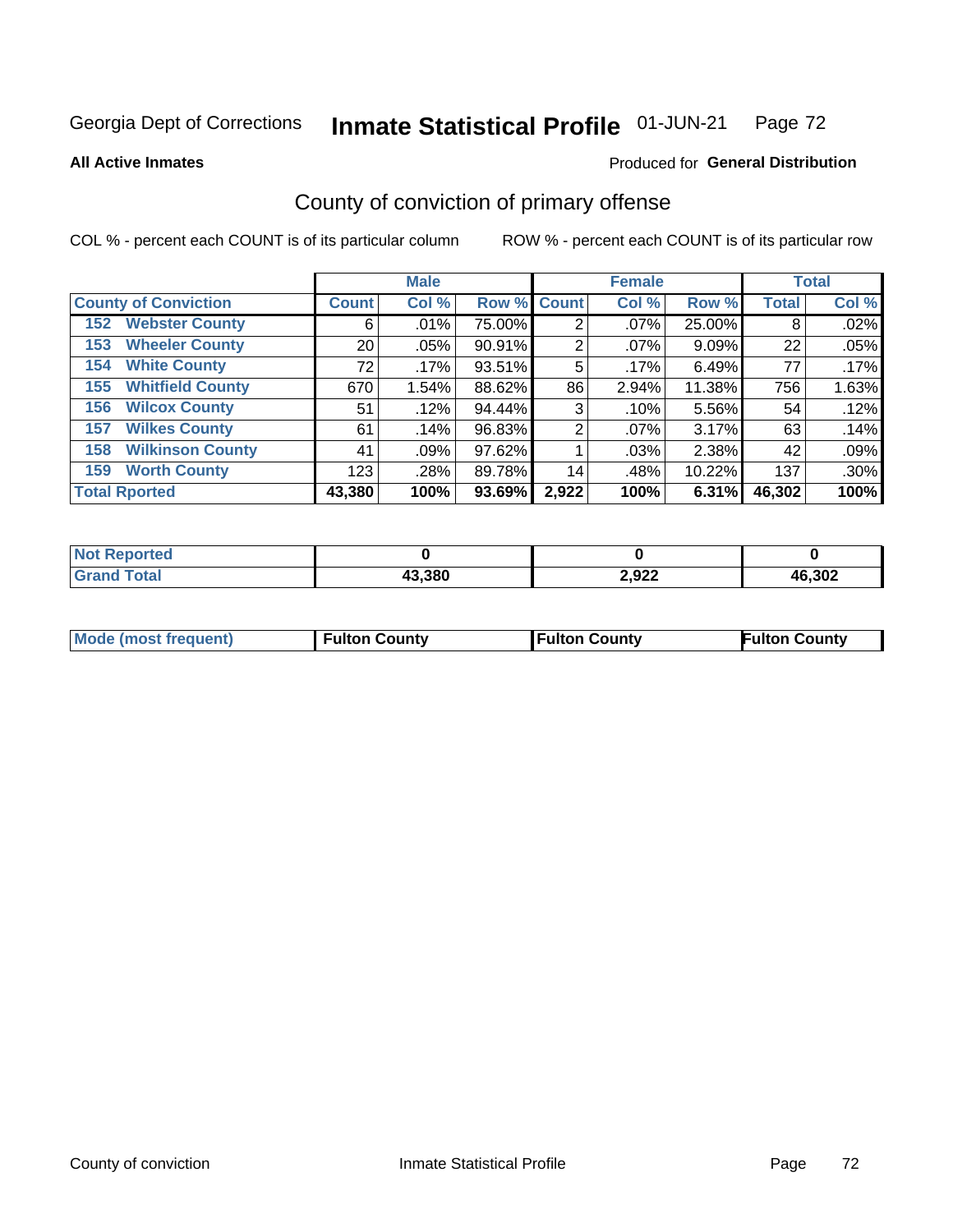Georgia Dept of Corrections **Inmate Statistical Profile** 01-JUN-21

**All Active Inmates**

Produced for **General Distribution**

## County of conviction of primary offense

COL % - percent each COUNT is of its particular column

ROW % - percent each COUNT is of its particular row

| | Male | | | Female | | | Total | |
|---|---|---|---|---|---|---|---|---|
| County of Conviction | Count | Col % | Row % | Count | Col % | Row % | Total | Col % |
| 152 Webster County | 6 | .01% | 75.00% | 2 | .07% | 25.00% | 8 | .02% |
| 153 Wheeler County | 20 | .05% | 90.91% | 2 | .07% | 9.09% | 22 | .05% |
| 154 White County | 72 | .17% | 93.51% | 5 | .17% | 6.49% | 77 | .17% |
| 155 Whitfield County | 670 | 1.54% | 88.62% | 86 | 2.94% | 11.38% | 756 | 1.63% |
| 156 Wilcox County | 51 | .12% | 94.44% | 3 | .10% | 5.56% | 54 | .12% |
| 157 Wilkes County | 61 | .14% | 96.83% | 2 | .07% | 3.17% | 63 | .14% |
| 158 Wilkinson County | 41 | .09% | 97.62% | 1 | .03% | 2.38% | 42 | .09% |
| 159 Worth County | 123 | .28% | 89.78% | 14 | .48% | 10.22% | 137 | .30% |
| **Total Rported** | **43,380** | **100%** | **93.69%** | **2,922** | **100%** | **6.31%** | **46,302** | **100%** |

| | Male | Female | Total |
|---|---|---|---|
| Not Reported | 0 | 0 | 0 |
| Grand Total | 43,380 | 2,922 | 46,302 |

| | Male | Female | Total |
|---|---|---|---|
| Mode (most frequent) | Fulton County | Fulton County | Fulton County |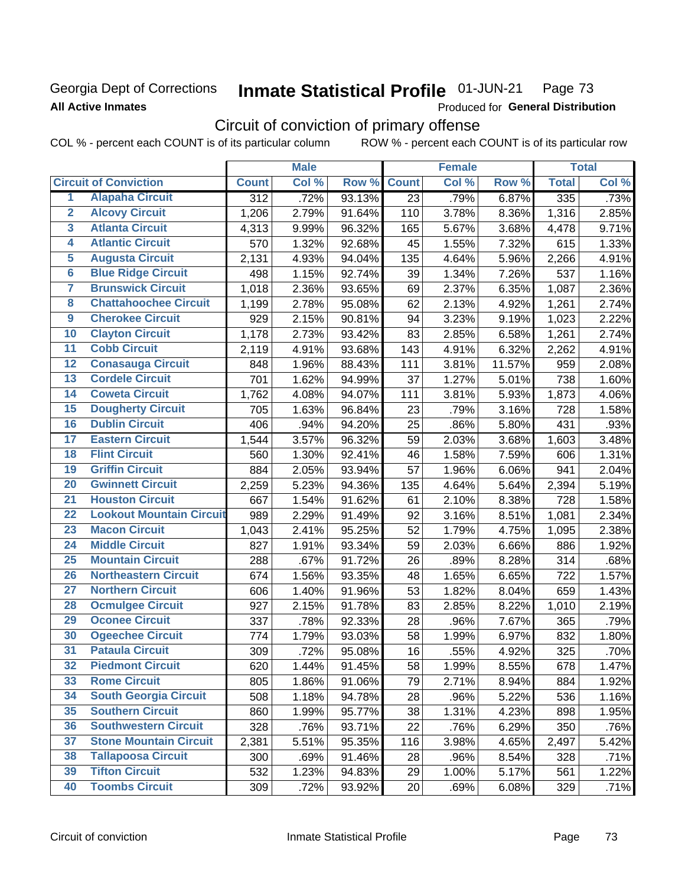Georgia Dept of Corrections **Inmate Statistical Profile** 01-JUN-21 Page 73

**All Active Inmates**

Produced for **General Distribution**

## Circuit of conviction of primary offense

COL % - percent each COUNT is of its particular column ROW % - percent each COUNT is of its particular row

| | | Male | | | Female | | | Total | |
|---|---|---|---|---|---|---|---|---|---|
| **Circuit of Conviction** | | **Count** | **Col %** | **Row %** | **Count** | **Col %** | **Row %** | **Total** | **Col %** |
| 1 | Alapaha Circuit | 312 | .72% | 93.13% | 23 | .79% | 6.87% | 335 | .73% |
| 2 | Alcovy Circuit | 1,206 | 2.79% | 91.64% | 110 | 3.78% | 8.36% | 1,316 | 2.85% |
| 3 | Atlanta Circuit | 4,313 | 9.99% | 96.32% | 165 | 5.67% | 3.68% | 4,478 | 9.71% |
| 4 | Atlantic Circuit | 570 | 1.32% | 92.68% | 45 | 1.55% | 7.32% | 615 | 1.33% |
| 5 | Augusta Circuit | 2,131 | 4.93% | 94.04% | 135 | 4.64% | 5.96% | 2,266 | 4.91% |
| 6 | Blue Ridge Circuit | 498 | 1.15% | 92.74% | 39 | 1.34% | 7.26% | 537 | 1.16% |
| 7 | Brunswick Circuit | 1,018 | 2.36% | 93.65% | 69 | 2.37% | 6.35% | 1,087 | 2.36% |
| 8 | Chattahoochee Circuit | 1,199 | 2.78% | 95.08% | 62 | 2.13% | 4.92% | 1,261 | 2.74% |
| 9 | Cherokee Circuit | 929 | 2.15% | 90.81% | 94 | 3.23% | 9.19% | 1,023 | 2.22% |
| 10 | Clayton Circuit | 1,178 | 2.73% | 93.42% | 83 | 2.85% | 6.58% | 1,261 | 2.74% |
| 11 | Cobb Circuit | 2,119 | 4.91% | 93.68% | 143 | 4.91% | 6.32% | 2,262 | 4.91% |
| 12 | Conasauga Circuit | 848 | 1.96% | 88.43% | 111 | 3.81% | 11.57% | 959 | 2.08% |
| 13 | Cordele Circuit | 701 | 1.62% | 94.99% | 37 | 1.27% | 5.01% | 738 | 1.60% |
| 14 | Coweta Circuit | 1,762 | 4.08% | 94.07% | 111 | 3.81% | 5.93% | 1,873 | 4.06% |
| 15 | Dougherty Circuit | 705 | 1.63% | 96.84% | 23 | .79% | 3.16% | 728 | 1.58% |
| 16 | Dublin Circuit | 406 | .94% | 94.20% | 25 | .86% | 5.80% | 431 | .93% |
| 17 | Eastern Circuit | 1,544 | 3.57% | 96.32% | 59 | 2.03% | 3.68% | 1,603 | 3.48% |
| 18 | Flint Circuit | 560 | 1.30% | 92.41% | 46 | 1.58% | 7.59% | 606 | 1.31% |
| 19 | Griffin Circuit | 884 | 2.05% | 93.94% | 57 | 1.96% | 6.06% | 941 | 2.04% |
| 20 | Gwinnett Circuit | 2,259 | 5.23% | 94.36% | 135 | 4.64% | 5.64% | 2,394 | 5.19% |
| 21 | Houston Circuit | 667 | 1.54% | 91.62% | 61 | 2.10% | 8.38% | 728 | 1.58% |
| 22 | Lookout Mountain Circuit | 989 | 2.29% | 91.49% | 92 | 3.16% | 8.51% | 1,081 | 2.34% |
| 23 | Macon Circuit | 1,043 | 2.41% | 95.25% | 52 | 1.79% | 4.75% | 1,095 | 2.38% |
| 24 | Middle Circuit | 827 | 1.91% | 93.34% | 59 | 2.03% | 6.66% | 886 | 1.92% |
| 25 | Mountain Circuit | 288 | .67% | 91.72% | 26 | .89% | 8.28% | 314 | .68% |
| 26 | Northeastern Circuit | 674 | 1.56% | 93.35% | 48 | 1.65% | 6.65% | 722 | 1.57% |
| 27 | Northern Circuit | 606 | 1.40% | 91.96% | 53 | 1.82% | 8.04% | 659 | 1.43% |
| 28 | Ocmulgee Circuit | 927 | 2.15% | 91.78% | 83 | 2.85% | 8.22% | 1,010 | 2.19% |
| 29 | Oconee Circuit | 337 | .78% | 92.33% | 28 | .96% | 7.67% | 365 | .79% |
| 30 | Ogeechee Circuit | 774 | 1.79% | 93.03% | 58 | 1.99% | 6.97% | 832 | 1.80% |
| 31 | Pataula Circuit | 309 | .72% | 95.08% | 16 | .55% | 4.92% | 325 | .70% |
| 32 | Piedmont Circuit | 620 | 1.44% | 91.45% | 58 | 1.99% | 8.55% | 678 | 1.47% |
| 33 | Rome Circuit | 805 | 1.86% | 91.06% | 79 | 2.71% | 8.94% | 884 | 1.92% |
| 34 | South Georgia Circuit | 508 | 1.18% | 94.78% | 28 | .96% | 5.22% | 536 | 1.16% |
| 35 | Southern Circuit | 860 | 1.99% | 95.77% | 38 | 1.31% | 4.23% | 898 | 1.95% |
| 36 | Southwestern Circuit | 328 | .76% | 93.71% | 22 | .76% | 6.29% | 350 | .76% |
| 37 | Stone Mountain Circuit | 2,381 | 5.51% | 95.35% | 116 | 3.98% | 4.65% | 2,497 | 5.42% |
| 38 | Tallapoosa Circuit | 300 | .69% | 91.46% | 28 | .96% | 8.54% | 328 | .71% |
| 39 | Tifton Circuit | 532 | 1.23% | 94.83% | 29 | 1.00% | 5.17% | 561 | 1.22% |
| 40 | Toombs Circuit | 309 | .72% | 93.92% | 20 | .69% | 6.08% | 329 | .71% |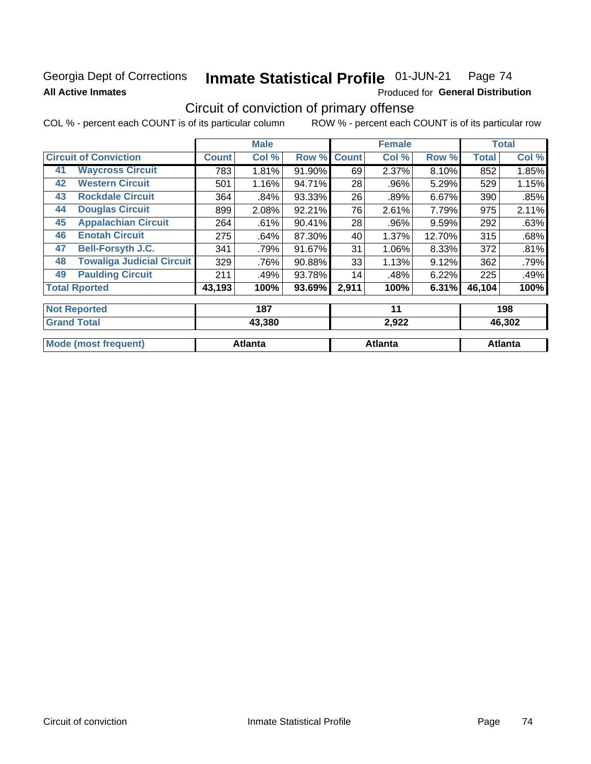Georgia Dept of Corrections **Inmate Statistical Profile** 01-JUN-21

**All Active Inmates**

Produced for **General Distribution**

## Circuit of conviction of primary offense

COL % - percent each COUNT is of its particular column ROW % - percent each COUNT is of its particular row

| Circuit of Conviction | Male | | | Female | | | Total | |
|---|---|---|---|---|---|---|---|---|
| | Count | Col % | Row % | Count | Col % | Row % | Total | Col % |
| 41 Waycross Circuit | 783 | 1.81% | 91.90% | 69 | 2.37% | 8.10% | 852 | 1.85% |
| 42 Western Circuit | 501 | 1.16% | 94.71% | 28 | .96% | 5.29% | 529 | 1.15% |
| 43 Rockdale Circuit | 364 | .84% | 93.33% | 26 | .89% | 6.67% | 390 | .85% |
| 44 Douglas Circuit | 899 | 2.08% | 92.21% | 76 | 2.61% | 7.79% | 975 | 2.11% |
| 45 Appalachian Circuit | 264 | .61% | 90.41% | 28 | .96% | 9.59% | 292 | .63% |
| 46 Enotah Circuit | 275 | .64% | 87.30% | 40 | 1.37% | 12.70% | 315 | .68% |
| 47 Bell-Forsyth J.C. | 341 | .79% | 91.67% | 31 | 1.06% | 8.33% | 372 | .81% |
| 48 Towaliga Judicial Circuit | 329 | .76% | 90.88% | 33 | 1.13% | 9.12% | 362 | .79% |
| 49 Paulding Circuit | 211 | .49% | 93.78% | 14 | .48% | 6.22% | 225 | .49% |
| **Total Rported** | **43,193** | **100%** | **93.69%** | **2,911** | **100%** | **6.31%** | **46,104** | **100%** |
| **Not Reported** | **187** | | | **11** | | | **198** | |
| **Grand Total** | **43,380** | | | **2,922** | | | **46,302** | |
| **Mode (most frequent)** | **Atlanta** | | | **Atlanta** | | | **Atlanta** | |

Circuit of conviction Inmate Statistical Profile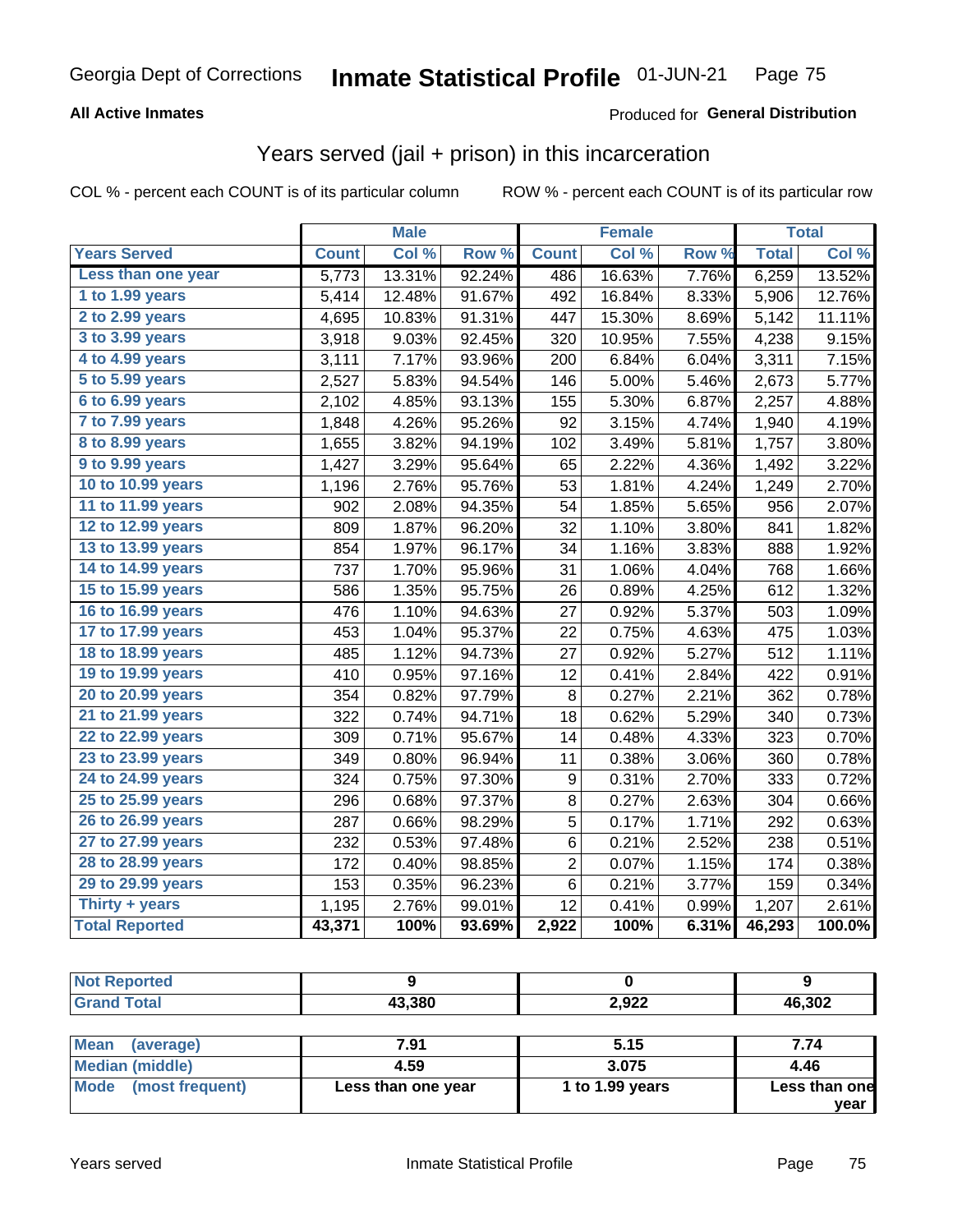Georgia Dept of Corrections **Inmate Statistical Profile** 01-JUN-21

**All Active Inmates**

Produced for **General Distribution**

## Years served (jail + prison) in this incarceration

COL % - percent each COUNT is of its particular column ROW % - percent each COUNT is of its particular row

| | Male | | | Female | | | Total | |
|---|---|---|---|---|---|---|---|---|
| **Years Served** | **Count** | **Col %** | **Row %** | **Count** | **Col %** | **Row %** | **Total** | **Col %** |
| Less than one year | 5,773 | 13.31% | 92.24% | 486 | 16.63% | 7.76% | 6,259 | 13.52% |
| 1 to 1.99 years | 5,414 | 12.48% | 91.67% | 492 | 16.84% | 8.33% | 5,906 | 12.76% |
| 2 to 2.99 years | 4,695 | 10.83% | 91.31% | 447 | 15.30% | 8.69% | 5,142 | 11.11% |
| 3 to 3.99 years | 3,918 | 9.03% | 92.45% | 320 | 10.95% | 7.55% | 4,238 | 9.15% |
| 4 to 4.99 years | 3,111 | 7.17% | 93.96% | 200 | 6.84% | 6.04% | 3,311 | 7.15% |
| 5 to 5.99 years | 2,527 | 5.83% | 94.54% | 146 | 5.00% | 5.46% | 2,673 | 5.77% |
| 6 to 6.99 years | 2,102 | 4.85% | 93.13% | 155 | 5.30% | 6.87% | 2,257 | 4.88% |
| 7 to 7.99 years | 1,848 | 4.26% | 95.26% | 92 | 3.15% | 4.74% | 1,940 | 4.19% |
| 8 to 8.99 years | 1,655 | 3.82% | 94.19% | 102 | 3.49% | 5.81% | 1,757 | 3.80% |
| 9 to 9.99 years | 1,427 | 3.29% | 95.64% | 65 | 2.22% | 4.36% | 1,492 | 3.22% |
| 10 to 10.99 years | 1,196 | 2.76% | 95.76% | 53 | 1.81% | 4.24% | 1,249 | 2.70% |
| 11 to 11.99 years | 902 | 2.08% | 94.35% | 54 | 1.85% | 5.65% | 956 | 2.07% |
| 12 to 12.99 years | 809 | 1.87% | 96.20% | 32 | 1.10% | 3.80% | 841 | 1.82% |
| 13 to 13.99 years | 854 | 1.97% | 96.17% | 34 | 1.16% | 3.83% | 888 | 1.92% |
| 14 to 14.99 years | 737 | 1.70% | 95.96% | 31 | 1.06% | 4.04% | 768 | 1.66% |
| 15 to 15.99 years | 586 | 1.35% | 95.75% | 26 | 0.89% | 4.25% | 612 | 1.32% |
| 16 to 16.99 years | 476 | 1.10% | 94.63% | 27 | 0.92% | 5.37% | 503 | 1.09% |
| 17 to 17.99 years | 453 | 1.04% | 95.37% | 22 | 0.75% | 4.63% | 475 | 1.03% |
| 18 to 18.99 years | 485 | 1.12% | 94.73% | 27 | 0.92% | 5.27% | 512 | 1.11% |
| 19 to 19.99 years | 410 | 0.95% | 97.16% | 12 | 0.41% | 2.84% | 422 | 0.91% |
| 20 to 20.99 years | 354 | 0.82% | 97.79% | 8 | 0.27% | 2.21% | 362 | 0.78% |
| 21 to 21.99 years | 322 | 0.74% | 94.71% | 18 | 0.62% | 5.29% | 340 | 0.73% |
| 22 to 22.99 years | 309 | 0.71% | 95.67% | 14 | 0.48% | 4.33% | 323 | 0.70% |
| 23 to 23.99 years | 349 | 0.80% | 96.94% | 11 | 0.38% | 3.06% | 360 | 0.78% |
| 24 to 24.99 years | 324 | 0.75% | 97.30% | 9 | 0.31% | 2.70% | 333 | 0.72% |
| 25 to 25.99 years | 296 | 0.68% | 97.37% | 8 | 0.27% | 2.63% | 304 | 0.66% |
| 26 to 26.99 years | 287 | 0.66% | 98.29% | 5 | 0.17% | 1.71% | 292 | 0.63% |
| 27 to 27.99 years | 232 | 0.53% | 97.48% | 6 | 0.21% | 2.52% | 238 | 0.51% |
| 28 to 28.99 years | 172 | 0.40% | 98.85% | 2 | 0.07% | 1.15% | 174 | 0.38% |
| 29 to 29.99 years | 153 | 0.35% | 96.23% | 6 | 0.21% | 3.77% | 159 | 0.34% |
| Thirty + years | 1,195 | 2.76% | 99.01% | 12 | 0.41% | 0.99% | 1,207 | 2.61% |
| **Total Reported** | **43,371** | **100%** | **93.69%** | **2,922** | **100%** | **6.31%** | **46,293** | **100.0%** |

| | Male | Female | Total |
|---|---|---|---|
| Not Reported | 9 | 0 | 9 |
| Grand Total | 43,380 | 2,922 | 46,302 |

| | Male | Female | Total |
|---|---|---|---|
| Mean (average) | 7.91 | 5.15 | 7.74 |
| Median (middle) | 4.59 | 3.075 | 4.46 |
| Mode (most frequent) | Less than one year | 1 to 1.99 years | Less than one year |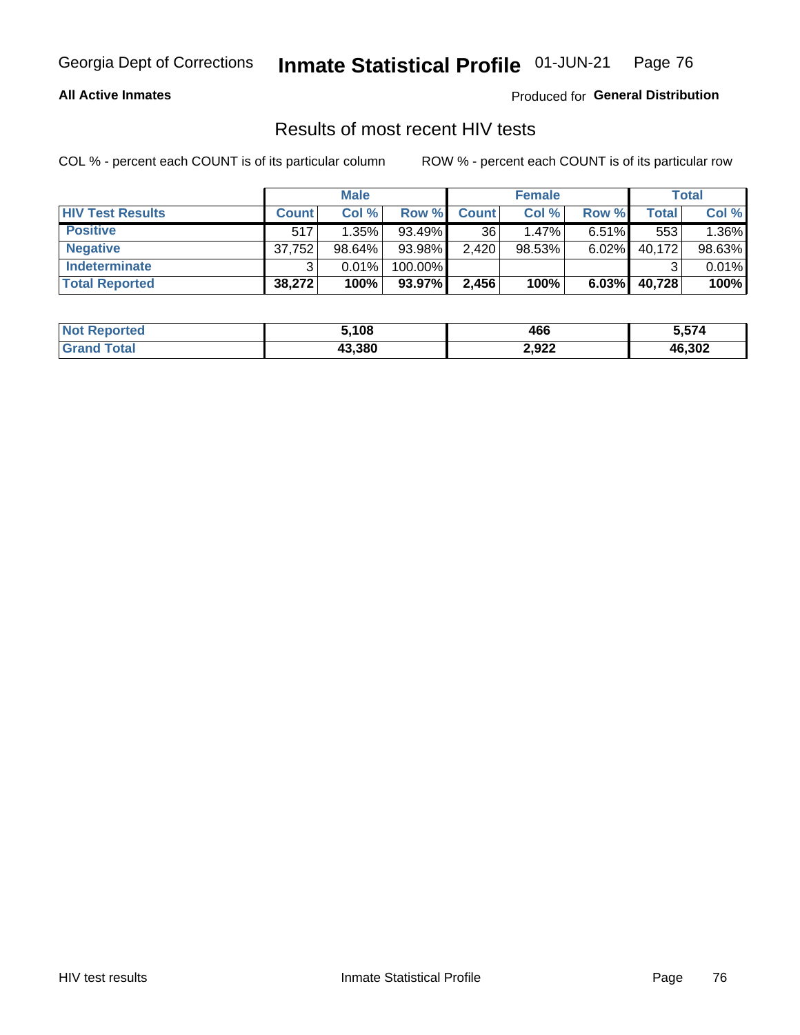**All Active Inmates**

Produced for **General Distribution**

## Results of most recent HIV tests

COL % - percent each COUNT is of its particular column

ROW % - percent each COUNT is of its particular row

| | Male | | | Female | | | Total | |
|---|---|---|---|---|---|---|---|---|
| **HIV Test Results** | **Count** | **Col %** | **Row %** | **Count** | **Col %** | **Row %** | **Total** | **Col %** |
| **Positive** | 517 | 1.35% | 93.49% | 36 | 1.47% | 6.51% | 553 | 1.36% |
| **Negative** | 37,752 | 98.64% | 93.98% | 2,420 | 98.53% | 6.02% | 40,172 | 98.63% |
| **Indeterminate** | 3 | 0.01% | 100.00% | | | | 3 | 0.01% |
| **Total Reported** | **38,272** | **100%** | **93.97%** | **2,456** | **100%** | **6.03%** | **40,728** | **100%** |

| | Male | Female | Total |
|---|---|---|---|
| **Not Reported** | **5,108** | **466** | **5,574** |
| **Grand Total** | **43,380** | **2,922** | **46,302** |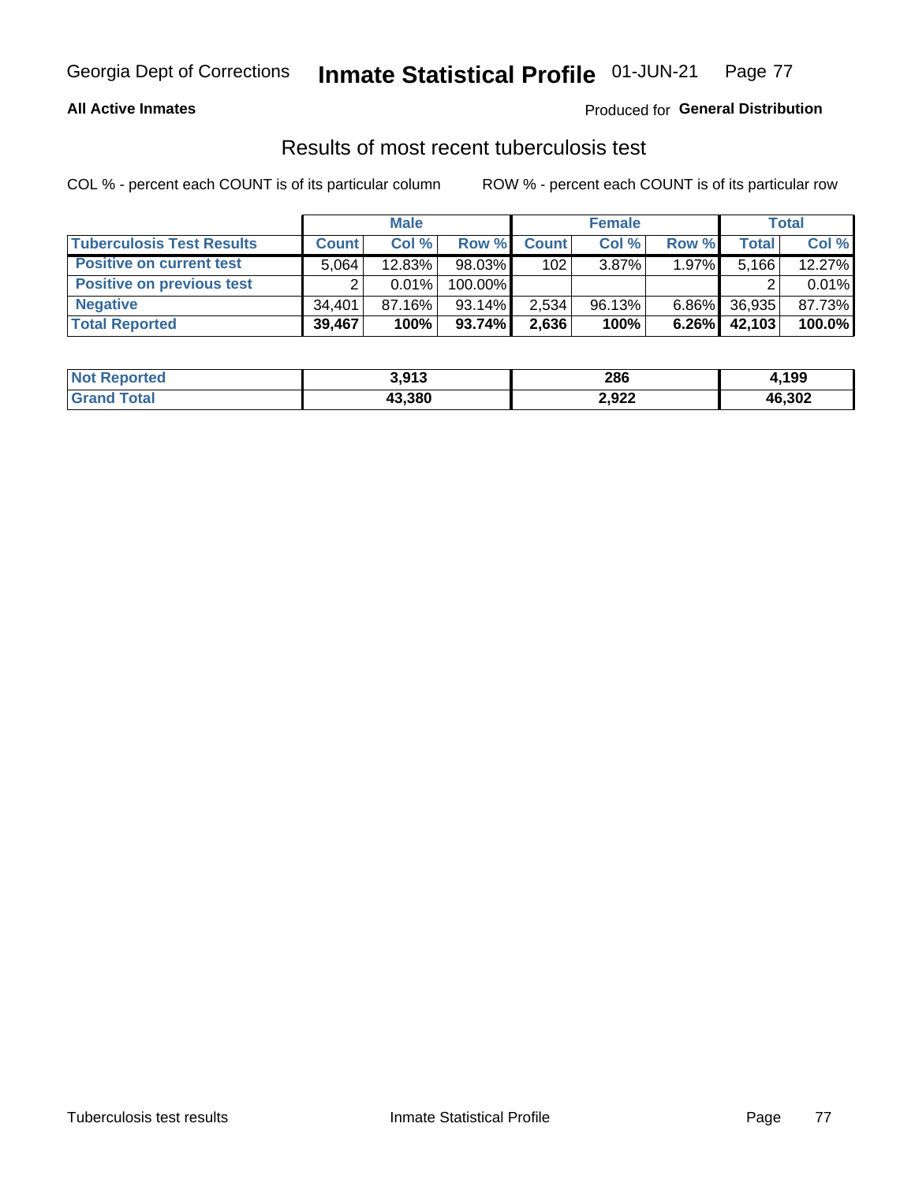Georgia Dept of Corrections **Inmate Statistical Profile** 01-JUN-21

**All Active Inmates**

Produced for **General Distribution**

## Results of most recent tuberculosis test

COL % - percent each COUNT is of its particular column

ROW % - percent each COUNT is of its particular row

| | Male | | | Female | | | Total | |
|---|---|---|---|---|---|---|---|---|
| **Tuberculosis Test Results** | **Count** | **Col %** | **Row %** | **Count** | **Col %** | **Row %** | **Total** | **Col %** |
| **Positive on current test** | 5,064 | 12.83% | 98.03% | 102 | 3.87% | 1.97% | 5,166 | 12.27% |
| **Positive on previous test** | 2 | 0.01% | 100.00% | | | | 2 | 0.01% |
| **Negative** | 34,401 | 87.16% | 93.14% | 2,534 | 96.13% | 6.86% | 36,935 | 87.73% |
| **Total Reported** | **39,467** | **100%** | **93.74%** | **2,636** | **100%** | **6.26%** | **42,103** | **100.0%** |

| | Male | Female | Total |
|---|---|---|---|
| **Not Reported** | **3,913** | **286** | **4,199** |
| **Grand Total** | **43,380** | **2,922** | **46,302** |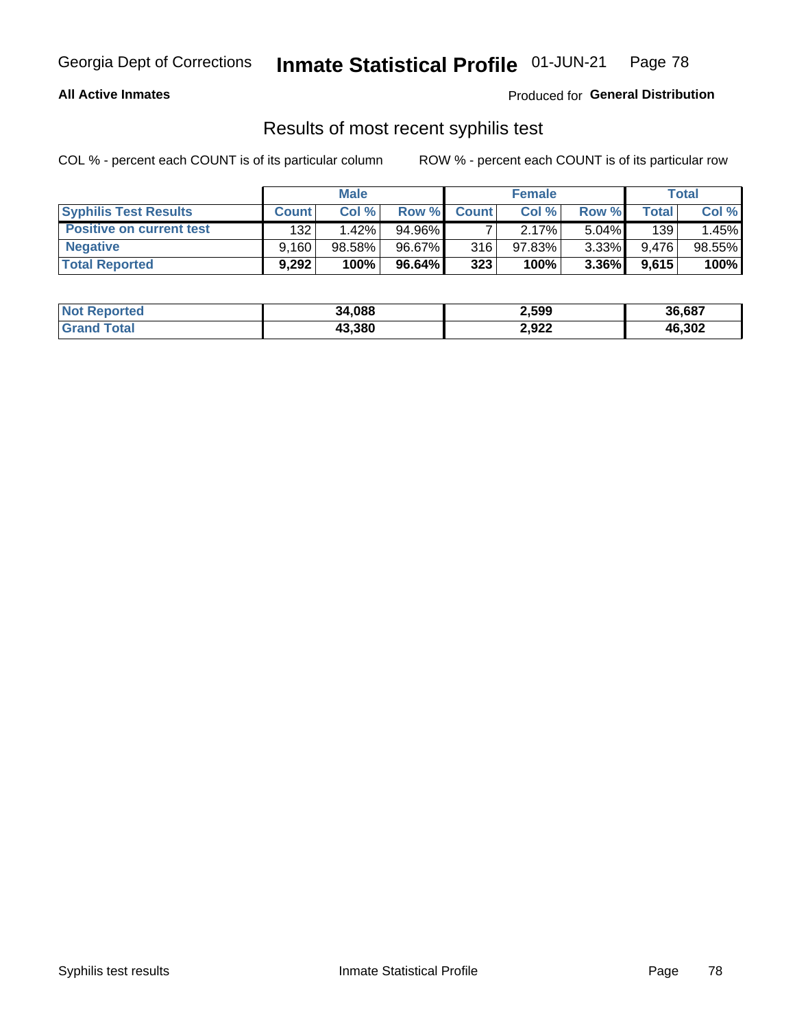**All Active Inmates**

Produced for **General Distribution**

## Results of most recent syphilis test

COL % - percent each COUNT is of its particular column

ROW % - percent each COUNT is of its particular row

| | Male | | | Female | | | Total | |
|---|---|---|---|---|---|---|---|---|
| **Syphilis Test Results** | **Count** | **Col %** | **Row %** | **Count** | **Col %** | **Row %** | **Total** | **Col %** |
| **Positive on current test** | 132 | 1.42% | 94.96% | 7 | 2.17% | 5.04% | 139 | 1.45% |
| **Negative** | 9,160 | 98.58% | 96.67% | 316 | 97.83% | 3.33% | 9,476 | 98.55% |
| **Total Reported** | **9,292** | **100%** | **96.64%** | **323** | **100%** | **3.36%** | **9,615** | **100%** |

| | Male | Female | Total |
|---|---|---|---|
| **Not Reported** | **34,088** | **2,599** | **36,687** |
| **Grand Total** | **43,380** | **2,922** | **46,302** |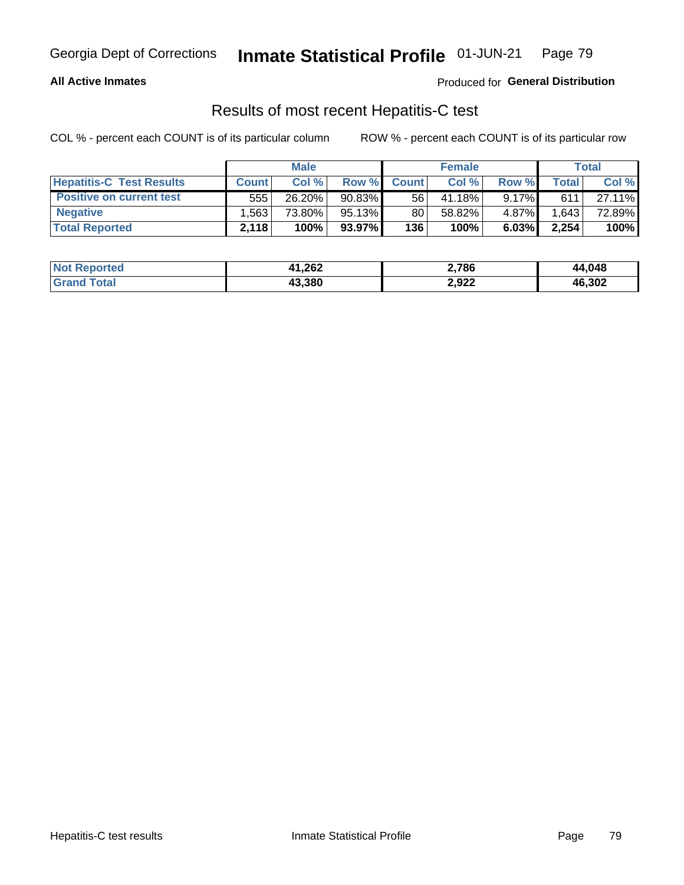**All Active Inmates**

Produced for **General Distribution**

## Results of most recent Hepatitis-C test

COL % - percent each COUNT is of its particular column

ROW % - percent each COUNT is of its particular row

| | Male | | | Female | | | Total | |
|---|---|---|---|---|---|---|---|---|
| **Hepatitis-C Test Results** | **Count** | **Col %** | **Row %** | **Count** | **Col %** | **Row %** | **Total** | **Col %** |
| **Positive on current test** | 555 | 26.20% | 90.83% | 56 | 41.18% | 9.17% | 611 | 27.11% |
| **Negative** | 1,563 | 73.80% | 95.13% | 80 | 58.82% | 4.87% | 1,643 | 72.89% |
| **Total Reported** | **2,118** | **100%** | **93.97%** | **136** | **100%** | **6.03%** | **2,254** | **100%** |

| | Male | Female | Total |
|---|---|---|---|
| **Not Reported** | **41,262** | **2,786** | **44,048** |
| **Grand Total** | **43,380** | **2,922** | **46,302** |